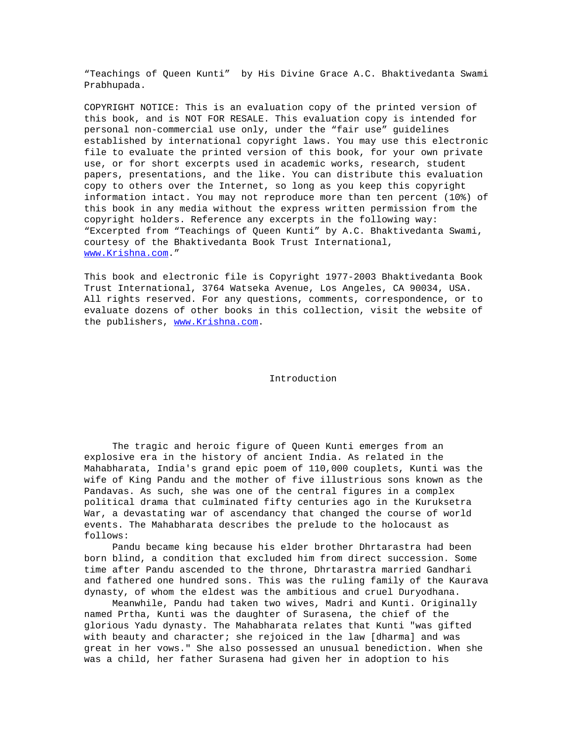"Teachings of Queen Kunti" by His Divine Grace A.C. Bhaktivedanta Swami Prabhupada.

COPYRIGHT NOTICE: This is an evaluation copy of the printed version of this book, and is NOT FOR RESALE. This evaluation copy is intended for personal non-commercial use only, under the "fair use" guidelines established by international copyright laws. You may use this electronic file to evaluate the printed version of this book, for your own private use, or for short excerpts used in academic works, research, student papers, presentations, and the like. You can distribute this evaluation copy to others over the Internet, so long as you keep this copyright information intact. You may not reproduce more than ten percent (10%) of this book in any media without the express written permission from the copyright holders. Reference any excerpts in the following way: "Excerpted from "Teachings of Queen Kunti" by A.C. Bhaktivedanta Swami, courtesy of the Bhaktivedanta Book Trust International, www.Krishna.com."

This book and electronic file is Copyright 1977-2003 Bhaktivedanta Book Trust International, 3764 Watseka Avenue, Los Angeles, CA 90034, USA. All rights reserved. For any questions, comments, correspondence, or to evaluate dozens of other books in this collection, visit the website of the publishers, www.Krishna.com.

# Introduction

The tragic and heroic figure of Queen Kunti emerges from an explosive era in the history of ancient India. As related in the Mahabharata, India's grand epic poem of 110,000 couplets, Kunti was the wife of King Pandu and the mother of five illustrious sons known as the Pandavas. As such, she was one of the central figures in a complex political drama that culminated fifty centuries ago in the Kuruksetra War, a devastating war of ascendancy that changed the course of world events. The Mahabharata describes the prelude to the holocaust as follows:

Pandu became king because his elder brother Dhrtarastra had been born blind, a condition that excluded him from direct succession. Some time after Pandu ascended to the throne, Dhrtarastra married Gandhari and fathered one hundred sons. This was the ruling family of the Kaurava dynasty, of whom the eldest was the ambitious and cruel Duryodhana.

Meanwhile, Pandu had taken two wives, Madri and Kunti. Originally named Prtha, Kunti was the daughter of Surasena, the chief of the glorious Yadu dynasty. The Mahabharata relates that Kunti "was gifted with beauty and character; she rejoiced in the law [dharma] and was great in her vows." She also possessed an unusual benediction. When she was a child, her father Surasena had given her in adoption to his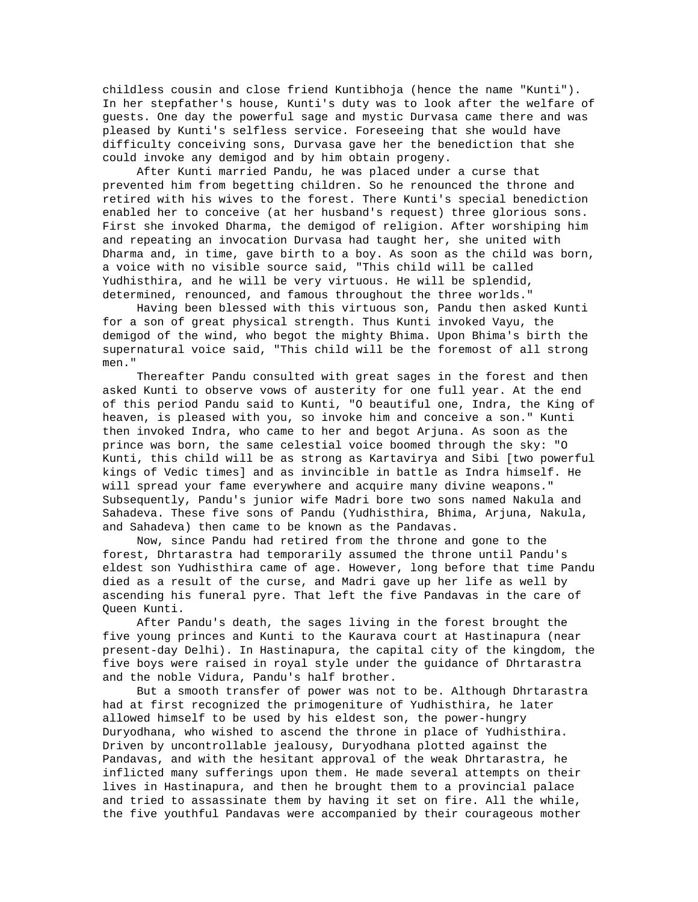childless cousin and close friend Kuntibhoja (hence the name "Kunti"). In her stepfather's house, Kunti's duty was to look after the welfare of guests. One day the powerful sage and mystic Durvasa came there and was pleased by Kunti's selfless service. Foreseeing that she would have difficulty conceiving sons, Durvasa gave her the benediction that she could invoke any demigod and by him obtain progeny.

After Kunti married Pandu, he was placed under a curse that prevented him from begetting children. So he renounced the throne and retired with his wives to the forest. There Kunti's special benediction enabled her to conceive (at her husband's request) three glorious sons. First she invoked Dharma, the demigod of religion. After worshiping him and repeating an invocation Durvasa had taught her, she united with Dharma and, in time, gave birth to a boy. As soon as the child was born, a voice with no visible source said, "This child will be called Yudhisthira, and he will be very virtuous. He will be splendid, determined, renounced, and famous throughout the three worlds."

Having been blessed with this virtuous son, Pandu then asked Kunti for a son of great physical strength. Thus Kunti invoked Vayu, the demigod of the wind, who begot the mighty Bhima. Upon Bhima's birth the supernatural voice said, "This child will be the foremost of all strong men."

Thereafter Pandu consulted with great sages in the forest and then asked Kunti to observe vows of austerity for one full year. At the end of this period Pandu said to Kunti, "O beautiful one, Indra, the King of heaven, is pleased with you, so invoke him and conceive a son." Kunti then invoked Indra, who came to her and begot Arjuna. As soon as the prince was born, the same celestial voice boomed through the sky: "O Kunti, this child will be as strong as Kartavirya and Sibi [two powerful kings of Vedic times] and as invincible in battle as Indra himself. He will spread your fame everywhere and acquire many divine weapons." Subsequently, Pandu's junior wife Madri bore two sons named Nakula and Sahadeva. These five sons of Pandu (Yudhisthira, Bhima, Arjuna, Nakula, and Sahadeva) then came to be known as the Pandavas.

Now, since Pandu had retired from the throne and gone to the forest, Dhrtarastra had temporarily assumed the throne until Pandu's eldest son Yudhisthira came of age. However, long before that time Pandu died as a result of the curse, and Madri gave up her life as well by ascending his funeral pyre. That left the five Pandavas in the care of Queen Kunti.

After Pandu's death, the sages living in the forest brought the five young princes and Kunti to the Kaurava court at Hastinapura (near present-day Delhi). In Hastinapura, the capital city of the kingdom, the five boys were raised in royal style under the guidance of Dhrtarastra and the noble Vidura, Pandu's half brother.

But a smooth transfer of power was not to be. Although Dhrtarastra had at first recognized the primogeniture of Yudhisthira, he later allowed himself to be used by his eldest son, the power-hungry Duryodhana, who wished to ascend the throne in place of Yudhisthira. Driven by uncontrollable jealousy, Duryodhana plotted against the Pandavas, and with the hesitant approval of the weak Dhrtarastra, he inflicted many sufferings upon them. He made several attempts on their lives in Hastinapura, and then he brought them to a provincial palace and tried to assassinate them by having it set on fire. All the while, the five youthful Pandavas were accompanied by their courageous mother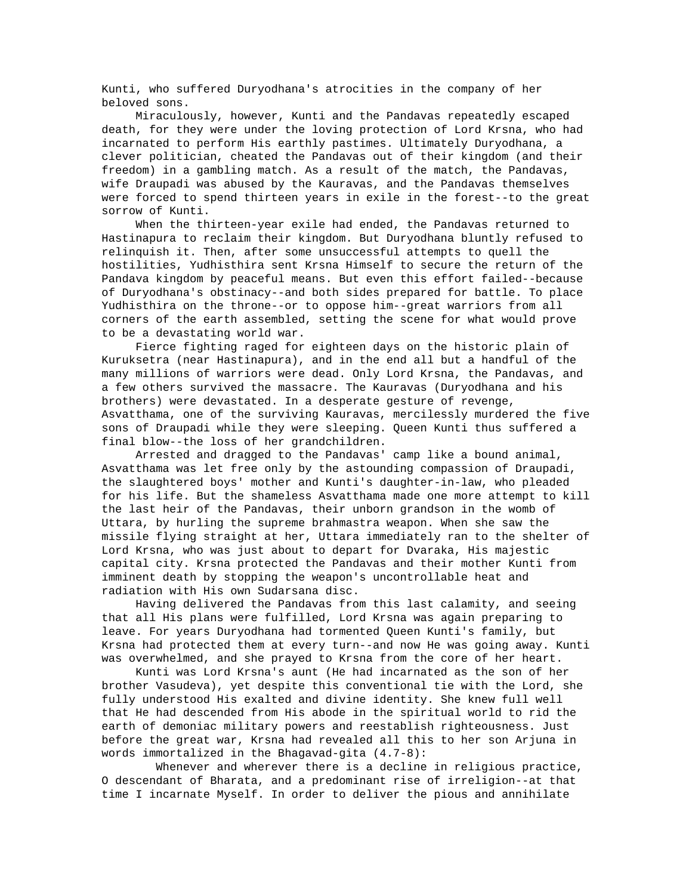Kunti, who suffered Duryodhana's atrocities in the company of her beloved sons.

Miraculously, however, Kunti and the Pandavas repeatedly escaped death, for they were under the loving protection of Lord Krsna, who had incarnated to perform His earthly pastimes. Ultimately Duryodhana, a clever politician, cheated the Pandavas out of their kingdom (and their freedom) in a gambling match. As a result of the match, the Pandavas, wife Draupadi was abused by the Kauravas, and the Pandavas themselves were forced to spend thirteen years in exile in the forest--to the great sorrow of Kunti.

When the thirteen-year exile had ended, the Pandavas returned to Hastinapura to reclaim their kingdom. But Duryodhana bluntly refused to relinquish it. Then, after some unsuccessful attempts to quell the hostilities, Yudhisthira sent Krsna Himself to secure the return of the Pandava kingdom by peaceful means. But even this effort failed--because of Duryodhana's obstinacy--and both sides prepared for battle. To place Yudhisthira on the throne--or to oppose him--great warriors from all corners of the earth assembled, setting the scene for what would prove to be a devastating world war.

Fierce fighting raged for eighteen days on the historic plain of Kuruksetra (near Hastinapura), and in the end all but a handful of the many millions of warriors were dead. Only Lord Krsna, the Pandavas, and a few others survived the massacre. The Kauravas (Duryodhana and his brothers) were devastated. In a desperate gesture of revenge, Asvatthama, one of the surviving Kauravas, mercilessly murdered the five sons of Draupadi while they were sleeping. Queen Kunti thus suffered a final blow--the loss of her grandchildren.

Arrested and dragged to the Pandavas' camp like a bound animal, Asvatthama was let free only by the astounding compassion of Draupadi, the slaughtered boys' mother and Kunti's daughter-in-law, who pleaded for his life. But the shameless Asvatthama made one more attempt to kill the last heir of the Pandavas, their unborn grandson in the womb of Uttara, by hurling the supreme brahmastra weapon. When she saw the missile flying straight at her, Uttara immediately ran to the shelter of Lord Krsna, who was just about to depart for Dvaraka, His majestic capital city. Krsna protected the Pandavas and their mother Kunti from imminent death by stopping the weapon's uncontrollable heat and radiation with His own Sudarsana disc.

Having delivered the Pandavas from this last calamity, and seeing that all His plans were fulfilled, Lord Krsna was again preparing to leave. For years Duryodhana had tormented Queen Kunti's family, but Krsna had protected them at every turn--and now He was going away. Kunti was overwhelmed, and she prayed to Krsna from the core of her heart.

Kunti was Lord Krsna's aunt (He had incarnated as the son of her brother Vasudeva), yet despite this conventional tie with the Lord, she fully understood His exalted and divine identity. She knew full well that He had descended from His abode in the spiritual world to rid the earth of demoniac military powers and reestablish righteousness. Just before the great war, Krsna had revealed all this to her son Arjuna in words immortalized in the Bhagavad-gita (4.7-8):

Whenever and wherever there is a decline in religious practice, O descendant of Bharata, and a predominant rise of irreligion--at that time I incarnate Myself. In order to deliver the pious and annihilate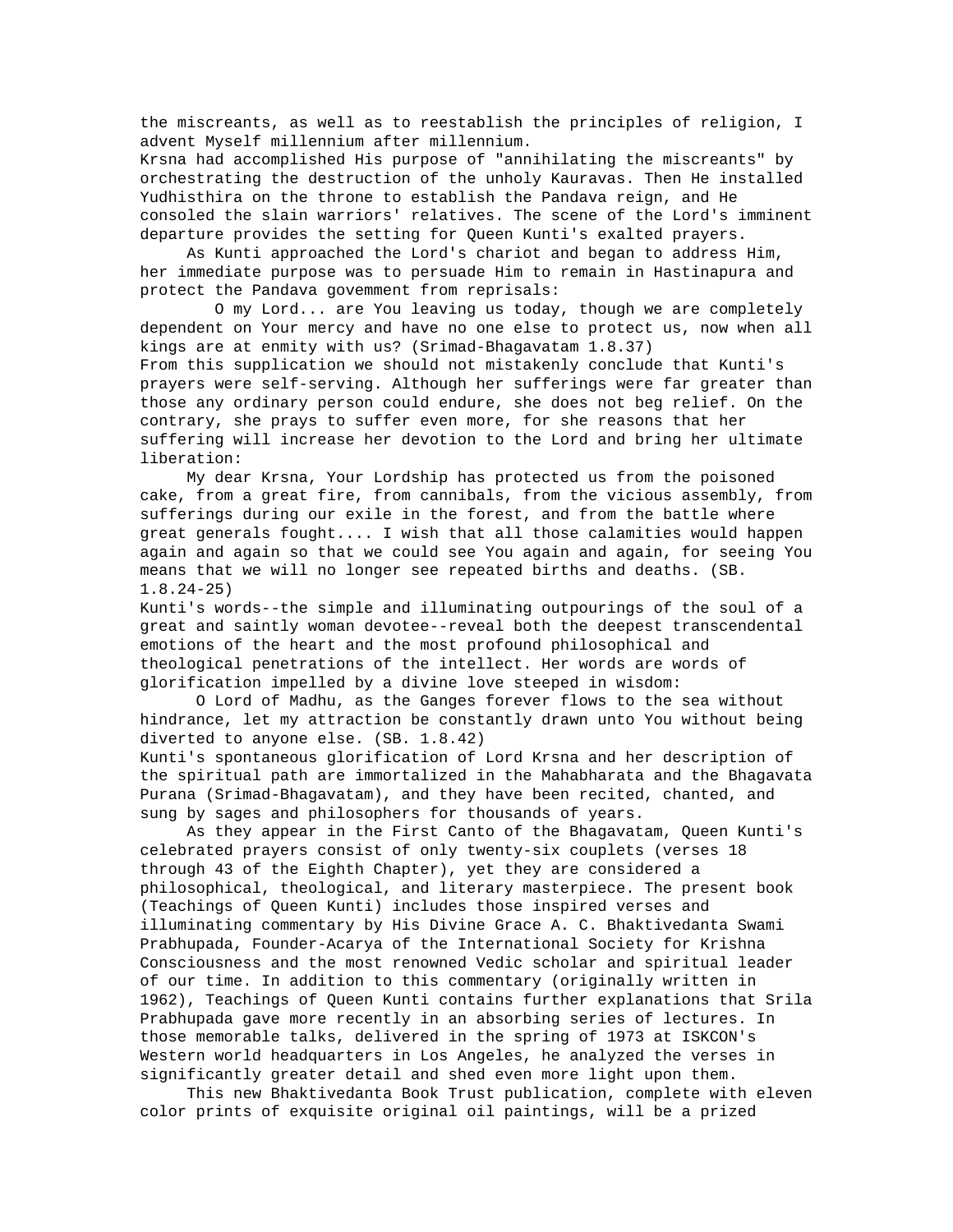the miscreants, as well as to reestablish the principles of religion, I advent Myself millennium after millennium.

Krsna had accomplished His purpose of "annihilating the miscreants" by orchestrating the destruction of the unholy Kauravas. Then He installed Yudhisthira on the throne to establish the Pandava reign, and He consoled the slain warriors' relatives. The scene of the Lord's imminent departure provides the setting for Queen Kunti's exalted prayers.

As Kunti approached the Lord's chariot and began to address Him, her immediate purpose was to persuade Him to remain in Hastinapura and protect the Pandava govemment from reprisals:

O my Lord... are You leaving us today, though we are completely dependent on Your mercy and have no one else to protect us, now when all kings are at enmity with us? (Srimad-Bhagavatam 1.8.37)

From this supplication we should not mistakenly conclude that Kunti's prayers were self-serving. Although her sufferings were far greater than those any ordinary person could endure, she does not beg relief. On the contrary, she prays to suffer even more, for she reasons that her suffering will increase her devotion to the Lord and bring her ultimate liberation:

My dear Krsna, Your Lordship has protected us from the poisoned cake, from a great fire, from cannibals, from the vicious assembly, from sufferings during our exile in the forest, and from the battle where great generals fought.... I wish that all those calamities would happen again and again so that we could see You again and again, for seeing You means that we will no longer see repeated births and deaths. (SB. 1.8.24-25)

Kunti's words--the simple and illuminating outpourings of the soul of a great and saintly woman devotee--reveal both the deepest transcendental emotions of the heart and the most profound philosophical and theological penetrations of the intellect. Her words are words of glorification impelled by a divine love steeped in wisdom:

O Lord of Madhu, as the Ganges forever flows to the sea without hindrance, let my attraction be constantly drawn unto You without being diverted to anyone else. (SB. 1.8.42)

Kunti's spontaneous glorification of Lord Krsna and her description of the spiritual path are immortalized in the Mahabharata and the Bhagavata Purana (Srimad-Bhagavatam), and they have been recited, chanted, and sung by sages and philosophers for thousands of years.

As they appear in the First Canto of the Bhagavatam, Queen Kunti's celebrated prayers consist of only twenty-six couplets (verses 18 through 43 of the Eighth Chapter), yet they are considered a philosophical, theological, and literary masterpiece. The present book (Teachings of Queen Kunti) includes those inspired verses and illuminating commentary by His Divine Grace A. C. Bhaktivedanta Swami Prabhupada, Founder-Acarya of the International Society for Krishna Consciousness and the most renowned Vedic scholar and spiritual leader of our time. In addition to this commentary (originally written in 1962), Teachings of Queen Kunti contains further explanations that Srila Prabhupada gave more recently in an absorbing series of lectures. In those memorable talks, delivered in the spring of 1973 at ISKCON's Western world headquarters in Los Angeles, he analyzed the verses in significantly greater detail and shed even more light upon them.

This new Bhaktivedanta Book Trust publication, complete with eleven color prints of exquisite original oil paintings, will be a prized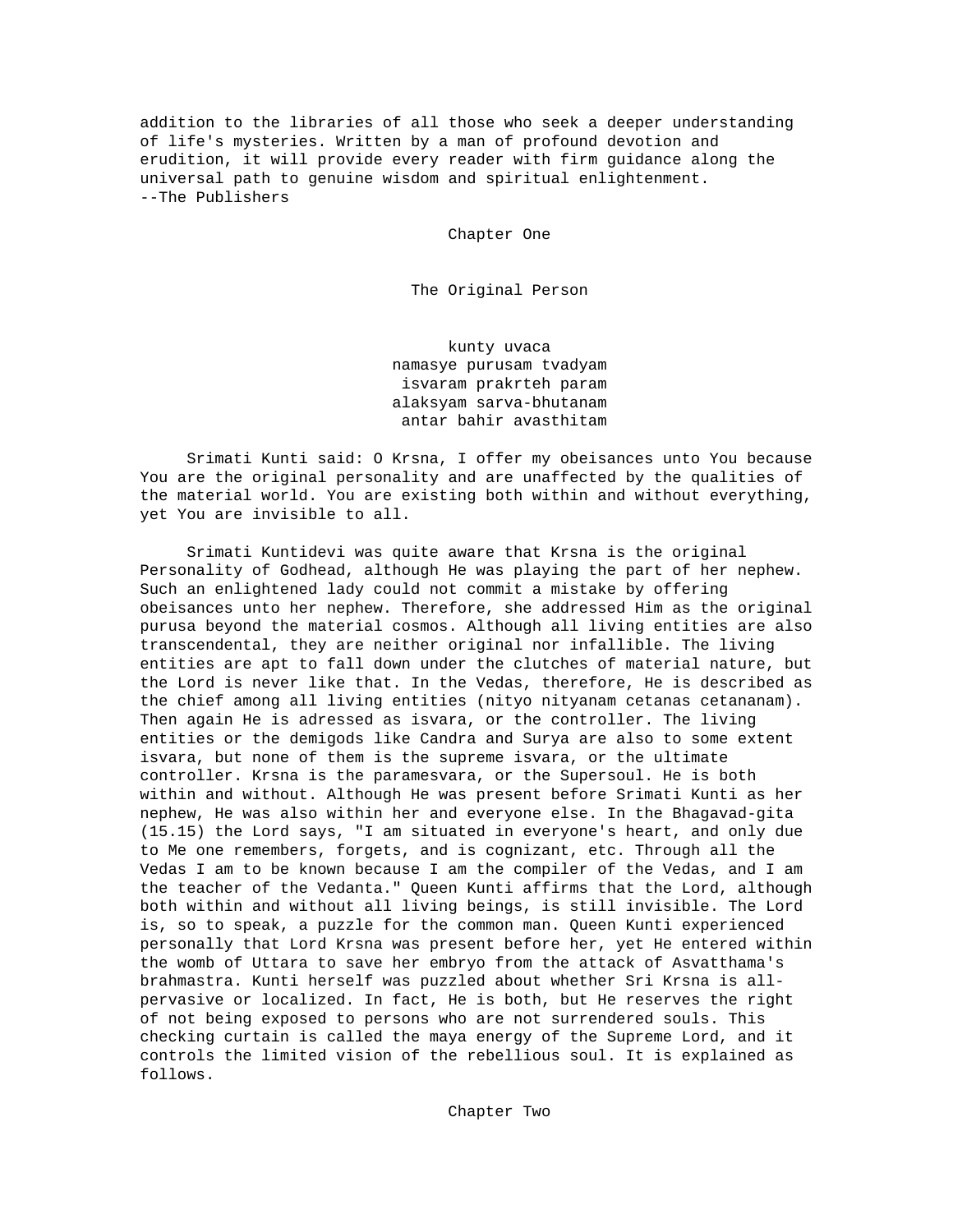addition to the libraries of all those who seek a deeper understanding of life's mysteries. Written by a man of profound devotion and erudition, it will provide every reader with firm guidance along the universal path to genuine wisdom and spiritual enlightenment.
--The Publishers

# Chapter One

## The Original Person

kunty uvaca
namasye purusam tvadyam
isvaram prakrteh param
alaksyam sarva-bhutanam
antar bahir avasthitam

Srimati Kunti said: O Krsna, I offer my obeisances unto You because You are the original personality and are unaffected by the qualities of the material world. You are existing both within and without everything, yet You are invisible to all.

Srimati Kuntidevi was quite aware that Krsna is the original Personality of Godhead, although He was playing the part of her nephew. Such an enlightened lady could not commit a mistake by offering obeisances unto her nephew. Therefore, she addressed Him as the original purusa beyond the material cosmos. Although all living entities are also transcendental, they are neither original nor infallible. The living entities are apt to fall down under the clutches of material nature, but the Lord is never like that. In the Vedas, therefore, He is described as the chief among all living entities (nityo nityanam cetanas cetananam). Then again He is adressed as isvara, or the controller. The living entities or the demigods like Candra and Surya are also to some extent isvara, but none of them is the supreme isvara, or the ultimate controller. Krsna is the paramesvara, or the Supersoul. He is both within and without. Although He was present before Srimati Kunti as her nephew, He was also within her and everyone else. In the Bhagavad-gita (15.15) the Lord says, "I am situated in everyone's heart, and only due to Me one remembers, forgets, and is cognizant, etc. Through all the Vedas I am to be known because I am the compiler of the Vedas, and I am the teacher of the Vedanta." Queen Kunti affirms that the Lord, although both within and without all living beings, is still invisible. The Lord is, so to speak, a puzzle for the common man. Queen Kunti experienced personally that Lord Krsna was present before her, yet He entered within the womb of Uttara to save her embryo from the attack of Asvatthama's brahmastra. Kunti herself was puzzled about whether Sri Krsna is all-pervasive or localized. In fact, He is both, but He reserves the right of not being exposed to persons who are not surrendered souls. This checking curtain is called the maya energy of the Supreme Lord, and it controls the limited vision of the rebellious soul. It is explained as follows.

# Chapter Two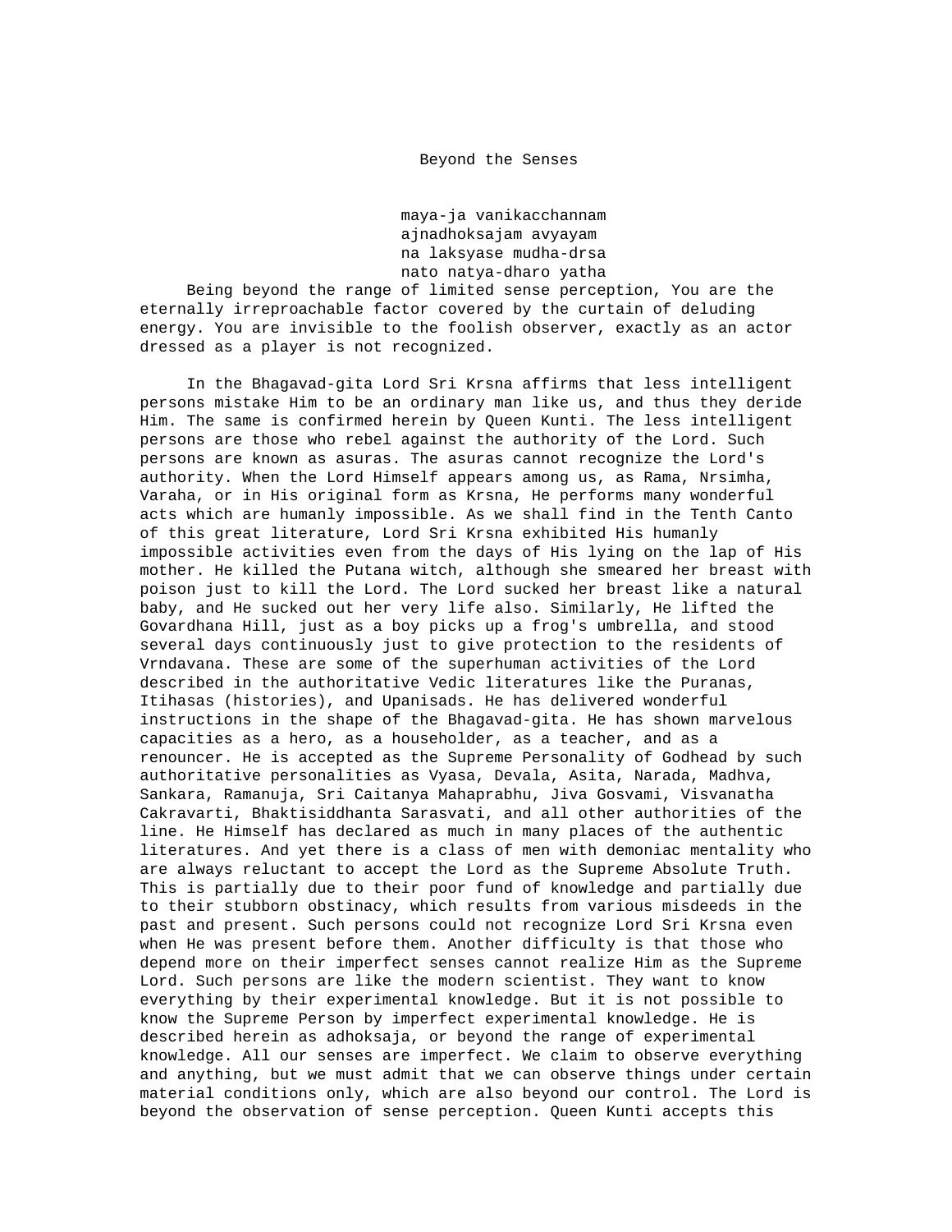# Beyond the Senses

maya-ja vanikacchannam  
ajnadhoksajam avyayam  
na laksyase mudha-drsa  
nato natya-dharo yatha

Being beyond the range of limited sense perception, You are the eternally irreproachable factor covered by the curtain of deluding energy. You are invisible to the foolish observer, exactly as an actor dressed as a player is not recognized.

In the Bhagavad-gita Lord Sri Krsna affirms that less intelligent persons mistake Him to be an ordinary man like us, and thus they deride Him. The same is confirmed herein by Queen Kunti. The less intelligent persons are those who rebel against the authority of the Lord. Such persons are known as asuras. The asuras cannot recognize the Lord's authority. When the Lord Himself appears among us, as Rama, Nrsimha, Varaha, or in His original form as Krsna, He performs many wonderful acts which are humanly impossible. As we shall find in the Tenth Canto of this great literature, Lord Sri Krsna exhibited His humanly impossible activities even from the days of His lying on the lap of His mother. He killed the Putana witch, although she smeared her breast with poison just to kill the Lord. The Lord sucked her breast like a natural baby, and He sucked out her very life also. Similarly, He lifted the Govardhana Hill, just as a boy picks up a frog's umbrella, and stood several days continuously just to give protection to the residents of Vrndavana. These are some of the superhuman activities of the Lord described in the authoritative Vedic literatures like the Puranas, Itihasas (histories), and Upanisads. He has delivered wonderful instructions in the shape of the Bhagavad-gita. He has shown marvelous capacities as a hero, as a householder, as a teacher, and as a renouncer. He is accepted as the Supreme Personality of Godhead by such authoritative personalities as Vyasa, Devala, Asita, Narada, Madhva, Sankara, Ramanuja, Sri Caitanya Mahaprabhu, Jiva Gosvami, Visvanatha Cakravarti, Bhaktisiddhanta Sarasvati, and all other authorities of the line. He Himself has declared as much in many places of the authentic literatures. And yet there is a class of men with demoniac mentality who are always reluctant to accept the Lord as the Supreme Absolute Truth. This is partially due to their poor fund of knowledge and partially due to their stubborn obstinacy, which results from various misdeeds in the past and present. Such persons could not recognize Lord Sri Krsna even when He was present before them. Another difficulty is that those who depend more on their imperfect senses cannot realize Him as the Supreme Lord. Such persons are like the modern scientist. They want to know everything by their experimental knowledge. But it is not possible to know the Supreme Person by imperfect experimental knowledge. He is described herein as adhoksaja, or beyond the range of experimental knowledge. All our senses are imperfect. We claim to observe everything and anything, but we must admit that we can observe things under certain material conditions only, which are also beyond our control. The Lord is beyond the observation of sense perception. Queen Kunti accepts this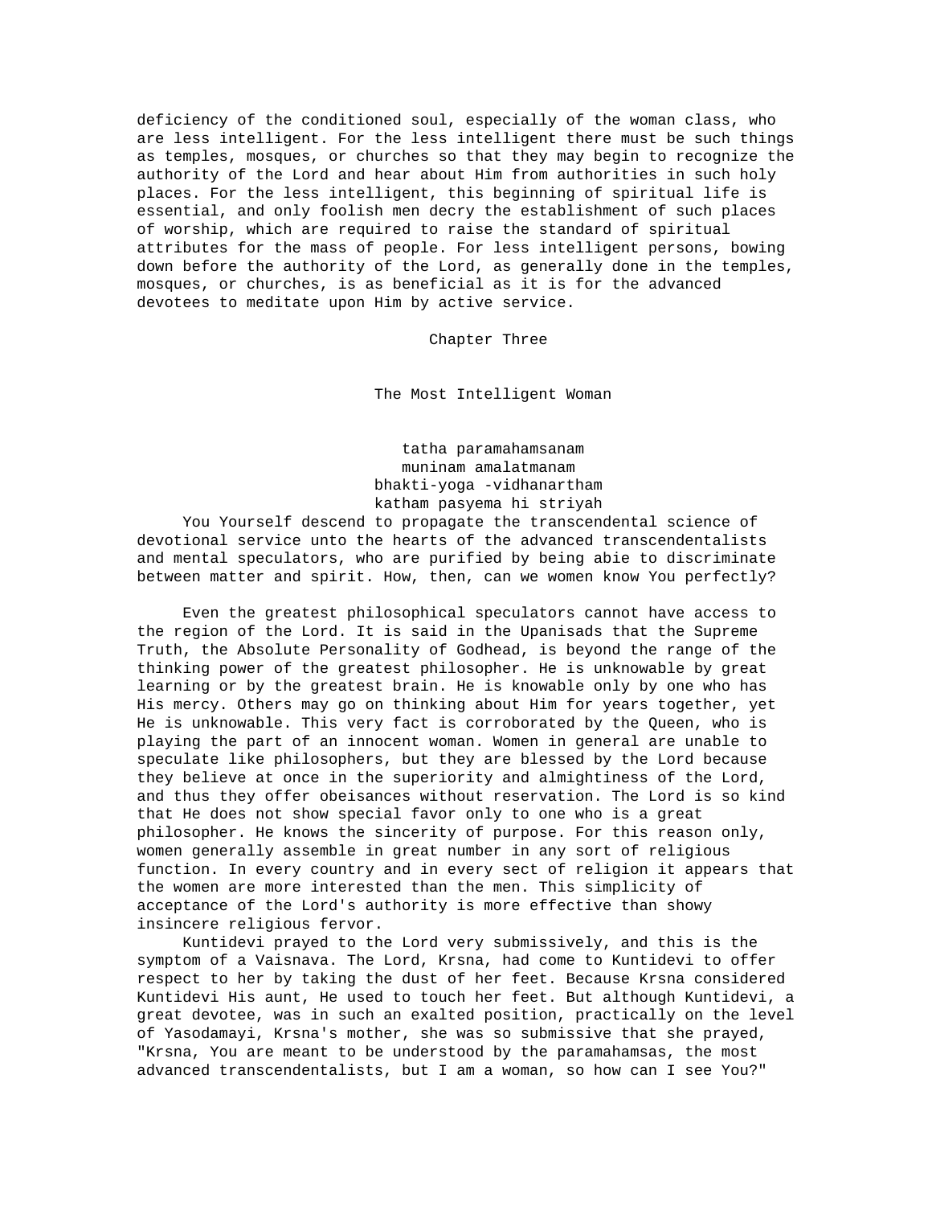deficiency of the conditioned soul, especially of the woman class, who are less intelligent. For the less intelligent there must be such things as temples, mosques, or churches so that they may begin to recognize the authority of the Lord and hear about Him from authorities in such holy places. For the less intelligent, this beginning of spiritual life is essential, and only foolish men decry the establishment of such places of worship, which are required to raise the standard of spiritual attributes for the mass of people. For less intelligent persons, bowing down before the authority of the Lord, as generally done in the temples, mosques, or churches, is as beneficial as it is for the advanced devotees to meditate upon Him by active service.

# Chapter Three

## The Most Intelligent Woman

tatha paramahamsanam
muninam amalatmanam
bhakti-yoga -vidhanartham
katham pasyema hi striyah

You Yourself descend to propagate the transcendental science of devotional service unto the hearts of the advanced transcendentalists and mental speculators, who are purified by being abie to discriminate between matter and spirit. How, then, can we women know You perfectly?

Even the greatest philosophical speculators cannot have access to the region of the Lord. It is said in the Upanisads that the Supreme Truth, the Absolute Personality of Godhead, is beyond the range of the thinking power of the greatest philosopher. He is unknowable by great learning or by the greatest brain. He is knowable only by one who has His mercy. Others may go on thinking about Him for years together, yet He is unknowable. This very fact is corroborated by the Queen, who is playing the part of an innocent woman. Women in general are unable to speculate like philosophers, but they are blessed by the Lord because they believe at once in the superiority and almightiness of the Lord, and thus they offer obeisances without reservation. The Lord is so kind that He does not show special favor only to one who is a great philosopher. He knows the sincerity of purpose. For this reason only, women generally assemble in great number in any sort of religious function. In every country and in every sect of religion it appears that the women are more interested than the men. This simplicity of acceptance of the Lord's authority is more effective than showy insincere religious fervor.

Kuntidevi prayed to the Lord very submissively, and this is the symptom of a Vaisnava. The Lord, Krsna, had come to Kuntidevi to offer respect to her by taking the dust of her feet. Because Krsna considered Kuntidevi His aunt, He used to touch her feet. But although Kuntidevi, a great devotee, was in such an exalted position, practically on the level of Yasodamayi, Krsna's mother, she was so submissive that she prayed, "Krsna, You are meant to be understood by the paramahamsas, the most advanced transcendentalists, but I am a woman, so how can I see You?"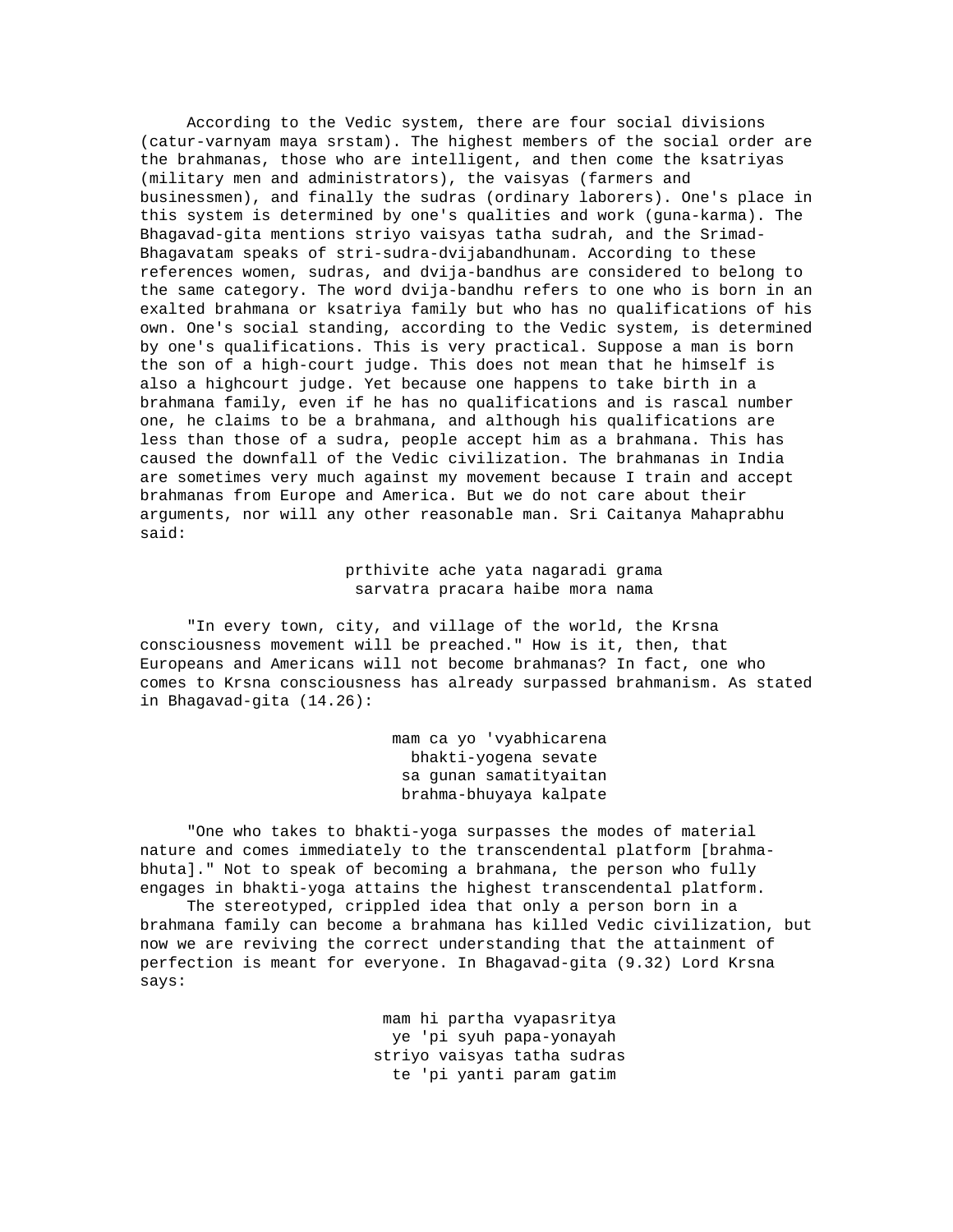According to the Vedic system, there are four social divisions (catur-varnyam maya srstam). The highest members of the social order are the brahmanas, those who are intelligent, and then come the ksatriyas (military men and administrators), the vaisyas (farmers and businessmen), and finally the sudras (ordinary laborers). One's place in this system is determined by one's qualities and work (guna-karma). The Bhagavad-gita mentions striyo vaisyas tatha sudrah, and the Srimad-Bhagavatam speaks of stri-sudra-dvijabandhunam. According to these references women, sudras, and dvija-bandhus are considered to belong to the same category. The word dvija-bandhu refers to one who is born in an exalted brahmana or ksatriya family but who has no qualifications of his own. One's social standing, according to the Vedic system, is determined by one's qualifications. This is very practical. Suppose a man is born the son of a high-court judge. This does not mean that he himself is also a highcourt judge. Yet because one happens to take birth in a brahmana family, even if he has no qualifications and is rascal number one, he claims to be a brahmana, and although his qualifications are less than those of a sudra, people accept him as a brahmana. This has caused the downfall of the Vedic civilization. The brahmanas in India are sometimes very much against my movement because I train and accept brahmanas from Europe and America. But we do not care about their arguments, nor will any other reasonable man. Sri Caitanya Mahaprabhu said:

> prthivite ache yata nagaradi grama
> sarvatra pracara haibe mora nama

"In every town, city, and village of the world, the Krsna consciousness movement will be preached." How is it, then, that Europeans and Americans will not become brahmanas? In fact, one who comes to Krsna consciousness has already surpassed brahmanism. As stated in Bhagavad-gita (14.26):

> mam ca yo 'vyabhicarena
> bhakti-yogena sevate
> sa gunan samatityaitan
> brahma-bhuyaya kalpate

"One who takes to bhakti-yoga surpasses the modes of material nature and comes immediately to the transcendental platform [brahma-bhuta]." Not to speak of becoming a brahmana, the person who fully engages in bhakti-yoga attains the highest transcendental platform.

The stereotyped, crippled idea that only a person born in a brahmana family can become a brahmana has killed Vedic civilization, but now we are reviving the correct understanding that the attainment of perfection is meant for everyone. In Bhagavad-gita (9.32) Lord Krsna says:

> mam hi partha vyapasritya
> ye 'pi syuh papa-yonayah
> striyo vaisyas tatha sudras
> te 'pi yanti param gatim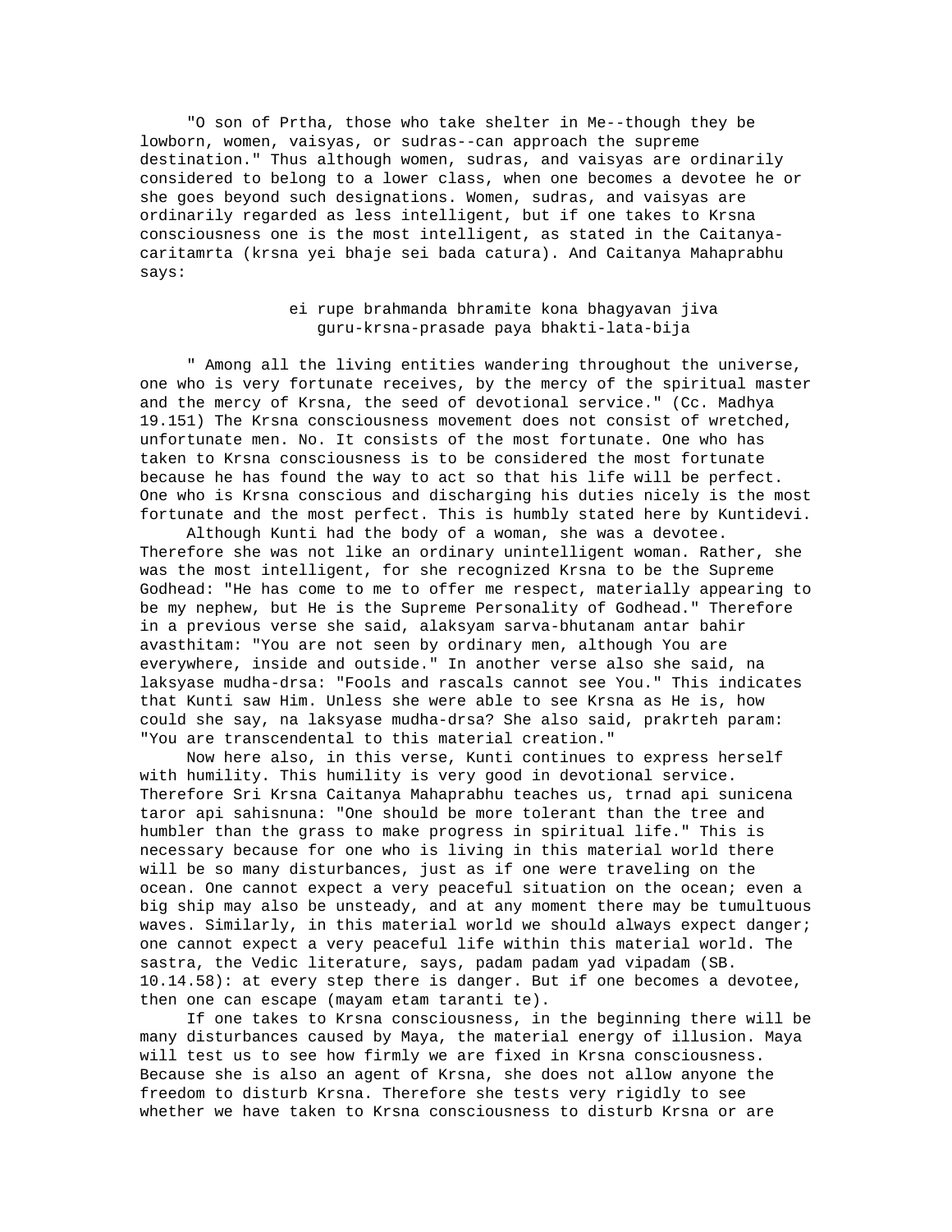"O son of Prtha, those who take shelter in Me--though they be lowborn, women, vaisyas, or sudras--can approach the supreme destination." Thus although women, sudras, and vaisyas are ordinarily considered to belong to a lower class, when one becomes a devotee he or she goes beyond such designations. Women, sudras, and vaisyas are ordinarily regarded as less intelligent, but if one takes to Krsna consciousness one is the most intelligent, as stated in the Caitanya-caritamrta (krsna yei bhaje sei bada catura). And Caitanya Mahaprabhu says:

> ei rupe brahmanda bhramite kona bhagyavan jiva
> guru-krsna-prasade paya bhakti-lata-bija

" Among all the living entities wandering throughout the universe, one who is very fortunate receives, by the mercy of the spiritual master and the mercy of Krsna, the seed of devotional service." (Cc. Madhya 19.151) The Krsna consciousness movement does not consist of wretched, unfortunate men. No. It consists of the most fortunate. One who has taken to Krsna consciousness is to be considered the most fortunate because he has found the way to act so that his life will be perfect. One who is Krsna conscious and discharging his duties nicely is the most fortunate and the most perfect. This is humbly stated here by Kuntidevi.

Although Kunti had the body of a woman, she was a devotee. Therefore she was not like an ordinary unintelligent woman. Rather, she was the most intelligent, for she recognized Krsna to be the Supreme Godhead: "He has come to me to offer me respect, materially appearing to be my nephew, but He is the Supreme Personality of Godhead." Therefore in a previous verse she said, alaksyam sarva-bhutanam antar bahir avasthitam: "You are not seen by ordinary men, although You are everywhere, inside and outside." In another verse also she said, na laksyase mudha-drsa: "Fools and rascals cannot see You." This indicates that Kunti saw Him. Unless she were able to see Krsna as He is, how could she say, na laksyase mudha-drsa? She also said, prakrteh param: "You are transcendental to this material creation."

Now here also, in this verse, Kunti continues to express herself with humility. This humility is very good in devotional service. Therefore Sri Krsna Caitanya Mahaprabhu teaches us, trnad api sunicena taror api sahisnuna: "One should be more tolerant than the tree and humbler than the grass to make progress in spiritual life." This is necessary because for one who is living in this material world there will be so many disturbances, just as if one were traveling on the ocean. One cannot expect a very peaceful situation on the ocean; even a big ship may also be unsteady, and at any moment there may be tumultuous waves. Similarly, in this material world we should always expect danger; one cannot expect a very peaceful life within this material world. The sastra, the Vedic literature, says, padam padam yad vipadam (SB. 10.14.58): at every step there is danger. But if one becomes a devotee, then one can escape (mayam etam taranti te).

If one takes to Krsna consciousness, in the beginning there will be many disturbances caused by Maya, the material energy of illusion. Maya will test us to see how firmly we are fixed in Krsna consciousness. Because she is also an agent of Krsna, she does not allow anyone the freedom to disturb Krsna. Therefore she tests very rigidly to see whether we have taken to Krsna consciousness to disturb Krsna or are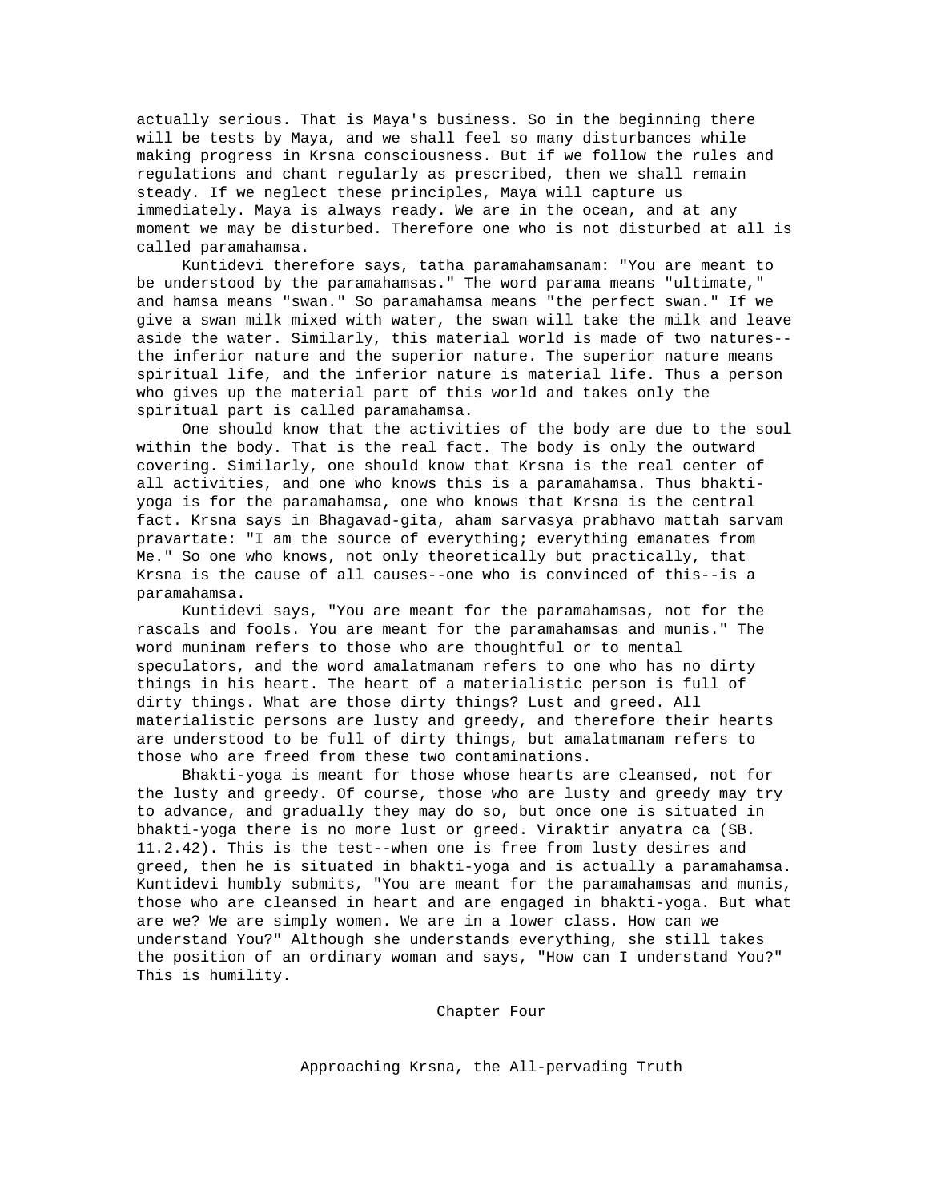actually serious. That is Maya's business. So in the beginning there will be tests by Maya, and we shall feel so many disturbances while making progress in Krsna consciousness. But if we follow the rules and regulations and chant regularly as prescribed, then we shall remain steady. If we neglect these principles, Maya will capture us immediately. Maya is always ready. We are in the ocean, and at any moment we may be disturbed. Therefore one who is not disturbed at all is called paramahamsa.

Kuntidevi therefore says, tatha paramahamsanam: "You are meant to be understood by the paramahamsas." The word parama means "ultimate," and hamsa means "swan." So paramahamsa means "the perfect swan." If we give a swan milk mixed with water, the swan will take the milk and leave aside the water. Similarly, this material world is made of two natures--the inferior nature and the superior nature. The superior nature means spiritual life, and the inferior nature is material life. Thus a person who gives up the material part of this world and takes only the spiritual part is called paramahamsa.

One should know that the activities of the body are due to the soul within the body. That is the real fact. The body is only the outward covering. Similarly, one should know that Krsna is the real center of all activities, and one who knows this is a paramahamsa. Thus bhakti-yoga is for the paramahamsa, one who knows that Krsna is the central fact. Krsna says in Bhagavad-gita, aham sarvasya prabhavo mattah sarvam pravartate: "I am the source of everything; everything emanates from Me." So one who knows, not only theoretically but practically, that Krsna is the cause of all causes--one who is convinced of this--is a paramahamsa.

Kuntidevi says, "You are meant for the paramahamsas, not for the rascals and fools. You are meant for the paramahamsas and munis." The word muninam refers to those who are thoughtful or to mental speculators, and the word amalatmanam refers to one who has no dirty things in his heart. The heart of a materialistic person is full of dirty things. What are those dirty things? Lust and greed. All materialistic persons are lusty and greedy, and therefore their hearts are understood to be full of dirty things, but amalatmanam refers to those who are freed from these two contaminations.

Bhakti-yoga is meant for those whose hearts are cleansed, not for the lusty and greedy. Of course, those who are lusty and greedy may try to advance, and gradually they may do so, but once one is situated in bhakti-yoga there is no more lust or greed. Viraktir anyatra ca (SB. 11.2.42). This is the test--when one is free from lusty desires and greed, then he is situated in bhakti-yoga and is actually a paramahamsa. Kuntidevi humbly submits, "You are meant for the paramahamsas and munis, those who are cleansed in heart and are engaged in bhakti-yoga. But what are we? We are simply women. We are in a lower class. How can we understand You?" Although she understands everything, she still takes the position of an ordinary woman and says, "How can I understand You?" This is humility.

# Chapter Four

## Approaching Krsna, the All-pervading Truth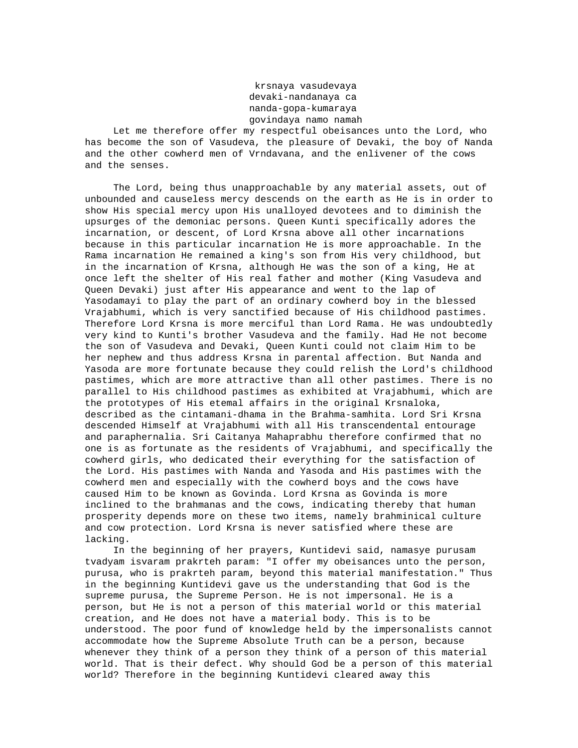krsnaya vasudevaya  
devaki-nandanaya ca  
nanda-gopa-kumaraya  
govindaya namo namah

Let me therefore offer my respectful obeisances unto the Lord, who has become the son of Vasudeva, the pleasure of Devaki, the boy of Nanda and the other cowherd men of Vrndavana, and the enlivener of the cows and the senses.

The Lord, being thus unapproachable by any material assets, out of unbounded and causeless mercy descends on the earth as He is in order to show His special mercy upon His unalloyed devotees and to diminish the upsurges of the demoniac persons. Queen Kunti specifically adores the incarnation, or descent, of Lord Krsna above all other incarnations because in this particular incarnation He is more approachable. In the Rama incarnation He remained a king's son from His very childhood, but in the incarnation of Krsna, although He was the son of a king, He at once left the shelter of His real father and mother (King Vasudeva and Queen Devaki) just after His appearance and went to the lap of Yasodamayi to play the part of an ordinary cowherd boy in the blessed Vrajabhumi, which is very sanctified because of His childhood pastimes. Therefore Lord Krsna is more merciful than Lord Rama. He was undoubtedly very kind to Kunti's brother Vasudeva and the family. Had He not become the son of Vasudeva and Devaki, Queen Kunti could not claim Him to be her nephew and thus address Krsna in parental affection. But Nanda and Yasoda are more fortunate because they could relish the Lord's childhood pastimes, which are more attractive than all other pastimes. There is no parallel to His childhood pastimes as exhibited at Vrajabhumi, which are the prototypes of His etemal affairs in the original Krsnaloka, described as the cintamani-dhama in the Brahma-samhita. Lord Sri Krsna descended Himself at Vrajabhumi with all His transcendental entourage and paraphernalia. Sri Caitanya Mahaprabhu therefore confirmed that no one is as fortunate as the residents of Vrajabhumi, and specifically the cowherd girls, who dedicated their everything for the satisfaction of the Lord. His pastimes with Nanda and Yasoda and His pastimes with the cowherd men and especially with the cowherd boys and the cows have caused Him to be known as Govinda. Lord Krsna as Govinda is more inclined to the brahmanas and the cows, indicating thereby that human prosperity depends more on these two items, namely brahminical culture and cow protection. Lord Krsna is never satisfied where these are lacking.

In the beginning of her prayers, Kuntidevi said, namasye purusam tvadyam isvaram prakrteh param: "I offer my obeisances unto the person, purusa, who is prakrteh param, beyond this material manifestation." Thus in the beginning Kuntidevi gave us the understanding that God is the supreme purusa, the Supreme Person. He is not impersonal. He is a person, but He is not a person of this material world or this material creation, and He does not have a material body. This is to be understood. The poor fund of knowledge held by the impersonalists cannot accommodate how the Supreme Absolute Truth can be a person, because whenever they think of a person they think of a person of this material world. That is their defect. Why should God be a person of this material world? Therefore in the beginning Kuntidevi cleared away this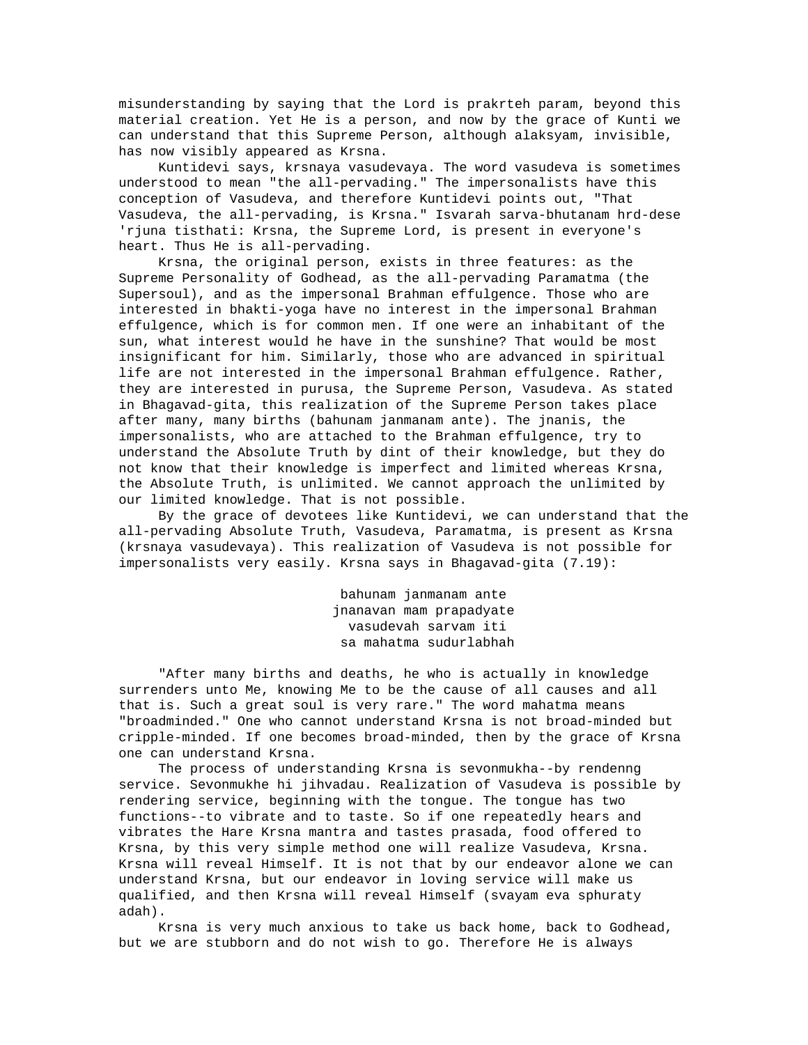misunderstanding by saying that the Lord is prakrteh param, beyond this material creation. Yet He is a person, and now by the grace of Kunti we can understand that this Supreme Person, although alaksyam, invisible, has now visibly appeared as Krsna.

Kuntidevi says, krsnaya vasudevaya. The word vasudeva is sometimes understood to mean "the all-pervading." The impersonalists have this conception of Vasudeva, and therefore Kuntidevi points out, "That Vasudeva, the all-pervading, is Krsna." Isvarah sarva-bhutanam hrd-dese 'rjuna tisthati: Krsna, the Supreme Lord, is present in everyone's heart. Thus He is all-pervading.

Krsna, the original person, exists in three features: as the Supreme Personality of Godhead, as the all-pervading Paramatma (the Supersoul), and as the impersonal Brahman effulgence. Those who are interested in bhakti-yoga have no interest in the impersonal Brahman effulgence, which is for common men. If one were an inhabitant of the sun, what interest would he have in the sunshine? That would be most insignificant for him. Similarly, those who are advanced in spiritual life are not interested in the impersonal Brahman effulgence. Rather, they are interested in purusa, the Supreme Person, Vasudeva. As stated in Bhagavad-gita, this realization of the Supreme Person takes place after many, many births (bahunam janmanam ante). The jnanis, the impersonalists, who are attached to the Brahman effulgence, try to understand the Absolute Truth by dint of their knowledge, but they do not know that their knowledge is imperfect and limited whereas Krsna, the Absolute Truth, is unlimited. We cannot approach the unlimited by our limited knowledge. That is not possible.

By the grace of devotees like Kuntidevi, we can understand that the all-pervading Absolute Truth, Vasudeva, Paramatma, is present as Krsna (krsnaya vasudevaya). This realization of Vasudeva is not possible for impersonalists very easily. Krsna says in Bhagavad-gita (7.19):

> bahunam janmanam ante
> jnanavan mam prapadyate
> vasudevah sarvam iti
> sa mahatma sudurlabhah

"After many births and deaths, he who is actually in knowledge surrenders unto Me, knowing Me to be the cause of all causes and all that is. Such a great soul is very rare." The word mahatma means "broadminded." One who cannot understand Krsna is not broad-minded but cripple-minded. If one becomes broad-minded, then by the grace of Krsna one can understand Krsna.

The process of understanding Krsna is sevonmukha--by rendenng service. Sevonmukhe hi jihvadau. Realization of Vasudeva is possible by rendering service, beginning with the tongue. The tongue has two functions--to vibrate and to taste. So if one repeatedly hears and vibrates the Hare Krsna mantra and tastes prasada, food offered to Krsna, by this very simple method one will realize Vasudeva, Krsna. Krsna will reveal Himself. It is not that by our endeavor alone we can understand Krsna, but our endeavor in loving service will make us qualified, and then Krsna will reveal Himself (svayam eva sphuraty adah).

Krsna is very much anxious to take us back home, back to Godhead, but we are stubborn and do not wish to go. Therefore He is always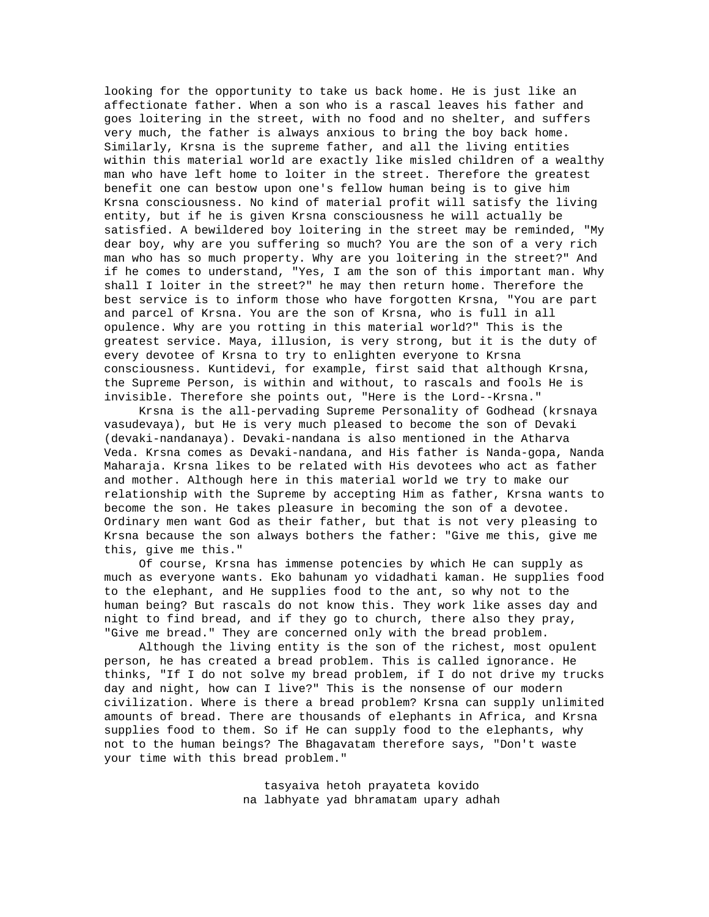looking for the opportunity to take us back home. He is just like an affectionate father. When a son who is a rascal leaves his father and goes loitering in the street, with no food and no shelter, and suffers very much, the father is always anxious to bring the boy back home. Similarly, Krsna is the supreme father, and all the living entities within this material world are exactly like misled children of a wealthy man who have left home to loiter in the street. Therefore the greatest benefit one can bestow upon one's fellow human being is to give him Krsna consciousness. No kind of material profit will satisfy the living entity, but if he is given Krsna consciousness he will actually be satisfied. A bewildered boy loitering in the street may be reminded, "My dear boy, why are you suffering so much? You are the son of a very rich man who has so much property. Why are you loitering in the street?" And if he comes to understand, "Yes, I am the son of this important man. Why shall I loiter in the street?" he may then return home. Therefore the best service is to inform those who have forgotten Krsna, "You are part and parcel of Krsna. You are the son of Krsna, who is full in all opulence. Why are you rotting in this material world?" This is the greatest service. Maya, illusion, is very strong, but it is the duty of every devotee of Krsna to try to enlighten everyone to Krsna consciousness. Kuntidevi, for example, first said that although Krsna, the Supreme Person, is within and without, to rascals and fools He is invisible. Therefore she points out, "Here is the Lord--Krsna."

Krsna is the all-pervading Supreme Personality of Godhead (krsnaya vasudevaya), but He is very much pleased to become the son of Devaki (devaki-nandanaya). Devaki-nandana is also mentioned in the Atharva Veda. Krsna comes as Devaki-nandana, and His father is Nanda-gopa, Nanda Maharaja. Krsna likes to be related with His devotees who act as father and mother. Although here in this material world we try to make our relationship with the Supreme by accepting Him as father, Krsna wants to become the son. He takes pleasure in becoming the son of a devotee. Ordinary men want God as their father, but that is not very pleasing to Krsna because the son always bothers the father: "Give me this, give me this, give me this."

Of course, Krsna has immense potencies by which He can supply as much as everyone wants. Eko bahunam yo vidadhati kaman. He supplies food to the elephant, and He supplies food to the ant, so why not to the human being? But rascals do not know this. They work like asses day and night to find bread, and if they go to church, there also they pray, "Give me bread." They are concerned only with the bread problem.

Although the living entity is the son of the richest, most opulent person, he has created a bread problem. This is called ignorance. He thinks, "If I do not solve my bread problem, if I do not drive my trucks day and night, how can I live?" This is the nonsense of our modern civilization. Where is there a bread problem? Krsna can supply unlimited amounts of bread. There are thousands of elephants in Africa, and Krsna supplies food to them. So if He can supply food to the elephants, why not to the human beings? The Bhagavatam therefore says, "Don't waste your time with this bread problem."

tasyaiva hetoh prayateta kovido
na labhyate yad bhramatam upary adhah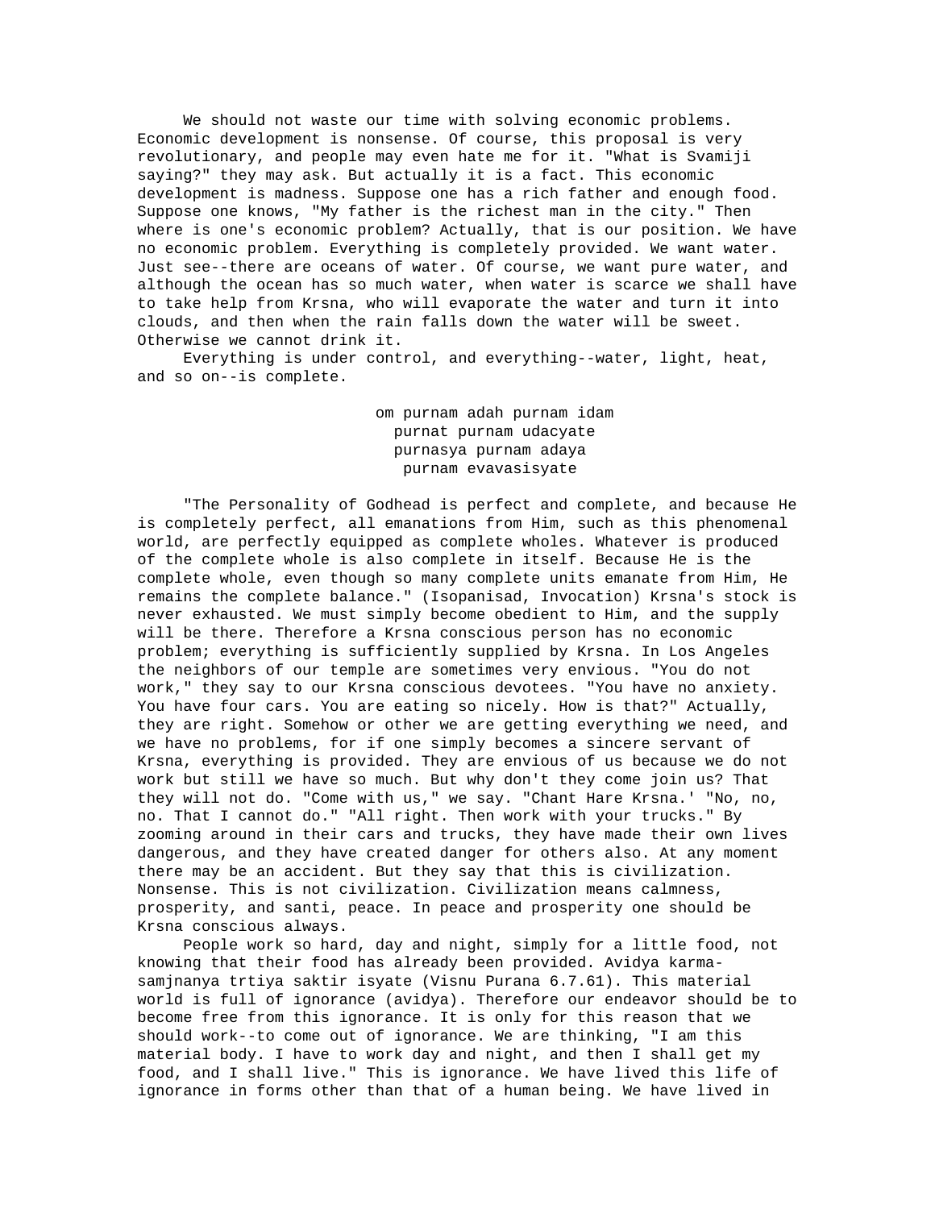We should not waste our time with solving economic problems. Economic development is nonsense. Of course, this proposal is very revolutionary, and people may even hate me for it. "What is Svamiji saying?" they may ask. But actually it is a fact. This economic development is madness. Suppose one has a rich father and enough food. Suppose one knows, "My father is the richest man in the city." Then where is one's economic problem? Actually, that is our position. We have no economic problem. Everything is completely provided. We want water. Just see--there are oceans of water. Of course, we want pure water, and although the ocean has so much water, when water is scarce we shall have to take help from Krsna, who will evaporate the water and turn it into clouds, and then when the rain falls down the water will be sweet. Otherwise we cannot drink it.

Everything is under control, and everything--water, light, heat, and so on--is complete.

> om purnam adah purnam idam
> purnat purnam udacyate
> purnasya purnam adaya
> purnam evavasisyate

"The Personality of Godhead is perfect and complete, and because He is completely perfect, all emanations from Him, such as this phenomenal world, are perfectly equipped as complete wholes. Whatever is produced of the complete whole is also complete in itself. Because He is the complete whole, even though so many complete units emanate from Him, He remains the complete balance." (Isopanisad, Invocation) Krsna's stock is never exhausted. We must simply become obedient to Him, and the supply will be there. Therefore a Krsna conscious person has no economic problem; everything is sufficiently supplied by Krsna. In Los Angeles the neighbors of our temple are sometimes very envious. "You do not work," they say to our Krsna conscious devotees. "You have no anxiety. You have four cars. You are eating so nicely. How is that?" Actually, they are right. Somehow or other we are getting everything we need, and we have no problems, for if one simply becomes a sincere servant of Krsna, everything is provided. They are envious of us because we do not work but still we have so much. But why don't they come join us? That they will not do. "Come with us," we say. "Chant Hare Krsna.' "No, no, no. That I cannot do." "All right. Then work with your trucks." By zooming around in their cars and trucks, they have made their own lives dangerous, and they have created danger for others also. At any moment there may be an accident. But they say that this is civilization. Nonsense. This is not civilization. Civilization means calmness, prosperity, and santi, peace. In peace and prosperity one should be Krsna conscious always.

People work so hard, day and night, simply for a little food, not knowing that their food has already been provided. Avidya karma-samjnanya trtiya saktir isyate (Visnu Purana 6.7.61). This material world is full of ignorance (avidya). Therefore our endeavor should be to become free from this ignorance. It is only for this reason that we should work--to come out of ignorance. We are thinking, "I am this material body. I have to work day and night, and then I shall get my food, and I shall live." This is ignorance. We have lived this life of ignorance in forms other than that of a human being. We have lived in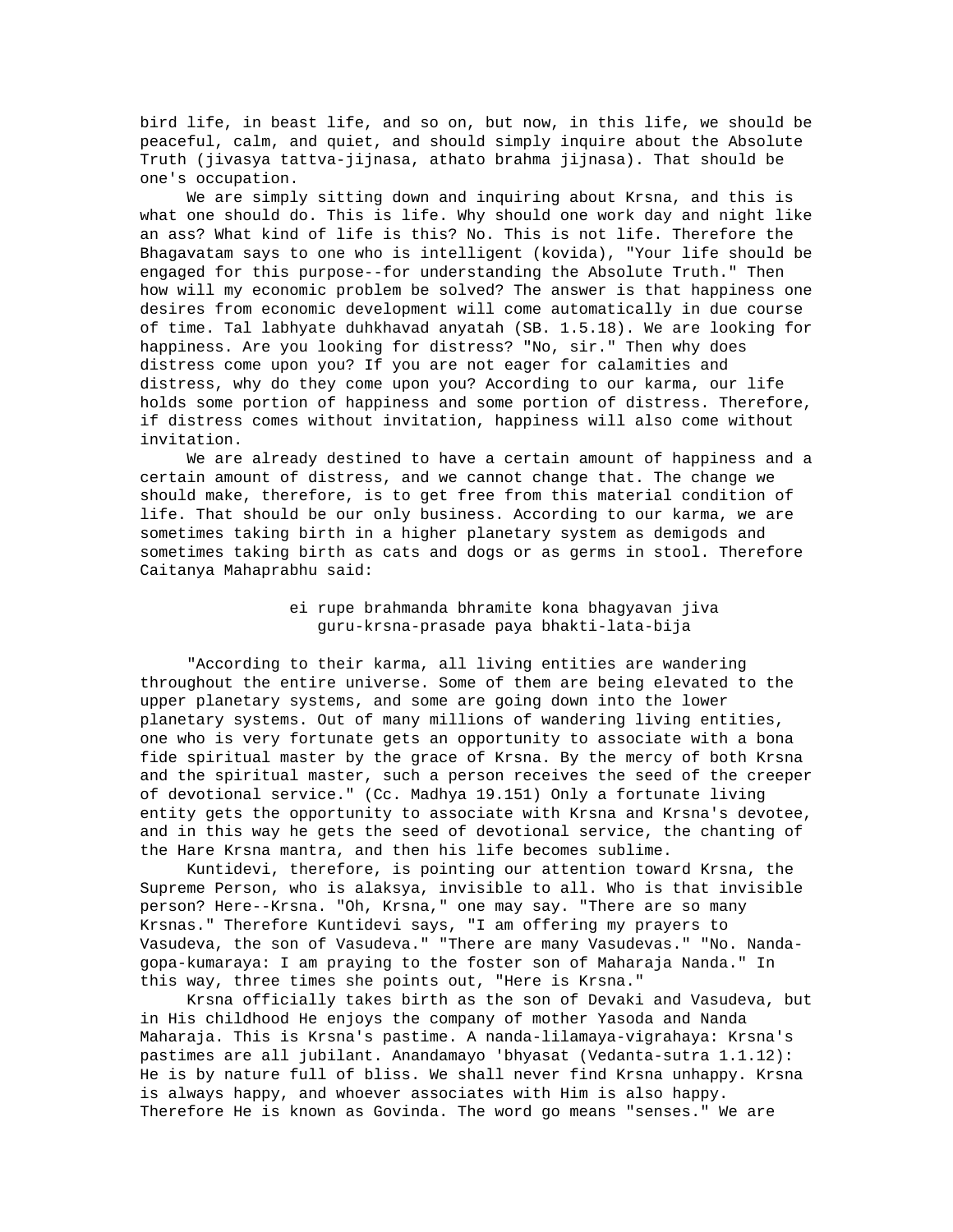bird life, in beast life, and so on, but now, in this life, we should be peaceful, calm, and quiet, and should simply inquire about the Absolute Truth (jivasya tattva-jijnasa, athato brahma jijnasa). That should be one's occupation.

We are simply sitting down and inquiring about Krsna, and this is what one should do. This is life. Why should one work day and night like an ass? What kind of life is this? No. This is not life. Therefore the Bhagavatam says to one who is intelligent (kovida), "Your life should be engaged for this purpose--for understanding the Absolute Truth." Then how will my economic problem be solved? The answer is that happiness one desires from economic development will come automatically in due course of time. Tal labhyate duhkhavad anyatah (SB. 1.5.18). We are looking for happiness. Are you looking for distress? "No, sir." Then why does distress come upon you? If you are not eager for calamities and distress, why do they come upon you? According to our karma, our life holds some portion of happiness and some portion of distress. Therefore, if distress comes without invitation, happiness will also come without invitation.

We are already destined to have a certain amount of happiness and a certain amount of distress, and we cannot change that. The change we should make, therefore, is to get free from this material condition of life. That should be our only business. According to our karma, we are sometimes taking birth in a higher planetary system as demigods and sometimes taking birth as cats and dogs or as germs in stool. Therefore Caitanya Mahaprabhu said:

> ei rupe brahmanda bhramite kona bhagyavan jiva
> guru-krsna-prasade paya bhakti-lata-bija

"According to their karma, all living entities are wandering throughout the entire universe. Some of them are being elevated to the upper planetary systems, and some are going down into the lower planetary systems. Out of many millions of wandering living entities, one who is very fortunate gets an opportunity to associate with a bona fide spiritual master by the grace of Krsna. By the mercy of both Krsna and the spiritual master, such a person receives the seed of the creeper of devotional service." (Cc. Madhya 19.151) Only a fortunate living entity gets the opportunity to associate with Krsna and Krsna's devotee, and in this way he gets the seed of devotional service, the chanting of the Hare Krsna mantra, and then his life becomes sublime.

Kuntidevi, therefore, is pointing our attention toward Krsna, the Supreme Person, who is alaksya, invisible to all. Who is that invisible person? Here--Krsna. "Oh, Krsna," one may say. "There are so many Krsnas." Therefore Kuntidevi says, "I am offering my prayers to Vasudeva, the son of Vasudeva." "There are many Vasudevas." "No. Nanda-gopa-kumaraya: I am praying to the foster son of Maharaja Nanda." In this way, three times she points out, "Here is Krsna."

Krsna officially takes birth as the son of Devaki and Vasudeva, but in His childhood He enjoys the company of mother Yasoda and Nanda Maharaja. This is Krsna's pastime. A nanda-lilamaya-vigrahaya: Krsna's pastimes are all jubilant. Anandamayo 'bhyasat (Vedanta-sutra 1.1.12): He is by nature full of bliss. We shall never find Krsna unhappy. Krsna is always happy, and whoever associates with Him is also happy. Therefore He is known as Govinda. The word go means "senses." We are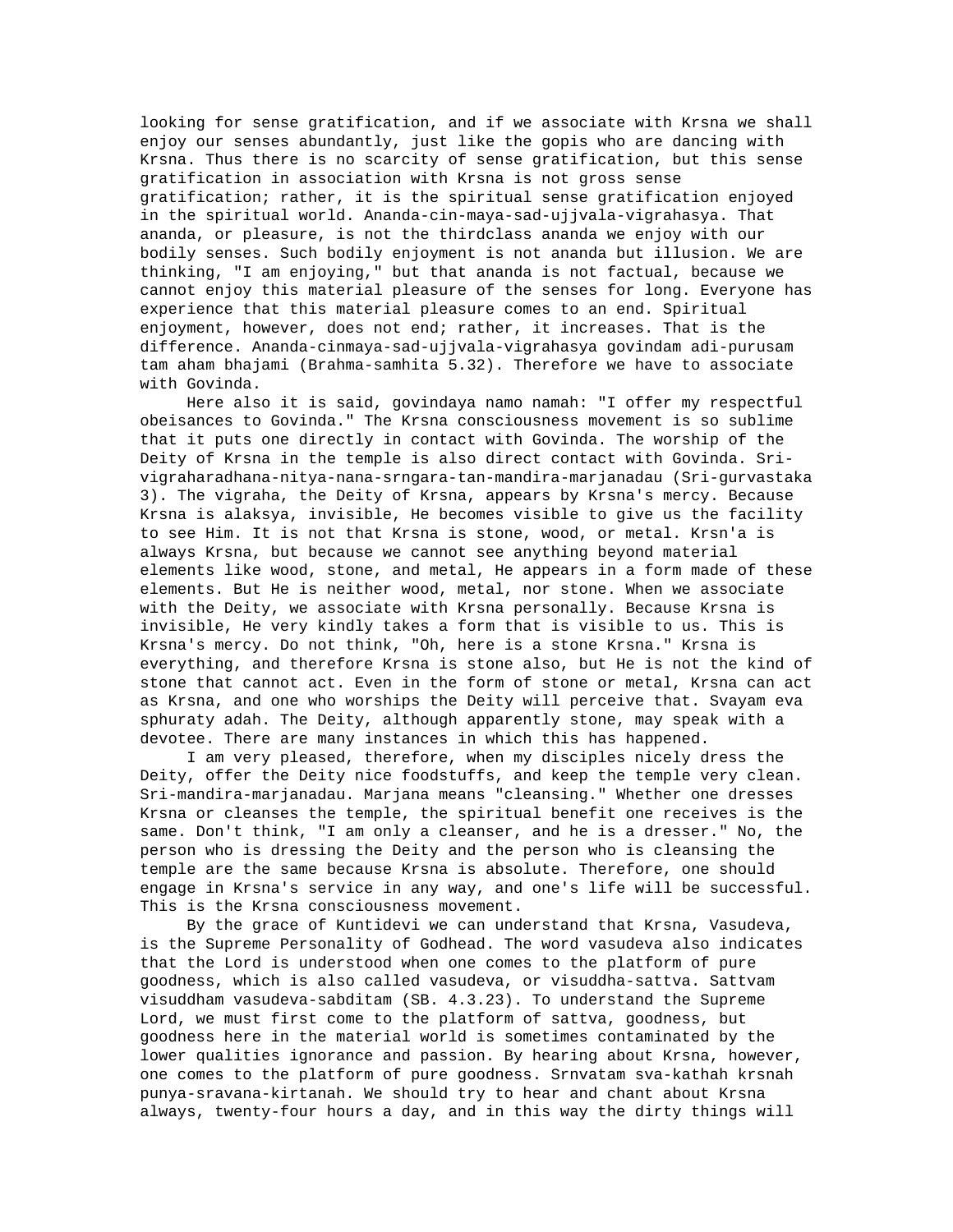looking for sense gratification, and if we associate with Krsna we shall enjoy our senses abundantly, just like the gopis who are dancing with Krsna. Thus there is no scarcity of sense gratification, but this sense gratification in association with Krsna is not gross sense gratification; rather, it is the spiritual sense gratification enjoyed in the spiritual world. Ananda-cin-maya-sad-ujjvala-vigrahasya. That ananda, or pleasure, is not the thirdclass ananda we enjoy with our bodily senses. Such bodily enjoyment is not ananda but illusion. We are thinking, "I am enjoying," but that ananda is not factual, because we cannot enjoy this material pleasure of the senses for long. Everyone has experience that this material pleasure comes to an end. Spiritual enjoyment, however, does not end; rather, it increases. That is the difference. Ananda-cinmaya-sad-ujjvala-vigrahasya govindam adi-purusam tam aham bhajami (Brahma-samhita 5.32). Therefore we have to associate with Govinda.

Here also it is said, govindaya namo namah: "I offer my respectful obeisances to Govinda." The Krsna consciousness movement is so sublime that it puts one directly in contact with Govinda. The worship of the Deity of Krsna in the temple is also direct contact with Govinda. Sri-vigraharadhana-nitya-nana-srngara-tan-mandira-marjanadau (Sri-gurvastaka 3). The vigraha, the Deity of Krsna, appears by Krsna's mercy. Because Krsna is alaksya, invisible, He becomes visible to give us the facility to see Him. It is not that Krsna is stone, wood, or metal. Krsn'a is always Krsna, but because we cannot see anything beyond material elements like wood, stone, and metal, He appears in a form made of these elements. But He is neither wood, metal, nor stone. When we associate with the Deity, we associate with Krsna personally. Because Krsna is invisible, He very kindly takes a form that is visible to us. This is Krsna's mercy. Do not think, "Oh, here is a stone Krsna." Krsna is everything, and therefore Krsna is stone also, but He is not the kind of stone that cannot act. Even in the form of stone or metal, Krsna can act as Krsna, and one who worships the Deity will perceive that. Svayam eva sphuraty adah. The Deity, although apparently stone, may speak with a devotee. There are many instances in which this has happened.

I am very pleased, therefore, when my disciples nicely dress the Deity, offer the Deity nice foodstuffs, and keep the temple very clean. Sri-mandira-marjanadau. Marjana means "cleansing." Whether one dresses Krsna or cleanses the temple, the spiritual benefit one receives is the same. Don't think, "I am only a cleanser, and he is a dresser." No, the person who is dressing the Deity and the person who is cleansing the temple are the same because Krsna is absolute. Therefore, one should engage in Krsna's service in any way, and one's life will be successful. This is the Krsna consciousness movement.

By the grace of Kuntidevi we can understand that Krsna, Vasudeva, is the Supreme Personality of Godhead. The word vasudeva also indicates that the Lord is understood when one comes to the platform of pure goodness, which is also called vasudeva, or visuddha-sattva. Sattvam visuddham vasudeva-sabditam (SB. 4.3.23). To understand the Supreme Lord, we must first come to the platform of sattva, goodness, but goodness here in the material world is sometimes contaminated by the lower qualities ignorance and passion. By hearing about Krsna, however, one comes to the platform of pure goodness. Srnvatam sva-kathah krsnah punya-sravana-kirtanah. We should try to hear and chant about Krsna always, twenty-four hours a day, and in this way the dirty things will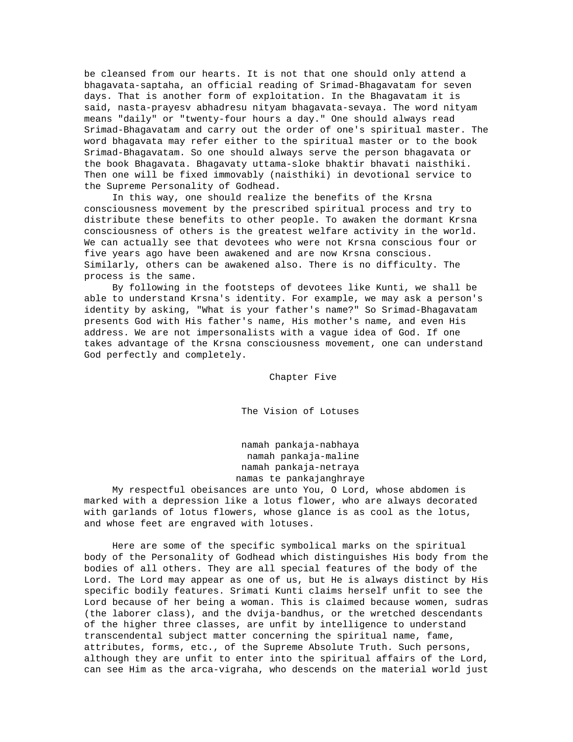be cleansed from our hearts. It is not that one should only attend a bhagavata-saptaha, an official reading of Srimad-Bhagavatam for seven days. That is another form of exploitation. In the Bhagavatam it is said, nasta-prayesv abhadresu nityam bhagavata-sevaya. The word nityam means "daily" or "twenty-four hours a day." One should always read Srimad-Bhagavatam and carry out the order of one's spiritual master. The word bhagavata may refer either to the spiritual master or to the book Srimad-Bhagavatam. So one should always serve the person bhagavata or the book Bhagavata. Bhagavaty uttama-sloke bhaktir bhavati naisthiki. Then one will be fixed immovably (naisthiki) in devotional service to the Supreme Personality of Godhead.

In this way, one should realize the benefits of the Krsna consciousness movement by the prescribed spiritual process and try to distribute these benefits to other people. To awaken the dormant Krsna consciousness of others is the greatest welfare activity in the world. We can actually see that devotees who were not Krsna conscious four or five years ago have been awakened and are now Krsna conscious. Similarly, others can be awakened also. There is no difficulty. The process is the same.

By following in the footsteps of devotees like Kunti, we shall be able to understand Krsna's identity. For example, we may ask a person's identity by asking, "What is your father's name?" So Srimad-Bhagavatam presents God with His father's name, His mother's name, and even His address. We are not impersonalists with a vague idea of God. If one takes advantage of the Krsna consciousness movement, one can understand God perfectly and completely.

# Chapter Five

## The Vision of Lotuses

namah pankaja-nabhaya
namah pankaja-maline
namah pankaja-netraya
namas te pankajanghraye

My respectful obeisances are unto You, O Lord, whose abdomen is marked with a depression like a lotus flower, who are always decorated with garlands of lotus flowers, whose glance is as cool as the lotus, and whose feet are engraved with lotuses.

Here are some of the specific symbolical marks on the spiritual body of the Personality of Godhead which distinguishes His body from the bodies of all others. They are all special features of the body of the Lord. The Lord may appear as one of us, but He is always distinct by His specific bodily features. Srimati Kunti claims herself unfit to see the Lord because of her being a woman. This is claimed because women, sudras (the laborer class), and the dvija-bandhus, or the wretched descendants of the higher three classes, are unfit by intelligence to understand transcendental subject matter concerning the spiritual name, fame, attributes, forms, etc., of the Supreme Absolute Truth. Such persons, although they are unfit to enter into the spiritual affairs of the Lord, can see Him as the arca-vigraha, who descends on the material world just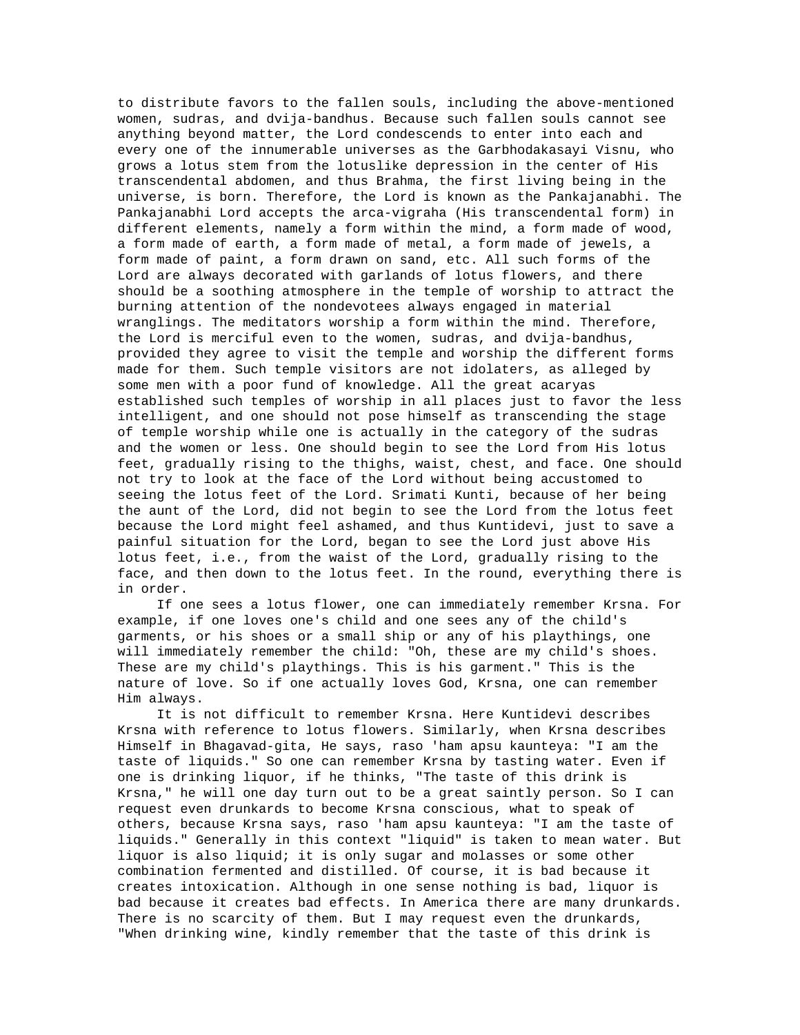to distribute favors to the fallen souls, including the above-mentioned women, sudras, and dvija-bandhus. Because such fallen souls cannot see anything beyond matter, the Lord condescends to enter into each and every one of the innumerable universes as the Garbhodakasayi Visnu, who grows a lotus stem from the lotuslike depression in the center of His transcendental abdomen, and thus Brahma, the first living being in the universe, is born. Therefore, the Lord is known as the Pankajanabhi. The Pankajanabhi Lord accepts the arca-vigraha (His transcendental form) in different elements, namely a form within the mind, a form made of wood, a form made of earth, a form made of metal, a form made of jewels, a form made of paint, a form drawn on sand, etc. All such forms of the Lord are always decorated with garlands of lotus flowers, and there should be a soothing atmosphere in the temple of worship to attract the burning attention of the nondevotees always engaged in material wranglings. The meditators worship a form within the mind. Therefore, the Lord is merciful even to the women, sudras, and dvija-bandhus, provided they agree to visit the temple and worship the different forms made for them. Such temple visitors are not idolaters, as alleged by some men with a poor fund of knowledge. All the great acaryas established such temples of worship in all places just to favor the less intelligent, and one should not pose himself as transcending the stage of temple worship while one is actually in the category of the sudras and the women or less. One should begin to see the Lord from His lotus feet, gradually rising to the thighs, waist, chest, and face. One should not try to look at the face of the Lord without being accustomed to seeing the lotus feet of the Lord. Srimati Kunti, because of her being the aunt of the Lord, did not begin to see the Lord from the lotus feet because the Lord might feel ashamed, and thus Kuntidevi, just to save a painful situation for the Lord, began to see the Lord just above His lotus feet, i.e., from the waist of the Lord, gradually rising to the face, and then down to the lotus feet. In the round, everything there is in order.

If one sees a lotus flower, one can immediately remember Krsna. For example, if one loves one's child and one sees any of the child's garments, or his shoes or a small ship or any of his playthings, one will immediately remember the child: "Oh, these are my child's shoes. These are my child's playthings. This is his garment." This is the nature of love. So if one actually loves God, Krsna, one can remember Him always.

It is not difficult to remember Krsna. Here Kuntidevi describes Krsna with reference to lotus flowers. Similarly, when Krsna describes Himself in Bhagavad-gita, He says, raso 'ham apsu kaunteya: "I am the taste of liquids." So one can remember Krsna by tasting water. Even if one is drinking liquor, if he thinks, "The taste of this drink is Krsna," he will one day turn out to be a great saintly person. So I can request even drunkards to become Krsna conscious, what to speak of others, because Krsna says, raso 'ham apsu kaunteya: "I am the taste of liquids." Generally in this context "liquid" is taken to mean water. But liquor is also liquid; it is only sugar and molasses or some other combination fermented and distilled. Of course, it is bad because it creates intoxication. Although in one sense nothing is bad, liquor is bad because it creates bad effects. In America there are many drunkards. There is no scarcity of them. But I may request even the drunkards, "When drinking wine, kindly remember that the taste of this drink is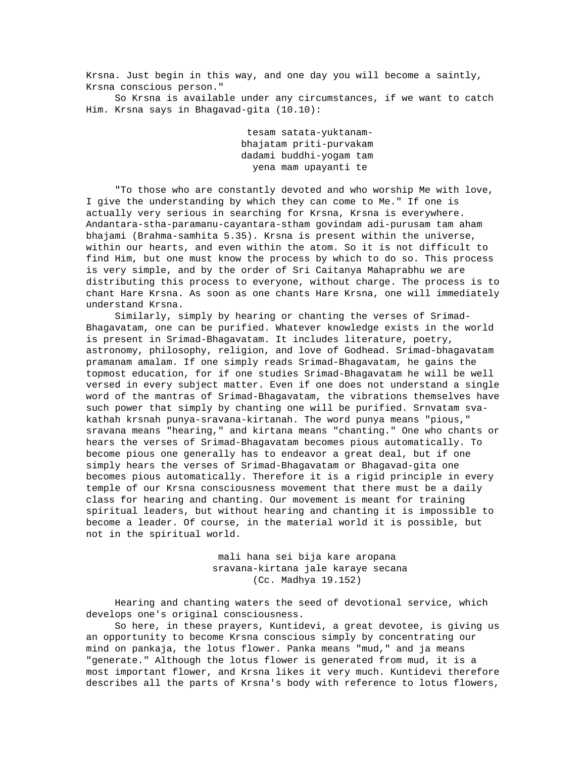Krsna. Just begin in this way, and one day you will become a saintly, Krsna conscious person."

So Krsna is available under any circumstances, if we want to catch Him. Krsna says in Bhagavad-gita (10.10):

> tesam satata-yuktanam-  
> bhajatam priti-purvakam  
> dadami buddhi-yogam tam  
> yena mam upayanti te

"To those who are constantly devoted and who worship Me with love, I give the understanding by which they can come to Me." If one is actually very serious in searching for Krsna, Krsna is everywhere. Andantara-stha-paramanu-cayantara-stham govindam adi-purusam tam aham bhajami (Brahma-samhita 5.35). Krsna is present within the universe, within our hearts, and even within the atom. So it is not difficult to find Him, but one must know the process by which to do so. This process is very simple, and by the order of Sri Caitanya Mahaprabhu we are distributing this process to everyone, without charge. The process is to chant Hare Krsna. As soon as one chants Hare Krsna, one will immediately understand Krsna.

Similarly, simply by hearing or chanting the verses of Srimad-Bhagavatam, one can be purified. Whatever knowledge exists in the world is present in Srimad-Bhagavatam. It includes literature, poetry, astronomy, philosophy, religion, and love of Godhead. Srimad-bhagavatam pramanam amalam. If one simply reads Srimad-Bhagavatam, he gains the topmost education, for if one studies Srimad-Bhagavatam he will be well versed in every subject matter. Even if one does not understand a single word of the mantras of Srimad-Bhagavatam, the vibrations themselves have such power that simply by chanting one will be purified. Srnvatam sva-kathah krsnah punya-sravana-kirtanah. The word punya means "pious," sravana means "hearing," and kirtana means "chanting." One who chants or hears the verses of Srimad-Bhagavatam becomes pious automatically. To become pious one generally has to endeavor a great deal, but if one simply hears the verses of Srimad-Bhagavatam or Bhagavad-gita one becomes pious automatically. Therefore it is a rigid principle in every temple of our Krsna consciousness movement that there must be a daily class for hearing and chanting. Our movement is meant for training spiritual leaders, but without hearing and chanting it is impossible to become a leader. Of course, in the material world it is possible, but not in the spiritual world.

> mali hana sei bija kare aropana  
> sravana-kirtana jale karaye secana  
> (Cc. Madhya 19.152)

Hearing and chanting waters the seed of devotional service, which develops one's original consciousness.

So here, in these prayers, Kuntidevi, a great devotee, is giving us an opportunity to become Krsna conscious simply by concentrating our mind on pankaja, the lotus flower. Panka means "mud," and ja means "generate." Although the lotus flower is generated from mud, it is a most important flower, and Krsna likes it very much. Kuntidevi therefore describes all the parts of Krsna's body with reference to lotus flowers,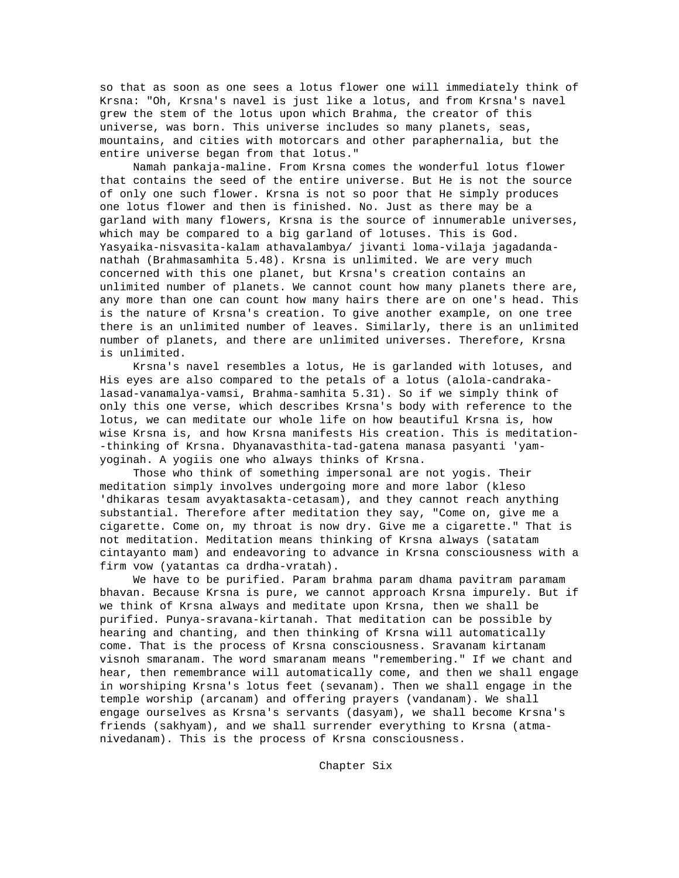so that as soon as one sees a lotus flower one will immediately think of Krsna: "Oh, Krsna's navel is just like a lotus, and from Krsna's navel grew the stem of the lotus upon which Brahma, the creator of this universe, was born. This universe includes so many planets, seas, mountains, and cities with motorcars and other paraphernalia, but the entire universe began from that lotus."

Namah pankaja-maline. From Krsna comes the wonderful lotus flower that contains the seed of the entire universe. But He is not the source of only one such flower. Krsna is not so poor that He simply produces one lotus flower and then is finished. No. Just as there may be a garland with many flowers, Krsna is the source of innumerable universes, which may be compared to a big garland of lotuses. This is God. Yasyaika-nisvasita-kalam athavalambya/ jivanti loma-vilaja jagadanda-nathah (Brahmasamhita 5.48). Krsna is unlimited. We are very much concerned with this one planet, but Krsna's creation contains an unlimited number of planets. We cannot count how many planets there are, any more than one can count how many hairs there are on one's head. This is the nature of Krsna's creation. To give another example, on one tree there is an unlimited number of leaves. Similarly, there is an unlimited number of planets, and there are unlimited universes. Therefore, Krsna is unlimited.

Krsna's navel resembles a lotus, He is garlanded with lotuses, and His eyes are also compared to the petals of a lotus (alola-candraka-lasad-vanamalya-vamsi, Brahma-samhita 5.31). So if we simply think of only this one verse, which describes Krsna's body with reference to the lotus, we can meditate our whole life on how beautiful Krsna is, how wise Krsna is, and how Krsna manifests His creation. This is meditation--thinking of Krsna. Dhyanavasthita-tad-gatena manasa pasyanti 'yam-yoginah. A yogiis one who always thinks of Krsna.

Those who think of something impersonal are not yogis. Their meditation simply involves undergoing more and more labor (kleso 'dhikaras tesam avyaktasakta-cetasam), and they cannot reach anything substantial. Therefore after meditation they say, "Come on, give me a cigarette. Come on, my throat is now dry. Give me a cigarette." That is not meditation. Meditation means thinking of Krsna always (satatam cintayanto mam) and endeavoring to advance in Krsna consciousness with a firm vow (yatantas ca drdha-vratah).

We have to be purified. Param brahma param dhama pavitram paramam bhavan. Because Krsna is pure, we cannot approach Krsna impurely. But if we think of Krsna always and meditate upon Krsna, then we shall be purified. Punya-sravana-kirtanah. That meditation can be possible by hearing and chanting, and then thinking of Krsna will automatically come. That is the process of Krsna consciousness. Sravanam kirtanam visnoh smaranam. The word smaranam means "remembering." If we chant and hear, then remembrance will automatically come, and then we shall engage in worshiping Krsna's lotus feet (sevanam). Then we shall engage in the temple worship (arcanam) and offering prayers (vandanam). We shall engage ourselves as Krsna's servants (dasyam), we shall become Krsna's friends (sakhyam), and we shall surrender everything to Krsna (atma-nivedanam). This is the process of Krsna consciousness.

## Chapter Six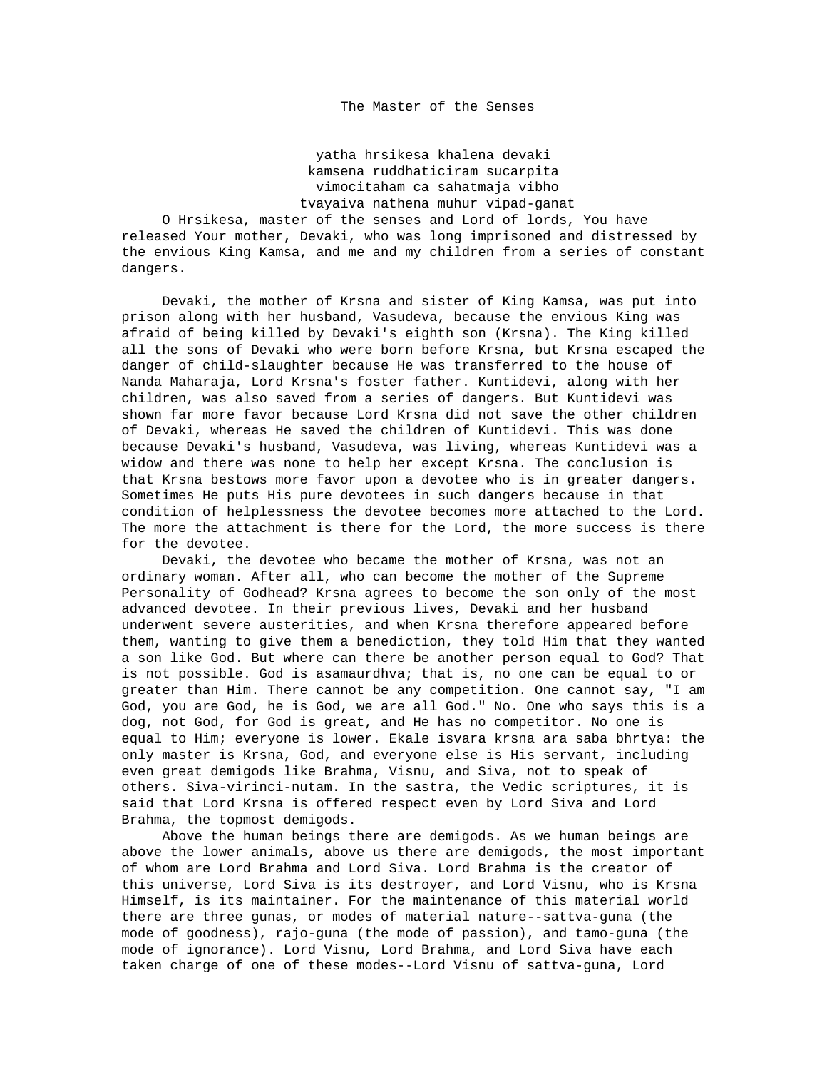# The Master of the Senses

yatha hrsikesa khalena devaki
kamsena ruddhaticiram sucarpita
vimocitaham ca sahatmaja vibho
tvayaiva nathena muhur vipad-ganat

O Hrsikesa, master of the senses and Lord of lords, You have released Your mother, Devaki, who was long imprisoned and distressed by the envious King Kamsa, and me and my children from a series of constant dangers.

Devaki, the mother of Krsna and sister of King Kamsa, was put into prison along with her husband, Vasudeva, because the envious King was afraid of being killed by Devaki's eighth son (Krsna). The King killed all the sons of Devaki who were born before Krsna, but Krsna escaped the danger of child-slaughter because He was transferred to the house of Nanda Maharaja, Lord Krsna's foster father. Kuntidevi, along with her children, was also saved from a series of dangers. But Kuntidevi was shown far more favor because Lord Krsna did not save the other children of Devaki, whereas He saved the children of Kuntidevi. This was done because Devaki's husband, Vasudeva, was living, whereas Kuntidevi was a widow and there was none to help her except Krsna. The conclusion is that Krsna bestows more favor upon a devotee who is in greater dangers. Sometimes He puts His pure devotees in such dangers because in that condition of helplessness the devotee becomes more attached to the Lord. The more the attachment is there for the Lord, the more success is there for the devotee.

Devaki, the devotee who became the mother of Krsna, was not an ordinary woman. After all, who can become the mother of the Supreme Personality of Godhead? Krsna agrees to become the son only of the most advanced devotee. In their previous lives, Devaki and her husband underwent severe austerities, and when Krsna therefore appeared before them, wanting to give them a benediction, they told Him that they wanted a son like God. But where can there be another person equal to God? That is not possible. God is asamaurdhva; that is, no one can be equal to or greater than Him. There cannot be any competition. One cannot say, "I am God, you are God, he is God, we are all God." No. One who says this is a dog, not God, for God is great, and He has no competitor. No one is equal to Him; everyone is lower. Ekale isvara krsna ara saba bhrtya: the only master is Krsna, God, and everyone else is His servant, including even great demigods like Brahma, Visnu, and Siva, not to speak of others. Siva-virinci-nutam. In the sastra, the Vedic scriptures, it is said that Lord Krsna is offered respect even by Lord Siva and Lord Brahma, the topmost demigods.

Above the human beings there are demigods. As we human beings are above the lower animals, above us there are demigods, the most important of whom are Lord Brahma and Lord Siva. Lord Brahma is the creator of this universe, Lord Siva is its destroyer, and Lord Visnu, who is Krsna Himself, is its maintainer. For the maintenance of this material world there are three gunas, or modes of material nature--sattva-guna (the mode of goodness), rajo-guna (the mode of passion), and tamo-guna (the mode of ignorance). Lord Visnu, Lord Brahma, and Lord Siva have each taken charge of one of these modes--Lord Visnu of sattva-guna, Lord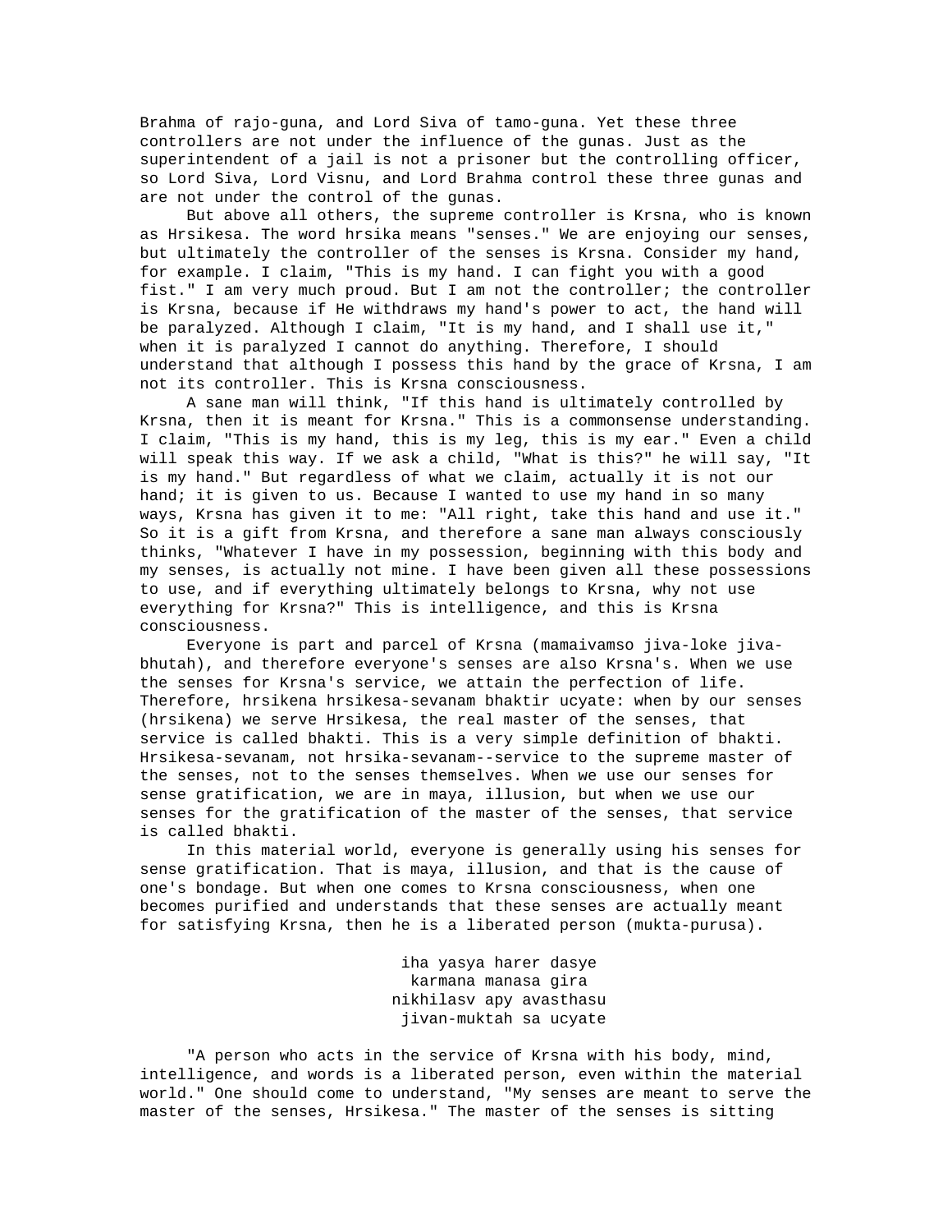Brahma of rajo-guna, and Lord Siva of tamo-guna. Yet these three controllers are not under the influence of the gunas. Just as the superintendent of a jail is not a prisoner but the controlling officer, so Lord Siva, Lord Visnu, and Lord Brahma control these three gunas and are not under the control of the gunas.

But above all others, the supreme controller is Krsna, who is known as Hrsikesa. The word hrsika means "senses." We are enjoying our senses, but ultimately the controller of the senses is Krsna. Consider my hand, for example. I claim, "This is my hand. I can fight you with a good fist." I am very much proud. But I am not the controller; the controller is Krsna, because if He withdraws my hand's power to act, the hand will be paralyzed. Although I claim, "It is my hand, and I shall use it," when it is paralyzed I cannot do anything. Therefore, I should understand that although I possess this hand by the grace of Krsna, I am not its controller. This is Krsna consciousness.

A sane man will think, "If this hand is ultimately controlled by Krsna, then it is meant for Krsna." This is a commonsense understanding. I claim, "This is my hand, this is my leg, this is my ear." Even a child will speak this way. If we ask a child, "What is this?" he will say, "It is my hand." But regardless of what we claim, actually it is not our hand; it is given to us. Because I wanted to use my hand in so many ways, Krsna has given it to me: "All right, take this hand and use it." So it is a gift from Krsna, and therefore a sane man always consciously thinks, "Whatever I have in my possession, beginning with this body and my senses, is actually not mine. I have been given all these possessions to use, and if everything ultimately belongs to Krsna, why not use everything for Krsna?" This is intelligence, and this is Krsna consciousness.

Everyone is part and parcel of Krsna (mamaivamso jiva-loke jiva-bhutah), and therefore everyone's senses are also Krsna's. When we use the senses for Krsna's service, we attain the perfection of life. Therefore, hrsikena hrsikesa-sevanam bhaktir ucyate: when by our senses (hrsikena) we serve Hrsikesa, the real master of the senses, that service is called bhakti. This is a very simple definition of bhakti. Hrsikesa-sevanam, not hrsika-sevanam--service to the supreme master of the senses, not to the senses themselves. When we use our senses for sense gratification, we are in maya, illusion, but when we use our senses for the gratification of the master of the senses, that service is called bhakti.

In this material world, everyone is generally using his senses for sense gratification. That is maya, illusion, and that is the cause of one's bondage. But when one comes to Krsna consciousness, when one becomes purified and understands that these senses are actually meant for satisfying Krsna, then he is a liberated person (mukta-purusa).

iha yasya harer dasye
karmana manasa gira
nikhilasv apy avasthasu
jivan-muktah sa ucyate

"A person who acts in the service of Krsna with his body, mind, intelligence, and words is a liberated person, even within the material world." One should come to understand, "My senses are meant to serve the master of the senses, Hrsikesa." The master of the senses is sitting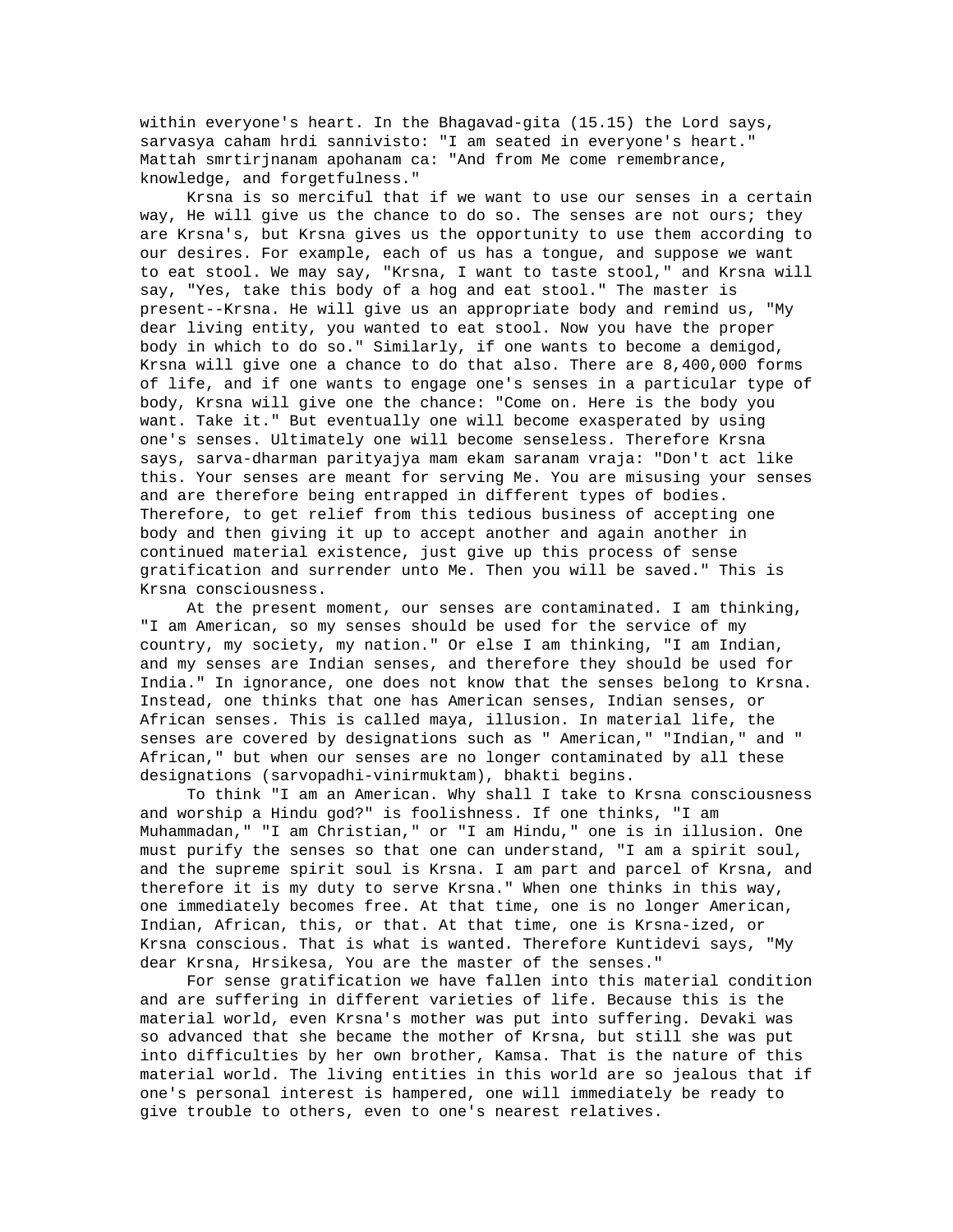within everyone's heart. In the Bhagavad-gita (15.15) the Lord says, sarvasya caham hrdi sannivisto: "I am seated in everyone's heart." Mattah smrtirjnanam apohanam ca: "And from Me come remembrance, knowledge, and forgetfulness."

Krsna is so merciful that if we want to use our senses in a certain way, He will give us the chance to do so. The senses are not ours; they are Krsna's, but Krsna gives us the opportunity to use them according to our desires. For example, each of us has a tongue, and suppose we want to eat stool. We may say, "Krsna, I want to taste stool," and Krsna will say, "Yes, take this body of a hog and eat stool." The master is present--Krsna. He will give us an appropriate body and remind us, "My dear living entity, you wanted to eat stool. Now you have the proper body in which to do so." Similarly, if one wants to become a demigod, Krsna will give one a chance to do that also. There are 8,400,000 forms of life, and if one wants to engage one's senses in a particular type of body, Krsna will give one the chance: "Come on. Here is the body you want. Take it." But eventually one will become exasperated by using one's senses. Ultimately one will become senseless. Therefore Krsna says, sarva-dharman parityajya mam ekam saranam vraja: "Don't act like this. Your senses are meant for serving Me. You are misusing your senses and are therefore being entrapped in different types of bodies. Therefore, to get relief from this tedious business of accepting one body and then giving it up to accept another and again another in continued material existence, just give up this process of sense gratification and surrender unto Me. Then you will be saved." This is Krsna consciousness.

At the present moment, our senses are contaminated. I am thinking, "I am American, so my senses should be used for the service of my country, my society, my nation." Or else I am thinking, "I am Indian, and my senses are Indian senses, and therefore they should be used for India." In ignorance, one does not know that the senses belong to Krsna. Instead, one thinks that one has American senses, Indian senses, or African senses. This is called maya, illusion. In material life, the senses are covered by designations such as " American," "Indian," and " African," but when our senses are no longer contaminated by all these designations (sarvopadhi-vinirmuktam), bhakti begins.

To think "I am an American. Why shall I take to Krsna consciousness and worship a Hindu god?" is foolishness. If one thinks, "I am Muhammadan," "I am Christian," or "I am Hindu," one is in illusion. One must purify the senses so that one can understand, "I am a spirit soul, and the supreme spirit soul is Krsna. I am part and parcel of Krsna, and therefore it is my duty to serve Krsna." When one thinks in this way, one immediately becomes free. At that time, one is no longer American, Indian, African, this, or that. At that time, one is Krsna-ized, or Krsna conscious. That is what is wanted. Therefore Kuntidevi says, "My dear Krsna, Hrsikesa, You are the master of the senses."

For sense gratification we have fallen into this material condition and are suffering in different varieties of life. Because this is the material world, even Krsna's mother was put into suffering. Devaki was so advanced that she became the mother of Krsna, but still she was put into difficulties by her own brother, Kamsa. That is the nature of this material world. The living entities in this world are so jealous that if one's personal interest is hampered, one will immediately be ready to give trouble to others, even to one's nearest relatives.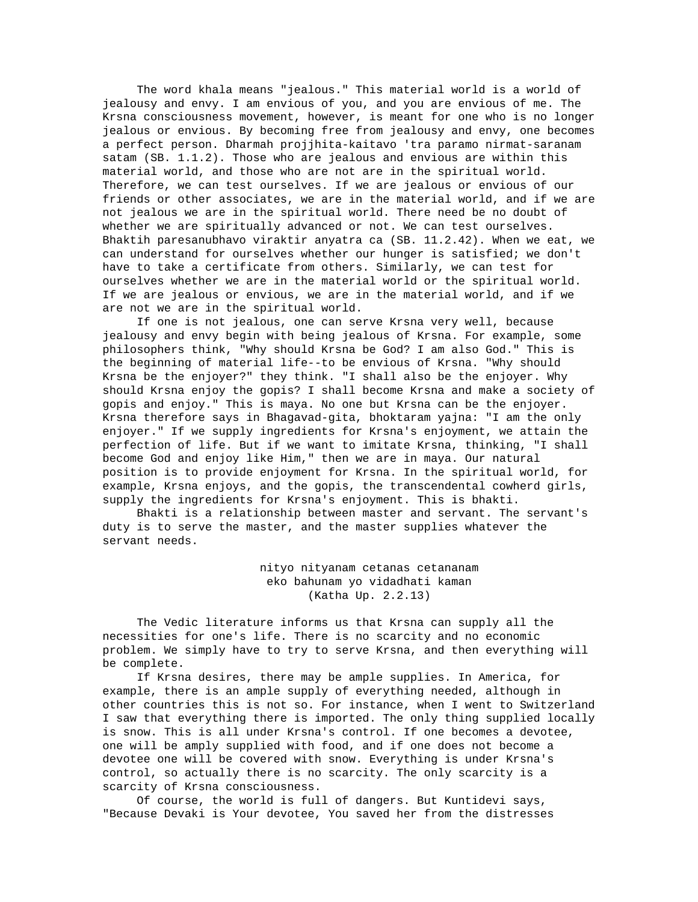The word khala means "jealous." This material world is a world of jealousy and envy. I am envious of you, and you are envious of me. The Krsna consciousness movement, however, is meant for one who is no longer jealous or envious. By becoming free from jealousy and envy, one becomes a perfect person. Dharmah projjhita-kaitavo 'tra paramo nirmat-saranam satam (SB. 1.1.2). Those who are jealous and envious are within this material world, and those who are not are in the spiritual world. Therefore, we can test ourselves. If we are jealous or envious of our friends or other associates, we are in the material world, and if we are not jealous we are in the spiritual world. There need be no doubt of whether we are spiritually advanced or not. We can test ourselves. Bhaktih paresanubhavo viraktir anyatra ca (SB. 11.2.42). When we eat, we can understand for ourselves whether our hunger is satisfied; we don't have to take a certificate from others. Similarly, we can test for ourselves whether we are in the material world or the spiritual world. If we are jealous or envious, we are in the material world, and if we are not we are in the spiritual world.

If one is not jealous, one can serve Krsna very well, because jealousy and envy begin with being jealous of Krsna. For example, some philosophers think, "Why should Krsna be God? I am also God." This is the beginning of material life--to be envious of Krsna. "Why should Krsna be the enjoyer?" they think. "I shall also be the enjoyer. Why should Krsna enjoy the gopis? I shall become Krsna and make a society of gopis and enjoy." This is maya. No one but Krsna can be the enjoyer. Krsna therefore says in Bhagavad-gita, bhoktaram yajna: "I am the only enjoyer." If we supply ingredients for Krsna's enjoyment, we attain the perfection of life. But if we want to imitate Krsna, thinking, "I shall become God and enjoy like Him," then we are in maya. Our natural position is to provide enjoyment for Krsna. In the spiritual world, for example, Krsna enjoys, and the gopis, the transcendental cowherd girls, supply the ingredients for Krsna's enjoyment. This is bhakti.

Bhakti is a relationship between master and servant. The servant's duty is to serve the master, and the master supplies whatever the servant needs.

> nityo nityanam cetanas cetananam
> eko bahunam yo vidadhati kaman
> (Katha Up. 2.2.13)

The Vedic literature informs us that Krsna can supply all the necessities for one's life. There is no scarcity and no economic problem. We simply have to try to serve Krsna, and then everything will be complete.

If Krsna desires, there may be ample supplies. In America, for example, there is an ample supply of everything needed, although in other countries this is not so. For instance, when I went to Switzerland I saw that everything there is imported. The only thing supplied locally is snow. This is all under Krsna's control. If one becomes a devotee, one will be amply supplied with food, and if one does not become a devotee one will be covered with snow. Everything is under Krsna's control, so actually there is no scarcity. The only scarcity is a scarcity of Krsna consciousness.

Of course, the world is full of dangers. But Kuntidevi says, "Because Devaki is Your devotee, You saved her from the distresses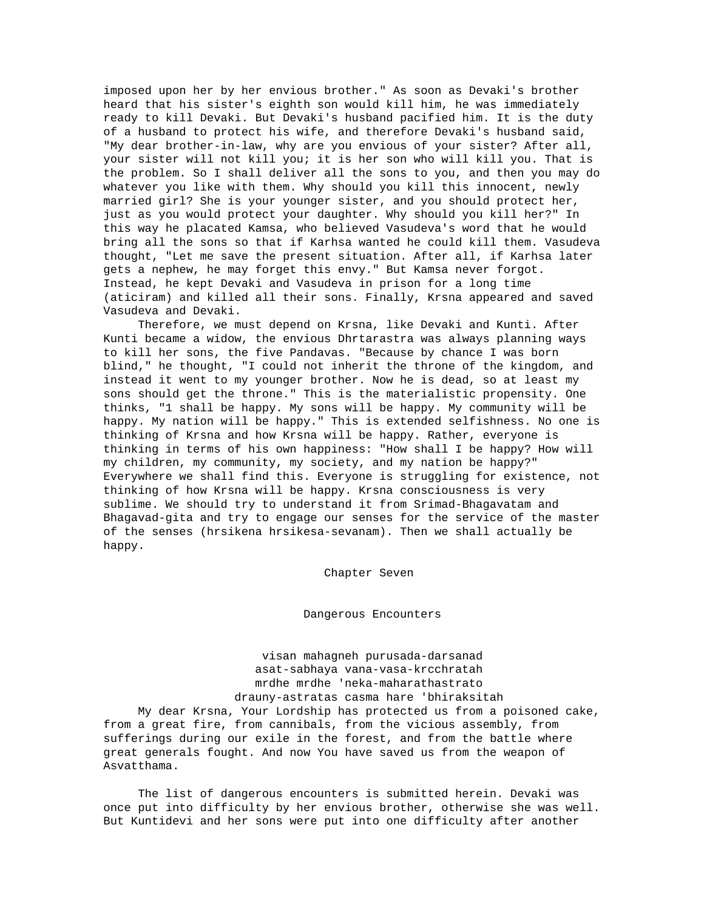imposed upon her by her envious brother." As soon as Devaki's brother heard that his sister's eighth son would kill him, he was immediately ready to kill Devaki. But Devaki's husband pacified him. It is the duty of a husband to protect his wife, and therefore Devaki's husband said, "My dear brother-in-law, why are you envious of your sister? After all, your sister will not kill you; it is her son who will kill you. That is the problem. So I shall deliver all the sons to you, and then you may do whatever you like with them. Why should you kill this innocent, newly married girl? She is your younger sister, and you should protect her, just as you would protect your daughter. Why should you kill her?" In this way he placated Kamsa, who believed Vasudeva's word that he would bring all the sons so that if Karhsa wanted he could kill them. Vasudeva thought, "Let me save the present situation. After all, if Karhsa later gets a nephew, he may forget this envy." But Kamsa never forgot. Instead, he kept Devaki and Vasudeva in prison for a long time (aticiram) and killed all their sons. Finally, Krsna appeared and saved Vasudeva and Devaki.

Therefore, we must depend on Krsna, like Devaki and Kunti. After Kunti became a widow, the envious Dhrtarastra was always planning ways to kill her sons, the five Pandavas. "Because by chance I was born blind," he thought, "I could not inherit the throne of the kingdom, and instead it went to my younger brother. Now he is dead, so at least my sons should get the throne." This is the materialistic propensity. One thinks, "1 shall be happy. My sons will be happy. My community will be happy. My nation will be happy." This is extended selfishness. No one is thinking of Krsna and how Krsna will be happy. Rather, everyone is thinking in terms of his own happiness: "How shall I be happy? How will my children, my community, my society, and my nation be happy?" Everywhere we shall find this. Everyone is struggling for existence, not thinking of how Krsna will be happy. Krsna consciousness is very sublime. We should try to understand it from Srimad-Bhagavatam and Bhagavad-gita and try to engage our senses for the service of the master of the senses (hrsikena hrsikesa-sevanam). Then we shall actually be happy.

# Chapter Seven

## Dangerous Encounters

visan mahagneh purusada-darsanad  
asat-sabhaya vana-vasa-krcchratah  
mrdhe mrdhe 'neka-maharathastrato  
drauny-astratas casma hare 'bhiraksitah

My dear Krsna, Your Lordship has protected us from a poisoned cake, from a great fire, from cannibals, from the vicious assembly, from sufferings during our exile in the forest, and from the battle where great generals fought. And now You have saved us from the weapon of Asvatthama.

The list of dangerous encounters is submitted herein. Devaki was once put into difficulty by her envious brother, otherwise she was well. But Kuntidevi and her sons were put into one difficulty after another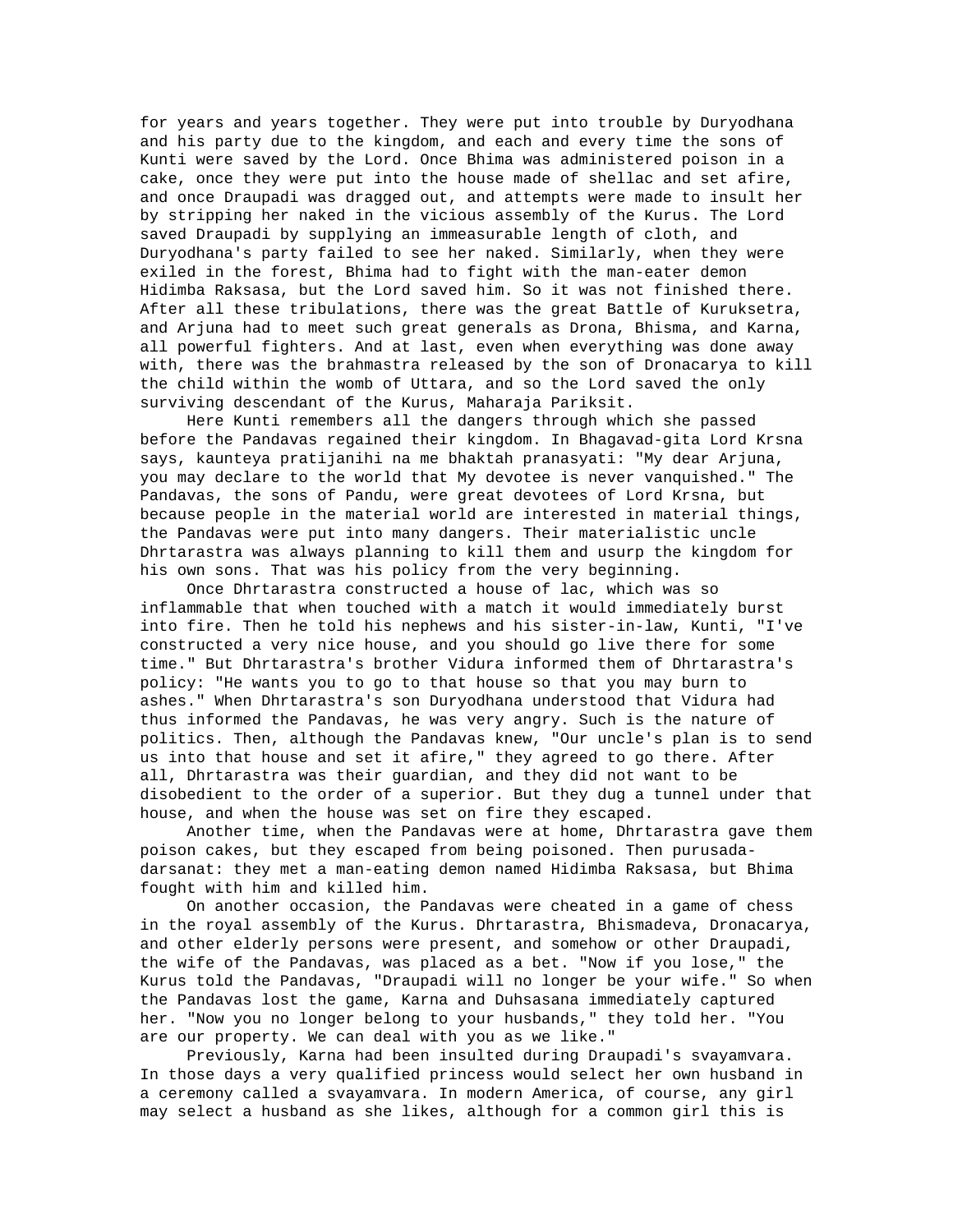for years and years together. They were put into trouble by Duryodhana and his party due to the kingdom, and each and every time the sons of Kunti were saved by the Lord. Once Bhima was administered poison in a cake, once they were put into the house made of shellac and set afire, and once Draupadi was dragged out, and attempts were made to insult her by stripping her naked in the vicious assembly of the Kurus. The Lord saved Draupadi by supplying an immeasurable length of cloth, and Duryodhana's party failed to see her naked. Similarly, when they were exiled in the forest, Bhima had to fight with the man-eater demon Hidimba Raksasa, but the Lord saved him. So it was not finished there. After all these tribulations, there was the great Battle of Kuruksetra, and Arjuna had to meet such great generals as Drona, Bhisma, and Karna, all powerful fighters. And at last, even when everything was done away with, there was the brahmastra released by the son of Dronacarya to kill the child within the womb of Uttara, and so the Lord saved the only surviving descendant of the Kurus, Maharaja Pariksit.

Here Kunti remembers all the dangers through which she passed before the Pandavas regained their kingdom. In Bhagavad-gita Lord Krsna says, kaunteya pratijanihi na me bhaktah pranasyati: "My dear Arjuna, you may declare to the world that My devotee is never vanquished." The Pandavas, the sons of Pandu, were great devotees of Lord Krsna, but because people in the material world are interested in material things, the Pandavas were put into many dangers. Their materialistic uncle Dhrtarastra was always planning to kill them and usurp the kingdom for his own sons. That was his policy from the very beginning.

Once Dhrtarastra constructed a house of lac, which was so inflammable that when touched with a match it would immediately burst into fire. Then he told his nephews and his sister-in-law, Kunti, "I've constructed a very nice house, and you should go live there for some time." But Dhrtarastra's brother Vidura informed them of Dhrtarastra's policy: "He wants you to go to that house so that you may burn to ashes." When Dhrtarastra's son Duryodhana understood that Vidura had thus informed the Pandavas, he was very angry. Such is the nature of politics. Then, although the Pandavas knew, "Our uncle's plan is to send us into that house and set it afire," they agreed to go there. After all, Dhrtarastra was their guardian, and they did not want to be disobedient to the order of a superior. But they dug a tunnel under that house, and when the house was set on fire they escaped.

Another time, when the Pandavas were at home, Dhrtarastra gave them poison cakes, but they escaped from being poisoned. Then purusada-darsanat: they met a man-eating demon named Hidimba Raksasa, but Bhima fought with him and killed him.

On another occasion, the Pandavas were cheated in a game of chess in the royal assembly of the Kurus. Dhrtarastra, Bhismadeva, Dronacarya, and other elderly persons were present, and somehow or other Draupadi, the wife of the Pandavas, was placed as a bet. "Now if you lose," the Kurus told the Pandavas, "Draupadi will no longer be your wife." So when the Pandavas lost the game, Karna and Duhsasana immediately captured her. "Now you no longer belong to your husbands," they told her. "You are our property. We can deal with you as we like."

Previously, Karna had been insulted during Draupadi's svayamvara. In those days a very qualified princess would select her own husband in a ceremony called a svayamvara. In modern America, of course, any girl may select a husband as she likes, although for a common girl this is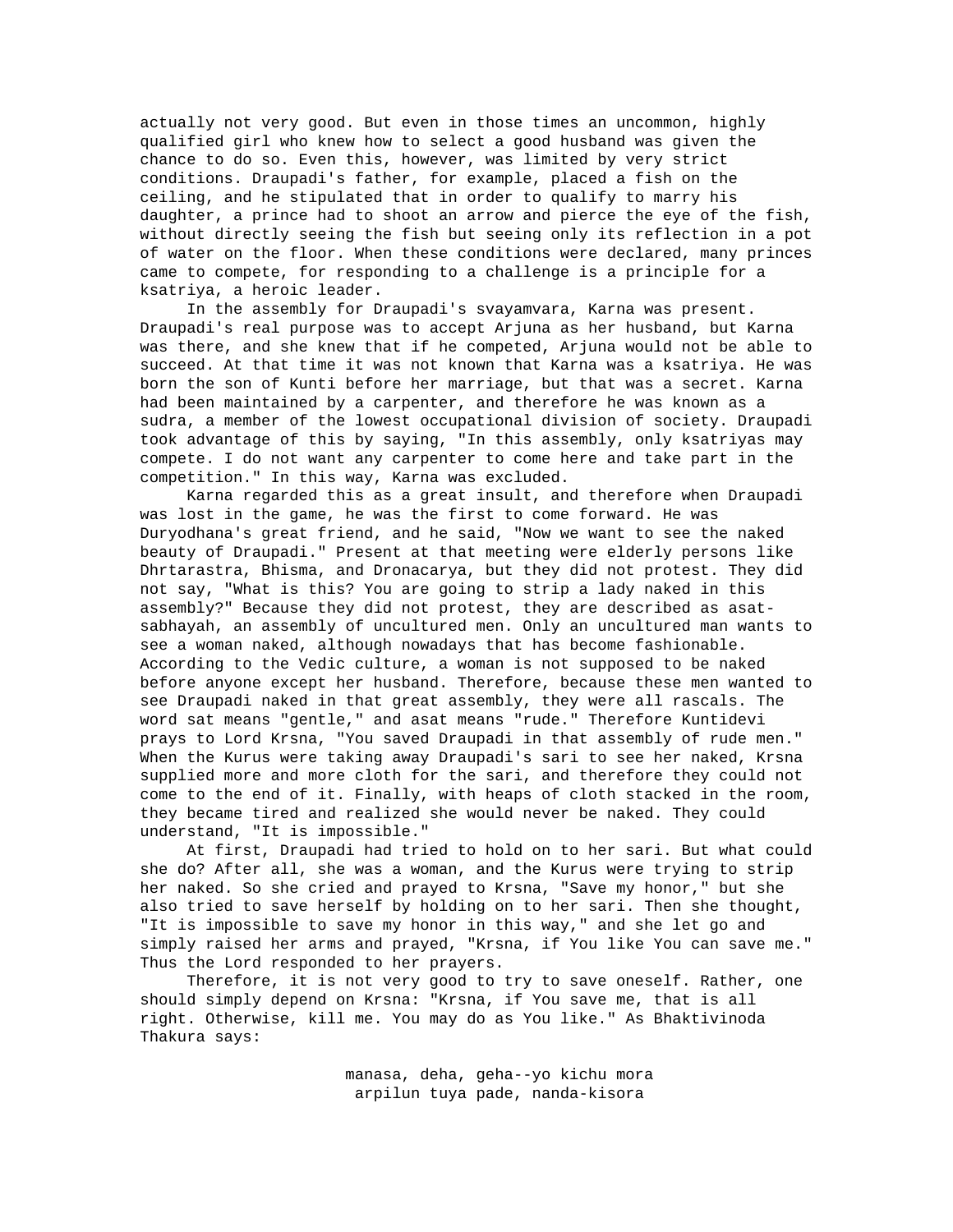actually not very good. But even in those times an uncommon, highly qualified girl who knew how to select a good husband was given the chance to do so. Even this, however, was limited by very strict conditions. Draupadi's father, for example, placed a fish on the ceiling, and he stipulated that in order to qualify to marry his daughter, a prince had to shoot an arrow and pierce the eye of the fish, without directly seeing the fish but seeing only its reflection in a pot of water on the floor. When these conditions were declared, many princes came to compete, for responding to a challenge is a principle for a ksatriya, a heroic leader.

In the assembly for Draupadi's svayamvara, Karna was present. Draupadi's real purpose was to accept Arjuna as her husband, but Karna was there, and she knew that if he competed, Arjuna would not be able to succeed. At that time it was not known that Karna was a ksatriya. He was born the son of Kunti before her marriage, but that was a secret. Karna had been maintained by a carpenter, and therefore he was known as a sudra, a member of the lowest occupational division of society. Draupadi took advantage of this by saying, "In this assembly, only ksatriyas may compete. I do not want any carpenter to come here and take part in the competition." In this way, Karna was excluded.

Karna regarded this as a great insult, and therefore when Draupadi was lost in the game, he was the first to come forward. He was Duryodhana's great friend, and he said, "Now we want to see the naked beauty of Draupadi." Present at that meeting were elderly persons like Dhrtarastra, Bhisma, and Dronacarya, but they did not protest. They did not say, "What is this? You are going to strip a lady naked in this assembly?" Because they did not protest, they are described as asat-sabhayah, an assembly of uncultured men. Only an uncultured man wants to see a woman naked, although nowadays that has become fashionable. According to the Vedic culture, a woman is not supposed to be naked before anyone except her husband. Therefore, because these men wanted to see Draupadi naked in that great assembly, they were all rascals. The word sat means "gentle," and asat means "rude." Therefore Kuntidevi prays to Lord Krsna, "You saved Draupadi in that assembly of rude men." When the Kurus were taking away Draupadi's sari to see her naked, Krsna supplied more and more cloth for the sari, and therefore they could not come to the end of it. Finally, with heaps of cloth stacked in the room, they became tired and realized she would never be naked. They could understand, "It is impossible."

At first, Draupadi had tried to hold on to her sari. But what could she do? After all, she was a woman, and the Kurus were trying to strip her naked. So she cried and prayed to Krsna, "Save my honor," but she also tried to save herself by holding on to her sari. Then she thought, "It is impossible to save my honor in this way," and she let go and simply raised her arms and prayed, "Krsna, if You like You can save me." Thus the Lord responded to her prayers.

Therefore, it is not very good to try to save oneself. Rather, one should simply depend on Krsna: "Krsna, if You save me, that is all right. Otherwise, kill me. You may do as You like." As Bhaktivinoda Thakura says:

manasa, deha, geha--yo kichu mora
arpilun tuya pade, nanda-kisora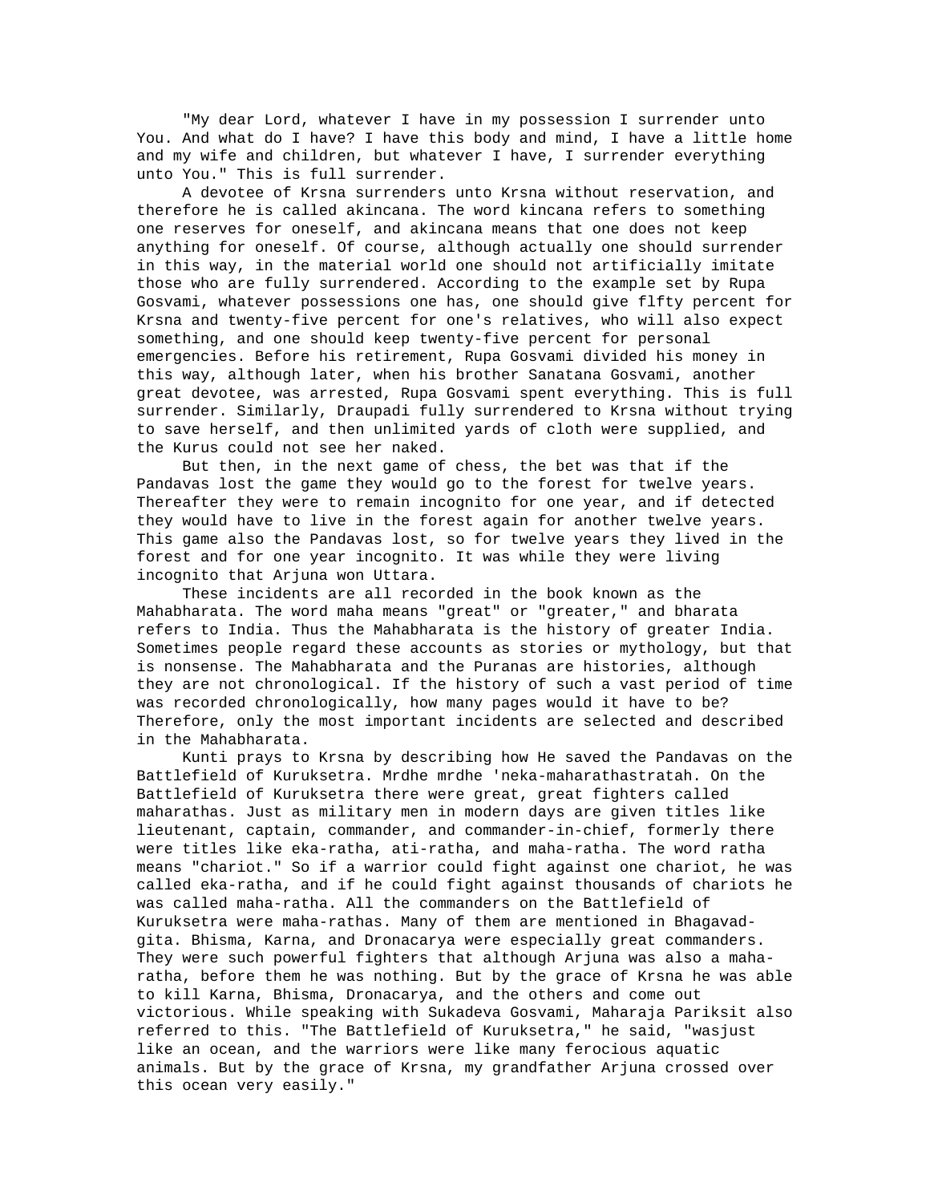"My dear Lord, whatever I have in my possession I surrender unto You. And what do I have? I have this body and mind, I have a little home and my wife and children, but whatever I have, I surrender everything unto You." This is full surrender.

A devotee of Krsna surrenders unto Krsna without reservation, and therefore he is called akincana. The word kincana refers to something one reserves for oneself, and akincana means that one does not keep anything for oneself. Of course, although actually one should surrender in this way, in the material world one should not artificially imitate those who are fully surrendered. According to the example set by Rupa Gosvami, whatever possessions one has, one should give flfty percent for Krsna and twenty-five percent for one's relatives, who will also expect something, and one should keep twenty-five percent for personal emergencies. Before his retirement, Rupa Gosvami divided his money in this way, although later, when his brother Sanatana Gosvami, another great devotee, was arrested, Rupa Gosvami spent everything. This is full surrender. Similarly, Draupadi fully surrendered to Krsna without trying to save herself, and then unlimited yards of cloth were supplied, and the Kurus could not see her naked.

But then, in the next game of chess, the bet was that if the Pandavas lost the game they would go to the forest for twelve years. Thereafter they were to remain incognito for one year, and if detected they would have to live in the forest again for another twelve years. This game also the Pandavas lost, so for twelve years they lived in the forest and for one year incognito. It was while they were living incognito that Arjuna won Uttara.

These incidents are all recorded in the book known as the Mahabharata. The word maha means "great" or "greater," and bharata refers to India. Thus the Mahabharata is the history of greater India. Sometimes people regard these accounts as stories or mythology, but that is nonsense. The Mahabharata and the Puranas are histories, although they are not chronological. If the history of such a vast period of time was recorded chronologically, how many pages would it have to be? Therefore, only the most important incidents are selected and described in the Mahabharata.

Kunti prays to Krsna by describing how He saved the Pandavas on the Battlefield of Kuruksetra. Mrdhe mrdhe 'neka-maharathastratah. On the Battlefield of Kuruksetra there were great, great fighters called maharathas. Just as military men in modern days are given titles like lieutenant, captain, commander, and commander-in-chief, formerly there were titles like eka-ratha, ati-ratha, and maha-ratha. The word ratha means "chariot." So if a warrior could fight against one chariot, he was called eka-ratha, and if he could fight against thousands of chariots he was called maha-ratha. All the commanders on the Battlefield of Kuruksetra were maha-rathas. Many of them are mentioned in Bhagavad-gita. Bhisma, Karna, and Dronacarya were especially great commanders. They were such powerful fighters that although Arjuna was also a maha-ratha, before them he was nothing. But by the grace of Krsna he was able to kill Karna, Bhisma, Dronacarya, and the others and come out victorious. While speaking with Sukadeva Gosvami, Maharaja Pariksit also referred to this. "The Battlefield of Kuruksetra," he said, "wasjust like an ocean, and the warriors were like many ferocious aquatic animals. But by the grace of Krsna, my grandfather Arjuna crossed over this ocean very easily."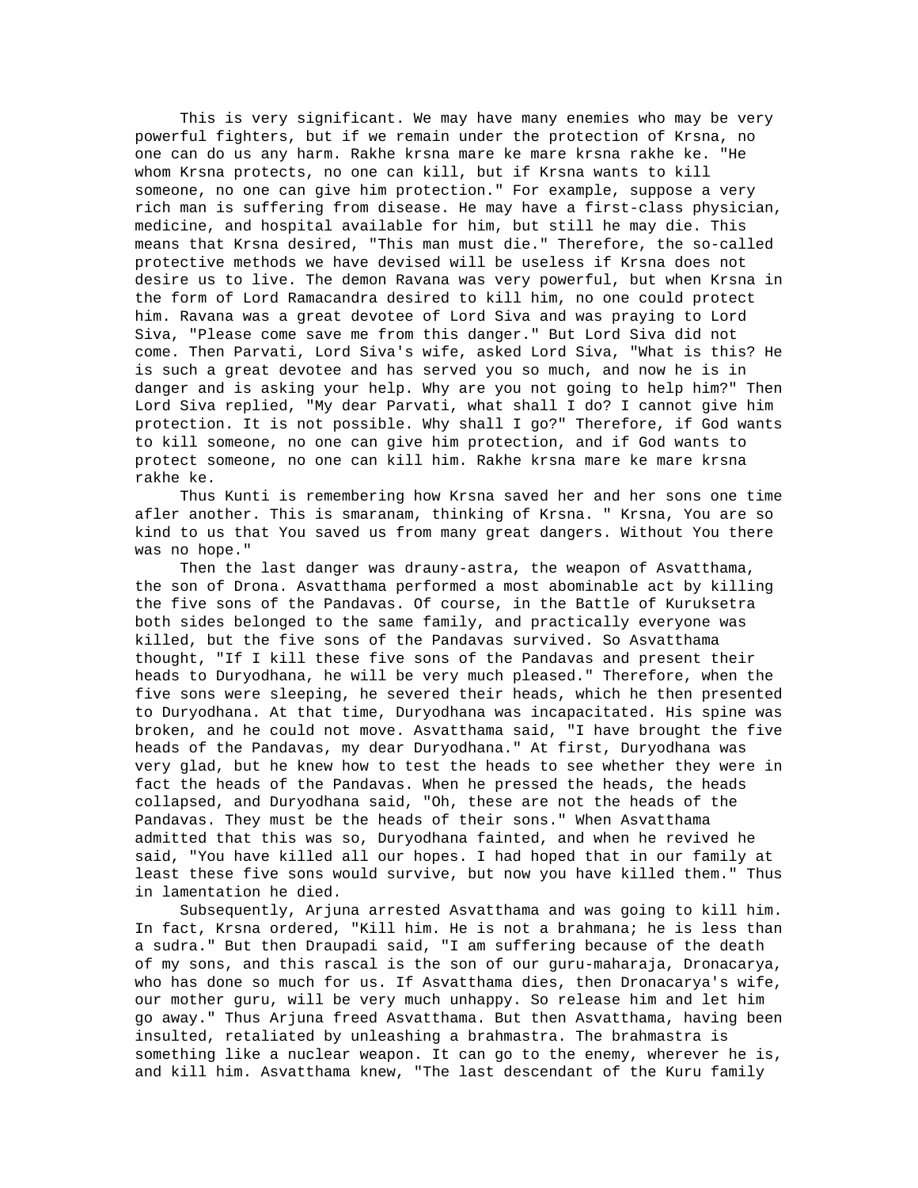This is very significant. We may have many enemies who may be very powerful fighters, but if we remain under the protection of Krsna, no one can do us any harm. Rakhe krsna mare ke mare krsna rakhe ke. "He whom Krsna protects, no one can kill, but if Krsna wants to kill someone, no one can give him protection." For example, suppose a very rich man is suffering from disease. He may have a first-class physician, medicine, and hospital available for him, but still he may die. This means that Krsna desired, "This man must die." Therefore, the so-called protective methods we have devised will be useless if Krsna does not desire us to live. The demon Ravana was very powerful, but when Krsna in the form of Lord Ramacandra desired to kill him, no one could protect him. Ravana was a great devotee of Lord Siva and was praying to Lord Siva, "Please come save me from this danger." But Lord Siva did not come. Then Parvati, Lord Siva's wife, asked Lord Siva, "What is this? He is such a great devotee and has served you so much, and now he is in danger and is asking your help. Why are you not going to help him?" Then Lord Siva replied, "My dear Parvati, what shall I do? I cannot give him protection. It is not possible. Why shall I go?" Therefore, if God wants to kill someone, no one can give him protection, and if God wants to protect someone, no one can kill him. Rakhe krsna mare ke mare krsna rakhe ke.

Thus Kunti is remembering how Krsna saved her and her sons one time afler another. This is smaranam, thinking of Krsna. " Krsna, You are so kind to us that You saved us from many great dangers. Without You there was no hope."

Then the last danger was drauny-astra, the weapon of Asvatthama, the son of Drona. Asvatthama performed a most abominable act by killing the five sons of the Pandavas. Of course, in the Battle of Kuruksetra both sides belonged to the same family, and practically everyone was killed, but the five sons of the Pandavas survived. So Asvatthama thought, "If I kill these five sons of the Pandavas and present their heads to Duryodhana, he will be very much pleased." Therefore, when the five sons were sleeping, he severed their heads, which he then presented to Duryodhana. At that time, Duryodhana was incapacitated. His spine was broken, and he could not move. Asvatthama said, "I have brought the five heads of the Pandavas, my dear Duryodhana." At first, Duryodhana was very glad, but he knew how to test the heads to see whether they were in fact the heads of the Pandavas. When he pressed the heads, the heads collapsed, and Duryodhana said, "Oh, these are not the heads of the Pandavas. They must be the heads of their sons." When Asvatthama admitted that this was so, Duryodhana fainted, and when he revived he said, "You have killed all our hopes. I had hoped that in our family at least these five sons would survive, but now you have killed them." Thus in lamentation he died.

Subsequently, Arjuna arrested Asvatthama and was going to kill him. In fact, Krsna ordered, "Kill him. He is not a brahmana; he is less than a sudra." But then Draupadi said, "I am suffering because of the death of my sons, and this rascal is the son of our guru-maharaja, Dronacarya, who has done so much for us. If Asvatthama dies, then Dronacarya's wife, our mother guru, will be very much unhappy. So release him and let him go away." Thus Arjuna freed Asvatthama. But then Asvatthama, having been insulted, retaliated by unleashing a brahmastra. The brahmastra is something like a nuclear weapon. It can go to the enemy, wherever he is, and kill him. Asvatthama knew, "The last descendant of the Kuru family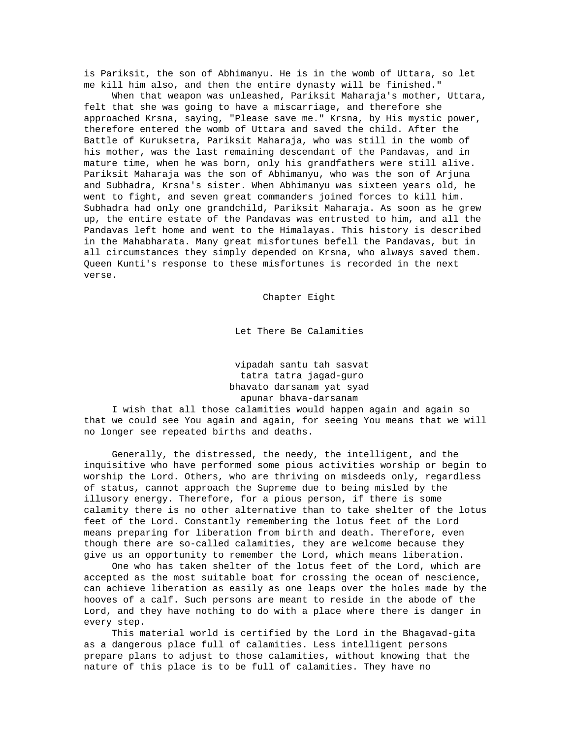is Pariksit, the son of Abhimanyu. He is in the womb of Uttara, so let me kill him also, and then the entire dynasty will be finished."

When that weapon was unleashed, Pariksit Maharaja's mother, Uttara, felt that she was going to have a miscarriage, and therefore she approached Krsna, saying, "Please save me." Krsna, by His mystic power, therefore entered the womb of Uttara and saved the child. After the Battle of Kuruksetra, Pariksit Maharaja, who was still in the womb of his mother, was the last remaining descendant of the Pandavas, and in mature time, when he was born, only his grandfathers were still alive. Pariksit Maharaja was the son of Abhimanyu, who was the son of Arjuna and Subhadra, Krsna's sister. When Abhimanyu was sixteen years old, he went to fight, and seven great commanders joined forces to kill him. Subhadra had only one grandchild, Pariksit Maharaja. As soon as he grew up, the entire estate of the Pandavas was entrusted to him, and all the Pandavas left home and went to the Himalayas. This history is described in the Mahabharata. Many great misfortunes befell the Pandavas, but in all circumstances they simply depended on Krsna, who always saved them. Queen Kunti's response to these misfortunes is recorded in the next verse.

# Chapter Eight

## Let There Be Calamities

vipadah santu tah sasvat
tatra tatra jagad-guro
bhavato darsanam yat syad
apunar bhava-darsanam

I wish that all those calamities would happen again and again so that we could see You again and again, for seeing You means that we will no longer see repeated births and deaths.

Generally, the distressed, the needy, the intelligent, and the inquisitive who have performed some pious activities worship or begin to worship the Lord. Others, who are thriving on misdeeds only, regardless of status, cannot approach the Supreme due to being misled by the illusory energy. Therefore, for a pious person, if there is some calamity there is no other alternative than to take shelter of the lotus feet of the Lord. Constantly remembering the lotus feet of the Lord means preparing for liberation from birth and death. Therefore, even though there are so-called calamities, they are welcome because they give us an opportunity to remember the Lord, which means liberation.

One who has taken shelter of the lotus feet of the Lord, which are accepted as the most suitable boat for crossing the ocean of nescience, can achieve liberation as easily as one leaps over the holes made by the hooves of a calf. Such persons are meant to reside in the abode of the Lord, and they have nothing to do with a place where there is danger in every step.

This material world is certified by the Lord in the Bhagavad-gita as a dangerous place full of calamities. Less intelligent persons prepare plans to adjust to those calamities, without knowing that the nature of this place is to be full of calamities. They have no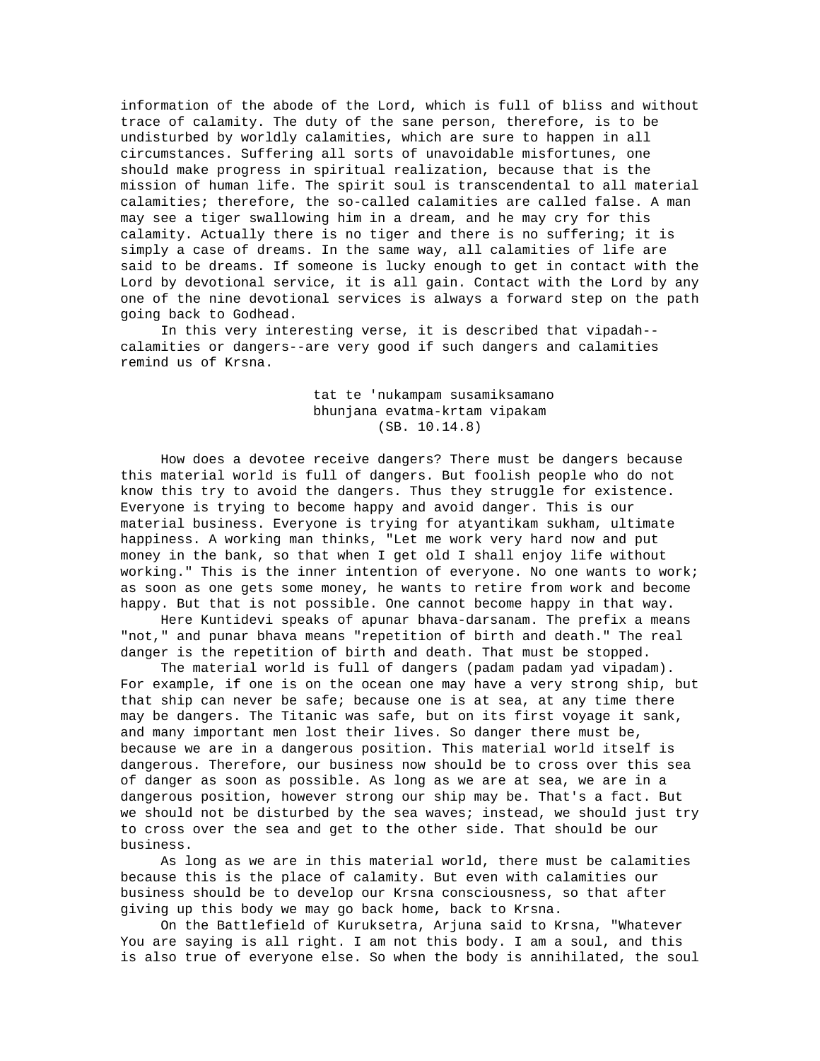information of the abode of the Lord, which is full of bliss and without trace of calamity. The duty of the sane person, therefore, is to be undisturbed by worldly calamities, which are sure to happen in all circumstances. Suffering all sorts of unavoidable misfortunes, one should make progress in spiritual realization, because that is the mission of human life. The spirit soul is transcendental to all material calamities; therefore, the so-called calamities are called false. A man may see a tiger swallowing him in a dream, and he may cry for this calamity. Actually there is no tiger and there is no suffering; it is simply a case of dreams. In the same way, all calamities of life are said to be dreams. If someone is lucky enough to get in contact with the Lord by devotional service, it is all gain. Contact with the Lord by any one of the nine devotional services is always a forward step on the path going back to Godhead.

In this very interesting verse, it is described that vipadah--calamities or dangers--are very good if such dangers and calamities remind us of Krsna.

> tat te 'nukampam susamiksamano
> bhunjana evatma-krtam vipakam
> (SB. 10.14.8)

How does a devotee receive dangers? There must be dangers because this material world is full of dangers. But foolish people who do not know this try to avoid the dangers. Thus they struggle for existence. Everyone is trying to become happy and avoid danger. This is our material business. Everyone is trying for atyantikam sukham, ultimate happiness. A working man thinks, "Let me work very hard now and put money in the bank, so that when I get old I shall enjoy life without working." This is the inner intention of everyone. No one wants to work; as soon as one gets some money, he wants to retire from work and become happy. But that is not possible. One cannot become happy in that way.

Here Kuntidevi speaks of apunar bhava-darsanam. The prefix a means "not," and punar bhava means "repetition of birth and death." The real danger is the repetition of birth and death. That must be stopped.

The material world is full of dangers (padam padam yad vipadam). For example, if one is on the ocean one may have a very strong ship, but that ship can never be safe; because one is at sea, at any time there may be dangers. The Titanic was safe, but on its first voyage it sank, and many important men lost their lives. So danger there must be, because we are in a dangerous position. This material world itself is dangerous. Therefore, our business now should be to cross over this sea of danger as soon as possible. As long as we are at sea, we are in a dangerous position, however strong our ship may be. That's a fact. But we should not be disturbed by the sea waves; instead, we should just try to cross over the sea and get to the other side. That should be our business.

As long as we are in this material world, there must be calamities because this is the place of calamity. But even with calamities our business should be to develop our Krsna consciousness, so that after giving up this body we may go back home, back to Krsna.

On the Battlefield of Kuruksetra, Arjuna said to Krsna, "Whatever You are saying is all right. I am not this body. I am a soul, and this is also true of everyone else. So when the body is annihilated, the soul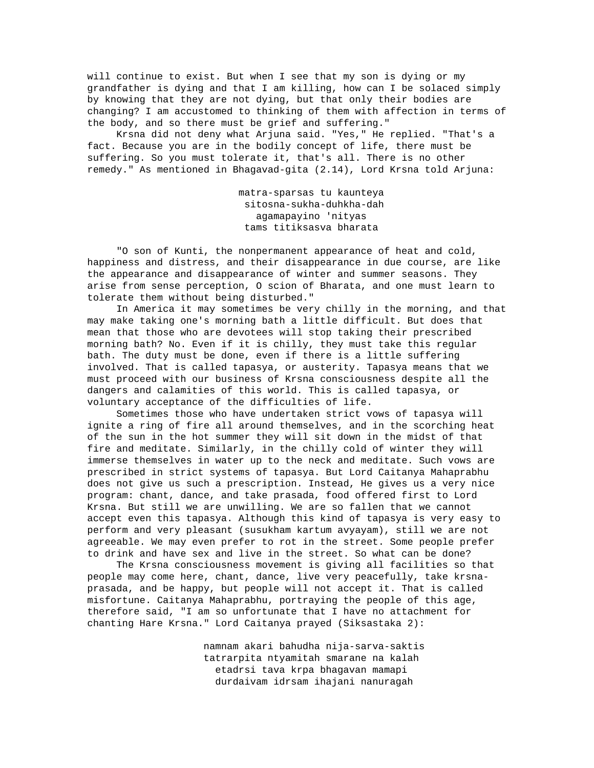will continue to exist. But when I see that my son is dying or my grandfather is dying and that I am killing, how can I be solaced simply by knowing that they are not dying, but that only their bodies are changing? I am accustomed to thinking of them with affection in terms of the body, and so there must be grief and suffering."

Krsna did not deny what Arjuna said. "Yes," He replied. "That's a fact. Because you are in the bodily concept of life, there must be suffering. So you must tolerate it, that's all. There is no other remedy." As mentioned in Bhagavad-gita (2.14), Lord Krsna told Arjuna:

matra-sparsas tu kaunteya
sitosna-sukha-duhkha-dah
agamapayino 'nityas
tams titiksasva bharata

"O son of Kunti, the nonpermanent appearance of heat and cold, happiness and distress, and their disappearance in due course, are like the appearance and disappearance of winter and summer seasons. They arise from sense perception, O scion of Bharata, and one must learn to tolerate them without being disturbed."

In America it may sometimes be very chilly in the morning, and that may make taking one's morning bath a little difficult. But does that mean that those who are devotees will stop taking their prescribed morning bath? No. Even if it is chilly, they must take this regular bath. The duty must be done, even if there is a little suffering involved. That is called tapasya, or austerity. Tapasya means that we must proceed with our business of Krsna consciousness despite all the dangers and calamities of this world. This is called tapasya, or voluntary acceptance of the difficulties of life.

Sometimes those who have undertaken strict vows of tapasya will ignite a ring of fire all around themselves, and in the scorching heat of the sun in the hot summer they will sit down in the midst of that fire and meditate. Similarly, in the chilly cold of winter they will immerse themselves in water up to the neck and meditate. Such vows are prescribed in strict systems of tapasya. But Lord Caitanya Mahaprabhu does not give us such a prescription. Instead, He gives us a very nice program: chant, dance, and take prasada, food offered first to Lord Krsna. But still we are unwilling. We are so fallen that we cannot accept even this tapasya. Although this kind of tapasya is very easy to perform and very pleasant (susukham kartum avyayam), still we are not agreeable. We may even prefer to rot in the street. Some people prefer to drink and have sex and live in the street. So what can be done?

The Krsna consciousness movement is giving all facilities so that people may come here, chant, dance, live very peacefully, take krsna-prasada, and be happy, but people will not accept it. That is called misfortune. Caitanya Mahaprabhu, portraying the people of this age, therefore said, "I am so unfortunate that I have no attachment for chanting Hare Krsna." Lord Caitanya prayed (Siksastaka 2):

namnam akari bahudha nija-sarva-saktis
tatrarpita ntyamitah smarane na kalah
etadrsi tava krpa bhagavan mamapi
durdaivam idrsam ihajani nanuragah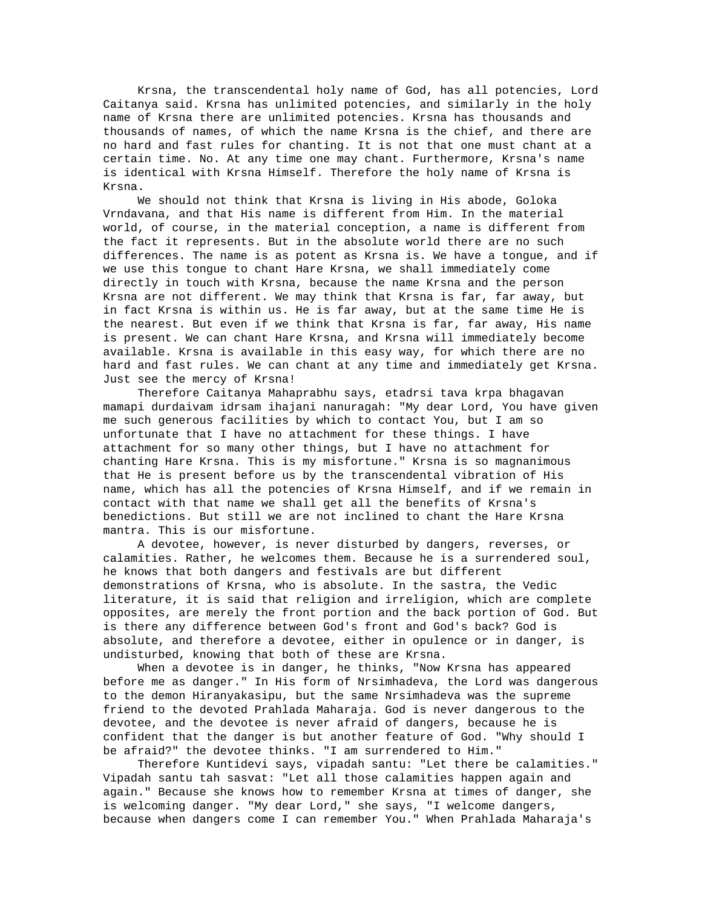Krsna, the transcendental holy name of God, has all potencies, Lord Caitanya said. Krsna has unlimited potencies, and similarly in the holy name of Krsna there are unlimited potencies. Krsna has thousands and thousands of names, of which the name Krsna is the chief, and there are no hard and fast rules for chanting. It is not that one must chant at a certain time. No. At any time one may chant. Furthermore, Krsna's name is identical with Krsna Himself. Therefore the holy name of Krsna is Krsna.

We should not think that Krsna is living in His abode, Goloka Vrndavana, and that His name is different from Him. In the material world, of course, in the material conception, a name is different from the fact it represents. But in the absolute world there are no such differences. The name is as potent as Krsna is. We have a tongue, and if we use this tongue to chant Hare Krsna, we shall immediately come directly in touch with Krsna, because the name Krsna and the person Krsna are not different. We may think that Krsna is far, far away, but in fact Krsna is within us. He is far away, but at the same time He is the nearest. But even if we think that Krsna is far, far away, His name is present. We can chant Hare Krsna, and Krsna will immediately become available. Krsna is available in this easy way, for which there are no hard and fast rules. We can chant at any time and immediately get Krsna. Just see the mercy of Krsna!

Therefore Caitanya Mahaprabhu says, etadrsi tava krpa bhagavan mamapi durdaivam idrsam ihajani nanuragah: "My dear Lord, You have given me such generous facilities by which to contact You, but I am so unfortunate that I have no attachment for these things. I have attachment for so many other things, but I have no attachment for chanting Hare Krsna. This is my misfortune." Krsna is so magnanimous that He is present before us by the transcendental vibration of His name, which has all the potencies of Krsna Himself, and if we remain in contact with that name we shall get all the benefits of Krsna's benedictions. But still we are not inclined to chant the Hare Krsna mantra. This is our misfortune.

A devotee, however, is never disturbed by dangers, reverses, or calamities. Rather, he welcomes them. Because he is a surrendered soul, he knows that both dangers and festivals are but different demonstrations of Krsna, who is absolute. In the sastra, the Vedic literature, it is said that religion and irreligion, which are complete opposites, are merely the front portion and the back portion of God. But is there any difference between God's front and God's back? God is absolute, and therefore a devotee, either in opulence or in danger, is undisturbed, knowing that both of these are Krsna.

When a devotee is in danger, he thinks, "Now Krsna has appeared before me as danger." In His form of Nrsimhadeva, the Lord was dangerous to the demon Hiranyakasipu, but the same Nrsimhadeva was the supreme friend to the devoted Prahlada Maharaja. God is never dangerous to the devotee, and the devotee is never afraid of dangers, because he is confident that the danger is but another feature of God. "Why should I be afraid?" the devotee thinks. "I am surrendered to Him."

Therefore Kuntidevi says, vipadah santu: "Let there be calamities." Vipadah santu tah sasvat: "Let all those calamities happen again and again." Because she knows how to remember Krsna at times of danger, she is welcoming danger. "My dear Lord," she says, "I welcome dangers, because when dangers come I can remember You." When Prahlada Maharaja's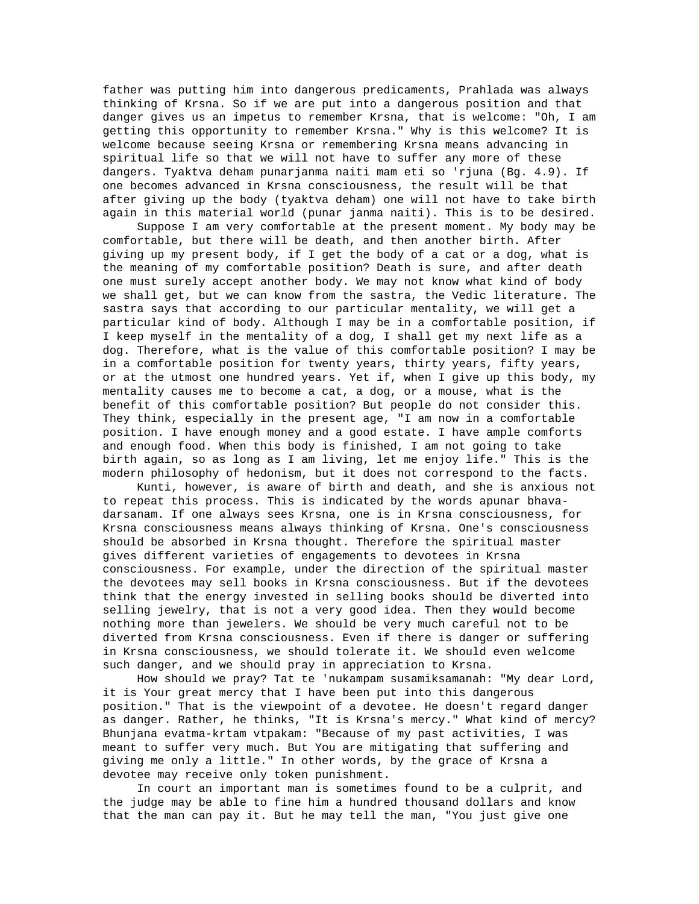father was putting him into dangerous predicaments, Prahlada was always thinking of Krsna. So if we are put into a dangerous position and that danger gives us an impetus to remember Krsna, that is welcome: "Oh, I am getting this opportunity to remember Krsna." Why is this welcome? It is welcome because seeing Krsna or remembering Krsna means advancing in spiritual life so that we will not have to suffer any more of these dangers. Tyaktva deham punarjanma naiti mam eti so 'rjuna (Bg. 4.9). If one becomes advanced in Krsna consciousness, the result will be that after giving up the body (tyaktva deham) one will not have to take birth again in this material world (punar janma naiti). This is to be desired.

Suppose I am very comfortable at the present moment. My body may be comfortable, but there will be death, and then another birth. After giving up my present body, if I get the body of a cat or a dog, what is the meaning of my comfortable position? Death is sure, and after death one must surely accept another body. We may not know what kind of body we shall get, but we can know from the sastra, the Vedic literature. The sastra says that according to our particular mentality, we will get a particular kind of body. Although I may be in a comfortable position, if I keep myself in the mentality of a dog, I shall get my next life as a dog. Therefore, what is the value of this comfortable position? I may be in a comfortable position for twenty years, thirty years, fifty years, or at the utmost one hundred years. Yet if, when I give up this body, my mentality causes me to become a cat, a dog, or a mouse, what is the benefit of this comfortable position? But people do not consider this. They think, especially in the present age, "I am now in a comfortable position. I have enough money and a good estate. I have ample comforts and enough food. When this body is finished, I am not going to take birth again, so as long as I am living, let me enjoy life." This is the modern philosophy of hedonism, but it does not correspond to the facts.

Kunti, however, is aware of birth and death, and she is anxious not to repeat this process. This is indicated by the words apunar bhava-darsanam. If one always sees Krsna, one is in Krsna consciousness, for Krsna consciousness means always thinking of Krsna. One's consciousness should be absorbed in Krsna thought. Therefore the spiritual master gives different varieties of engagements to devotees in Krsna consciousness. For example, under the direction of the spiritual master the devotees may sell books in Krsna consciousness. But if the devotees think that the energy invested in selling books should be diverted into selling jewelry, that is not a very good idea. Then they would become nothing more than jewelers. We should be very much careful not to be diverted from Krsna consciousness. Even if there is danger or suffering in Krsna consciousness, we should tolerate it. We should even welcome such danger, and we should pray in appreciation to Krsna.

How should we pray? Tat te 'nukampam susamiksamanah: "My dear Lord, it is Your great mercy that I have been put into this dangerous position." That is the viewpoint of a devotee. He doesn't regard danger as danger. Rather, he thinks, "It is Krsna's mercy." What kind of mercy? Bhunjana evatma-krtam vtpakam: "Because of my past activities, I was meant to suffer very much. But You are mitigating that suffering and giving me only a little." In other words, by the grace of Krsna a devotee may receive only token punishment.

In court an important man is sometimes found to be a culprit, and the judge may be able to fine him a hundred thousand dollars and know that the man can pay it. But he may tell the man, "You just give one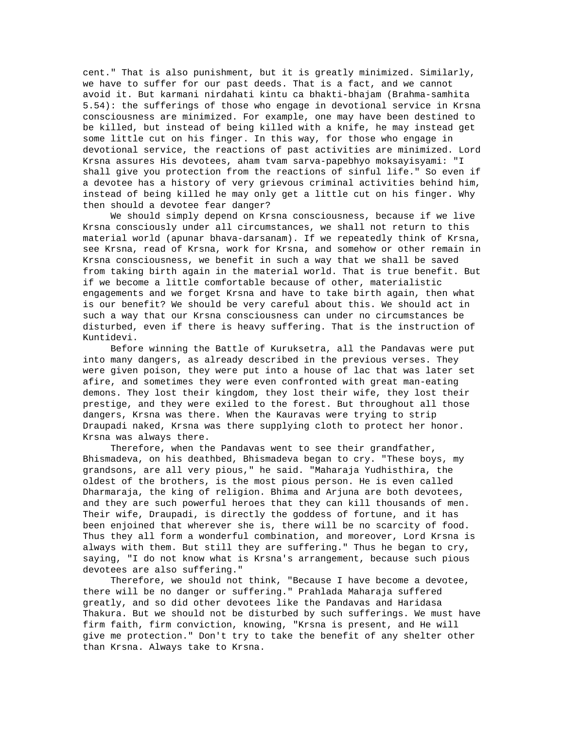cent." That is also punishment, but it is greatly minimized. Similarly, we have to suffer for our past deeds. That is a fact, and we cannot avoid it. But karmani nirdahati kintu ca bhakti-bhajam (Brahma-samhita 5.54): the sufferings of those who engage in devotional service in Krsna consciousness are minimized. For example, one may have been destined to be killed, but instead of being killed with a knife, he may instead get some little cut on his finger. In this way, for those who engage in devotional service, the reactions of past activities are minimized. Lord Krsna assures His devotees, aham tvam sarva-papebhyo moksayisyami: "I shall give you protection from the reactions of sinful life." So even if a devotee has a history of very grievous criminal activities behind him, instead of being killed he may only get a little cut on his finger. Why then should a devotee fear danger?

We should simply depend on Krsna consciousness, because if we live Krsna consciously under all circumstances, we shall not return to this material world (apunar bhava-darsanam). If we repeatedly think of Krsna, see Krsna, read of Krsna, work for Krsna, and somehow or other remain in Krsna consciousness, we benefit in such a way that we shall be saved from taking birth again in the material world. That is true benefit. But if we become a little comfortable because of other, materialistic engagements and we forget Krsna and have to take birth again, then what is our benefit? We should be very careful about this. We should act in such a way that our Krsna consciousness can under no circumstances be disturbed, even if there is heavy suffering. That is the instruction of Kuntidevi.

Before winning the Battle of Kuruksetra, all the Pandavas were put into many dangers, as already described in the previous verses. They were given poison, they were put into a house of lac that was later set afire, and sometimes they were even confronted with great man-eating demons. They lost their kingdom, they lost their wife, they lost their prestige, and they were exiled to the forest. But throughout all those dangers, Krsna was there. When the Kauravas were trying to strip Draupadi naked, Krsna was there supplying cloth to protect her honor. Krsna was always there.

Therefore, when the Pandavas went to see their grandfather, Bhismadeva, on his deathbed, Bhismadeva began to cry. "These boys, my grandsons, are all very pious," he said. "Maharaja Yudhisthira, the oldest of the brothers, is the most pious person. He is even called Dharmaraja, the king of religion. Bhima and Arjuna are both devotees, and they are such powerful heroes that they can kill thousands of men. Their wife, Draupadi, is directly the goddess of fortune, and it has been enjoined that wherever she is, there will be no scarcity of food. Thus they all form a wonderful combination, and moreover, Lord Krsna is always with them. But still they are suffering." Thus he began to cry, saying, "I do not know what is Krsna's arrangement, because such pious devotees are also suffering."

Therefore, we should not think, "Because I have become a devotee, there will be no danger or suffering." Prahlada Maharaja suffered greatly, and so did other devotees like the Pandavas and Haridasa Thakura. But we should not be disturbed by such sufferings. We must have firm faith, firm conviction, knowing, "Krsna is present, and He will give me protection." Don't try to take the benefit of any shelter other than Krsna. Always take to Krsna.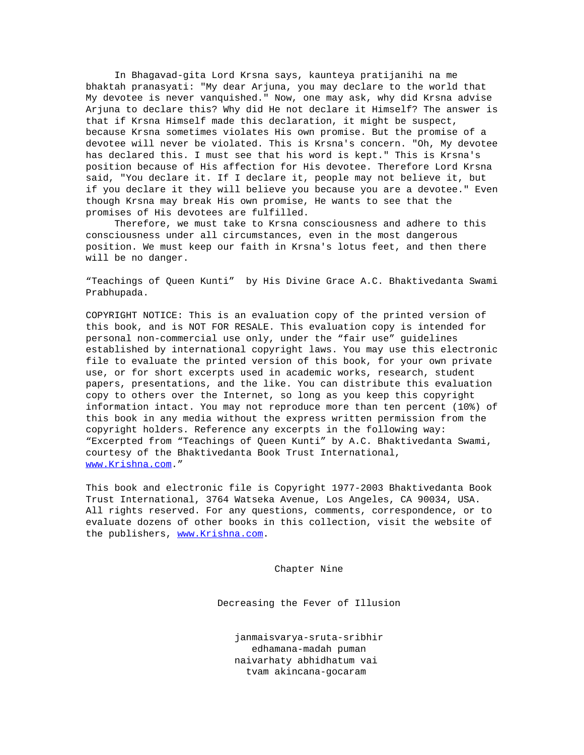In Bhagavad-gita Lord Krsna says, kaunteya pratijanihi na me bhaktah pranasyati: "My dear Arjuna, you may declare to the world that My devotee is never vanquished." Now, one may ask, why did Krsna advise Arjuna to declare this? Why did He not declare it Himself? The answer is that if Krsna Himself made this declaration, it might be suspect, because Krsna sometimes violates His own promise. But the promise of a devotee will never be violated. This is Krsna's concern. "Oh, My devotee has declared this. I must see that his word is kept." This is Krsna's position because of His affection for His devotee. Therefore Lord Krsna said, "You declare it. If I declare it, people may not believe it, but if you declare it they will believe you because you are a devotee." Even though Krsna may break His own promise, He wants to see that the promises of His devotees are fulfilled.

Therefore, we must take to Krsna consciousness and adhere to this consciousness under all circumstances, even in the most dangerous position. We must keep our faith in Krsna's lotus feet, and then there will be no danger.

"Teachings of Queen Kunti" by His Divine Grace A.C. Bhaktivedanta Swami Prabhupada.

COPYRIGHT NOTICE: This is an evaluation copy of the printed version of this book, and is NOT FOR RESALE. This evaluation copy is intended for personal non-commercial use only, under the "fair use" guidelines established by international copyright laws. You may use this electronic file to evaluate the printed version of this book, for your own private use, or for short excerpts used in academic works, research, student papers, presentations, and the like. You can distribute this evaluation copy to others over the Internet, so long as you keep this copyright information intact. You may not reproduce more than ten percent (10%) of this book in any media without the express written permission from the copyright holders. Reference any excerpts in the following way: "Excerpted from "Teachings of Queen Kunti" by A.C. Bhaktivedanta Swami, courtesy of the Bhaktivedanta Book Trust International, www.Krishna.com."

This book and electronic file is Copyright 1977-2003 Bhaktivedanta Book Trust International, 3764 Watseka Avenue, Los Angeles, CA 90034, USA. All rights reserved. For any questions, comments, correspondence, or to evaluate dozens of other books in this collection, visit the website of the publishers, www.Krishna.com.

## Chapter Nine

## Decreasing the Fever of Illusion

janmaisvarya-sruta-sribhir
edhamana-madah puman
naivarhaty abhidhatum vai
tvam akincana-gocaram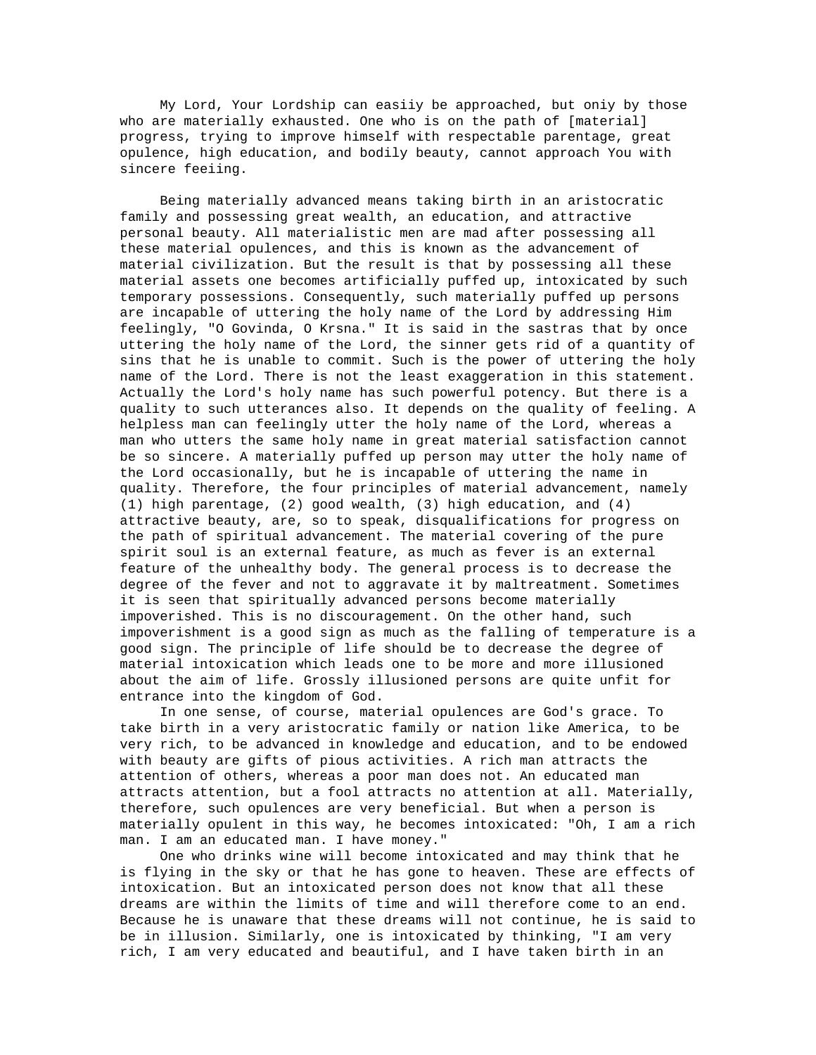My Lord, Your Lordship can easiiy be approached, but oniy by those who are materially exhausted. One who is on the path of [material] progress, trying to improve himself with respectable parentage, great opulence, high education, and bodily beauty, cannot approach You with sincere feeiing.

Being materially advanced means taking birth in an aristocratic family and possessing great wealth, an education, and attractive personal beauty. All materialistic men are mad after possessing all these material opulences, and this is known as the advancement of material civilization. But the result is that by possessing all these material assets one becomes artificially puffed up, intoxicated by such temporary possessions. Consequently, such materially puffed up persons are incapable of uttering the holy name of the Lord by addressing Him feelingly, "O Govinda, O Krsna." It is said in the sastras that by once uttering the holy name of the Lord, the sinner gets rid of a quantity of sins that he is unable to commit. Such is the power of uttering the holy name of the Lord. There is not the least exaggeration in this statement. Actually the Lord's holy name has such powerful potency. But there is a quality to such utterances also. It depends on the quality of feeling. A helpless man can feelingly utter the holy name of the Lord, whereas a man who utters the same holy name in great material satisfaction cannot be so sincere. A materially puffed up person may utter the holy name of the Lord occasionally, but he is incapable of uttering the name in quality. Therefore, the four principles of material advancement, namely (1) high parentage, (2) good wealth, (3) high education, and (4) attractive beauty, are, so to speak, disqualifications for progress on the path of spiritual advancement. The material covering of the pure spirit soul is an external feature, as much as fever is an external feature of the unhealthy body. The general process is to decrease the degree of the fever and not to aggravate it by maltreatment. Sometimes it is seen that spiritually advanced persons become materially impoverished. This is no discouragement. On the other hand, such impoverishment is a good sign as much as the falling of temperature is a good sign. The principle of life should be to decrease the degree of material intoxication which leads one to be more and more illusioned about the aim of life. Grossly illusioned persons are quite unfit for entrance into the kingdom of God.

In one sense, of course, material opulences are God's grace. To take birth in a very aristocratic family or nation like America, to be very rich, to be advanced in knowledge and education, and to be endowed with beauty are gifts of pious activities. A rich man attracts the attention of others, whereas a poor man does not. An educated man attracts attention, but a fool attracts no attention at all. Materially, therefore, such opulences are very beneficial. But when a person is materially opulent in this way, he becomes intoxicated: "Oh, I am a rich man. I am an educated man. I have money."

One who drinks wine will become intoxicated and may think that he is flying in the sky or that he has gone to heaven. These are effects of intoxication. But an intoxicated person does not know that all these dreams are within the limits of time and will therefore come to an end. Because he is unaware that these dreams will not continue, he is said to be in illusion. Similarly, one is intoxicated by thinking, "I am very rich, I am very educated and beautiful, and I have taken birth in an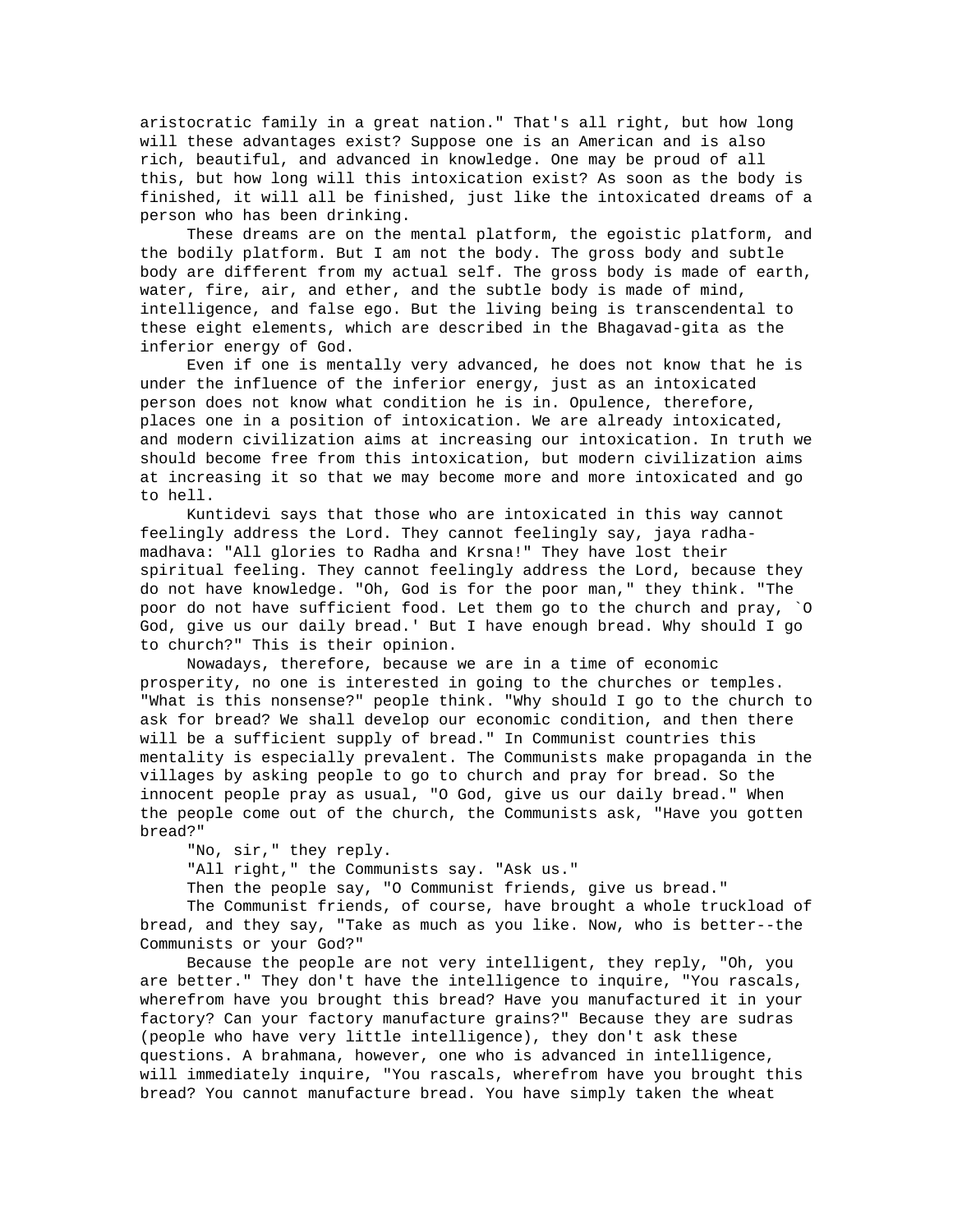aristocratic family in a great nation." That's all right, but how long will these advantages exist? Suppose one is an American and is also rich, beautiful, and advanced in knowledge. One may be proud of all this, but how long will this intoxication exist? As soon as the body is finished, it will all be finished, just like the intoxicated dreams of a person who has been drinking.

These dreams are on the mental platform, the egoistic platform, and the bodily platform. But I am not the body. The gross body and subtle body are different from my actual self. The gross body is made of earth, water, fire, air, and ether, and the subtle body is made of mind, intelligence, and false ego. But the living being is transcendental to these eight elements, which are described in the Bhagavad-gita as the inferior energy of God.

Even if one is mentally very advanced, he does not know that he is under the influence of the inferior energy, just as an intoxicated person does not know what condition he is in. Opulence, therefore, places one in a position of intoxication. We are already intoxicated, and modern civilization aims at increasing our intoxication. In truth we should become free from this intoxication, but modern civilization aims at increasing it so that we may become more and more intoxicated and go to hell.

Kuntidevi says that those who are intoxicated in this way cannot feelingly address the Lord. They cannot feelingly say, jaya radha-madhava: "All glories to Radha and Krsna!" They have lost their spiritual feeling. They cannot feelingly address the Lord, because they do not have knowledge. "Oh, God is for the poor man," they think. "The poor do not have sufficient food. Let them go to the church and pray, `O God, give us our daily bread.' But I have enough bread. Why should I go to church?" This is their opinion.

Nowadays, therefore, because we are in a time of economic prosperity, no one is interested in going to the churches or temples. "What is this nonsense?" people think. "Why should I go to the church to ask for bread? We shall develop our economic condition, and then there will be a sufficient supply of bread." In Communist countries this mentality is especially prevalent. The Communists make propaganda in the villages by asking people to go to church and pray for bread. So the innocent people pray as usual, "O God, give us our daily bread." When the people come out of the church, the Communists ask, "Have you gotten bread?"

"No, sir," they reply.

"All right," the Communists say. "Ask us."

Then the people say, "O Communist friends, give us bread."

The Communist friends, of course, have brought a whole truckload of bread, and they say, "Take as much as you like. Now, who is better--the Communists or your God?"

Because the people are not very intelligent, they reply, "Oh, you are better." They don't have the intelligence to inquire, "You rascals, wherefrom have you brought this bread? Have you manufactured it in your factory? Can your factory manufacture grains?" Because they are sudras (people who have very little intelligence), they don't ask these questions. A brahmana, however, one who is advanced in intelligence, will immediately inquire, "You rascals, wherefrom have you brought this bread? You cannot manufacture bread. You have simply taken the wheat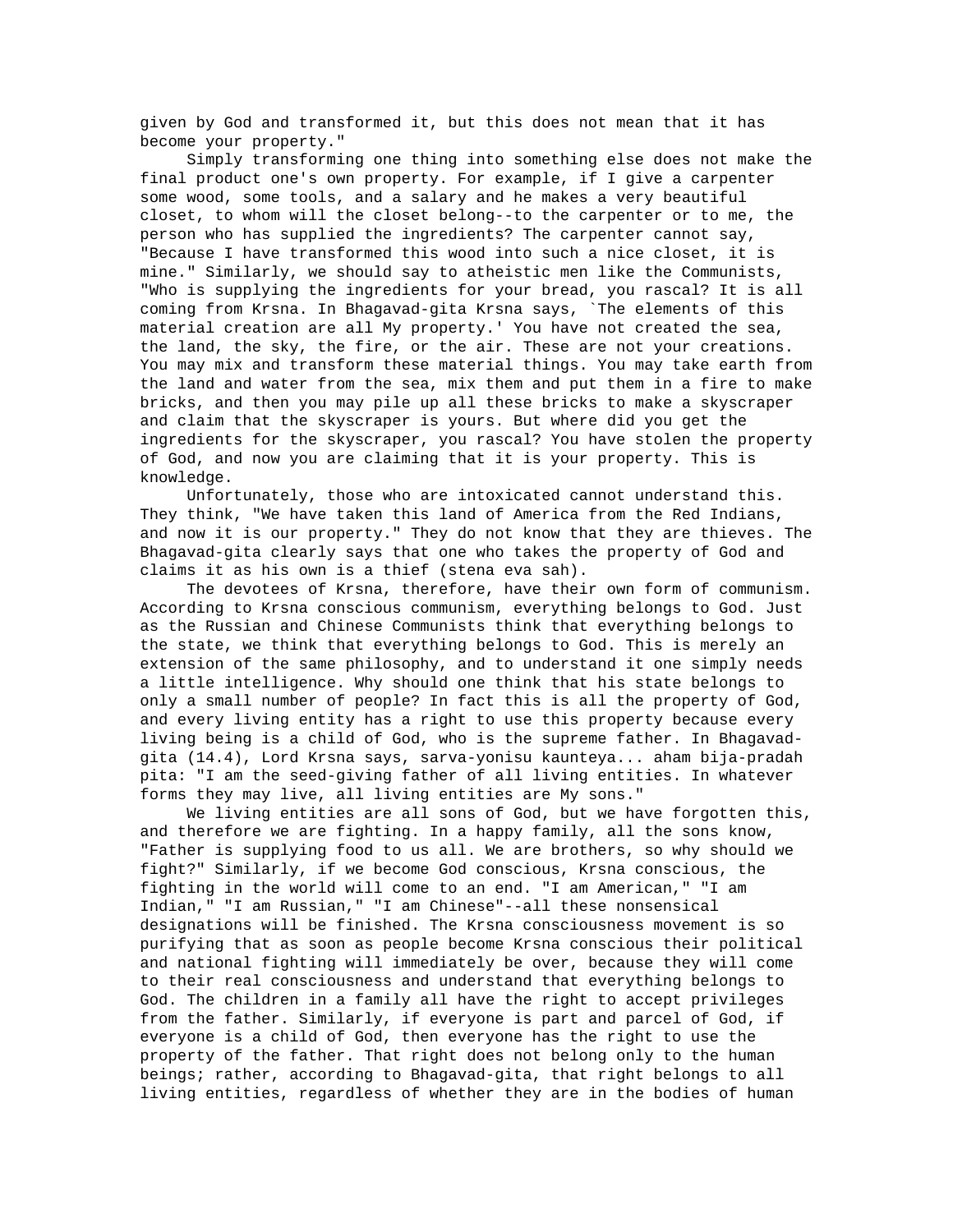given by God and transformed it, but this does not mean that it has become your property."

Simply transforming one thing into something else does not make the final product one's own property. For example, if I give a carpenter some wood, some tools, and a salary and he makes a very beautiful closet, to whom will the closet belong--to the carpenter or to me, the person who has supplied the ingredients? The carpenter cannot say, "Because I have transformed this wood into such a nice closet, it is mine." Similarly, we should say to atheistic men like the Communists, "Who is supplying the ingredients for your bread, you rascal? It is all coming from Krsna. In Bhagavad-gita Krsna says, `The elements of this material creation are all My property.' You have not created the sea, the land, the sky, the fire, or the air. These are not your creations. You may mix and transform these material things. You may take earth from the land and water from the sea, mix them and put them in a fire to make bricks, and then you may pile up all these bricks to make a skyscraper and claim that the skyscraper is yours. But where did you get the ingredients for the skyscraper, you rascal? You have stolen the property of God, and now you are claiming that it is your property. This is knowledge.

Unfortunately, those who are intoxicated cannot understand this. They think, "We have taken this land of America from the Red Indians, and now it is our property." They do not know that they are thieves. The Bhagavad-gita clearly says that one who takes the property of God and claims it as his own is a thief (stena eva sah).

The devotees of Krsna, therefore, have their own form of communism. According to Krsna conscious communism, everything belongs to God. Just as the Russian and Chinese Communists think that everything belongs to the state, we think that everything belongs to God. This is merely an extension of the same philosophy, and to understand it one simply needs a little intelligence. Why should one think that his state belongs to only a small number of people? In fact this is all the property of God, and every living entity has a right to use this property because every living being is a child of God, who is the supreme father. In Bhagavad-gita (14.4), Lord Krsna says, sarva-yonisu kaunteya... aham bija-pradah pita: "I am the seed-giving father of all living entities. In whatever forms they may live, all living entities are My sons."

We living entities are all sons of God, but we have forgotten this, and therefore we are fighting. In a happy family, all the sons know, "Father is supplying food to us all. We are brothers, so why should we fight?" Similarly, if we become God conscious, Krsna conscious, the fighting in the world will come to an end. "I am American," "I am Indian," "I am Russian," "I am Chinese"--all these nonsensical designations will be finished. The Krsna consciousness movement is so purifying that as soon as people become Krsna conscious their political and national fighting will immediately be over, because they will come to their real consciousness and understand that everything belongs to God. The children in a family all have the right to accept privileges from the father. Similarly, if everyone is part and parcel of God, if everyone is a child of God, then everyone has the right to use the property of the father. That right does not belong only to the human beings; rather, according to Bhagavad-gita, that right belongs to all living entities, regardless of whether they are in the bodies of human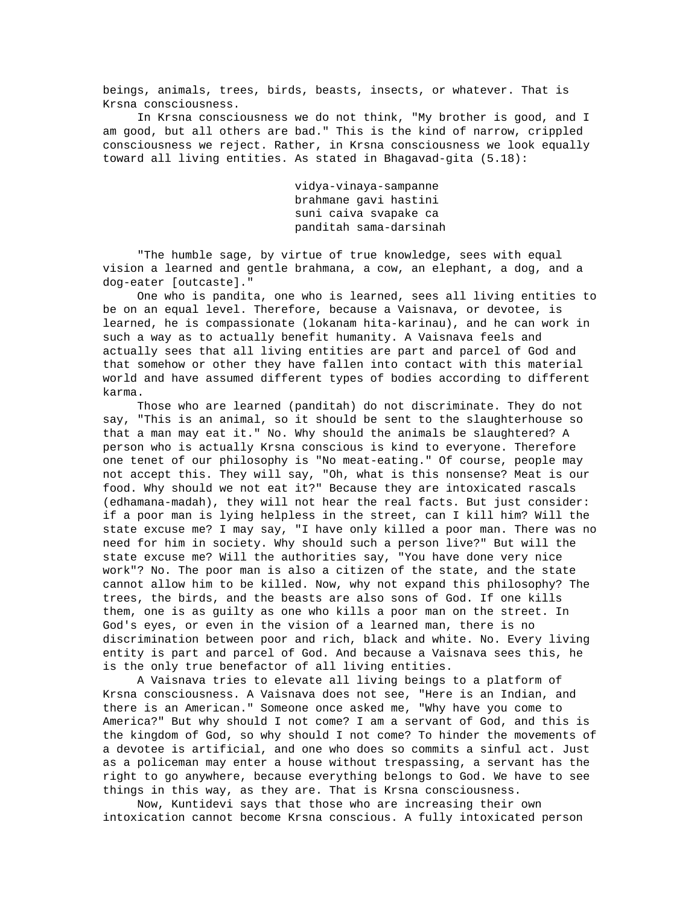beings, animals, trees, birds, beasts, insects, or whatever. That is Krsna consciousness.

In Krsna consciousness we do not think, "My brother is good, and I am good, but all others are bad." This is the kind of narrow, crippled consciousness we reject. Rather, in Krsna consciousness we look equally toward all living entities. As stated in Bhagavad-gita (5.18):

> vidya-vinaya-sampanne
> brahmane gavi hastini
> suni caiva svapake ca
> panditah sama-darsinah

"The humble sage, by virtue of true knowledge, sees with equal vision a learned and gentle brahmana, a cow, an elephant, a dog, and a dog-eater [outcaste]."

One who is pandita, one who is learned, sees all living entities to be on an equal level. Therefore, because a Vaisnava, or devotee, is learned, he is compassionate (lokanam hita-karinau), and he can work in such a way as to actually benefit humanity. A Vaisnava feels and actually sees that all living entities are part and parcel of God and that somehow or other they have fallen into contact with this material world and have assumed different types of bodies according to different karma.

Those who are learned (panditah) do not discriminate. They do not say, "This is an animal, so it should be sent to the slaughterhouse so that a man may eat it." No. Why should the animals be slaughtered? A person who is actually Krsna conscious is kind to everyone. Therefore one tenet of our philosophy is "No meat-eating." Of course, people may not accept this. They will say, "Oh, what is this nonsense? Meat is our food. Why should we not eat it?" Because they are intoxicated rascals (edhamana-madah), they will not hear the real facts. But just consider: if a poor man is lying helpless in the street, can I kill him? Will the state excuse me? I may say, "I have only killed a poor man. There was no need for him in society. Why should such a person live?" But will the state excuse me? Will the authorities say, "You have done very nice work"? No. The poor man is also a citizen of the state, and the state cannot allow him to be killed. Now, why not expand this philosophy? The trees, the birds, and the beasts are also sons of God. If one kills them, one is as guilty as one who kills a poor man on the street. In God's eyes, or even in the vision of a learned man, there is no discrimination between poor and rich, black and white. No. Every living entity is part and parcel of God. And because a Vaisnava sees this, he is the only true benefactor of all living entities.

A Vaisnava tries to elevate all living beings to a platform of Krsna consciousness. A Vaisnava does not see, "Here is an Indian, and there is an American." Someone once asked me, "Why have you come to America?" But why should I not come? I am a servant of God, and this is the kingdom of God, so why should I not come? To hinder the movements of a devotee is artificial, and one who does so commits a sinful act. Just as a policeman may enter a house without trespassing, a servant has the right to go anywhere, because everything belongs to God. We have to see things in this way, as they are. That is Krsna consciousness.

Now, Kuntidevi says that those who are increasing their own intoxication cannot become Krsna conscious. A fully intoxicated person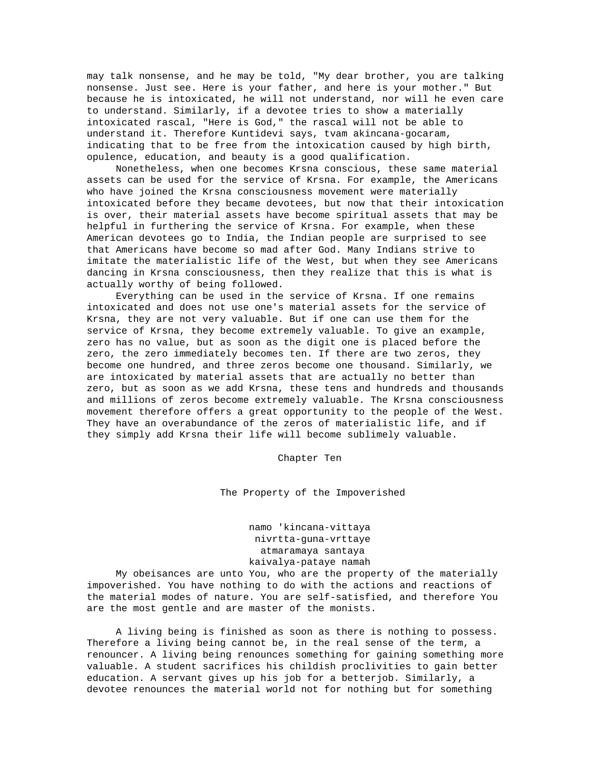may talk nonsense, and he may be told, "My dear brother, you are talking nonsense. Just see. Here is your father, and here is your mother." But because he is intoxicated, he will not understand, nor will he even care to understand. Similarly, if a devotee tries to show a materially intoxicated rascal, "Here is God," the rascal will not be able to understand it. Therefore Kuntidevi says, tvam akincana-gocaram, indicating that to be free from the intoxication caused by high birth, opulence, education, and beauty is a good qualification.

Nonetheless, when one becomes Krsna conscious, these same material assets can be used for the service of Krsna. For example, the Americans who have joined the Krsna consciousness movement were materially intoxicated before they became devotees, but now that their intoxication is over, their material assets have become spiritual assets that may be helpful in furthering the service of Krsna. For example, when these American devotees go to India, the Indian people are surprised to see that Americans have become so mad after God. Many Indians strive to imitate the materialistic life of the West, but when they see Americans dancing in Krsna consciousness, then they realize that this is what is actually worthy of being followed.

Everything can be used in the service of Krsna. If one remains intoxicated and does not use one's material assets for the service of Krsna, they are not very valuable. But if one can use them for the service of Krsna, they become extremely valuable. To give an example, zero has no value, but as soon as the digit one is placed before the zero, the zero immediately becomes ten. If there are two zeros, they become one hundred, and three zeros become one thousand. Similarly, we are intoxicated by material assets that are actually no better than zero, but as soon as we add Krsna, these tens and hundreds and thousands and millions of zeros become extremely valuable. The Krsna consciousness movement therefore offers a great opportunity to the people of the West. They have an overabundance of the zeros of materialistic life, and if they simply add Krsna their life will become sublimely valuable.

# Chapter Ten

## The Property of the Impoverished

namo 'kincana-vittaya
nivrtta-guna-vrttaye
atmaramaya santaya
kaivalya-pataye namah

My obeisances are unto You, who are the property of the materially impoverished. You have nothing to do with the actions and reactions of the material modes of nature. You are self-satisfied, and therefore You are the most gentle and are master of the monists.

A living being is finished as soon as there is nothing to possess. Therefore a living being cannot be, in the real sense of the term, a renouncer. A living being renounces something for gaining something more valuable. A student sacrifices his childish proclivities to gain better education. A servant gives up his job for a betterjob. Similarly, a devotee renounces the material world not for nothing but for something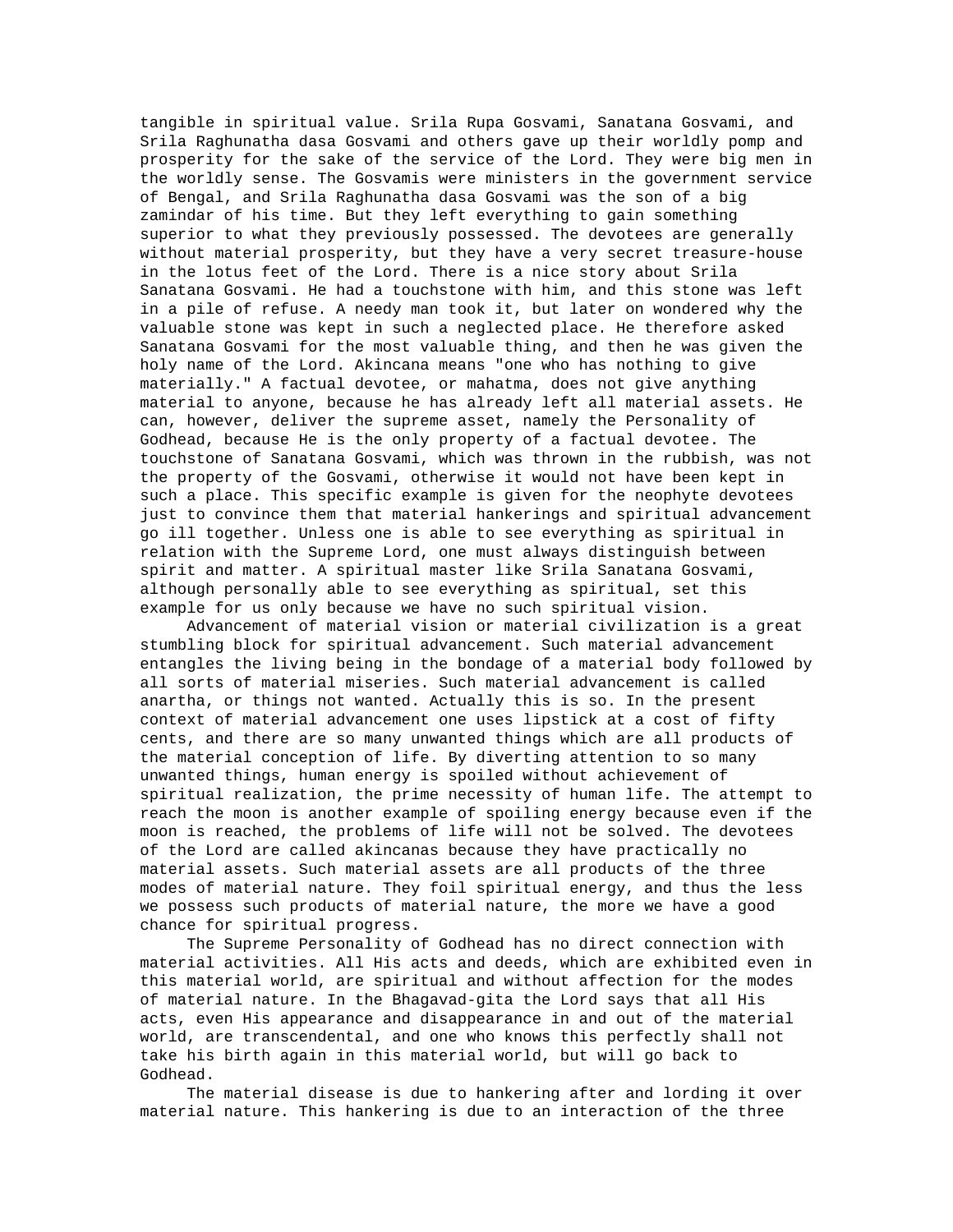tangible in spiritual value. Srila Rupa Gosvami, Sanatana Gosvami, and Srila Raghunatha dasa Gosvami and others gave up their worldly pomp and prosperity for the sake of the service of the Lord. They were big men in the worldly sense. The Gosvamis were ministers in the government service of Bengal, and Srila Raghunatha dasa Gosvami was the son of a big zamindar of his time. But they left everything to gain something superior to what they previously possessed. The devotees are generally without material prosperity, but they have a very secret treasure-house in the lotus feet of the Lord. There is a nice story about Srila Sanatana Gosvami. He had a touchstone with him, and this stone was left in a pile of refuse. A needy man took it, but later on wondered why the valuable stone was kept in such a neglected place. He therefore asked Sanatana Gosvami for the most valuable thing, and then he was given the holy name of the Lord. Akincana means "one who has nothing to give materially." A factual devotee, or mahatma, does not give anything material to anyone, because he has already left all material assets. He can, however, deliver the supreme asset, namely the Personality of Godhead, because He is the only property of a factual devotee. The touchstone of Sanatana Gosvami, which was thrown in the rubbish, was not the property of the Gosvami, otherwise it would not have been kept in such a place. This specific example is given for the neophyte devotees just to convince them that material hankerings and spiritual advancement go ill together. Unless one is able to see everything as spiritual in relation with the Supreme Lord, one must always distinguish between spirit and matter. A spiritual master like Srila Sanatana Gosvami, although personally able to see everything as spiritual, set this example for us only because we have no such spiritual vision.

Advancement of material vision or material civilization is a great stumbling block for spiritual advancement. Such material advancement entangles the living being in the bondage of a material body followed by all sorts of material miseries. Such material advancement is called anartha, or things not wanted. Actually this is so. In the present context of material advancement one uses lipstick at a cost of fifty cents, and there are so many unwanted things which are all products of the material conception of life. By diverting attention to so many unwanted things, human energy is spoiled without achievement of spiritual realization, the prime necessity of human life. The attempt to reach the moon is another example of spoiling energy because even if the moon is reached, the problems of life will not be solved. The devotees of the Lord are called akincanas because they have practically no material assets. Such material assets are all products of the three modes of material nature. They foil spiritual energy, and thus the less we possess such products of material nature, the more we have a good chance for spiritual progress.

The Supreme Personality of Godhead has no direct connection with material activities. All His acts and deeds, which are exhibited even in this material world, are spiritual and without affection for the modes of material nature. In the Bhagavad-gita the Lord says that all His acts, even His appearance and disappearance in and out of the material world, are transcendental, and one who knows this perfectly shall not take his birth again in this material world, but will go back to Godhead.

The material disease is due to hankering after and lording it over material nature. This hankering is due to an interaction of the three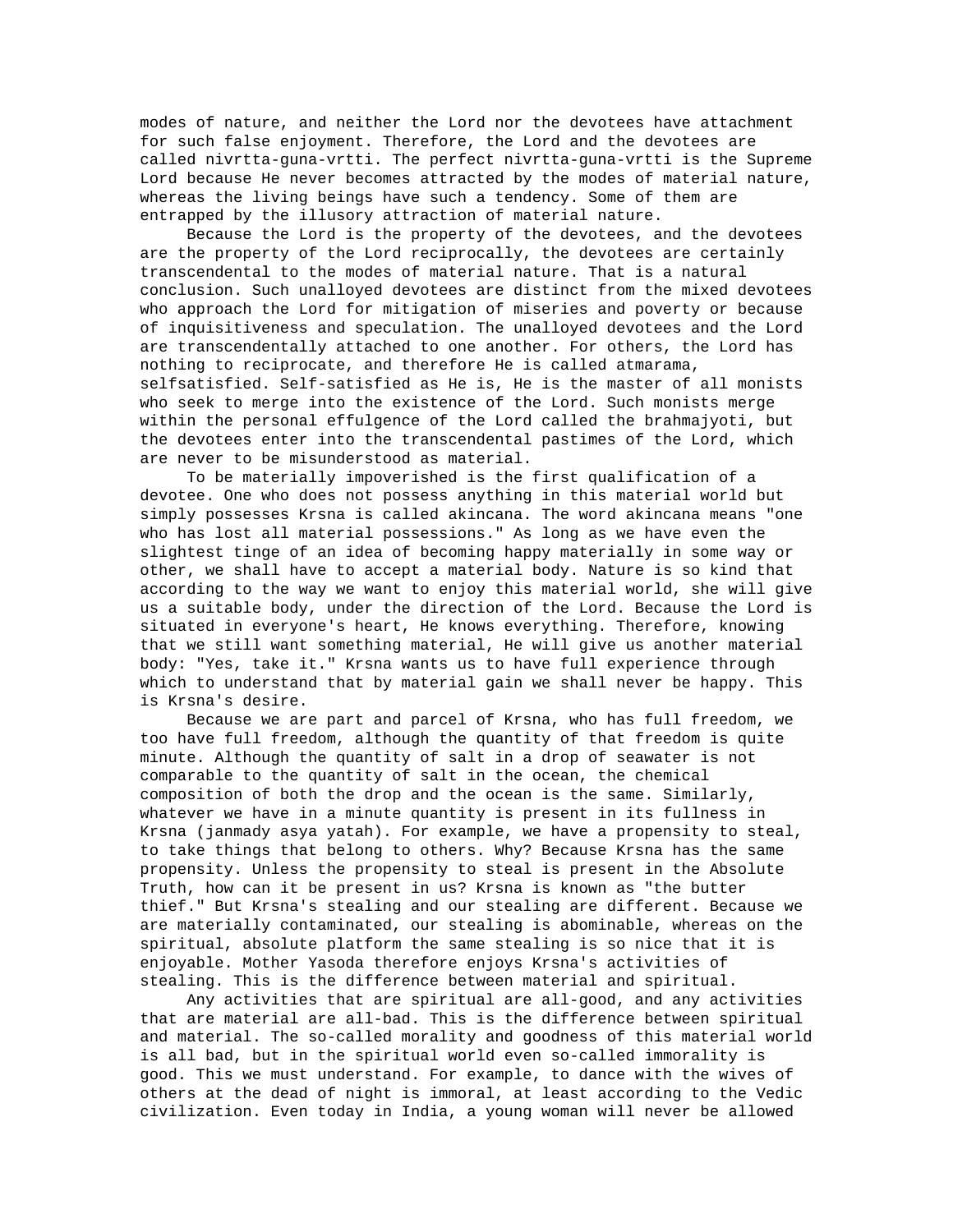modes of nature, and neither the Lord nor the devotees have attachment for such false enjoyment. Therefore, the Lord and the devotees are called nivrtta-guna-vrtti. The perfect nivrtta-guna-vrtti is the Supreme Lord because He never becomes attracted by the modes of material nature, whereas the living beings have such a tendency. Some of them are entrapped by the illusory attraction of material nature.

Because the Lord is the property of the devotees, and the devotees are the property of the Lord reciprocally, the devotees are certainly transcendental to the modes of material nature. That is a natural conclusion. Such unalloyed devotees are distinct from the mixed devotees who approach the Lord for mitigation of miseries and poverty or because of inquisitiveness and speculation. The unalloyed devotees and the Lord are transcendentally attached to one another. For others, the Lord has nothing to reciprocate, and therefore He is called atmarama, selfsatisfied. Self-satisfied as He is, He is the master of all monists who seek to merge into the existence of the Lord. Such monists merge within the personal effulgence of the Lord called the brahmajyoti, but the devotees enter into the transcendental pastimes of the Lord, which are never to be misunderstood as material.

To be materially impoverished is the first qualification of a devotee. One who does not possess anything in this material world but simply possesses Krsna is called akincana. The word akincana means "one who has lost all material possessions." As long as we have even the slightest tinge of an idea of becoming happy materially in some way or other, we shall have to accept a material body. Nature is so kind that according to the way we want to enjoy this material world, she will give us a suitable body, under the direction of the Lord. Because the Lord is situated in everyone's heart, He knows everything. Therefore, knowing that we still want something material, He will give us another material body: "Yes, take it." Krsna wants us to have full experience through which to understand that by material gain we shall never be happy. This is Krsna's desire.

Because we are part and parcel of Krsna, who has full freedom, we too have full freedom, although the quantity of that freedom is quite minute. Although the quantity of salt in a drop of seawater is not comparable to the quantity of salt in the ocean, the chemical composition of both the drop and the ocean is the same. Similarly, whatever we have in a minute quantity is present in its fullness in Krsna (janmady asya yatah). For example, we have a propensity to steal, to take things that belong to others. Why? Because Krsna has the same propensity. Unless the propensity to steal is present in the Absolute Truth, how can it be present in us? Krsna is known as "the butter thief." But Krsna's stealing and our stealing are different. Because we are materially contaminated, our stealing is abominable, whereas on the spiritual, absolute platform the same stealing is so nice that it is enjoyable. Mother Yasoda therefore enjoys Krsna's activities of stealing. This is the difference between material and spiritual.

Any activities that are spiritual are all-good, and any activities that are material are all-bad. This is the difference between spiritual and material. The so-called morality and goodness of this material world is all bad, but in the spiritual world even so-called immorality is good. This we must understand. For example, to dance with the wives of others at the dead of night is immoral, at least according to the Vedic civilization. Even today in India, a young woman will never be allowed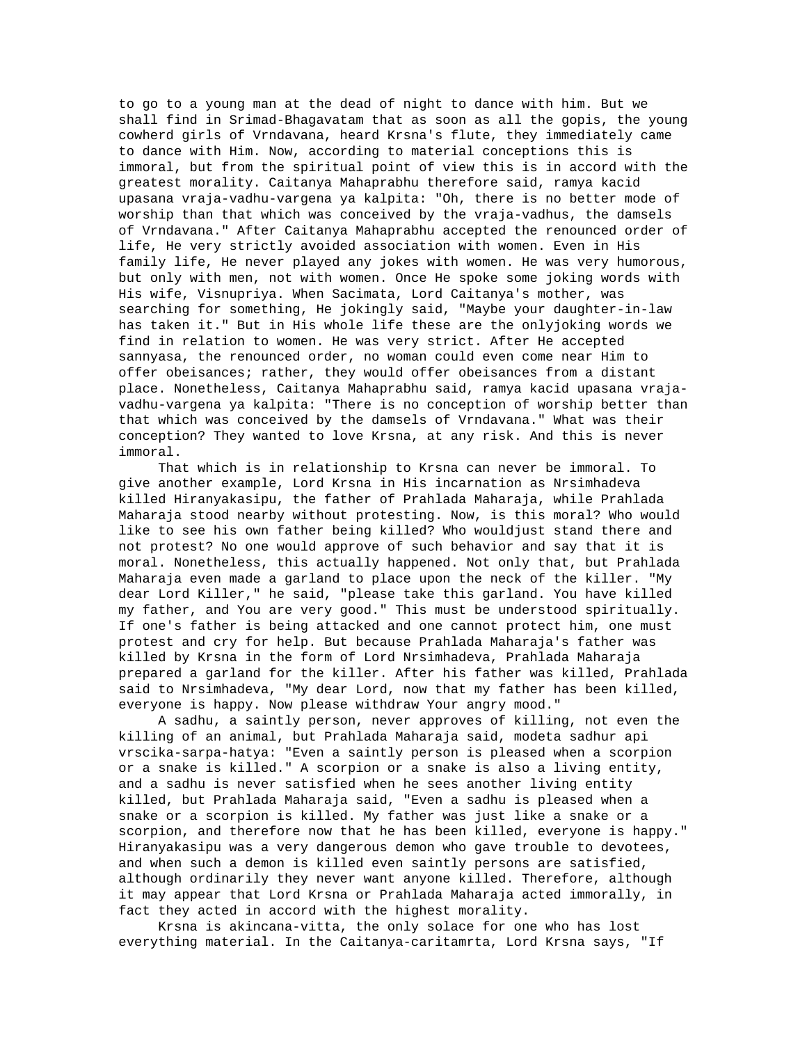to go to a young man at the dead of night to dance with him. But we shall find in Srimad-Bhagavatam that as soon as all the gopis, the young cowherd girls of Vrndavana, heard Krsna's flute, they immediately came to dance with Him. Now, according to material conceptions this is immoral, but from the spiritual point of view this is in accord with the greatest morality. Caitanya Mahaprabhu therefore said, ramya kacid upasana vraja-vadhu-vargena ya kalpita: "Oh, there is no better mode of worship than that which was conceived by the vraja-vadhus, the damsels of Vrndavana." After Caitanya Mahaprabhu accepted the renounced order of life, He very strictly avoided association with women. Even in His family life, He never played any jokes with women. He was very humorous, but only with men, not with women. Once He spoke some joking words with His wife, Visnupriya. When Sacimata, Lord Caitanya's mother, was searching for something, He jokingly said, "Maybe your daughter-in-law has taken it." But in His whole life these are the onlyjoking words we find in relation to women. He was very strict. After He accepted sannyasa, the renounced order, no woman could even come near Him to offer obeisances; rather, they would offer obeisances from a distant place. Nonetheless, Caitanya Mahaprabhu said, ramya kacid upasana vraja-vadhu-vargena ya kalpita: "There is no conception of worship better than that which was conceived by the damsels of Vrndavana." What was their conception? They wanted to love Krsna, at any risk. And this is never immoral.

That which is in relationship to Krsna can never be immoral. To give another example, Lord Krsna in His incarnation as Nrsimhadeva killed Hiranyakasipu, the father of Prahlada Maharaja, while Prahlada Maharaja stood nearby without protesting. Now, is this moral? Who would like to see his own father being killed? Who wouldjust stand there and not protest? No one would approve of such behavior and say that it is moral. Nonetheless, this actually happened. Not only that, but Prahlada Maharaja even made a garland to place upon the neck of the killer. "My dear Lord Killer," he said, "please take this garland. You have killed my father, and You are very good." This must be understood spiritually. If one's father is being attacked and one cannot protect him, one must protest and cry for help. But because Prahlada Maharaja's father was killed by Krsna in the form of Lord Nrsimhadeva, Prahlada Maharaja prepared a garland for the killer. After his father was killed, Prahlada said to Nrsimhadeva, "My dear Lord, now that my father has been killed, everyone is happy. Now please withdraw Your angry mood."

A sadhu, a saintly person, never approves of killing, not even the killing of an animal, but Prahlada Maharaja said, modeta sadhur api vrscika-sarpa-hatya: "Even a saintly person is pleased when a scorpion or a snake is killed." A scorpion or a snake is also a living entity, and a sadhu is never satisfied when he sees another living entity killed, but Prahlada Maharaja said, "Even a sadhu is pleased when a snake or a scorpion is killed. My father was just like a snake or a scorpion, and therefore now that he has been killed, everyone is happy." Hiranyakasipu was a very dangerous demon who gave trouble to devotees, and when such a demon is killed even saintly persons are satisfied, although ordinarily they never want anyone killed. Therefore, although it may appear that Lord Krsna or Prahlada Maharaja acted immorally, in fact they acted in accord with the highest morality.

Krsna is akincana-vitta, the only solace for one who has lost everything material. In the Caitanya-caritamrta, Lord Krsna says, "If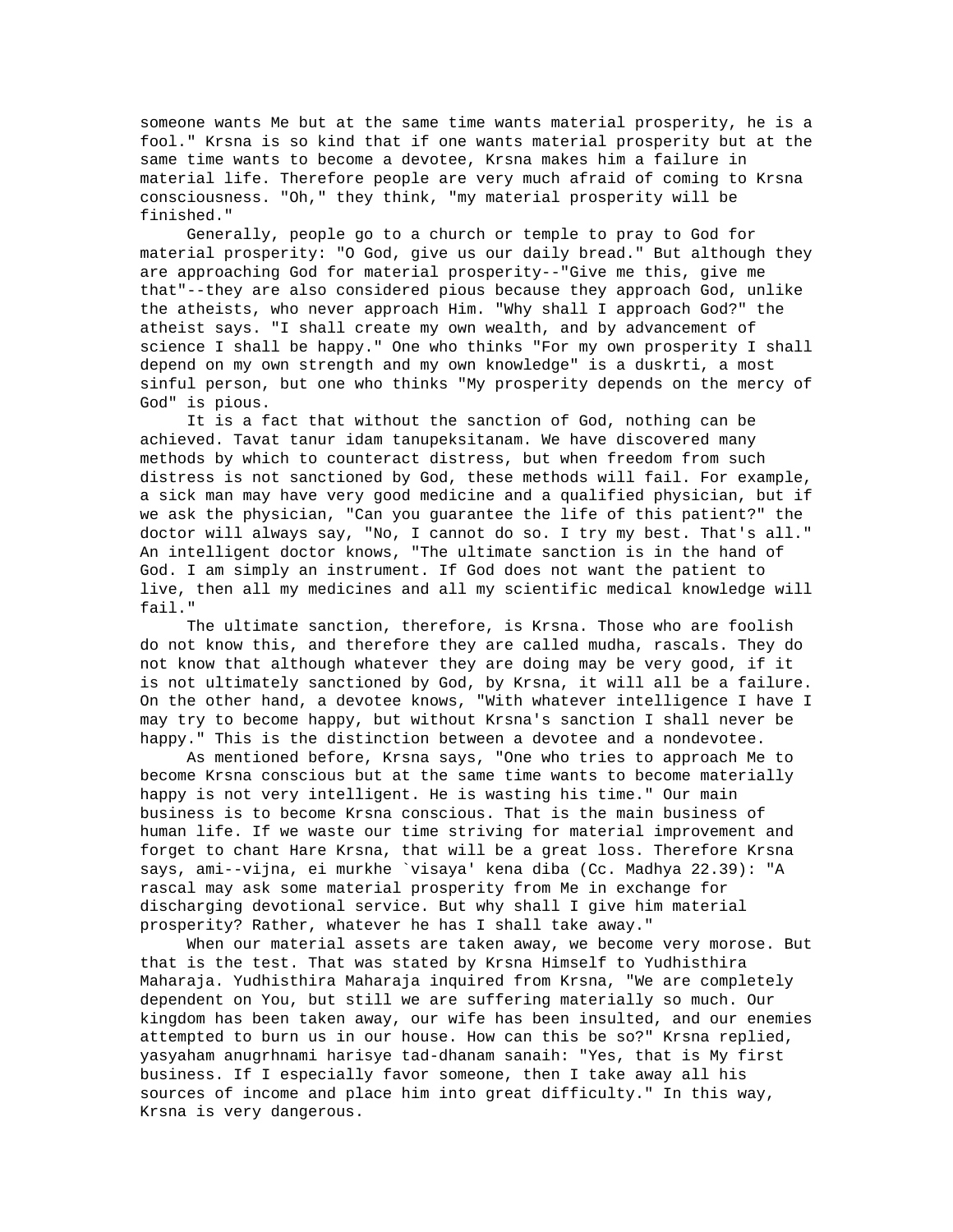someone wants Me but at the same time wants material prosperity, he is a fool." Krsna is so kind that if one wants material prosperity but at the same time wants to become a devotee, Krsna makes him a failure in material life. Therefore people are very much afraid of coming to Krsna consciousness. "Oh," they think, "my material prosperity will be finished."

Generally, people go to a church or temple to pray to God for material prosperity: "O God, give us our daily bread." But although they are approaching God for material prosperity--"Give me this, give me that"--they are also considered pious because they approach God, unlike the atheists, who never approach Him. "Why shall I approach God?" the atheist says. "I shall create my own wealth, and by advancement of science I shall be happy." One who thinks "For my own prosperity I shall depend on my own strength and my own knowledge" is a duskrti, a most sinful person, but one who thinks "My prosperity depends on the mercy of God" is pious.

It is a fact that without the sanction of God, nothing can be achieved. Tavat tanur idam tanupeksitanam. We have discovered many methods by which to counteract distress, but when freedom from such distress is not sanctioned by God, these methods will fail. For example, a sick man may have very good medicine and a qualified physician, but if we ask the physician, "Can you guarantee the life of this patient?" the doctor will always say, "No, I cannot do so. I try my best. That's all." An intelligent doctor knows, "The ultimate sanction is in the hand of God. I am simply an instrument. If God does not want the patient to live, then all my medicines and all my scientific medical knowledge will fail."

The ultimate sanction, therefore, is Krsna. Those who are foolish do not know this, and therefore they are called mudha, rascals. They do not know that although whatever they are doing may be very good, if it is not ultimately sanctioned by God, by Krsna, it will all be a failure. On the other hand, a devotee knows, "With whatever intelligence I have I may try to become happy, but without Krsna's sanction I shall never be happy." This is the distinction between a devotee and a nondevotee.

As mentioned before, Krsna says, "One who tries to approach Me to become Krsna conscious but at the same time wants to become materially happy is not very intelligent. He is wasting his time." Our main business is to become Krsna conscious. That is the main business of human life. If we waste our time striving for material improvement and forget to chant Hare Krsna, that will be a great loss. Therefore Krsna says, ami--vijna, ei murkhe `visaya' kena diba (Cc. Madhya 22.39): "A rascal may ask some material prosperity from Me in exchange for discharging devotional service. But why shall I give him material prosperity? Rather, whatever he has I shall take away."

When our material assets are taken away, we become very morose. But that is the test. That was stated by Krsna Himself to Yudhisthira Maharaja. Yudhisthira Maharaja inquired from Krsna, "We are completely dependent on You, but still we are suffering materially so much. Our kingdom has been taken away, our wife has been insulted, and our enemies attempted to burn us in our house. How can this be so?" Krsna replied, yasyaham anugrhnami harisye tad-dhanam sanaih: "Yes, that is My first business. If I especially favor someone, then I take away all his sources of income and place him into great difficulty." In this way, Krsna is very dangerous.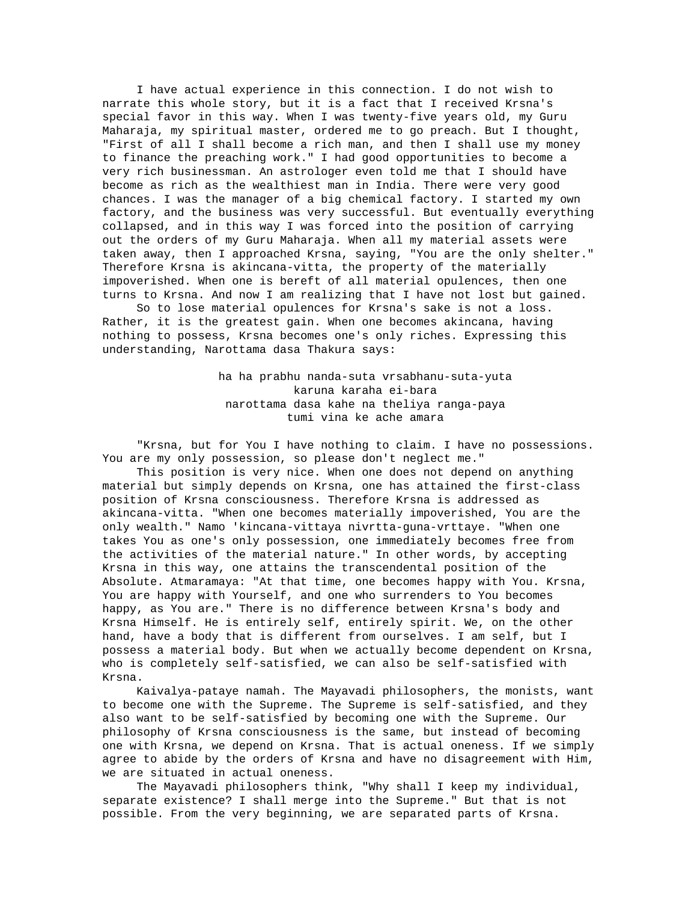I have actual experience in this connection. I do not wish to narrate this whole story, but it is a fact that I received Krsna's special favor in this way. When I was twenty-five years old, my Guru Maharaja, my spiritual master, ordered me to go preach. But I thought, "First of all I shall become a rich man, and then I shall use my money to finance the preaching work." I had good opportunities to become a very rich businessman. An astrologer even told me that I should have become as rich as the wealthiest man in India. There were very good chances. I was the manager of a big chemical factory. I started my own factory, and the business was very successful. But eventually everything collapsed, and in this way I was forced into the position of carrying out the orders of my Guru Maharaja. When all my material assets were taken away, then I approached Krsna, saying, "You are the only shelter." Therefore Krsna is akincana-vitta, the property of the materially impoverished. When one is bereft of all material opulences, then one turns to Krsna. And now I am realizing that I have not lost but gained.

So to lose material opulences for Krsna's sake is not a loss. Rather, it is the greatest gain. When one becomes akincana, having nothing to possess, Krsna becomes one's only riches. Expressing this understanding, Narottama dasa Thakura says:

> ha ha prabhu nanda-suta vrsabhanu-suta-yuta
> karuna karaha ei-bara
> narottama dasa kahe na theliya ranga-paya
> tumi vina ke ache amara

"Krsna, but for You I have nothing to claim. I have no possessions. You are my only possession, so please don't neglect me."

This position is very nice. When one does not depend on anything material but simply depends on Krsna, one has attained the first-class position of Krsna consciousness. Therefore Krsna is addressed as akincana-vitta. "When one becomes materially impoverished, You are the only wealth." Namo 'kincana-vittaya nivrtta-guna-vrttaye. "When one takes You as one's only possession, one immediately becomes free from the activities of the material nature." In other words, by accepting Krsna in this way, one attains the transcendental position of the Absolute. Atmaramaya: "At that time, one becomes happy with You. Krsna, You are happy with Yourself, and one who surrenders to You becomes happy, as You are." There is no difference between Krsna's body and Krsna Himself. He is entirely self, entirely spirit. We, on the other hand, have a body that is different from ourselves. I am self, but I possess a material body. But when we actually become dependent on Krsna, who is completely self-satisfied, we can also be self-satisfied with Krsna.

Kaivalya-pataye namah. The Mayavadi philosophers, the monists, want to become one with the Supreme. The Supreme is self-satisfied, and they also want to be self-satisfied by becoming one with the Supreme. Our philosophy of Krsna consciousness is the same, but instead of becoming one with Krsna, we depend on Krsna. That is actual oneness. If we simply agree to abide by the orders of Krsna and have no disagreement with Him, we are situated in actual oneness.

The Mayavadi philosophers think, "Why shall I keep my individual, separate existence? I shall merge into the Supreme." But that is not possible. From the very beginning, we are separated parts of Krsna.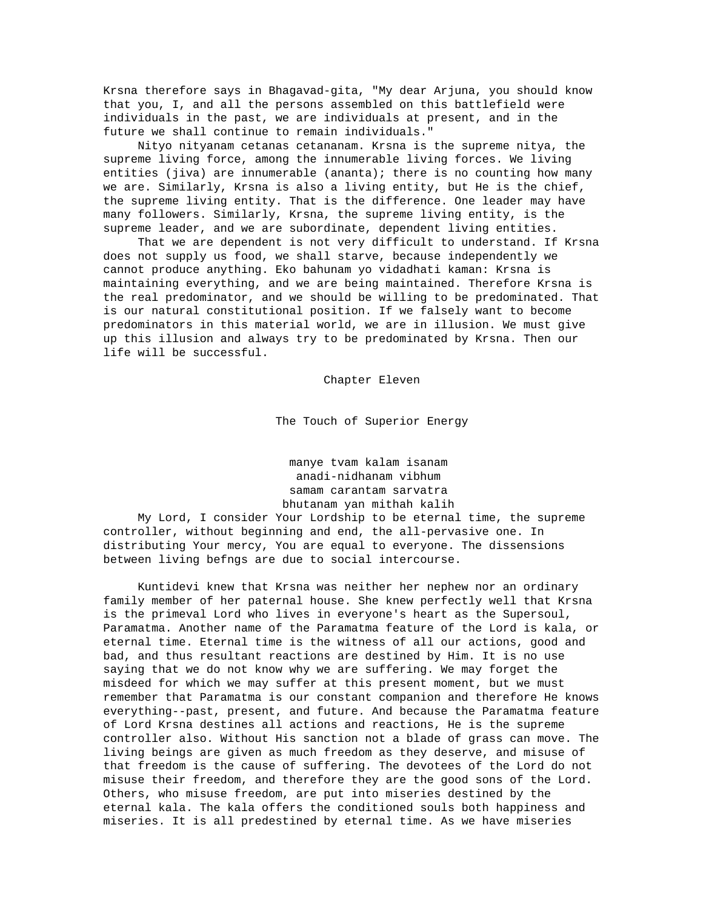Krsna therefore says in Bhagavad-gita, "My dear Arjuna, you should know that you, I, and all the persons assembled on this battlefield were individuals in the past, we are individuals at present, and in the future we shall continue to remain individuals."

Nityo nityanam cetanas cetananam. Krsna is the supreme nitya, the supreme living force, among the innumerable living forces. We living entities (jiva) are innumerable (ananta); there is no counting how many we are. Similarly, Krsna is also a living entity, but He is the chief, the supreme living entity. That is the difference. One leader may have many followers. Similarly, Krsna, the supreme living entity, is the supreme leader, and we are subordinate, dependent living entities.

That we are dependent is not very difficult to understand. If Krsna does not supply us food, we shall starve, because independently we cannot produce anything. Eko bahunam yo vidadhati kaman: Krsna is maintaining everything, and we are being maintained. Therefore Krsna is the real predominator, and we should be willing to be predominated. That is our natural constitutional position. If we falsely want to become predominators in this material world, we are in illusion. We must give up this illusion and always try to be predominated by Krsna. Then our life will be successful.

# Chapter Eleven

## The Touch of Superior Energy

manye tvam kalam isanam
anadi-nidhanam vibhum
samam carantam sarvatra
bhutanam yan mithah kalih

My Lord, I consider Your Lordship to be eternal time, the supreme controller, without beginning and end, the all-pervasive one. In distributing Your mercy, You are equal to everyone. The dissensions between living befngs are due to social intercourse.

Kuntidevi knew that Krsna was neither her nephew nor an ordinary family member of her paternal house. She knew perfectly well that Krsna is the primeval Lord who lives in everyone's heart as the Supersoul, Paramatma. Another name of the Paramatma feature of the Lord is kala, or eternal time. Eternal time is the witness of all our actions, good and bad, and thus resultant reactions are destined by Him. It is no use saying that we do not know why we are suffering. We may forget the misdeed for which we may suffer at this present moment, but we must remember that Paramatma is our constant companion and therefore He knows everything--past, present, and future. And because the Paramatma feature of Lord Krsna destines all actions and reactions, He is the supreme controller also. Without His sanction not a blade of grass can move. The living beings are given as much freedom as they deserve, and misuse of that freedom is the cause of suffering. The devotees of the Lord do not misuse their freedom, and therefore they are the good sons of the Lord. Others, who misuse freedom, are put into miseries destined by the eternal kala. The kala offers the conditioned souls both happiness and miseries. It is all predestined by eternal time. As we have miseries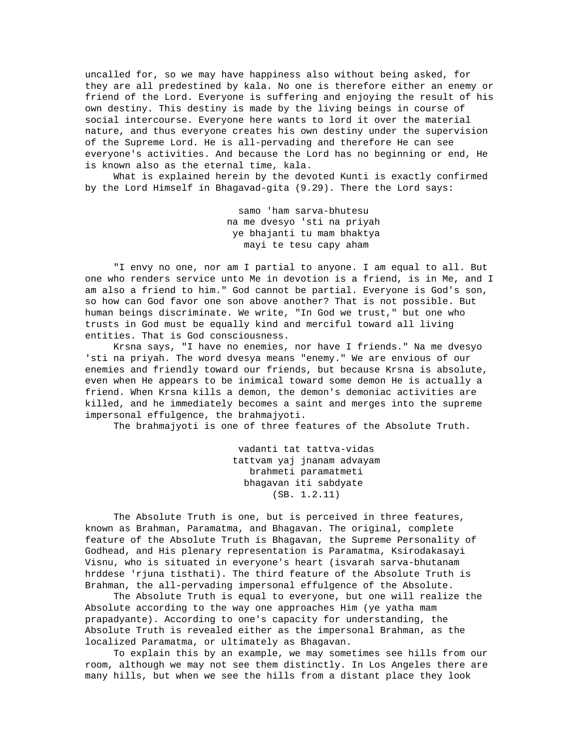uncalled for, so we may have happiness also without being asked, for they are all predestined by kala. No one is therefore either an enemy or friend of the Lord. Everyone is suffering and enjoying the result of his own destiny. This destiny is made by the living beings in course of social intercourse. Everyone here wants to lord it over the material nature, and thus everyone creates his own destiny under the supervision of the Supreme Lord. He is all-pervading and therefore He can see everyone's activities. And because the Lord has no beginning or end, He is known also as the eternal time, kala.

What is explained herein by the devoted Kunti is exactly confirmed by the Lord Himself in Bhagavad-gita (9.29). There the Lord says:

> samo 'ham sarva-bhutesu
> na me dvesyo 'sti na priyah
> ye bhajanti tu mam bhaktya
> mayi te tesu capy aham

"I envy no one, nor am I partial to anyone. I am equal to all. But one who renders service unto Me in devotion is a friend, is in Me, and I am also a friend to him." God cannot be partial. Everyone is God's son, so how can God favor one son above another? That is not possible. But human beings discriminate. We write, "In God we trust," but one who trusts in God must be equally kind and merciful toward all living entities. That is God consciousness.

Krsna says, "I have no enemies, nor have I friends." Na me dvesyo 'sti na priyah. The word dvesya means "enemy." We are envious of our enemies and friendly toward our friends, but because Krsna is absolute, even when He appears to be inimical toward some demon He is actually a friend. When Krsna kills a demon, the demon's demoniac activities are killed, and he immediately becomes a saint and merges into the supreme impersonal effulgence, the brahmajyoti.

The brahmajyoti is one of three features of the Absolute Truth.

> vadanti tat tattva-vidas
> tattvam yaj jnanam advayam
> brahmeti paramatmeti
> bhagavan iti sabdyate
> (SB. 1.2.11)

The Absolute Truth is one, but is perceived in three features, known as Brahman, Paramatma, and Bhagavan. The original, complete feature of the Absolute Truth is Bhagavan, the Supreme Personality of Godhead, and His plenary representation is Paramatma, Ksirodakasayi Visnu, who is situated in everyone's heart (isvarah sarva-bhutanam hrddese 'rjuna tisthati). The third feature of the Absolute Truth is Brahman, the all-pervading impersonal effulgence of the Absolute.

The Absolute Truth is equal to everyone, but one will realize the Absolute according to the way one approaches Him (ye yatha mam prapadyante). According to one's capacity for understanding, the Absolute Truth is revealed either as the impersonal Brahman, as the localized Paramatma, or ultimately as Bhagavan.

To explain this by an example, we may sometimes see hills from our room, although we may not see them distinctly. In Los Angeles there are many hills, but when we see the hills from a distant place they look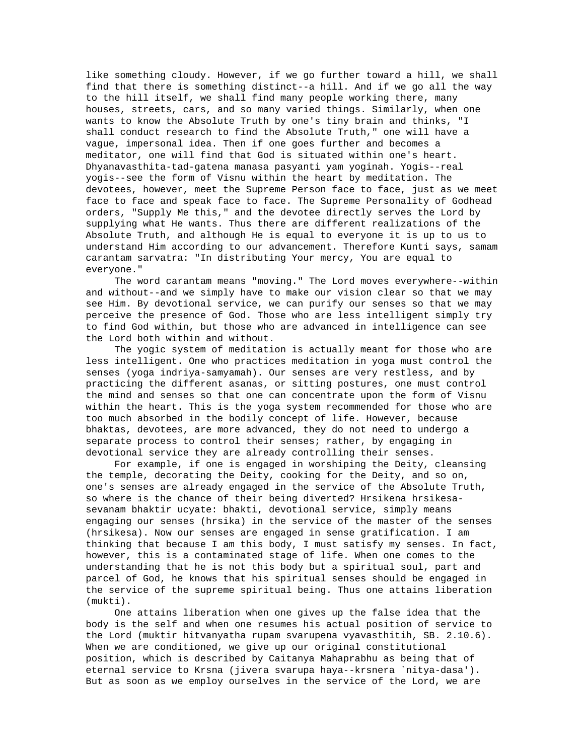like something cloudy. However, if we go further toward a hill, we shall find that there is something distinct--a hill. And if we go all the way to the hill itself, we shall find many people working there, many houses, streets, cars, and so many varied things. Similarly, when one wants to know the Absolute Truth by one's tiny brain and thinks, "I shall conduct research to find the Absolute Truth," one will have a vague, impersonal idea. Then if one goes further and becomes a meditator, one will find that God is situated within one's heart. Dhyanavasthita-tad-gatena manasa pasyanti yam yoginah. Yogis--real yogis--see the form of Visnu within the heart by meditation. The devotees, however, meet the Supreme Person face to face, just as we meet face to face and speak face to face. The Supreme Personality of Godhead orders, "Supply Me this," and the devotee directly serves the Lord by supplying what He wants. Thus there are different realizations of the Absolute Truth, and although He is equal to everyone it is up to us to understand Him according to our advancement. Therefore Kunti says, samam carantam sarvatra: "In distributing Your mercy, You are equal to everyone."

The word carantam means "moving." The Lord moves everywhere--within and without--and we simply have to make our vision clear so that we may see Him. By devotional service, we can purify our senses so that we may perceive the presence of God. Those who are less intelligent simply try to find God within, but those who are advanced in intelligence can see the Lord both within and without.

The yogic system of meditation is actually meant for those who are less intelligent. One who practices meditation in yoga must control the senses (yoga indriya-samyamah). Our senses are very restless, and by practicing the different asanas, or sitting postures, one must control the mind and senses so that one can concentrate upon the form of Visnu within the heart. This is the yoga system recommended for those who are too much absorbed in the bodily concept of life. However, because bhaktas, devotees, are more advanced, they do not need to undergo a separate process to control their senses; rather, by engaging in devotional service they are already controlling their senses.

For example, if one is engaged in worshiping the Deity, cleansing the temple, decorating the Deity, cooking for the Deity, and so on, one's senses are already engaged in the service of the Absolute Truth, so where is the chance of their being diverted? Hrsikena hrsikesa-sevanam bhaktir ucyate: bhakti, devotional service, simply means engaging our senses (hrsika) in the service of the master of the senses (hrsikesa). Now our senses are engaged in sense gratification. I am thinking that because I am this body, I must satisfy my senses. In fact, however, this is a contaminated stage of life. When one comes to the understanding that he is not this body but a spiritual soul, part and parcel of God, he knows that his spiritual senses should be engaged in the service of the supreme spiritual being. Thus one attains liberation (mukti).

One attains liberation when one gives up the false idea that the body is the self and when one resumes his actual position of service to the Lord (muktir hitvanyatha rupam svarupena vyavasthitih, SB. 2.10.6). When we are conditioned, we give up our original constitutional position, which is described by Caitanya Mahaprabhu as being that of eternal service to Krsna (jivera svarupa haya--krsnera `nitya-dasa'). But as soon as we employ ourselves in the service of the Lord, we are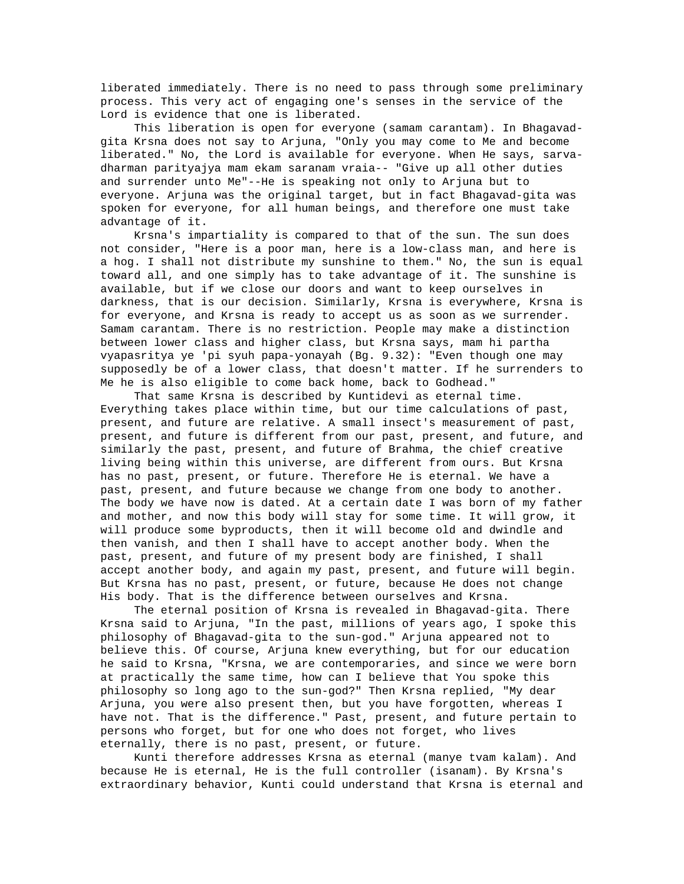liberated immediately. There is no need to pass through some preliminary process. This very act of engaging one's senses in the service of the Lord is evidence that one is liberated.

This liberation is open for everyone (samam carantam). In Bhagavad-gita Krsna does not say to Arjuna, "Only you may come to Me and become liberated." No, the Lord is available for everyone. When He says, sarva-dharman parityajya mam ekam saranam vraia-- "Give up all other duties and surrender unto Me"--He is speaking not only to Arjuna but to everyone. Arjuna was the original target, but in fact Bhagavad-gita was spoken for everyone, for all human beings, and therefore one must take advantage of it.

Krsna's impartiality is compared to that of the sun. The sun does not consider, "Here is a poor man, here is a low-class man, and here is a hog. I shall not distribute my sunshine to them." No, the sun is equal toward all, and one simply has to take advantage of it. The sunshine is available, but if we close our doors and want to keep ourselves in darkness, that is our decision. Similarly, Krsna is everywhere, Krsna is for everyone, and Krsna is ready to accept us as soon as we surrender. Samam carantam. There is no restriction. People may make a distinction between lower class and higher class, but Krsna says, mam hi partha vyapasritya ye 'pi syuh papa-yonayah (Bg. 9.32): "Even though one may supposedly be of a lower class, that doesn't matter. If he surrenders to Me he is also eligible to come back home, back to Godhead."

That same Krsna is described by Kuntidevi as eternal time. Everything takes place within time, but our time calculations of past, present, and future are relative. A small insect's measurement of past, present, and future is different from our past, present, and future, and similarly the past, present, and future of Brahma, the chief creative living being within this universe, are different from ours. But Krsna has no past, present, or future. Therefore He is eternal. We have a past, present, and future because we change from one body to another. The body we have now is dated. At a certain date I was born of my father and mother, and now this body will stay for some time. It will grow, it will produce some byproducts, then it will become old and dwindle and then vanish, and then I shall have to accept another body. When the past, present, and future of my present body are finished, I shall accept another body, and again my past, present, and future will begin. But Krsna has no past, present, or future, because He does not change His body. That is the difference between ourselves and Krsna.

The eternal position of Krsna is revealed in Bhagavad-gita. There Krsna said to Arjuna, "In the past, millions of years ago, I spoke this philosophy of Bhagavad-gita to the sun-god." Arjuna appeared not to believe this. Of course, Arjuna knew everything, but for our education he said to Krsna, "Krsna, we are contemporaries, and since we were born at practically the same time, how can I believe that You spoke this philosophy so long ago to the sun-god?" Then Krsna replied, "My dear Arjuna, you were also present then, but you have forgotten, whereas I have not. That is the difference." Past, present, and future pertain to persons who forget, but for one who does not forget, who lives eternally, there is no past, present, or future.

Kunti therefore addresses Krsna as eternal (manye tvam kalam). And because He is eternal, He is the full controller (isanam). By Krsna's extraordinary behavior, Kunti could understand that Krsna is eternal and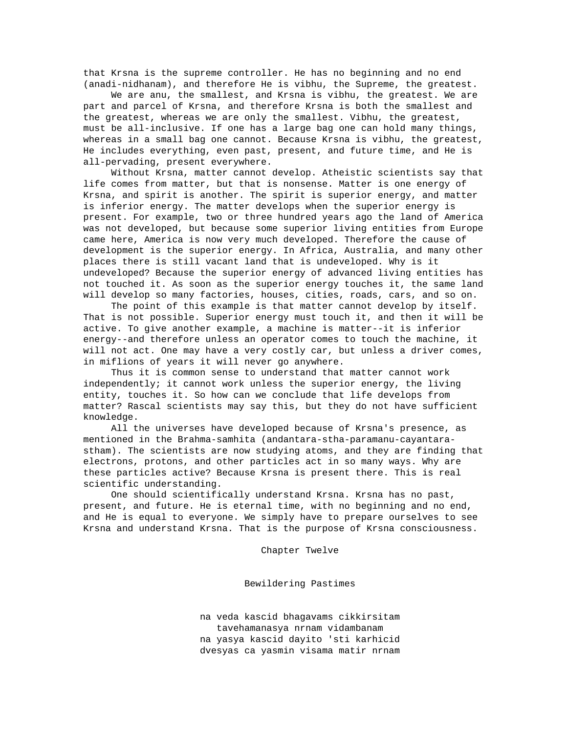that Krsna is the supreme controller. He has no beginning and no end (anadi-nidhanam), and therefore He is vibhu, the Supreme, the greatest.

We are anu, the smallest, and Krsna is vibhu, the greatest. We are part and parcel of Krsna, and therefore Krsna is both the smallest and the greatest, whereas we are only the smallest. Vibhu, the greatest, must be all-inclusive. If one has a large bag one can hold many things, whereas in a small bag one cannot. Because Krsna is vibhu, the greatest, He includes everything, even past, present, and future time, and He is all-pervading, present everywhere.

Without Krsna, matter cannot develop. Atheistic scientists say that life comes from matter, but that is nonsense. Matter is one energy of Krsna, and spirit is another. The spirit is superior energy, and matter is inferior energy. The matter develops when the superior energy is present. For example, two or three hundred years ago the land of America was not developed, but because some superior living entities from Europe came here, America is now very much developed. Therefore the cause of development is the superior energy. In Africa, Australia, and many other places there is still vacant land that is undeveloped. Why is it undeveloped? Because the superior energy of advanced living entities has not touched it. As soon as the superior energy touches it, the same land will develop so many factories, houses, cities, roads, cars, and so on.

The point of this example is that matter cannot develop by itself. That is not possible. Superior energy must touch it, and then it will be active. To give another example, a machine is matter--it is inferior energy--and therefore unless an operator comes to touch the machine, it will not act. One may have a very costly car, but unless a driver comes, in miflions of years it will never go anywhere.

Thus it is common sense to understand that matter cannot work independently; it cannot work unless the superior energy, the living entity, touches it. So how can we conclude that life develops from matter? Rascal scientists may say this, but they do not have sufficient knowledge.

All the universes have developed because of Krsna's presence, as mentioned in the Brahma-samhita (andantara-stha-paramanu-cayantara-stham). The scientists are now studying atoms, and they are finding that electrons, protons, and other particles act in so many ways. Why are these particles active? Because Krsna is present there. This is real scientific understanding.

One should scientifically understand Krsna. Krsna has no past, present, and future. He is eternal time, with no beginning and no end, and He is equal to everyone. We simply have to prepare ourselves to see Krsna and understand Krsna. That is the purpose of Krsna consciousness.

# Chapter Twelve

## Bewildering Pastimes

na veda kascid bhagavams cikkirsitam
tavehamanasya nrnam vidambanam
na yasya kascid dayito 'sti karhicid
dvesyas ca yasmin visama matir nrnam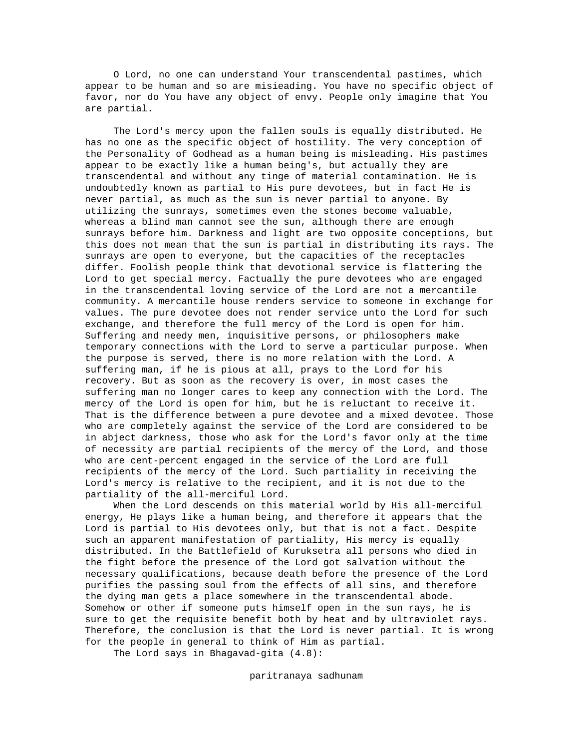O Lord, no one can understand Your transcendental pastimes, which appear to be human and so are misieading. You have no specific object of favor, nor do You have any object of envy. People only imagine that You are partial.

The Lord's mercy upon the fallen souls is equally distributed. He has no one as the specific object of hostility. The very conception of the Personality of Godhead as a human being is misleading. His pastimes appear to be exactly like a human being's, but actually they are transcendental and without any tinge of material contamination. He is undoubtedly known as partial to His pure devotees, but in fact He is never partial, as much as the sun is never partial to anyone. By utilizing the sunrays, sometimes even the stones become valuable, whereas a blind man cannot see the sun, although there are enough sunrays before him. Darkness and light are two opposite conceptions, but this does not mean that the sun is partial in distributing its rays. The sunrays are open to everyone, but the capacities of the receptacles differ. Foolish people think that devotional service is flattering the Lord to get special mercy. Factually the pure devotees who are engaged in the transcendental loving service of the Lord are not a mercantile community. A mercantile house renders service to someone in exchange for values. The pure devotee does not render service unto the Lord for such exchange, and therefore the full mercy of the Lord is open for him. Suffering and needy men, inquisitive persons, or philosophers make temporary connections with the Lord to serve a particular purpose. When the purpose is served, there is no more relation with the Lord. A suffering man, if he is pious at all, prays to the Lord for his recovery. But as soon as the recovery is over, in most cases the suffering man no longer cares to keep any connection with the Lord. The mercy of the Lord is open for him, but he is reluctant to receive it. That is the difference between a pure devotee and a mixed devotee. Those who are completely against the service of the Lord are considered to be in abject darkness, those who ask for the Lord's favor only at the time of necessity are partial recipients of the mercy of the Lord, and those who are cent-percent engaged in the service of the Lord are full recipients of the mercy of the Lord. Such partiality in receiving the Lord's mercy is relative to the recipient, and it is not due to the partiality of the all-merciful Lord.

When the Lord descends on this material world by His all-merciful energy, He plays like a human being, and therefore it appears that the Lord is partial to His devotees only, but that is not a fact. Despite such an apparent manifestation of partiality, His mercy is equally distributed. In the Battlefield of Kuruksetra all persons who died in the fight before the presence of the Lord got salvation without the necessary qualifications, because death before the presence of the Lord purifies the passing soul from the effects of all sins, and therefore the dying man gets a place somewhere in the transcendental abode. Somehow or other if someone puts himself open in the sun rays, he is sure to get the requisite benefit both by heat and by ultraviolet rays. Therefore, the conclusion is that the Lord is never partial. It is wrong for the people in general to think of Him as partial.

The Lord says in Bhagavad-gita (4.8):

paritranaya sadhunam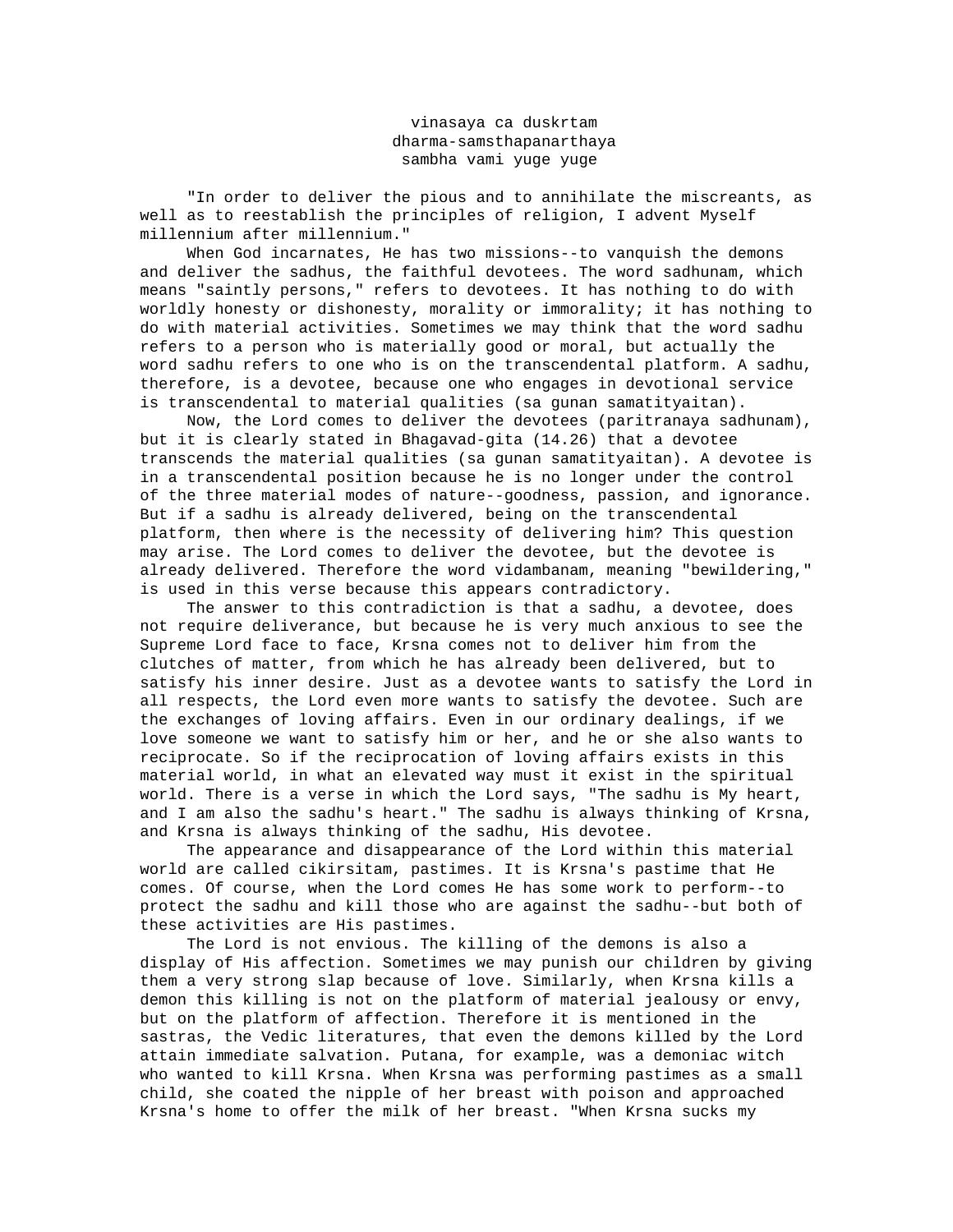vinasaya ca duskrtam
dharma-samsthapanarthaya
sambha vami yuge yuge

"In order to deliver the pious and to annihilate the miscreants, as well as to reestablish the principles of religion, I advent Myself millennium after millennium."

When God incarnates, He has two missions--to vanquish the demons and deliver the sadhus, the faithful devotees. The word sadhunam, which means "saintly persons," refers to devotees. It has nothing to do with worldly honesty or dishonesty, morality or immorality; it has nothing to do with material activities. Sometimes we may think that the word sadhu refers to a person who is materially good or moral, but actually the word sadhu refers to one who is on the transcendental platform. A sadhu, therefore, is a devotee, because one who engages in devotional service is transcendental to material qualities (sa gunan samatityaitan).

Now, the Lord comes to deliver the devotees (paritranaya sadhunam), but it is clearly stated in Bhagavad-gita (14.26) that a devotee transcends the material qualities (sa gunan samatityaitan). A devotee is in a transcendental position because he is no longer under the control of the three material modes of nature--goodness, passion, and ignorance. But if a sadhu is already delivered, being on the transcendental platform, then where is the necessity of delivering him? This question may arise. The Lord comes to deliver the devotee, but the devotee is already delivered. Therefore the word vidambanam, meaning "bewildering," is used in this verse because this appears contradictory.

The answer to this contradiction is that a sadhu, a devotee, does not require deliverance, but because he is very much anxious to see the Supreme Lord face to face, Krsna comes not to deliver him from the clutches of matter, from which he has already been delivered, but to satisfy his inner desire. Just as a devotee wants to satisfy the Lord in all respects, the Lord even more wants to satisfy the devotee. Such are the exchanges of loving affairs. Even in our ordinary dealings, if we love someone we want to satisfy him or her, and he or she also wants to reciprocate. So if the reciprocation of loving affairs exists in this material world, in what an elevated way must it exist in the spiritual world. There is a verse in which the Lord says, "The sadhu is My heart, and I am also the sadhu's heart." The sadhu is always thinking of Krsna, and Krsna is always thinking of the sadhu, His devotee.

The appearance and disappearance of the Lord within this material world are called cikirsitam, pastimes. It is Krsna's pastime that He comes. Of course, when the Lord comes He has some work to perform--to protect the sadhu and kill those who are against the sadhu--but both of these activities are His pastimes.

The Lord is not envious. The killing of the demons is also a display of His affection. Sometimes we may punish our children by giving them a very strong slap because of love. Similarly, when Krsna kills a demon this killing is not on the platform of material jealousy or envy, but on the platform of affection. Therefore it is mentioned in the sastras, the Vedic literatures, that even the demons killed by the Lord attain immediate salvation. Putana, for example, was a demoniac witch who wanted to kill Krsna. When Krsna was performing pastimes as a small child, she coated the nipple of her breast with poison and approached Krsna's home to offer the milk of her breast. "When Krsna sucks my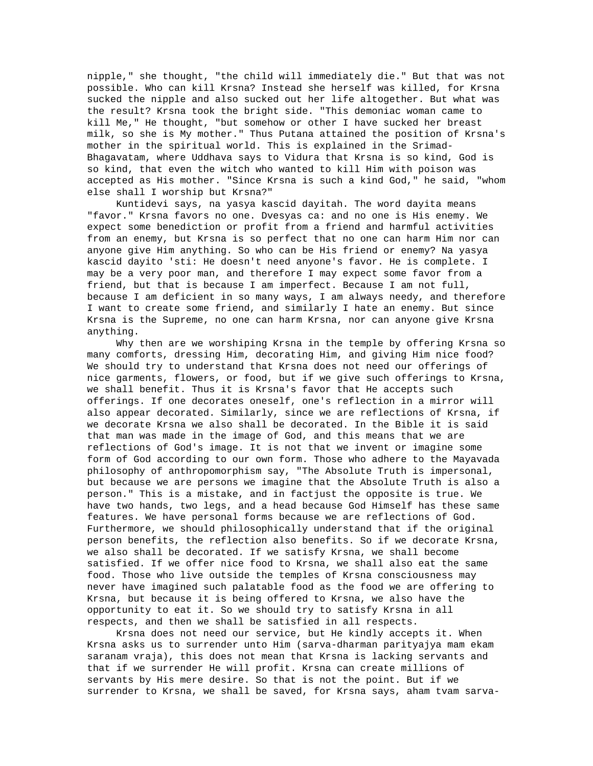nipple," she thought, "the child will immediately die." But that was not possible. Who can kill Krsna? Instead she herself was killed, for Krsna sucked the nipple and also sucked out her life altogether. But what was the result? Krsna took the bright side. "This demoniac woman came to kill Me," He thought, "but somehow or other I have sucked her breast milk, so she is My mother." Thus Putana attained the position of Krsna's mother in the spiritual world. This is explained in the Srimad-Bhagavatam, where Uddhava says to Vidura that Krsna is so kind, God is so kind, that even the witch who wanted to kill Him with poison was accepted as His mother. "Since Krsna is such a kind God," he said, "whom else shall I worship but Krsna?"

Kuntidevi says, na yasya kascid dayitah. The word dayita means "favor." Krsna favors no one. Dvesyas ca: and no one is His enemy. We expect some benediction or profit from a friend and harmful activities from an enemy, but Krsna is so perfect that no one can harm Him nor can anyone give Him anything. So who can be His friend or enemy? Na yasya kascid dayito 'sti: He doesn't need anyone's favor. He is complete. I may be a very poor man, and therefore I may expect some favor from a friend, but that is because I am imperfect. Because I am not full, because I am deficient in so many ways, I am always needy, and therefore I want to create some friend, and similarly I hate an enemy. But since Krsna is the Supreme, no one can harm Krsna, nor can anyone give Krsna anything.

Why then are we worshiping Krsna in the temple by offering Krsna so many comforts, dressing Him, decorating Him, and giving Him nice food? We should try to understand that Krsna does not need our offerings of nice garments, flowers, or food, but if we give such offerings to Krsna, we shall benefit. Thus it is Krsna's favor that He accepts such offerings. If one decorates oneself, one's reflection in a mirror will also appear decorated. Similarly, since we are reflections of Krsna, if we decorate Krsna we also shall be decorated. In the Bible it is said that man was made in the image of God, and this means that we are reflections of God's image. It is not that we invent or imagine some form of God according to our own form. Those who adhere to the Mayavada philosophy of anthropomorphism say, "The Absolute Truth is impersonal, but because we are persons we imagine that the Absolute Truth is also a person." This is a mistake, and in factjust the opposite is true. We have two hands, two legs, and a head because God Himself has these same features. We have personal forms because we are reflections of God. Furthermore, we should philosophically understand that if the original person benefits, the reflection also benefits. So if we decorate Krsna, we also shall be decorated. If we satisfy Krsna, we shall become satisfied. If we offer nice food to Krsna, we shall also eat the same food. Those who live outside the temples of Krsna consciousness may never have imagined such palatable food as the food we are offering to Krsna, but because it is being offered to Krsna, we also have the opportunity to eat it. So we should try to satisfy Krsna in all respects, and then we shall be satisfied in all respects.

Krsna does not need our service, but He kindly accepts it. When Krsna asks us to surrender unto Him (sarva-dharman parityajya mam ekam saranam vraja), this does not mean that Krsna is lacking servants and that if we surrender He will profit. Krsna can create millions of servants by His mere desire. So that is not the point. But if we surrender to Krsna, we shall be saved, for Krsna says, aham tvam sarva-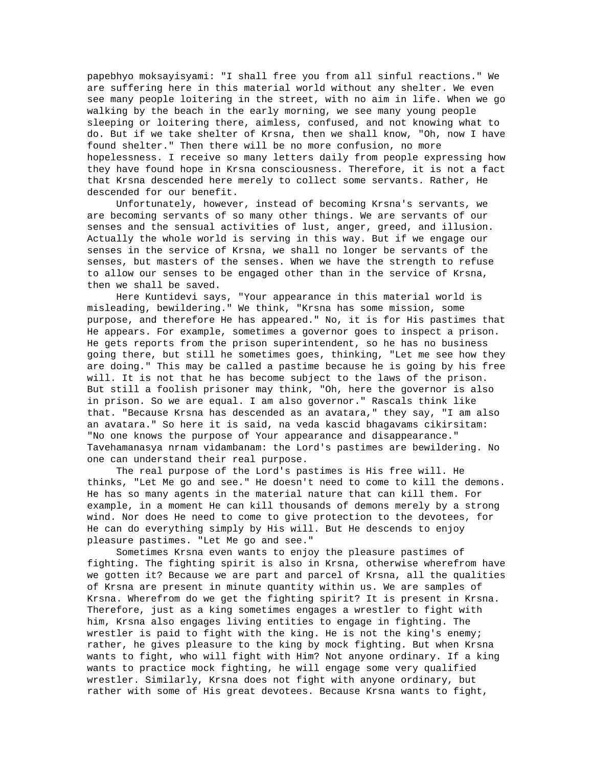papebhyo moksayisyami: "I shall free you from all sinful reactions." We are suffering here in this material world without any shelter. We even see many people loitering in the street, with no aim in life. When we go walking by the beach in the early morning, we see many young people sleeping or loitering there, aimless, confused, and not knowing what to do. But if we take shelter of Krsna, then we shall know, "Oh, now I have found shelter." Then there will be no more confusion, no more hopelessness. I receive so many letters daily from people expressing how they have found hope in Krsna consciousness. Therefore, it is not a fact that Krsna descended here merely to collect some servants. Rather, He descended for our benefit.

Unfortunately, however, instead of becoming Krsna's servants, we are becoming servants of so many other things. We are servants of our senses and the sensual activities of lust, anger, greed, and illusion. Actually the whole world is serving in this way. But if we engage our senses in the service of Krsna, we shall no longer be servants of the senses, but masters of the senses. When we have the strength to refuse to allow our senses to be engaged other than in the service of Krsna, then we shall be saved.

Here Kuntidevi says, "Your appearance in this material world is misleading, bewildering." We think, "Krsna has some mission, some purpose, and therefore He has appeared." No, it is for His pastimes that He appears. For example, sometimes a governor goes to inspect a prison. He gets reports from the prison superintendent, so he has no business going there, but still he sometimes goes, thinking, "Let me see how they are doing." This may be called a pastime because he is going by his free will. It is not that he has become subject to the laws of the prison. But still a foolish prisoner may think, "Oh, here the governor is also in prison. So we are equal. I am also governor." Rascals think like that. "Because Krsna has descended as an avatara," they say, "I am also an avatara." So here it is said, na veda kascid bhagavams cikirsitam: "No one knows the purpose of Your appearance and disappearance." Tavehamanasya nrnam vidambanam: the Lord's pastimes are bewildering. No one can understand their real purpose.

The real purpose of the Lord's pastimes is His free will. He thinks, "Let Me go and see." He doesn't need to come to kill the demons. He has so many agents in the material nature that can kill them. For example, in a moment He can kill thousands of demons merely by a strong wind. Nor does He need to come to give protection to the devotees, for He can do everything simply by His will. But He descends to enjoy pleasure pastimes. "Let Me go and see."

Sometimes Krsna even wants to enjoy the pleasure pastimes of fighting. The fighting spirit is also in Krsna, otherwise wherefrom have we gotten it? Because we are part and parcel of Krsna, all the qualities of Krsna are present in minute quantity within us. We are samples of Krsna. Wherefrom do we get the fighting spirit? It is present in Krsna. Therefore, just as a king sometimes engages a wrestler to fight with him, Krsna also engages living entities to engage in fighting. The wrestler is paid to fight with the king. He is not the king's enemy; rather, he gives pleasure to the king by mock fighting. But when Krsna wants to fight, who will fight with Him? Not anyone ordinary. If a king wants to practice mock fighting, he will engage some very qualified wrestler. Similarly, Krsna does not fight with anyone ordinary, but rather with some of His great devotees. Because Krsna wants to fight,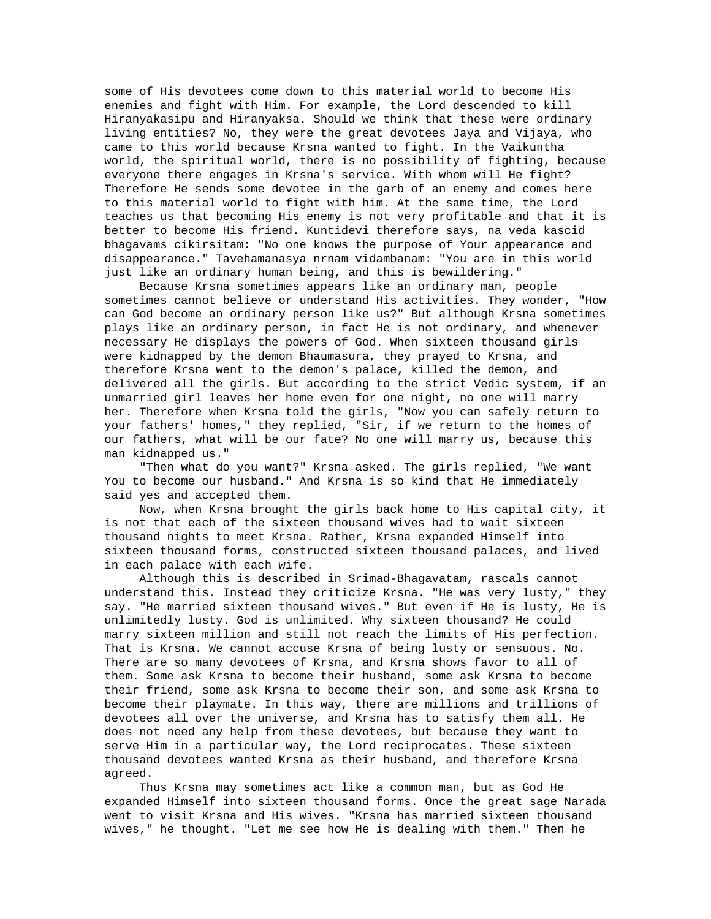some of His devotees come down to this material world to become His enemies and fight with Him. For example, the Lord descended to kill Hiranyakasipu and Hiranyaksa. Should we think that these were ordinary living entities? No, they were the great devotees Jaya and Vijaya, who came to this world because Krsna wanted to fight. In the Vaikuntha world, the spiritual world, there is no possibility of fighting, because everyone there engages in Krsna's service. With whom will He fight? Therefore He sends some devotee in the garb of an enemy and comes here to this material world to fight with him. At the same time, the Lord teaches us that becoming His enemy is not very profitable and that it is better to become His friend. Kuntidevi therefore says, na veda kascid bhagavams cikirsitam: "No one knows the purpose of Your appearance and disappearance." Tavehamanasya nrnam vidambanam: "You are in this world just like an ordinary human being, and this is bewildering."

Because Krsna sometimes appears like an ordinary man, people sometimes cannot believe or understand His activities. They wonder, "How can God become an ordinary person like us?" But although Krsna sometimes plays like an ordinary person, in fact He is not ordinary, and whenever necessary He displays the powers of God. When sixteen thousand girls were kidnapped by the demon Bhaumasura, they prayed to Krsna, and therefore Krsna went to the demon's palace, killed the demon, and delivered all the girls. But according to the strict Vedic system, if an unmarried girl leaves her home even for one night, no one will marry her. Therefore when Krsna told the girls, "Now you can safely return to your fathers' homes," they replied, "Sir, if we return to the homes of our fathers, what will be our fate? No one will marry us, because this man kidnapped us."

"Then what do you want?" Krsna asked. The girls replied, "We want You to become our husband." And Krsna is so kind that He immediately said yes and accepted them.

Now, when Krsna brought the girls back home to His capital city, it is not that each of the sixteen thousand wives had to wait sixteen thousand nights to meet Krsna. Rather, Krsna expanded Himself into sixteen thousand forms, constructed sixteen thousand palaces, and lived in each palace with each wife.

Although this is described in Srimad-Bhagavatam, rascals cannot understand this. Instead they criticize Krsna. "He was very lusty," they say. "He married sixteen thousand wives." But even if He is lusty, He is unlimitedly lusty. God is unlimited. Why sixteen thousand? He could marry sixteen million and still not reach the limits of His perfection. That is Krsna. We cannot accuse Krsna of being lusty or sensuous. No. There are so many devotees of Krsna, and Krsna shows favor to all of them. Some ask Krsna to become their husband, some ask Krsna to become their friend, some ask Krsna to become their son, and some ask Krsna to become their playmate. In this way, there are millions and trillions of devotees all over the universe, and Krsna has to satisfy them all. He does not need any help from these devotees, but because they want to serve Him in a particular way, the Lord reciprocates. These sixteen thousand devotees wanted Krsna as their husband, and therefore Krsna agreed.

Thus Krsna may sometimes act like a common man, but as God He expanded Himself into sixteen thousand forms. Once the great sage Narada went to visit Krsna and His wives. "Krsna has married sixteen thousand wives," he thought. "Let me see how He is dealing with them." Then he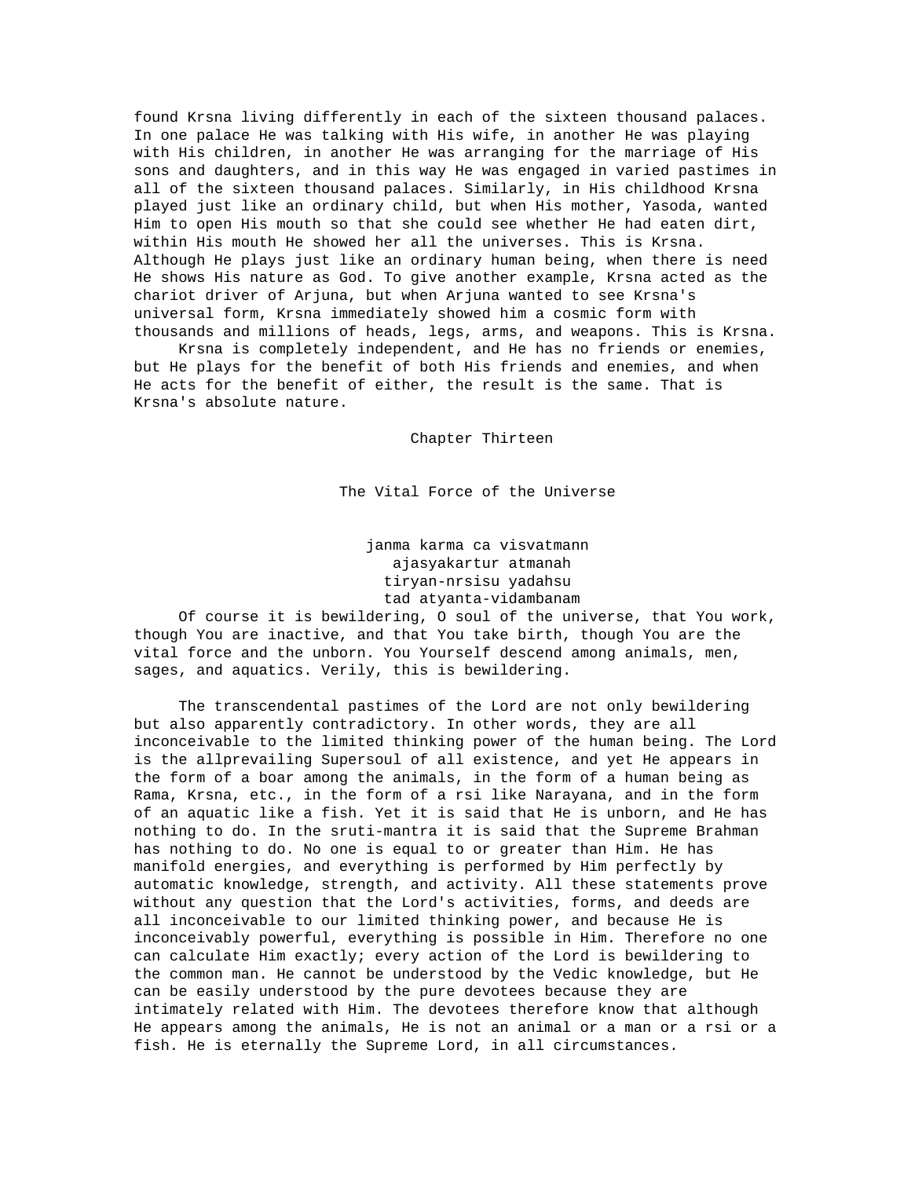found Krsna living differently in each of the sixteen thousand palaces. In one palace He was talking with His wife, in another He was playing with His children, in another He was arranging for the marriage of His sons and daughters, and in this way He was engaged in varied pastimes in all of the sixteen thousand palaces. Similarly, in His childhood Krsna played just like an ordinary child, but when His mother, Yasoda, wanted Him to open His mouth so that she could see whether He had eaten dirt, within His mouth He showed her all the universes. This is Krsna. Although He plays just like an ordinary human being, when there is need He shows His nature as God. To give another example, Krsna acted as the chariot driver of Arjuna, but when Arjuna wanted to see Krsna's universal form, Krsna immediately showed him a cosmic form with thousands and millions of heads, legs, arms, and weapons. This is Krsna.

Krsna is completely independent, and He has no friends or enemies, but He plays for the benefit of both His friends and enemies, and when He acts for the benefit of either, the result is the same. That is Krsna's absolute nature.

# Chapter Thirteen

## The Vital Force of the Universe

janma karma ca visvatmann  
ajasyakartur atmanah  
tiryan-nrsisu yadahsu  
tad atyanta-vidambanam

Of course it is bewildering, O soul of the universe, that You work, though You are inactive, and that You take birth, though You are the vital force and the unborn. You Yourself descend among animals, men, sages, and aquatics. Verily, this is bewildering.

The transcendental pastimes of the Lord are not only bewildering but also apparently contradictory. In other words, they are all inconceivable to the limited thinking power of the human being. The Lord is the allprevailing Supersoul of all existence, and yet He appears in the form of a boar among the animals, in the form of a human being as Rama, Krsna, etc., in the form of a rsi like Narayana, and in the form of an aquatic like a fish. Yet it is said that He is unborn, and He has nothing to do. In the sruti-mantra it is said that the Supreme Brahman has nothing to do. No one is equal to or greater than Him. He has manifold energies, and everything is performed by Him perfectly by automatic knowledge, strength, and activity. All these statements prove without any question that the Lord's activities, forms, and deeds are all inconceivable to our limited thinking power, and because He is inconceivably powerful, everything is possible in Him. Therefore no one can calculate Him exactly; every action of the Lord is bewildering to the common man. He cannot be understood by the Vedic knowledge, but He can be easily understood by the pure devotees because they are intimately related with Him. The devotees therefore know that although He appears among the animals, He is not an animal or a man or a rsi or a fish. He is eternally the Supreme Lord, in all circumstances.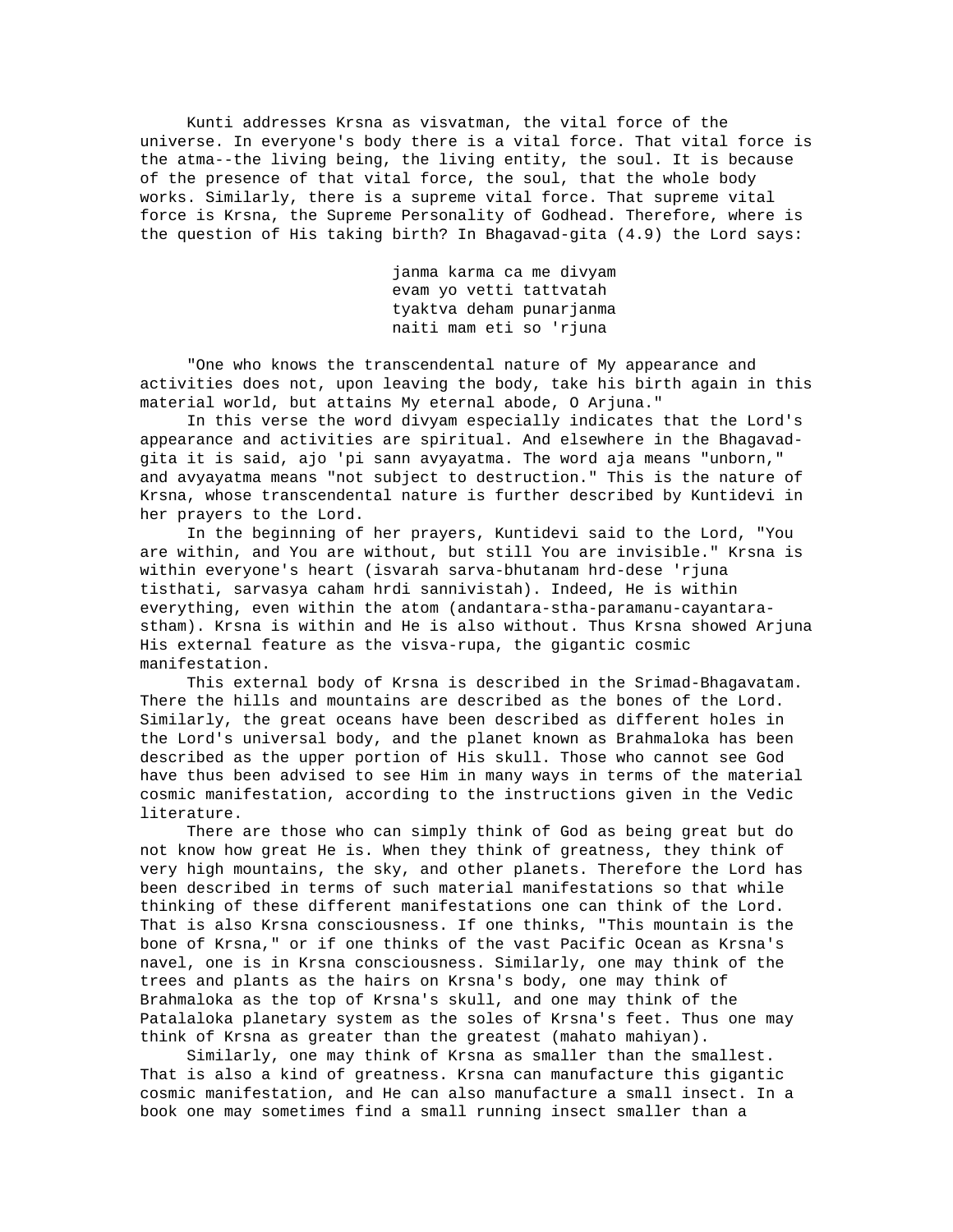Kunti addresses Krsna as visvatman, the vital force of the universe. In everyone's body there is a vital force. That vital force is the atma--the living being, the living entity, the soul. It is because of the presence of that vital force, the soul, that the whole body works. Similarly, there is a supreme vital force. That supreme vital force is Krsna, the Supreme Personality of Godhead. Therefore, where is the question of His taking birth? In Bhagavad-gita (4.9) the Lord says:

janma karma ca me divyam
evam yo vetti tattvatah
tyaktva deham punarjanma
naiti mam eti so 'rjuna

"One who knows the transcendental nature of My appearance and activities does not, upon leaving the body, take his birth again in this material world, but attains My eternal abode, O Arjuna."

In this verse the word divyam especially indicates that the Lord's appearance and activities are spiritual. And elsewhere in the Bhagavad-gita it is said, ajo 'pi sann avyayatma. The word aja means "unborn," and avyayatma means "not subject to destruction." This is the nature of Krsna, whose transcendental nature is further described by Kuntidevi in her prayers to the Lord.

In the beginning of her prayers, Kuntidevi said to the Lord, "You are within, and You are without, but still You are invisible." Krsna is within everyone's heart (isvarah sarva-bhutanam hrd-dese 'rjuna tisthati, sarvasya caham hrdi sannivistah). Indeed, He is within everything, even within the atom (andantara-stha-paramanu-cayantara-stham). Krsna is within and He is also without. Thus Krsna showed Arjuna His external feature as the visva-rupa, the gigantic cosmic manifestation.

This external body of Krsna is described in the Srimad-Bhagavatam. There the hills and mountains are described as the bones of the Lord. Similarly, the great oceans have been described as different holes in the Lord's universal body, and the planet known as Brahmaloka has been described as the upper portion of His skull. Those who cannot see God have thus been advised to see Him in many ways in terms of the material cosmic manifestation, according to the instructions given in the Vedic literature.

There are those who can simply think of God as being great but do not know how great He is. When they think of greatness, they think of very high mountains, the sky, and other planets. Therefore the Lord has been described in terms of such material manifestations so that while thinking of these different manifestations one can think of the Lord. That is also Krsna consciousness. If one thinks, "This mountain is the bone of Krsna," or if one thinks of the vast Pacific Ocean as Krsna's navel, one is in Krsna consciousness. Similarly, one may think of the trees and plants as the hairs on Krsna's body, one may think of Brahmaloka as the top of Krsna's skull, and one may think of the Patalaloka planetary system as the soles of Krsna's feet. Thus one may think of Krsna as greater than the greatest (mahato mahiyan).

Similarly, one may think of Krsna as smaller than the smallest. That is also a kind of greatness. Krsna can manufacture this gigantic cosmic manifestation, and He can also manufacture a small insect. In a book one may sometimes find a small running insect smaller than a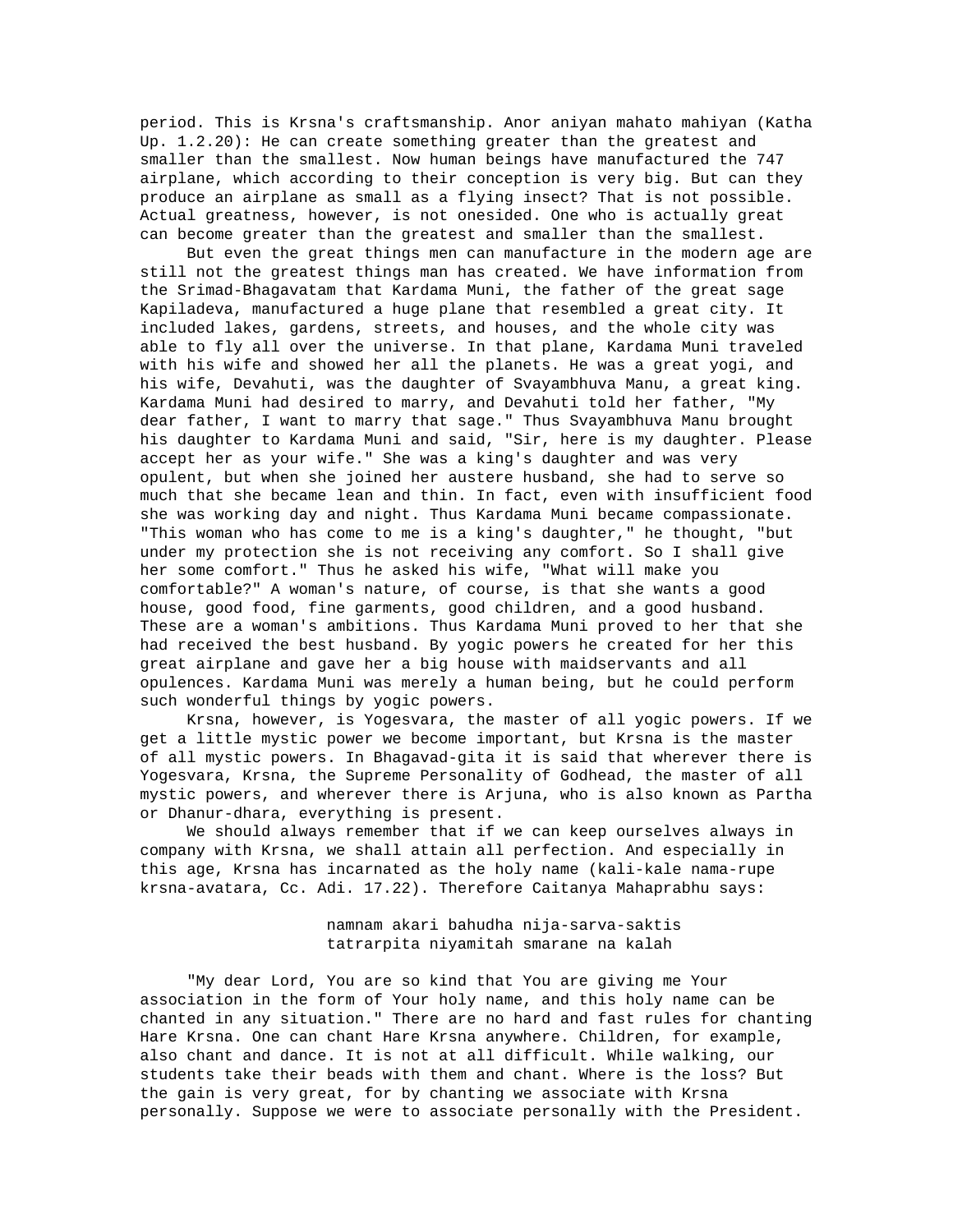period. This is Krsna's craftsmanship. Anor aniyan mahato mahiyan (Katha Up. 1.2.20): He can create something greater than the greatest and smaller than the smallest. Now human beings have manufactured the 747 airplane, which according to their conception is very big. But can they produce an airplane as small as a flying insect? That is not possible. Actual greatness, however, is not onesided. One who is actually great can become greater than the greatest and smaller than the smallest.

But even the great things men can manufacture in the modern age are still not the greatest things man has created. We have information from the Srimad-Bhagavatam that Kardama Muni, the father of the great sage Kapiladeva, manufactured a huge plane that resembled a great city. It included lakes, gardens, streets, and houses, and the whole city was able to fly all over the universe. In that plane, Kardama Muni traveled with his wife and showed her all the planets. He was a great yogi, and his wife, Devahuti, was the daughter of Svayambhuva Manu, a great king. Kardama Muni had desired to marry, and Devahuti told her father, "My dear father, I want to marry that sage." Thus Svayambhuva Manu brought his daughter to Kardama Muni and said, "Sir, here is my daughter. Please accept her as your wife." She was a king's daughter and was very opulent, but when she joined her austere husband, she had to serve so much that she became lean and thin. In fact, even with insufficient food she was working day and night. Thus Kardama Muni became compassionate. "This woman who has come to me is a king's daughter," he thought, "but under my protection she is not receiving any comfort. So I shall give her some comfort." Thus he asked his wife, "What will make you comfortable?" A woman's nature, of course, is that she wants a good house, good food, fine garments, good children, and a good husband. These are a woman's ambitions. Thus Kardama Muni proved to her that she had received the best husband. By yogic powers he created for her this great airplane and gave her a big house with maidservants and all opulences. Kardama Muni was merely a human being, but he could perform such wonderful things by yogic powers.

Krsna, however, is Yogesvara, the master of all yogic powers. If we get a little mystic power we become important, but Krsna is the master of all mystic powers. In Bhagavad-gita it is said that wherever there is Yogesvara, Krsna, the Supreme Personality of Godhead, the master of all mystic powers, and wherever there is Arjuna, who is also known as Partha or Dhanur-dhara, everything is present.

We should always remember that if we can keep ourselves always in company with Krsna, we shall attain all perfection. And especially in this age, Krsna has incarnated as the holy name (kali-kale nama-rupe krsna-avatara, Cc. Adi. 17.22). Therefore Caitanya Mahaprabhu says:

namnam akari bahudha nija-sarva-saktis
tatrarpita niyamitah smarane na kalah

"My dear Lord, You are so kind that You are giving me Your association in the form of Your holy name, and this holy name can be chanted in any situation." There are no hard and fast rules for chanting Hare Krsna. One can chant Hare Krsna anywhere. Children, for example, also chant and dance. It is not at all difficult. While walking, our students take their beads with them and chant. Where is the loss? But the gain is very great, for by chanting we associate with Krsna personally. Suppose we were to associate personally with the President.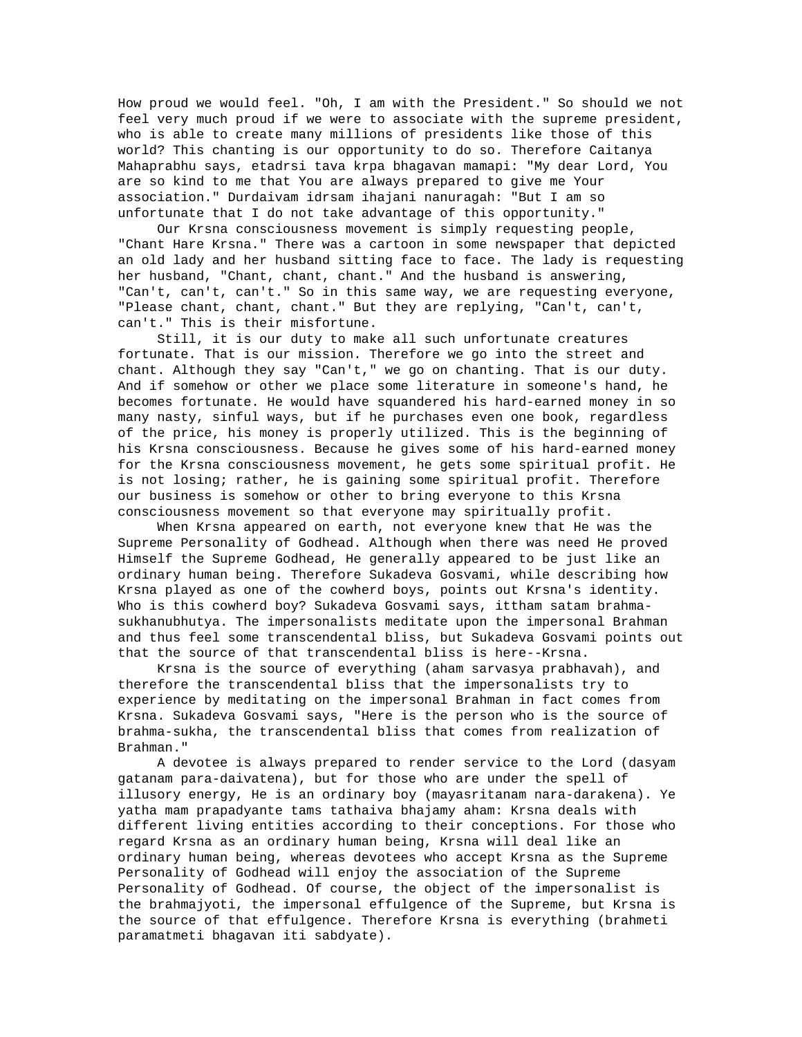How proud we would feel. "Oh, I am with the President." So should we not feel very much proud if we were to associate with the supreme president, who is able to create many millions of presidents like those of this world? This chanting is our opportunity to do so. Therefore Caitanya Mahaprabhu says, etadrsi tava krpa bhagavan mamapi: "My dear Lord, You are so kind to me that You are always prepared to give me Your association." Durdaivam idrsam ihajani nanuragah: "But I am so unfortunate that I do not take advantage of this opportunity."

Our Krsna consciousness movement is simply requesting people, "Chant Hare Krsna." There was a cartoon in some newspaper that depicted an old lady and her husband sitting face to face. The lady is requesting her husband, "Chant, chant, chant." And the husband is answering, "Can't, can't, can't." So in this same way, we are requesting everyone, "Please chant, chant, chant." But they are replying, "Can't, can't, can't." This is their misfortune.

Still, it is our duty to make all such unfortunate creatures fortunate. That is our mission. Therefore we go into the street and chant. Although they say "Can't," we go on chanting. That is our duty. And if somehow or other we place some literature in someone's hand, he becomes fortunate. He would have squandered his hard-earned money in so many nasty, sinful ways, but if he purchases even one book, regardless of the price, his money is properly utilized. This is the beginning of his Krsna consciousness. Because he gives some of his hard-earned money for the Krsna consciousness movement, he gets some spiritual profit. He is not losing; rather, he is gaining some spiritual profit. Therefore our business is somehow or other to bring everyone to this Krsna consciousness movement so that everyone may spiritually profit.

When Krsna appeared on earth, not everyone knew that He was the Supreme Personality of Godhead. Although when there was need He proved Himself the Supreme Godhead, He generally appeared to be just like an ordinary human being. Therefore Sukadeva Gosvami, while describing how Krsna played as one of the cowherd boys, points out Krsna's identity. Who is this cowherd boy? Sukadeva Gosvami says, ittham satam brahma-sukhanubhutya. The impersonalists meditate upon the impersonal Brahman and thus feel some transcendental bliss, but Sukadeva Gosvami points out that the source of that transcendental bliss is here--Krsna.

Krsna is the source of everything (aham sarvasya prabhavah), and therefore the transcendental bliss that the impersonalists try to experience by meditating on the impersonal Brahman in fact comes from Krsna. Sukadeva Gosvami says, "Here is the person who is the source of brahma-sukha, the transcendental bliss that comes from realization of Brahman."

A devotee is always prepared to render service to the Lord (dasyam gatanam para-daivatena), but for those who are under the spell of illusory energy, He is an ordinary boy (mayasritanam nara-darakena). Ye yatha mam prapadyante tams tathaiva bhajamy aham: Krsna deals with different living entities according to their conceptions. For those who regard Krsna as an ordinary human being, Krsna will deal like an ordinary human being, whereas devotees who accept Krsna as the Supreme Personality of Godhead will enjoy the association of the Supreme Personality of Godhead. Of course, the object of the impersonalist is the brahmajyoti, the impersonal effulgence of the Supreme, but Krsna is the source of that effulgence. Therefore Krsna is everything (brahmeti paramatmeti bhagavan iti sabdyate).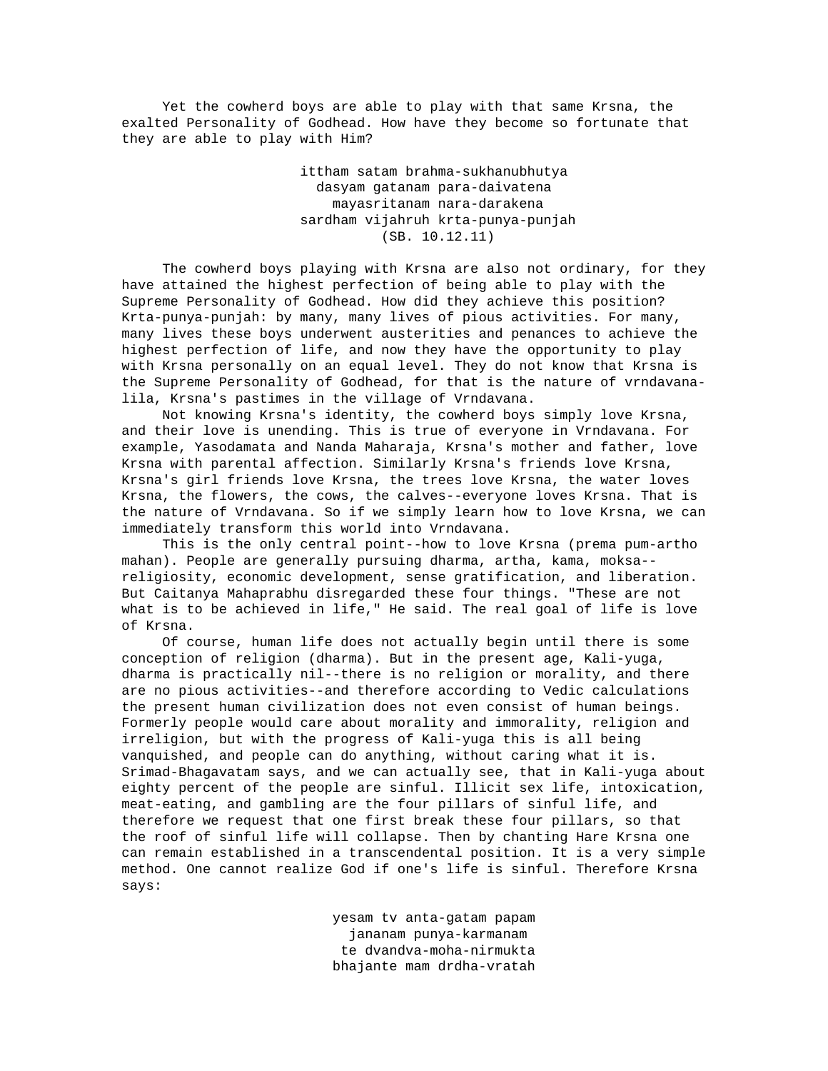Yet the cowherd boys are able to play with that same Krsna, the exalted Personality of Godhead. How have they become so fortunate that they are able to play with Him?

> ittham satam brahma-sukhanubhutya
> dasyam gatanam para-daivatena
> mayasritanam nara-darakena
> sardham vijahruh krta-punya-punjah
> (SB. 10.12.11)

The cowherd boys playing with Krsna are also not ordinary, for they have attained the highest perfection of being able to play with the Supreme Personality of Godhead. How did they achieve this position? Krta-punya-punjah: by many, many lives of pious activities. For many, many lives these boys underwent austerities and penances to achieve the highest perfection of life, and now they have the opportunity to play with Krsna personally on an equal level. They do not know that Krsna is the Supreme Personality of Godhead, for that is the nature of vrndavana-lila, Krsna's pastimes in the village of Vrndavana.

Not knowing Krsna's identity, the cowherd boys simply love Krsna, and their love is unending. This is true of everyone in Vrndavana. For example, Yasodamata and Nanda Maharaja, Krsna's mother and father, love Krsna with parental affection. Similarly Krsna's friends love Krsna, Krsna's girl friends love Krsna, the trees love Krsna, the water loves Krsna, the flowers, the cows, the calves--everyone loves Krsna. That is the nature of Vrndavana. So if we simply learn how to love Krsna, we can immediately transform this world into Vrndavana.

This is the only central point--how to love Krsna (prema pum-artho mahan). People are generally pursuing dharma, artha, kama, moksa--religiosity, economic development, sense gratification, and liberation. But Caitanya Mahaprabhu disregarded these four things. "These are not what is to be achieved in life," He said. The real goal of life is love of Krsna.

Of course, human life does not actually begin until there is some conception of religion (dharma). But in the present age, Kali-yuga, dharma is practically nil--there is no religion or morality, and there are no pious activities--and therefore according to Vedic calculations the present human civilization does not even consist of human beings. Formerly people would care about morality and immorality, religion and irreligion, but with the progress of Kali-yuga this is all being vanquished, and people can do anything, without caring what it is. Srimad-Bhagavatam says, and we can actually see, that in Kali-yuga about eighty percent of the people are sinful. Illicit sex life, intoxication, meat-eating, and gambling are the four pillars of sinful life, and therefore we request that one first break these four pillars, so that the roof of sinful life will collapse. Then by chanting Hare Krsna one can remain established in a transcendental position. It is a very simple method. One cannot realize God if one's life is sinful. Therefore Krsna says:

> yesam tv anta-gatam papam
> jananam punya-karmanam
> te dvandva-moha-nirmukta
> bhajante mam drdha-vratah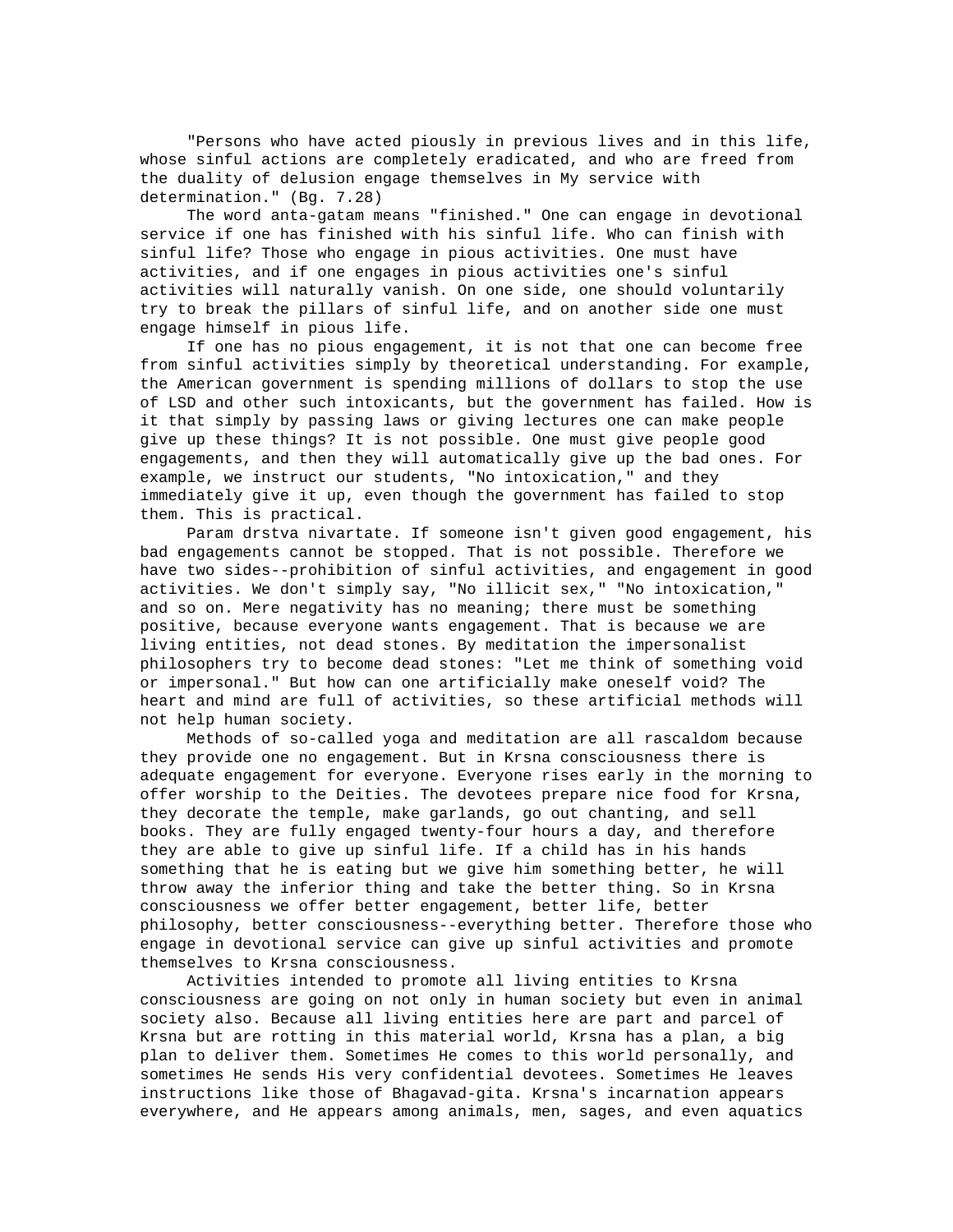"Persons who have acted piously in previous lives and in this life, whose sinful actions are completely eradicated, and who are freed from the duality of delusion engage themselves in My service with determination." (Bg. 7.28)

The word anta-gatam means "finished." One can engage in devotional service if one has finished with his sinful life. Who can finish with sinful life? Those who engage in pious activities. One must have activities, and if one engages in pious activities one's sinful activities will naturally vanish. On one side, one should voluntarily try to break the pillars of sinful life, and on another side one must engage himself in pious life.

If one has no pious engagement, it is not that one can become free from sinful activities simply by theoretical understanding. For example, the American government is spending millions of dollars to stop the use of LSD and other such intoxicants, but the government has failed. How is it that simply by passing laws or giving lectures one can make people give up these things? It is not possible. One must give people good engagements, and then they will automatically give up the bad ones. For example, we instruct our students, "No intoxication," and they immediately give it up, even though the government has failed to stop them. This is practical.

Param drstva nivartate. If someone isn't given good engagement, his bad engagements cannot be stopped. That is not possible. Therefore we have two sides--prohibition of sinful activities, and engagement in good activities. We don't simply say, "No illicit sex," "No intoxication," and so on. Mere negativity has no meaning; there must be something positive, because everyone wants engagement. That is because we are living entities, not dead stones. By meditation the impersonalist philosophers try to become dead stones: "Let me think of something void or impersonal." But how can one artificially make oneself void? The heart and mind are full of activities, so these artificial methods will not help human society.

Methods of so-called yoga and meditation are all rascaldom because they provide one no engagement. But in Krsna consciousness there is adequate engagement for everyone. Everyone rises early in the morning to offer worship to the Deities. The devotees prepare nice food for Krsna, they decorate the temple, make garlands, go out chanting, and sell books. They are fully engaged twenty-four hours a day, and therefore they are able to give up sinful life. If a child has in his hands something that he is eating but we give him something better, he will throw away the inferior thing and take the better thing. So in Krsna consciousness we offer better engagement, better life, better philosophy, better consciousness--everything better. Therefore those who engage in devotional service can give up sinful activities and promote themselves to Krsna consciousness.

Activities intended to promote all living entities to Krsna consciousness are going on not only in human society but even in animal society also. Because all living entities here are part and parcel of Krsna but are rotting in this material world, Krsna has a plan, a big plan to deliver them. Sometimes He comes to this world personally, and sometimes He sends His very confidential devotees. Sometimes He leaves instructions like those of Bhagavad-gita. Krsna's incarnation appears everywhere, and He appears among animals, men, sages, and even aquatics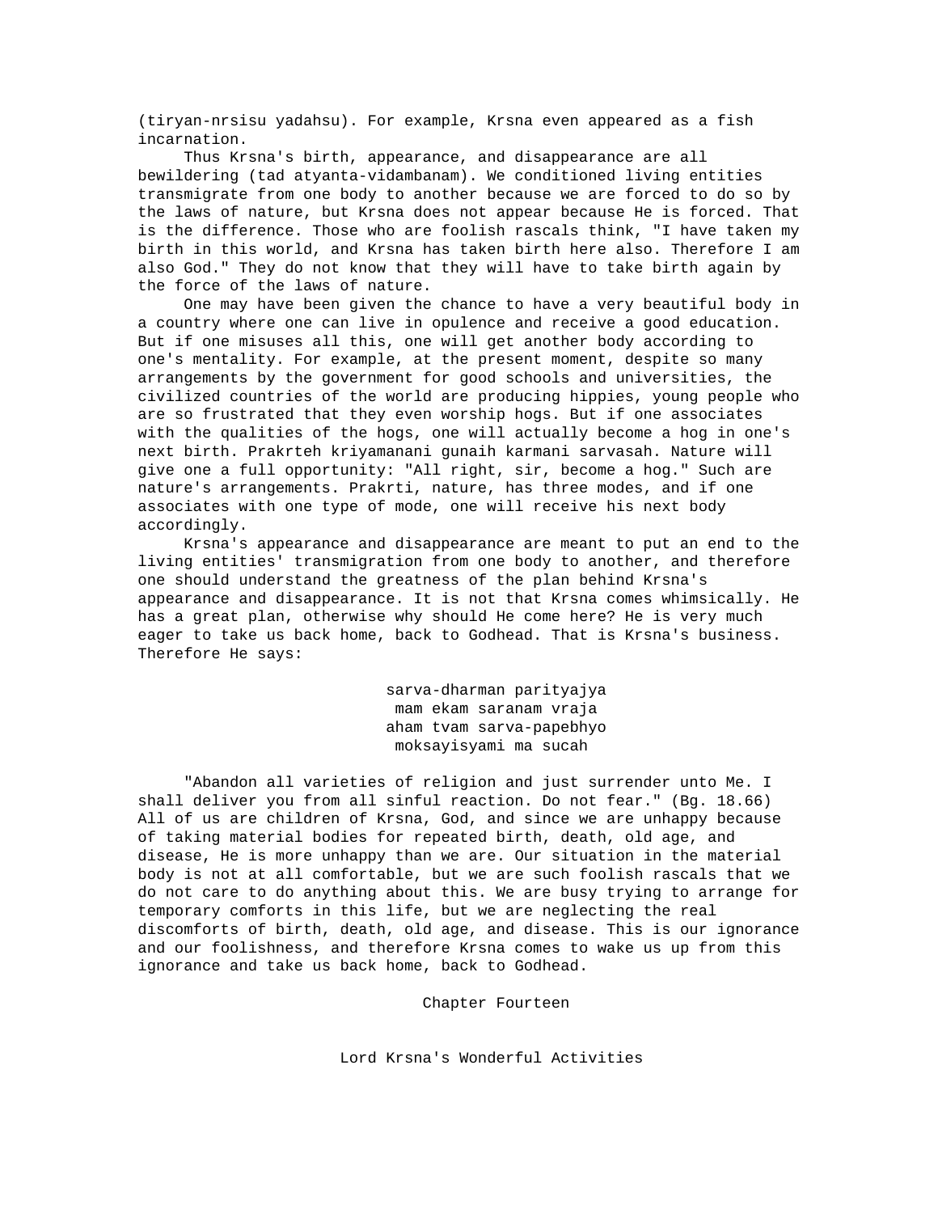(tiryan-nrsisu yadahsu). For example, Krsna even appeared as a fish incarnation.

Thus Krsna's birth, appearance, and disappearance are all bewildering (tad atyanta-vidambanam). We conditioned living entities transmigrate from one body to another because we are forced to do so by the laws of nature, but Krsna does not appear because He is forced. That is the difference. Those who are foolish rascals think, "I have taken my birth in this world, and Krsna has taken birth here also. Therefore I am also God." They do not know that they will have to take birth again by the force of the laws of nature.

One may have been given the chance to have a very beautiful body in a country where one can live in opulence and receive a good education. But if one misuses all this, one will get another body according to one's mentality. For example, at the present moment, despite so many arrangements by the government for good schools and universities, the civilized countries of the world are producing hippies, young people who are so frustrated that they even worship hogs. But if one associates with the qualities of the hogs, one will actually become a hog in one's next birth. Prakrteh kriyamanani gunaih karmani sarvasah. Nature will give one a full opportunity: "All right, sir, become a hog." Such are nature's arrangements. Prakrti, nature, has three modes, and if one associates with one type of mode, one will receive his next body accordingly.

Krsna's appearance and disappearance are meant to put an end to the living entities' transmigration from one body to another, and therefore one should understand the greatness of the plan behind Krsna's appearance and disappearance. It is not that Krsna comes whimsically. He has a great plan, otherwise why should He come here? He is very much eager to take us back home, back to Godhead. That is Krsna's business. Therefore He says:

sarva-dharman parityajya
mam ekam saranam vraja
aham tvam sarva-papebhyo
moksayisyami ma sucah

"Abandon all varieties of religion and just surrender unto Me. I shall deliver you from all sinful reaction. Do not fear." (Bg. 18.66) All of us are children of Krsna, God, and since we are unhappy because of taking material bodies for repeated birth, death, old age, and disease, He is more unhappy than we are. Our situation in the material body is not at all comfortable, but we are such foolish rascals that we do not care to do anything about this. We are busy trying to arrange for temporary comforts in this life, but we are neglecting the real discomforts of birth, death, old age, and disease. This is our ignorance and our foolishness, and therefore Krsna comes to wake us up from this ignorance and take us back home, back to Godhead.

## Chapter Fourteen

## Lord Krsna's Wonderful Activities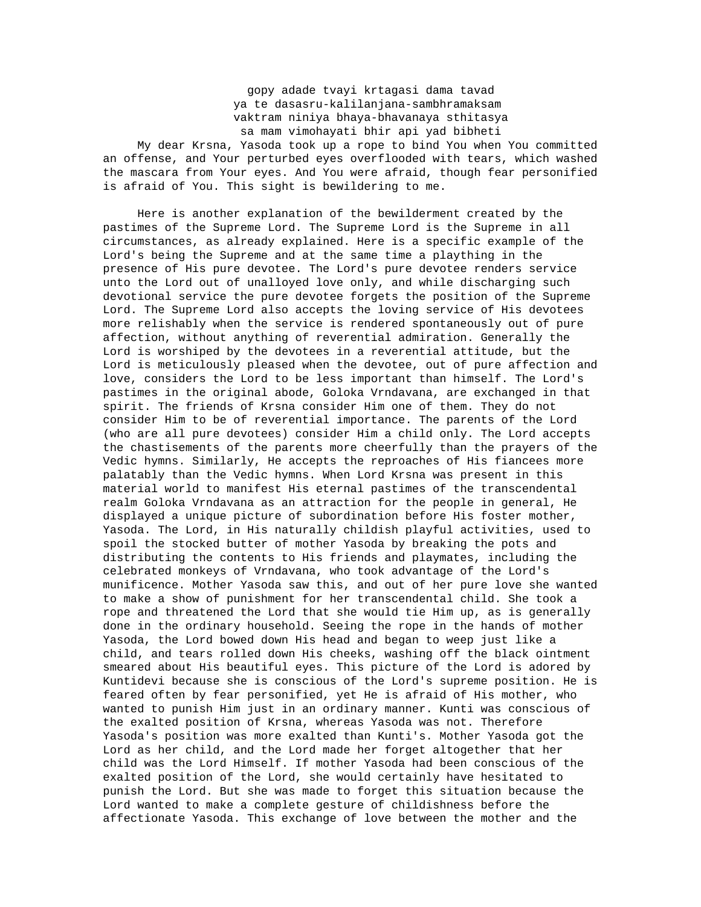gopy adade tvayi krtagasi dama tavad
ya te dasasru-kalilanjana-sambhramaksam
vaktram niniya bhaya-bhavanaya sthitasya
sa mam vimohayati bhir api yad bibheti

My dear Krsna, Yasoda took up a rope to bind You when You committed an offense, and Your perturbed eyes overflooded with tears, which washed the mascara from Your eyes. And You were afraid, though fear personified is afraid of You. This sight is bewildering to me.

Here is another explanation of the bewilderment created by the pastimes of the Supreme Lord. The Supreme Lord is the Supreme in all circumstances, as already explained. Here is a specific example of the Lord's being the Supreme and at the same time a plaything in the presence of His pure devotee. The Lord's pure devotee renders service unto the Lord out of unalloyed love only, and while discharging such devotional service the pure devotee forgets the position of the Supreme Lord. The Supreme Lord also accepts the loving service of His devotees more relishably when the service is rendered spontaneously out of pure affection, without anything of reverential admiration. Generally the Lord is worshiped by the devotees in a reverential attitude, but the Lord is meticulously pleased when the devotee, out of pure affection and love, considers the Lord to be less important than himself. The Lord's pastimes in the original abode, Goloka Vrndavana, are exchanged in that spirit. The friends of Krsna consider Him one of them. They do not consider Him to be of reverential importance. The parents of the Lord (who are all pure devotees) consider Him a child only. The Lord accepts the chastisements of the parents more cheerfully than the prayers of the Vedic hymns. Similarly, He accepts the reproaches of His fiancees more palatably than the Vedic hymns. When Lord Krsna was present in this material world to manifest His eternal pastimes of the transcendental realm Goloka Vrndavana as an attraction for the people in general, He displayed a unique picture of subordination before His foster mother, Yasoda. The Lord, in His naturally childish playful activities, used to spoil the stocked butter of mother Yasoda by breaking the pots and distributing the contents to His friends and playmates, including the celebrated monkeys of Vrndavana, who took advantage of the Lord's munificence. Mother Yasoda saw this, and out of her pure love she wanted to make a show of punishment for her transcendental child. She took a rope and threatened the Lord that she would tie Him up, as is generally done in the ordinary household. Seeing the rope in the hands of mother Yasoda, the Lord bowed down His head and began to weep just like a child, and tears rolled down His cheeks, washing off the black ointment smeared about His beautiful eyes. This picture of the Lord is adored by Kuntidevi because she is conscious of the Lord's supreme position. He is feared often by fear personified, yet He is afraid of His mother, who wanted to punish Him just in an ordinary manner. Kunti was conscious of the exalted position of Krsna, whereas Yasoda was not. Therefore Yasoda's position was more exalted than Kunti's. Mother Yasoda got the Lord as her child, and the Lord made her forget altogether that her child was the Lord Himself. If mother Yasoda had been conscious of the exalted position of the Lord, she would certainly have hesitated to punish the Lord. But she was made to forget this situation because the Lord wanted to make a complete gesture of childishness before the affectionate Yasoda. This exchange of love between the mother and the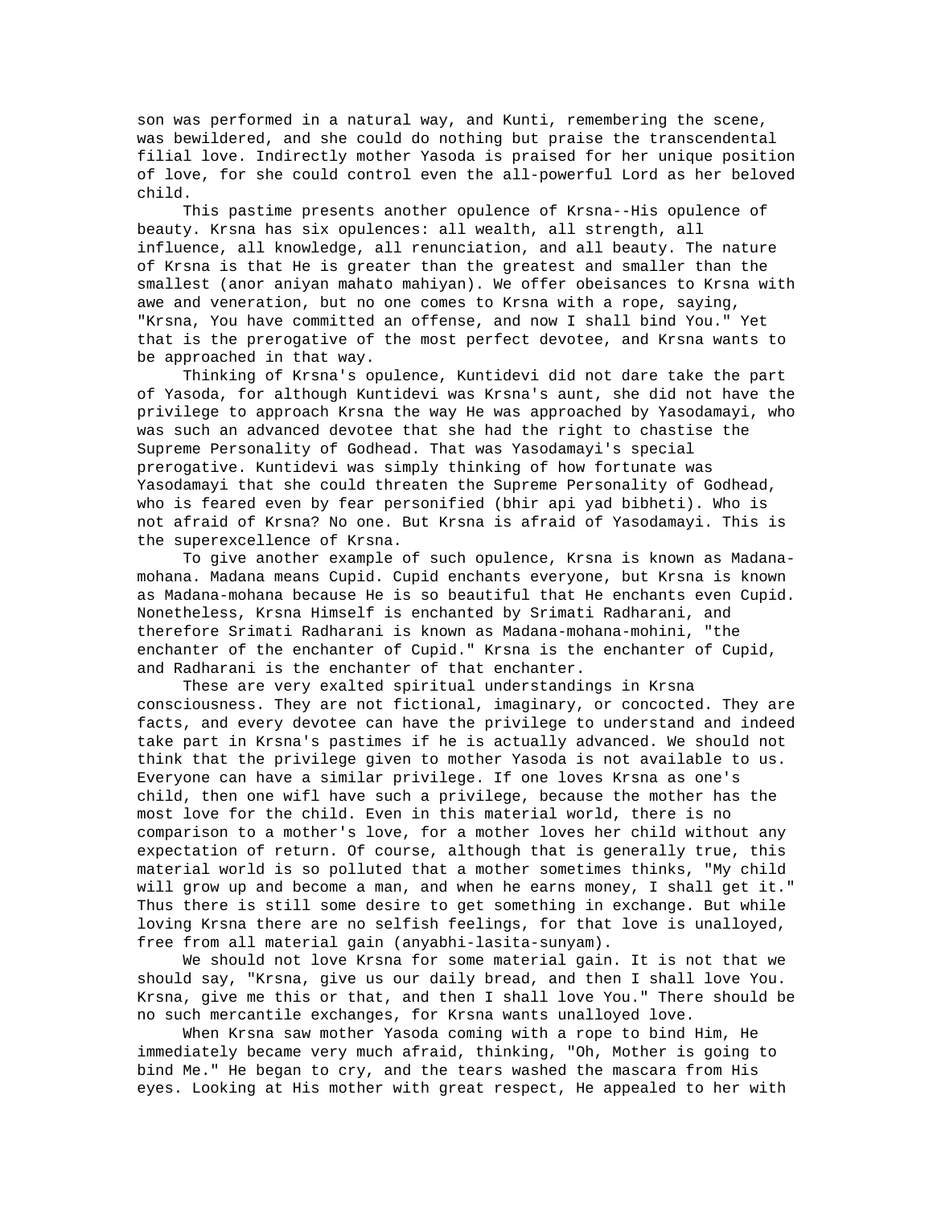son was performed in a natural way, and Kunti, remembering the scene, was bewildered, and she could do nothing but praise the transcendental filial love. Indirectly mother Yasoda is praised for her unique position of love, for she could control even the all-powerful Lord as her beloved child.

This pastime presents another opulence of Krsna--His opulence of beauty. Krsna has six opulences: all wealth, all strength, all influence, all knowledge, all renunciation, and all beauty. The nature of Krsna is that He is greater than the greatest and smaller than the smallest (anor aniyan mahato mahiyan). We offer obeisances to Krsna with awe and veneration, but no one comes to Krsna with a rope, saying, "Krsna, You have committed an offense, and now I shall bind You." Yet that is the prerogative of the most perfect devotee, and Krsna wants to be approached in that way.

Thinking of Krsna's opulence, Kuntidevi did not dare take the part of Yasoda, for although Kuntidevi was Krsna's aunt, she did not have the privilege to approach Krsna the way He was approached by Yasodamayi, who was such an advanced devotee that she had the right to chastise the Supreme Personality of Godhead. That was Yasodamayi's special prerogative. Kuntidevi was simply thinking of how fortunate was Yasodamayi that she could threaten the Supreme Personality of Godhead, who is feared even by fear personified (bhir api yad bibheti). Who is not afraid of Krsna? No one. But Krsna is afraid of Yasodamayi. This is the superexcellence of Krsna.

To give another example of such opulence, Krsna is known as Madana-mohana. Madana means Cupid. Cupid enchants everyone, but Krsna is known as Madana-mohana because He is so beautiful that He enchants even Cupid. Nonetheless, Krsna Himself is enchanted by Srimati Radharani, and therefore Srimati Radharani is known as Madana-mohana-mohini, "the enchanter of the enchanter of Cupid." Krsna is the enchanter of Cupid, and Radharani is the enchanter of that enchanter.

These are very exalted spiritual understandings in Krsna consciousness. They are not fictional, imaginary, or concocted. They are facts, and every devotee can have the privilege to understand and indeed take part in Krsna's pastimes if he is actually advanced. We should not think that the privilege given to mother Yasoda is not available to us. Everyone can have a similar privilege. If one loves Krsna as one's child, then one wifl have such a privilege, because the mother has the most love for the child. Even in this material world, there is no comparison to a mother's love, for a mother loves her child without any expectation of return. Of course, although that is generally true, this material world is so polluted that a mother sometimes thinks, "My child will grow up and become a man, and when he earns money, I shall get it." Thus there is still some desire to get something in exchange. But while loving Krsna there are no selfish feelings, for that love is unalloyed, free from all material gain (anyabhi-lasita-sunyam).

We should not love Krsna for some material gain. It is not that we should say, "Krsna, give us our daily bread, and then I shall love You. Krsna, give me this or that, and then I shall love You." There should be no such mercantile exchanges, for Krsna wants unalloyed love.

When Krsna saw mother Yasoda coming with a rope to bind Him, He immediately became very much afraid, thinking, "Oh, Mother is going to bind Me." He began to cry, and the tears washed the mascara from His eyes. Looking at His mother with great respect, He appealed to her with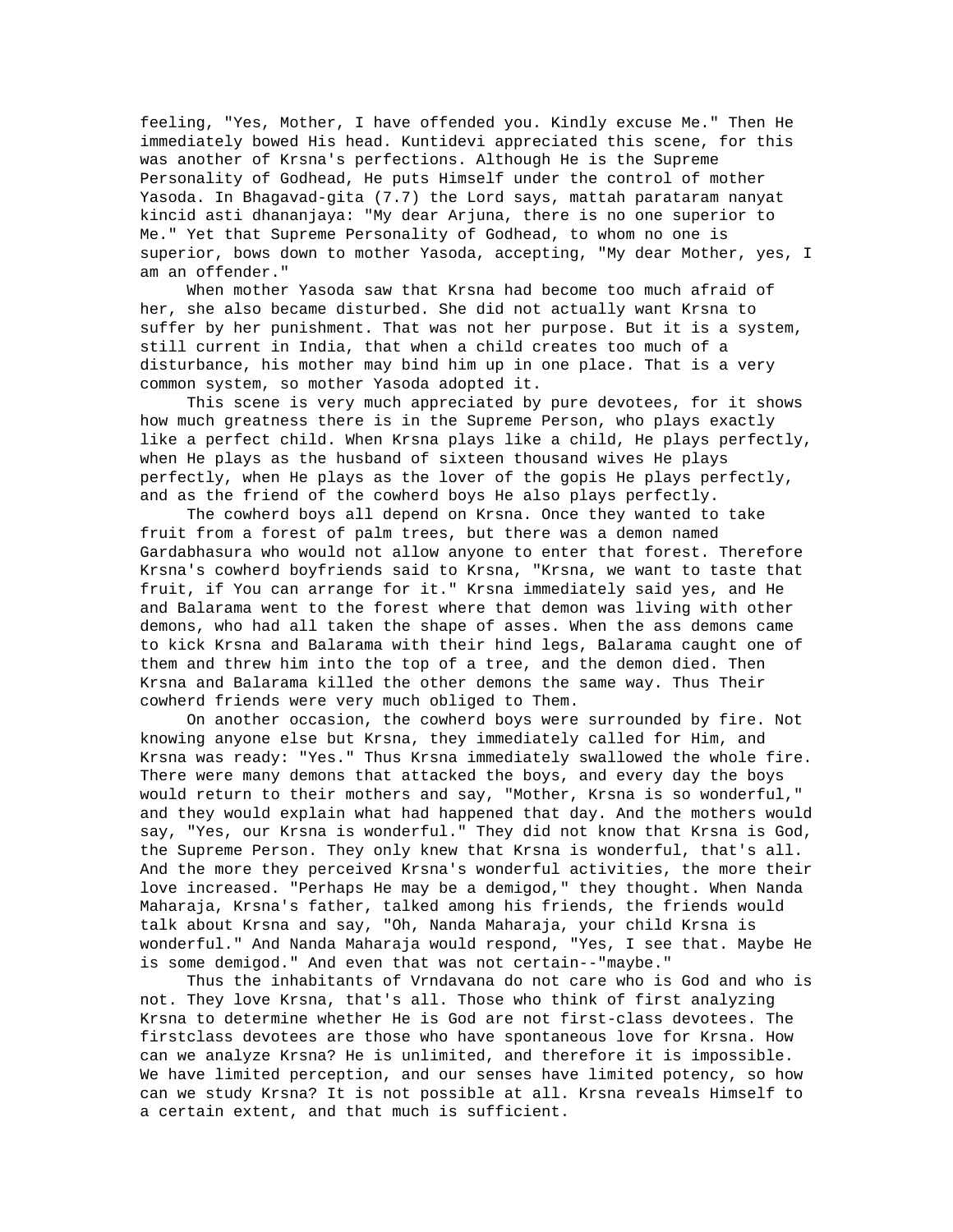feeling, "Yes, Mother, I have offended you. Kindly excuse Me." Then He immediately bowed His head. Kuntidevi appreciated this scene, for this was another of Krsna's perfections. Although He is the Supreme Personality of Godhead, He puts Himself under the control of mother Yasoda. In Bhagavad-gita (7.7) the Lord says, mattah parataram nanyat kincid asti dhananjaya: "My dear Arjuna, there is no one superior to Me." Yet that Supreme Personality of Godhead, to whom no one is superior, bows down to mother Yasoda, accepting, "My dear Mother, yes, I am an offender."

When mother Yasoda saw that Krsna had become too much afraid of her, she also became disturbed. She did not actually want Krsna to suffer by her punishment. That was not her purpose. But it is a system, still current in India, that when a child creates too much of a disturbance, his mother may bind him up in one place. That is a very common system, so mother Yasoda adopted it.

This scene is very much appreciated by pure devotees, for it shows how much greatness there is in the Supreme Person, who plays exactly like a perfect child. When Krsna plays like a child, He plays perfectly, when He plays as the husband of sixteen thousand wives He plays perfectly, when He plays as the lover of the gopis He plays perfectly, and as the friend of the cowherd boys He also plays perfectly.

The cowherd boys all depend on Krsna. Once they wanted to take fruit from a forest of palm trees, but there was a demon named Gardabhasura who would not allow anyone to enter that forest. Therefore Krsna's cowherd boyfriends said to Krsna, "Krsna, we want to taste that fruit, if You can arrange for it." Krsna immediately said yes, and He and Balarama went to the forest where that demon was living with other demons, who had all taken the shape of asses. When the ass demons came to kick Krsna and Balarama with their hind legs, Balarama caught one of them and threw him into the top of a tree, and the demon died. Then Krsna and Balarama killed the other demons the same way. Thus Their cowherd friends were very much obliged to Them.

On another occasion, the cowherd boys were surrounded by fire. Not knowing anyone else but Krsna, they immediately called for Him, and Krsna was ready: "Yes." Thus Krsna immediately swallowed the whole fire. There were many demons that attacked the boys, and every day the boys would return to their mothers and say, "Mother, Krsna is so wonderful," and they would explain what had happened that day. And the mothers would say, "Yes, our Krsna is wonderful." They did not know that Krsna is God, the Supreme Person. They only knew that Krsna is wonderful, that's all. And the more they perceived Krsna's wonderful activities, the more their love increased. "Perhaps He may be a demigod," they thought. When Nanda Maharaja, Krsna's father, talked among his friends, the friends would talk about Krsna and say, "Oh, Nanda Maharaja, your child Krsna is wonderful." And Nanda Maharaja would respond, "Yes, I see that. Maybe He is some demigod." And even that was not certain--"maybe."

Thus the inhabitants of Vrndavana do not care who is God and who is not. They love Krsna, that's all. Those who think of first analyzing Krsna to determine whether He is God are not first-class devotees. The firstclass devotees are those who have spontaneous love for Krsna. How can we analyze Krsna? He is unlimited, and therefore it is impossible. We have limited perception, and our senses have limited potency, so how can we study Krsna? It is not possible at all. Krsna reveals Himself to a certain extent, and that much is sufficient.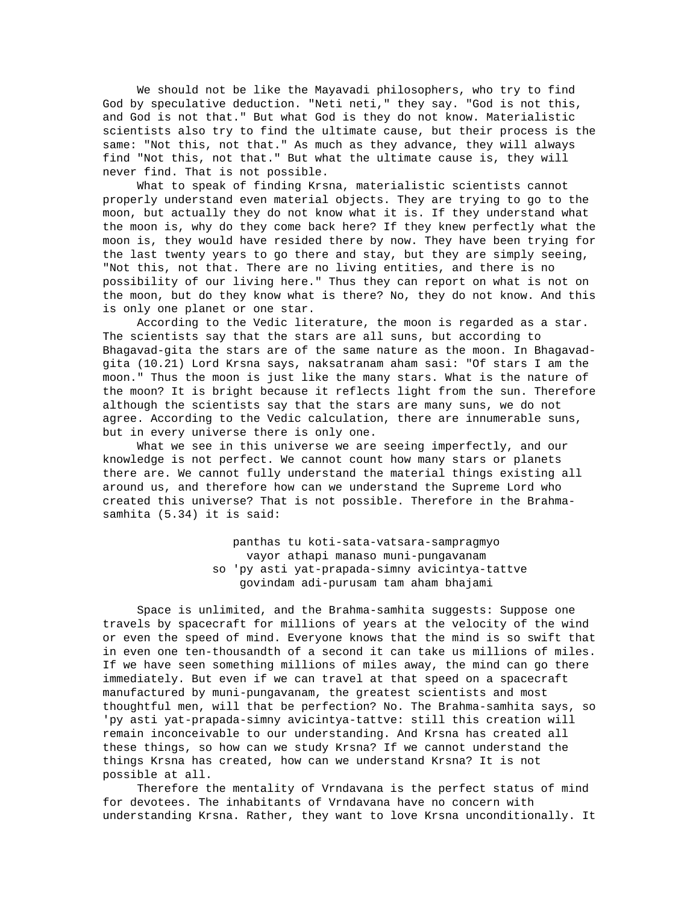We should not be like the Mayavadi philosophers, who try to find God by speculative deduction. "Neti neti," they say. "God is not this, and God is not that." But what God is they do not know. Materialistic scientists also try to find the ultimate cause, but their process is the same: "Not this, not that." As much as they advance, they will always find "Not this, not that." But what the ultimate cause is, they will never find. That is not possible.

What to speak of finding Krsna, materialistic scientists cannot properly understand even material objects. They are trying to go to the moon, but actually they do not know what it is. If they understand what the moon is, why do they come back here? If they knew perfectly what the moon is, they would have resided there by now. They have been trying for the last twenty years to go there and stay, but they are simply seeing, "Not this, not that. There are no living entities, and there is no possibility of our living here." Thus they can report on what is not on the moon, but do they know what is there? No, they do not know. And this is only one planet or one star.

According to the Vedic literature, the moon is regarded as a star. The scientists say that the stars are all suns, but according to Bhagavad-gita the stars are of the same nature as the moon. In Bhagavad-gita (10.21) Lord Krsna says, naksatranam aham sasi: "Of stars I am the moon." Thus the moon is just like the many stars. What is the nature of the moon? It is bright because it reflects light from the sun. Therefore although the scientists say that the stars are many suns, we do not agree. According to the Vedic calculation, there are innumerable suns, but in every universe there is only one.

What we see in this universe we are seeing imperfectly, and our knowledge is not perfect. We cannot count how many stars or planets there are. We cannot fully understand the material things existing all around us, and therefore how can we understand the Supreme Lord who created this universe? That is not possible. Therefore in the Brahma-samhita (5.34) it is said:

> panthas tu koti-sata-vatsara-sampragmyo
> vayor athapi manaso muni-pungavanam
> so 'py asti yat-prapada-simny avicintya-tattve
> govindam adi-purusam tam aham bhajami

Space is unlimited, and the Brahma-samhita suggests: Suppose one travels by spacecraft for millions of years at the velocity of the wind or even the speed of mind. Everyone knows that the mind is so swift that in even one ten-thousandth of a second it can take us millions of miles. If we have seen something millions of miles away, the mind can go there immediately. But even if we can travel at that speed on a spacecraft manufactured by muni-pungavanam, the greatest scientists and most thoughtful men, will that be perfection? No. The Brahma-samhita says, so 'py asti yat-prapada-simny avicintya-tattve: still this creation will remain inconceivable to our understanding. And Krsna has created all these things, so how can we study Krsna? If we cannot understand the things Krsna has created, how can we understand Krsna? It is not possible at all.

Therefore the mentality of Vrndavana is the perfect status of mind for devotees. The inhabitants of Vrndavana have no concern with understanding Krsna. Rather, they want to love Krsna unconditionally. It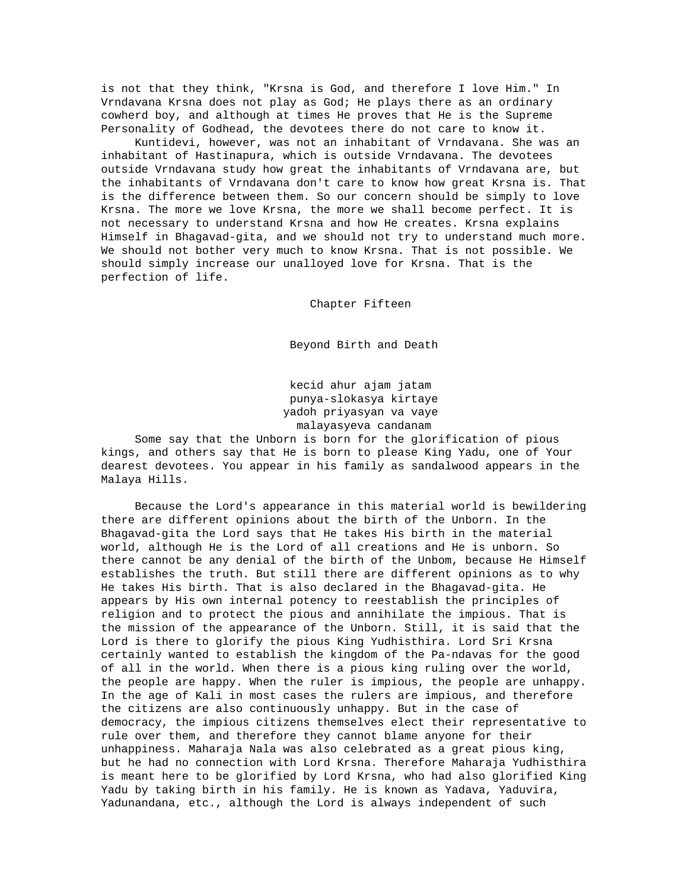is not that they think, "Krsna is God, and therefore I love Him." In Vrndavana Krsna does not play as God; He plays there as an ordinary cowherd boy, and although at times He proves that He is the Supreme Personality of Godhead, the devotees there do not care to know it.

Kuntidevi, however, was not an inhabitant of Vrndavana. She was an inhabitant of Hastinapura, which is outside Vrndavana. The devotees outside Vrndavana study how great the inhabitants of Vrndavana are, but the inhabitants of Vrndavana don't care to know how great Krsna is. That is the difference between them. So our concern should be simply to love Krsna. The more we love Krsna, the more we shall become perfect. It is not necessary to understand Krsna and how He creates. Krsna explains Himself in Bhagavad-gita, and we should not try to understand much more. We should not bother very much to know Krsna. That is not possible. We should simply increase our unalloyed love for Krsna. That is the perfection of life.

# Chapter Fifteen

## Beyond Birth and Death

kecid ahur ajam jatam
punya-slokasya kirtaye
yadoh priyasyan va vaye
malayasyeva candanam

Some say that the Unborn is born for the glorification of pious kings, and others say that He is born to please King Yadu, one of Your dearest devotees. You appear in his family as sandalwood appears in the Malaya Hills.

Because the Lord's appearance in this material world is bewildering there are different opinions about the birth of the Unborn. In the Bhagavad-gita the Lord says that He takes His birth in the material world, although He is the Lord of all creations and He is unborn. So there cannot be any denial of the birth of the Unbom, because He Himself establishes the truth. But still there are different opinions as to why He takes His birth. That is also declared in the Bhagavad-gita. He appears by His own internal potency to reestablish the principles of religion and to protect the pious and annihilate the impious. That is the mission of the appearance of the Unborn. Still, it is said that the Lord is there to glorify the pious King Yudhisthira. Lord Sri Krsna certainly wanted to establish the kingdom of the Pa-ndavas for the good of all in the world. When there is a pious king ruling over the world, the people are happy. When the ruler is impious, the people are unhappy. In the age of Kali in most cases the rulers are impious, and therefore the citizens are also continuously unhappy. But in the case of democracy, the impious citizens themselves elect their representative to rule over them, and therefore they cannot blame anyone for their unhappiness. Maharaja Nala was also celebrated as a great pious king, but he had no connection with Lord Krsna. Therefore Maharaja Yudhisthira is meant here to be glorified by Lord Krsna, who had also glorified King Yadu by taking birth in his family. He is known as Yadava, Yaduvira, Yadunandana, etc., although the Lord is always independent of such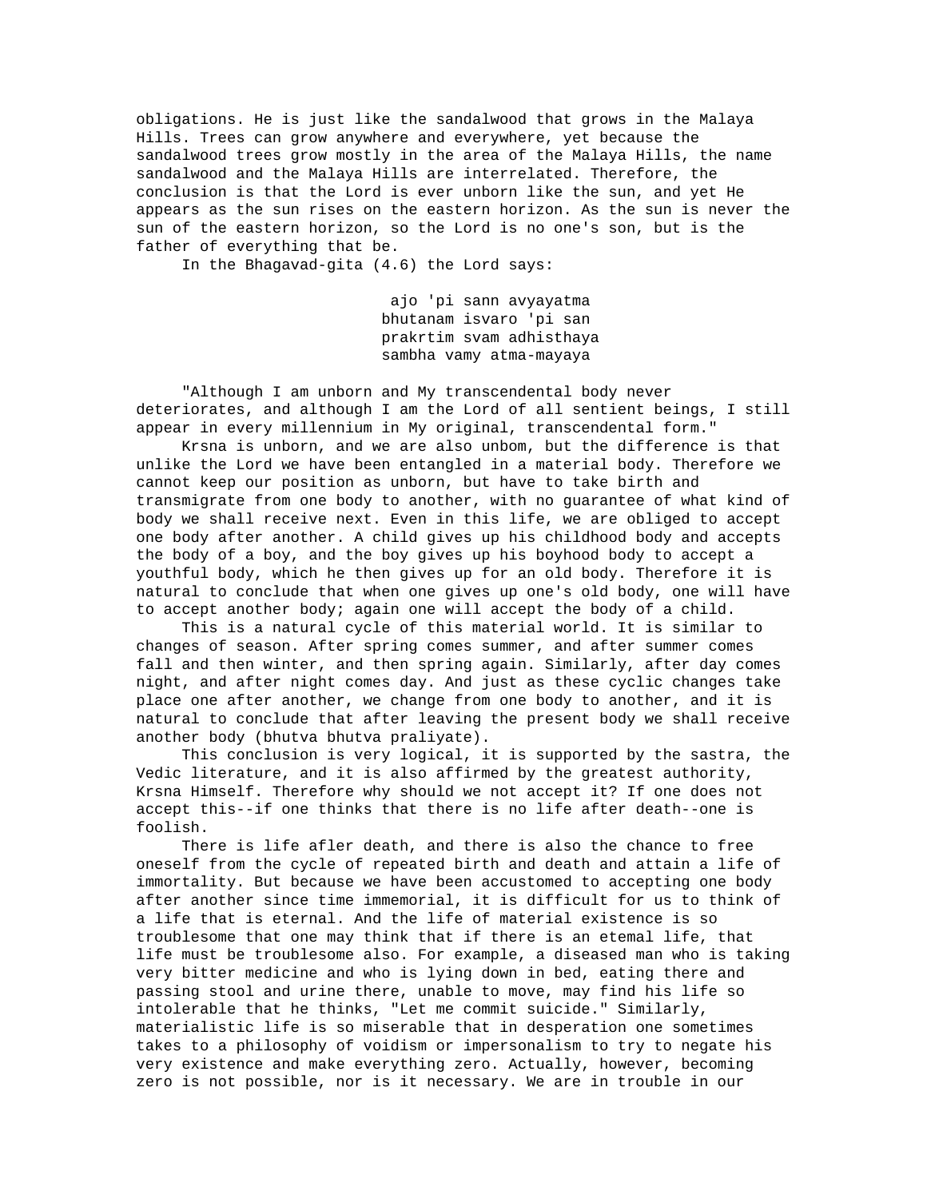obligations. He is just like the sandalwood that grows in the Malaya Hills. Trees can grow anywhere and everywhere, yet because the sandalwood trees grow mostly in the area of the Malaya Hills, the name sandalwood and the Malaya Hills are interrelated. Therefore, the conclusion is that the Lord is ever unborn like the sun, and yet He appears as the sun rises on the eastern horizon. As the sun is never the sun of the eastern horizon, so the Lord is no one's son, but is the father of everything that be.

In the Bhagavad-gita (4.6) the Lord says:

> ajo 'pi sann avyayatma
> bhutanam isvaro 'pi san
> prakrtim svam adhisthaya
> sambha vamy atma-mayaya

"Although I am unborn and My transcendental body never deteriorates, and although I am the Lord of all sentient beings, I still appear in every millennium in My original, transcendental form."

Krsna is unborn, and we are also unbom, but the difference is that unlike the Lord we have been entangled in a material body. Therefore we cannot keep our position as unborn, but have to take birth and transmigrate from one body to another, with no guarantee of what kind of body we shall receive next. Even in this life, we are obliged to accept one body after another. A child gives up his childhood body and accepts the body of a boy, and the boy gives up his boyhood body to accept a youthful body, which he then gives up for an old body. Therefore it is natural to conclude that when one gives up one's old body, one will have to accept another body; again one will accept the body of a child.

This is a natural cycle of this material world. It is similar to changes of season. After spring comes summer, and after summer comes fall and then winter, and then spring again. Similarly, after day comes night, and after night comes day. And just as these cyclic changes take place one after another, we change from one body to another, and it is natural to conclude that after leaving the present body we shall receive another body (bhutva bhutva praliyate).

This conclusion is very logical, it is supported by the sastra, the Vedic literature, and it is also affirmed by the greatest authority, Krsna Himself. Therefore why should we not accept it? If one does not accept this--if one thinks that there is no life after death--one is foolish.

There is life afler death, and there is also the chance to free oneself from the cycle of repeated birth and death and attain a life of immortality. But because we have been accustomed to accepting one body after another since time immemorial, it is difficult for us to think of a life that is eternal. And the life of material existence is so troublesome that one may think that if there is an etemal life, that life must be troublesome also. For example, a diseased man who is taking very bitter medicine and who is lying down in bed, eating there and passing stool and urine there, unable to move, may find his life so intolerable that he thinks, "Let me commit suicide." Similarly, materialistic life is so miserable that in desperation one sometimes takes to a philosophy of voidism or impersonalism to try to negate his very existence and make everything zero. Actually, however, becoming zero is not possible, nor is it necessary. We are in trouble in our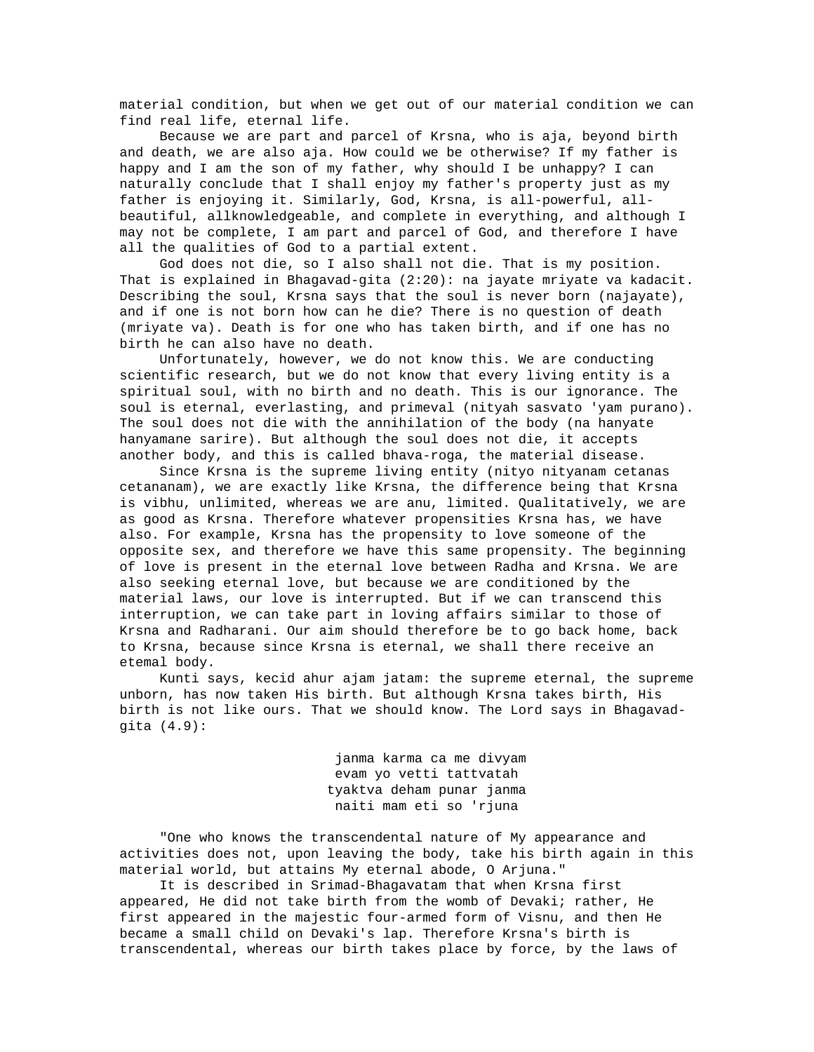material condition, but when we get out of our material condition we can find real life, eternal life.

Because we are part and parcel of Krsna, who is aja, beyond birth and death, we are also aja. How could we be otherwise? If my father is happy and I am the son of my father, why should I be unhappy? I can naturally conclude that I shall enjoy my father's property just as my father is enjoying it. Similarly, God, Krsna, is all-powerful, all-beautiful, allknowledgeable, and complete in everything, and although I may not be complete, I am part and parcel of God, and therefore I have all the qualities of God to a partial extent.

God does not die, so I also shall not die. That is my position. That is explained in Bhagavad-gita (2:20): na jayate mriyate va kadacit. Describing the soul, Krsna says that the soul is never born (najayate), and if one is not born how can he die? There is no question of death (mriyate va). Death is for one who has taken birth, and if one has no birth he can also have no death.

Unfortunately, however, we do not know this. We are conducting scientific research, but we do not know that every living entity is a spiritual soul, with no birth and no death. This is our ignorance. The soul is eternal, everlasting, and primeval (nityah sasvato 'yam purano). The soul does not die with the annihilation of the body (na hanyate hanyamane sarire). But although the soul does not die, it accepts another body, and this is called bhava-roga, the material disease.

Since Krsna is the supreme living entity (nityo nityanam cetanas cetananam), we are exactly like Krsna, the difference being that Krsna is vibhu, unlimited, whereas we are anu, limited. Qualitatively, we are as good as Krsna. Therefore whatever propensities Krsna has, we have also. For example, Krsna has the propensity to love someone of the opposite sex, and therefore we have this same propensity. The beginning of love is present in the eternal love between Radha and Krsna. We are also seeking eternal love, but because we are conditioned by the material laws, our love is interrupted. But if we can transcend this interruption, we can take part in loving affairs similar to those of Krsna and Radharani. Our aim should therefore be to go back home, back to Krsna, because since Krsna is eternal, we shall there receive an etemal body.

Kunti says, kecid ahur ajam jatam: the supreme eternal, the supreme unborn, has now taken His birth. But although Krsna takes birth, His birth is not like ours. That we should know. The Lord says in Bhagavad-gita (4.9):

> janma karma ca me divyam
> evam yo vetti tattvatah
> tyaktva deham punar janma
> naiti mam eti so 'rjuna

"One who knows the transcendental nature of My appearance and activities does not, upon leaving the body, take his birth again in this material world, but attains My eternal abode, O Arjuna."

It is described in Srimad-Bhagavatam that when Krsna first appeared, He did not take birth from the womb of Devaki; rather, He first appeared in the majestic four-armed form of Visnu, and then He became a small child on Devaki's lap. Therefore Krsna's birth is transcendental, whereas our birth takes place by force, by the laws of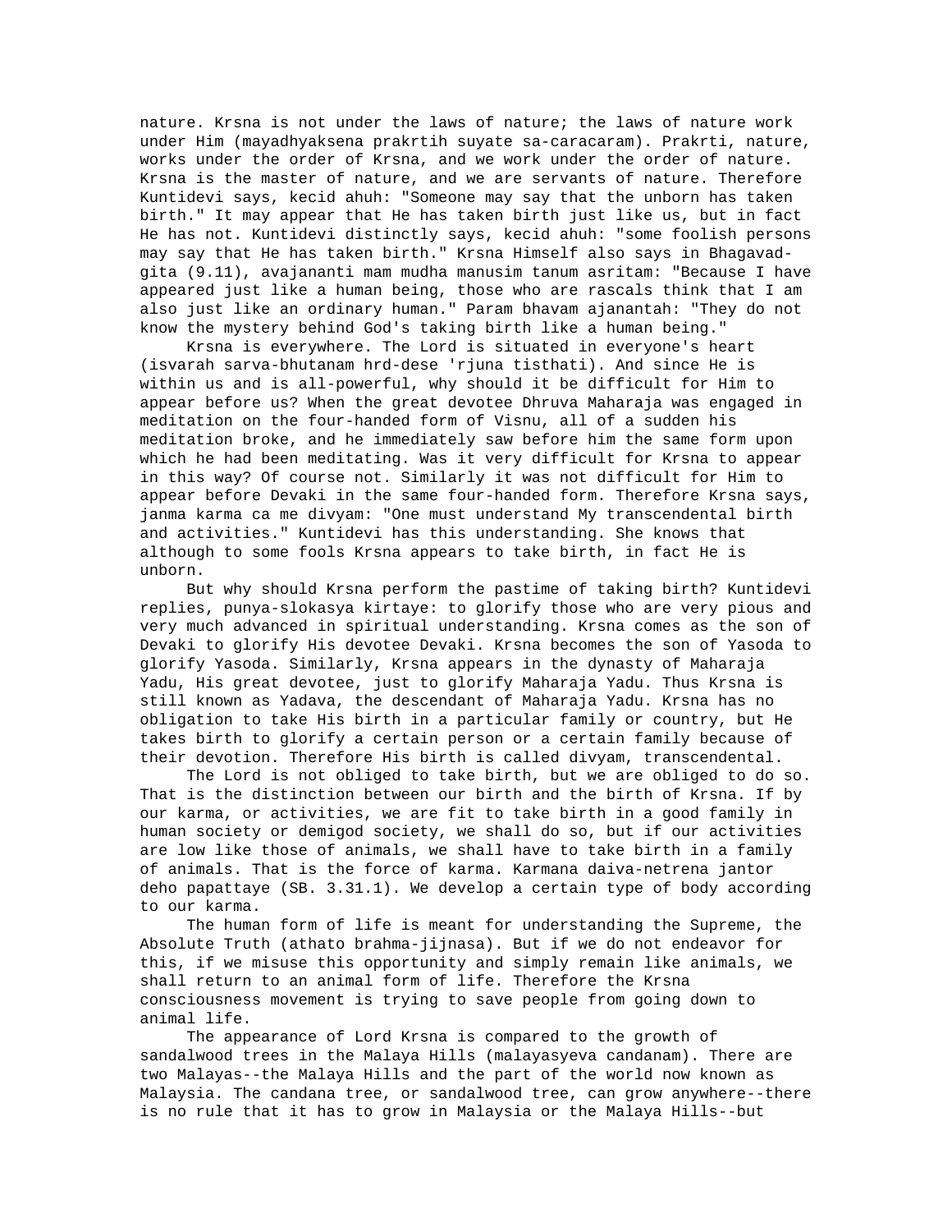nature. Krsna is not under the laws of nature; the laws of nature work under Him (mayadhyaksena prakrtih suyate sa-caracaram). Prakrti, nature, works under the order of Krsna, and we work under the order of nature. Krsna is the master of nature, and we are servants of nature. Therefore Kuntidevi says, kecid ahuh: "Someone may say that the unborn has taken birth." It may appear that He has taken birth just like us, but in fact He has not. Kuntidevi distinctly says, kecid ahuh: "some foolish persons may say that He has taken birth." Krsna Himself also says in Bhagavad-gita (9.11), avajananti mam mudha manusim tanum asritam: "Because I have appeared just like a human being, those who are rascals think that I am also just like an ordinary human." Param bhavam ajanantah: "They do not know the mystery behind God's taking birth like a human being."

Krsna is everywhere. The Lord is situated in everyone's heart (isvarah sarva-bhutanam hrd-dese 'rjuna tisthati). And since He is within us and is all-powerful, why should it be difficult for Him to appear before us? When the great devotee Dhruva Maharaja was engaged in meditation on the four-handed form of Visnu, all of a sudden his meditation broke, and he immediately saw before him the same form upon which he had been meditating. Was it very difficult for Krsna to appear in this way? Of course not. Similarly it was not difficult for Him to appear before Devaki in the same four-handed form. Therefore Krsna says, janma karma ca me divyam: "One must understand My transcendental birth and activities." Kuntidevi has this understanding. She knows that although to some fools Krsna appears to take birth, in fact He is unborn.

But why should Krsna perform the pastime of taking birth? Kuntidevi replies, punya-slokasya kirtaye: to glorify those who are very pious and very much advanced in spiritual understanding. Krsna comes as the son of Devaki to glorify His devotee Devaki. Krsna becomes the son of Yasoda to glorify Yasoda. Similarly, Krsna appears in the dynasty of Maharaja Yadu, His great devotee, just to glorify Maharaja Yadu. Thus Krsna is still known as Yadava, the descendant of Maharaja Yadu. Krsna has no obligation to take His birth in a particular family or country, but He takes birth to glorify a certain person or a certain family because of their devotion. Therefore His birth is called divyam, transcendental.

The Lord is not obliged to take birth, but we are obliged to do so. That is the distinction between our birth and the birth of Krsna. If by our karma, or activities, we are fit to take birth in a good family in human society or demigod society, we shall do so, but if our activities are low like those of animals, we shall have to take birth in a family of animals. That is the force of karma. Karmana daiva-netrena jantor deho papattaye (SB. 3.31.1). We develop a certain type of body according to our karma.

The human form of life is meant for understanding the Supreme, the Absolute Truth (athato brahma-jijnasa). But if we do not endeavor for this, if we misuse this opportunity and simply remain like animals, we shall return to an animal form of life. Therefore the Krsna consciousness movement is trying to save people from going down to animal life.

The appearance of Lord Krsna is compared to the growth of sandalwood trees in the Malaya Hills (malayasyeva candanam). There are two Malayas--the Malaya Hills and the part of the world now known as Malaysia. The candana tree, or sandalwood tree, can grow anywhere--there is no rule that it has to grow in Malaysia or the Malaya Hills--but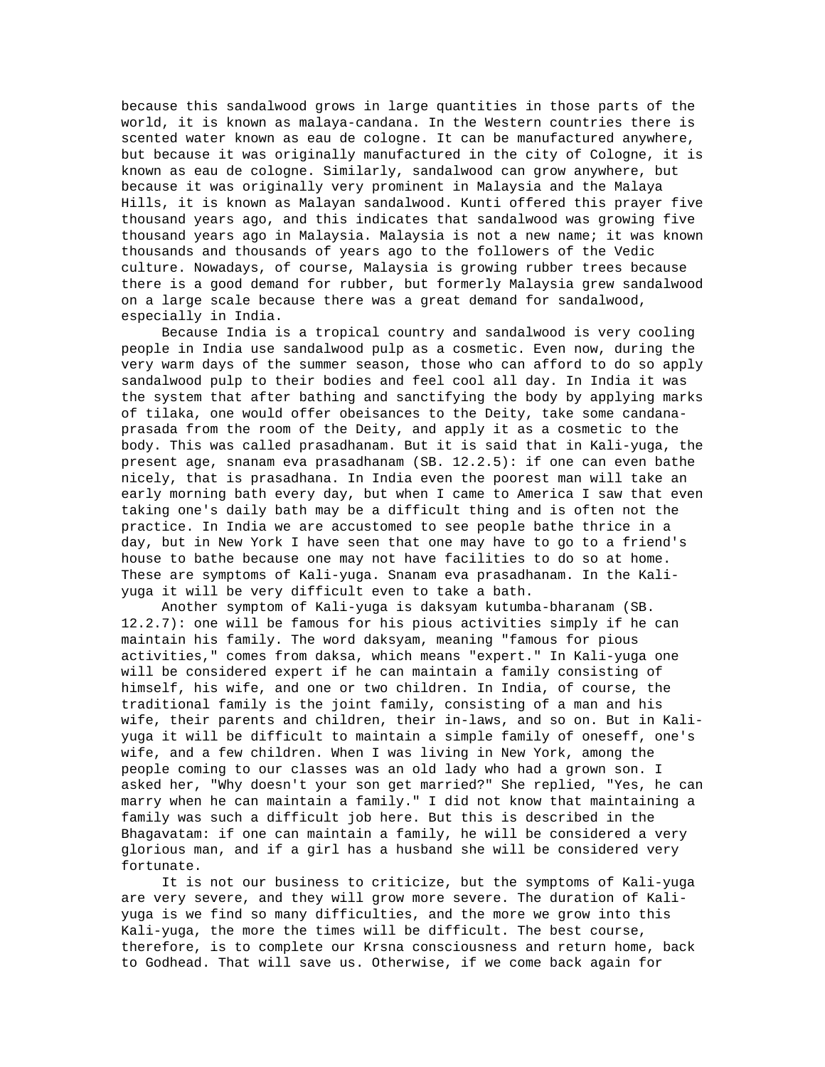because this sandalwood grows in large quantities in those parts of the world, it is known as malaya-candana. In the Western countries there is scented water known as eau de cologne. It can be manufactured anywhere, but because it was originally manufactured in the city of Cologne, it is known as eau de cologne. Similarly, sandalwood can grow anywhere, but because it was originally very prominent in Malaysia and the Malaya Hills, it is known as Malayan sandalwood. Kunti offered this prayer five thousand years ago, and this indicates that sandalwood was growing five thousand years ago in Malaysia. Malaysia is not a new name; it was known thousands and thousands of years ago to the followers of the Vedic culture. Nowadays, of course, Malaysia is growing rubber trees because there is a good demand for rubber, but formerly Malaysia grew sandalwood on a large scale because there was a great demand for sandalwood, especially in India.

Because India is a tropical country and sandalwood is very cooling people in India use sandalwood pulp as a cosmetic. Even now, during the very warm days of the summer season, those who can afford to do so apply sandalwood pulp to their bodies and feel cool all day. In India it was the system that after bathing and sanctifying the body by applying marks of tilaka, one would offer obeisances to the Deity, take some candana-prasada from the room of the Deity, and apply it as a cosmetic to the body. This was called prasadhanam. But it is said that in Kali-yuga, the present age, snanam eva prasadhanam (SB. 12.2.5): if one can even bathe nicely, that is prasadhana. In India even the poorest man will take an early morning bath every day, but when I came to America I saw that even taking one's daily bath may be a difficult thing and is often not the practice. In India we are accustomed to see people bathe thrice in a day, but in New York I have seen that one may have to go to a friend's house to bathe because one may not have facilities to do so at home. These are symptoms of Kali-yuga. Snanam eva prasadhanam. In the Kali-yuga it will be very difficult even to take a bath.

Another symptom of Kali-yuga is daksyam kutumba-bharanam (SB. 12.2.7): one will be famous for his pious activities simply if he can maintain his family. The word daksyam, meaning "famous for pious activities," comes from daksa, which means "expert." In Kali-yuga one will be considered expert if he can maintain a family consisting of himself, his wife, and one or two children. In India, of course, the traditional family is the joint family, consisting of a man and his wife, their parents and children, their in-laws, and so on. But in Kali-yuga it will be difficult to maintain a simple family of oneseff, one's wife, and a few children. When I was living in New York, among the people coming to our classes was an old lady who had a grown son. I asked her, "Why doesn't your son get married?" She replied, "Yes, he can marry when he can maintain a family." I did not know that maintaining a family was such a difficult job here. But this is described in the Bhagavatam: if one can maintain a family, he will be considered a very glorious man, and if a girl has a husband she will be considered very fortunate.

It is not our business to criticize, but the symptoms of Kali-yuga are very severe, and they will grow more severe. The duration of Kali-yuga is we find so many difficulties, and the more we grow into this Kali-yuga, the more the times will be difficult. The best course, therefore, is to complete our Krsna consciousness and return home, back to Godhead. That will save us. Otherwise, if we come back again for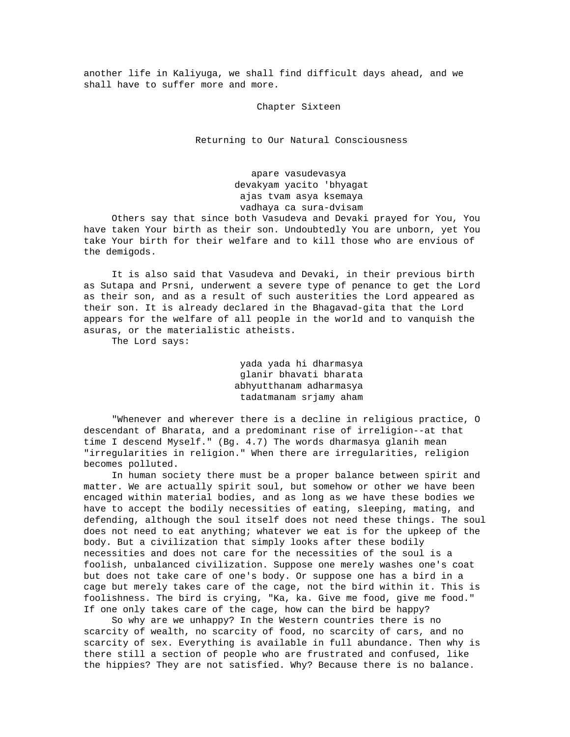another life in Kaliyuga, we shall find difficult days ahead, and we shall have to suffer more and more.

# Chapter Sixteen

## Returning to Our Natural Consciousness

apare vasudevasya
devakyam yacito 'bhyagat
ajas tvam asya ksemaya
vadhaya ca sura-dvisam

Others say that since both Vasudeva and Devaki prayed for You, You have taken Your birth as their son. Undoubtedly You are unborn, yet You take Your birth for their welfare and to kill those who are envious of the demigods.

It is also said that Vasudeva and Devaki, in their previous birth as Sutapa and Prsni, underwent a severe type of penance to get the Lord as their son, and as a result of such austerities the Lord appeared as their son. It is already declared in the Bhagavad-gita that the Lord appears for the welfare of all people in the world and to vanquish the asuras, or the materialistic atheists.

The Lord says:

yada yada hi dharmasya
glanir bhavati bharata
abhyutthanam adharmasya
tadatmanam srjamy aham

"Whenever and wherever there is a decline in religious practice, O descendant of Bharata, and a predominant rise of irreligion--at that time I descend Myself." (Bg. 4.7) The words dharmasya glanih mean "irregularities in religion." When there are irregularities, religion becomes polluted.

In human society there must be a proper balance between spirit and matter. We are actually spirit soul, but somehow or other we have been encaged within material bodies, and as long as we have these bodies we have to accept the bodily necessities of eating, sleeping, mating, and defending, although the soul itself does not need these things. The soul does not need to eat anything; whatever we eat is for the upkeep of the body. But a civilization that simply looks after these bodily necessities and does not care for the necessities of the soul is a foolish, unbalanced civilization. Suppose one merely washes one's coat but does not take care of one's body. Or suppose one has a bird in a cage but merely takes care of the cage, not the bird within it. This is foolishness. The bird is crying, "Ka, ka. Give me food, give me food." If one only takes care of the cage, how can the bird be happy?

So why are we unhappy? In the Western countries there is no scarcity of wealth, no scarcity of food, no scarcity of cars, and no scarcity of sex. Everything is available in full abundance. Then why is there still a section of people who are frustrated and confused, like the hippies? They are not satisfied. Why? Because there is no balance.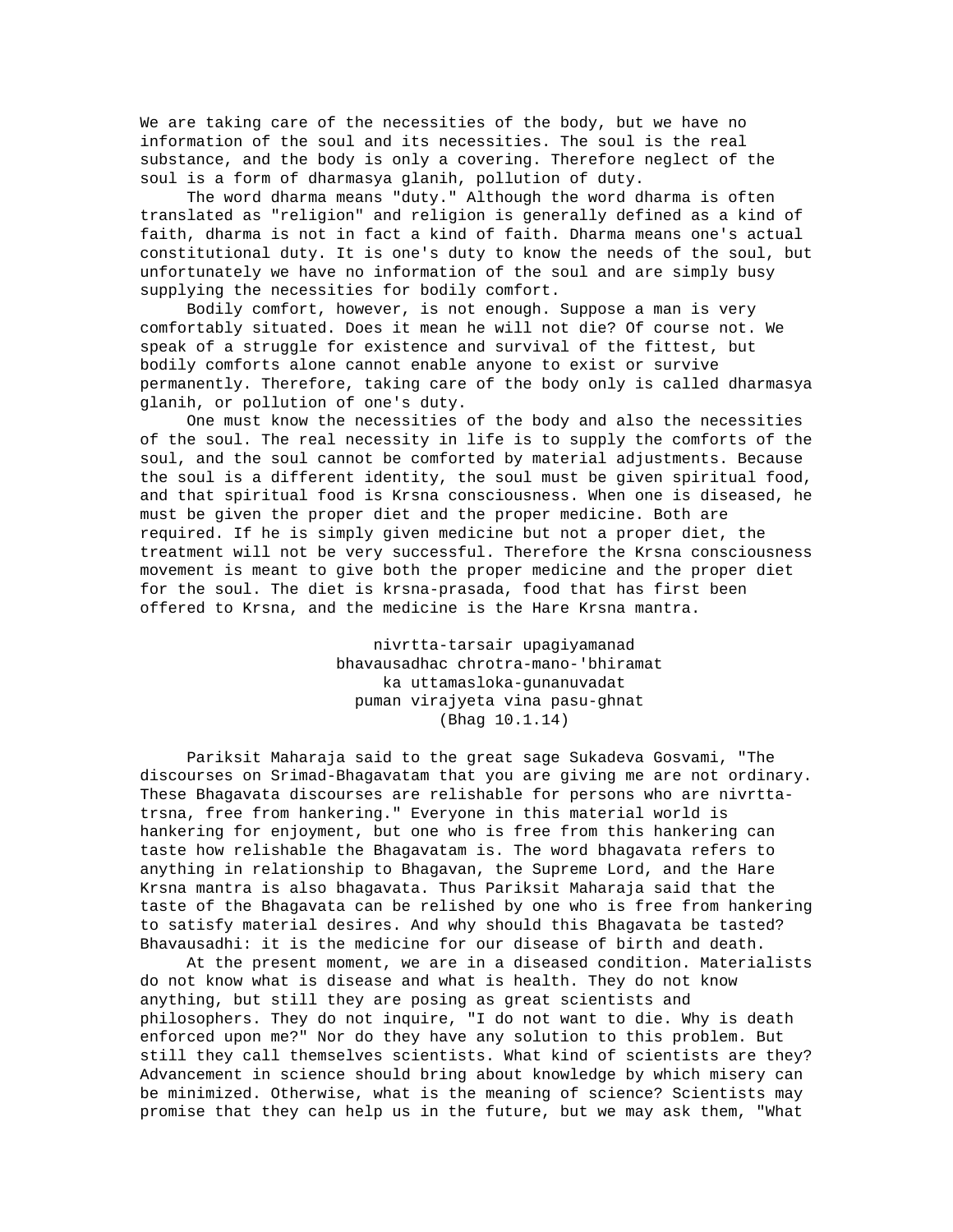We are taking care of the necessities of the body, but we have no information of the soul and its necessities. The soul is the real substance, and the body is only a covering. Therefore neglect of the soul is a form of dharmasya glanih, pollution of duty.

The word dharma means "duty." Although the word dharma is often translated as "religion" and religion is generally defined as a kind of faith, dharma is not in fact a kind of faith. Dharma means one's actual constitutional duty. It is one's duty to know the needs of the soul, but unfortunately we have no information of the soul and are simply busy supplying the necessities for bodily comfort.

Bodily comfort, however, is not enough. Suppose a man is very comfortably situated. Does it mean he will not die? Of course not. We speak of a struggle for existence and survival of the fittest, but bodily comforts alone cannot enable anyone to exist or survive permanently. Therefore, taking care of the body only is called dharmasya glanih, or pollution of one's duty.

One must know the necessities of the body and also the necessities of the soul. The real necessity in life is to supply the comforts of the soul, and the soul cannot be comforted by material adjustments. Because the soul is a different identity, the soul must be given spiritual food, and that spiritual food is Krsna consciousness. When one is diseased, he must be given the proper diet and the proper medicine. Both are required. If he is simply given medicine but not a proper diet, the treatment will not be very successful. Therefore the Krsna consciousness movement is meant to give both the proper medicine and the proper diet for the soul. The diet is krsna-prasada, food that has first been offered to Krsna, and the medicine is the Hare Krsna mantra.

nivrtta-tarsair upagiyamanad  
bhavausadhac chrotra-mano-'bhiramat  
ka uttamasloka-gunanuvadat  
puman virajyeta vina pasu-ghnat  
(Bhag 10.1.14)

Pariksit Maharaja said to the great sage Sukadeva Gosvami, "The discourses on Srimad-Bhagavatam that you are giving me are not ordinary. These Bhagavata discourses are relishable for persons who are nivrtta-trsna, free from hankering." Everyone in this material world is hankering for enjoyment, but one who is free from this hankering can taste how relishable the Bhagavatam is. The word bhagavata refers to anything in relationship to Bhagavan, the Supreme Lord, and the Hare Krsna mantra is also bhagavata. Thus Pariksit Maharaja said that the taste of the Bhagavata can be relished by one who is free from hankering to satisfy material desires. And why should this Bhagavata be tasted? Bhavausadhi: it is the medicine for our disease of birth and death.

At the present moment, we are in a diseased condition. Materialists do not know what is disease and what is health. They do not know anything, but still they are posing as great scientists and philosophers. They do not inquire, "I do not want to die. Why is death enforced upon me?" Nor do they have any solution to this problem. But still they call themselves scientists. What kind of scientists are they? Advancement in science should bring about knowledge by which misery can be minimized. Otherwise, what is the meaning of science? Scientists may promise that they can help us in the future, but we may ask them, "What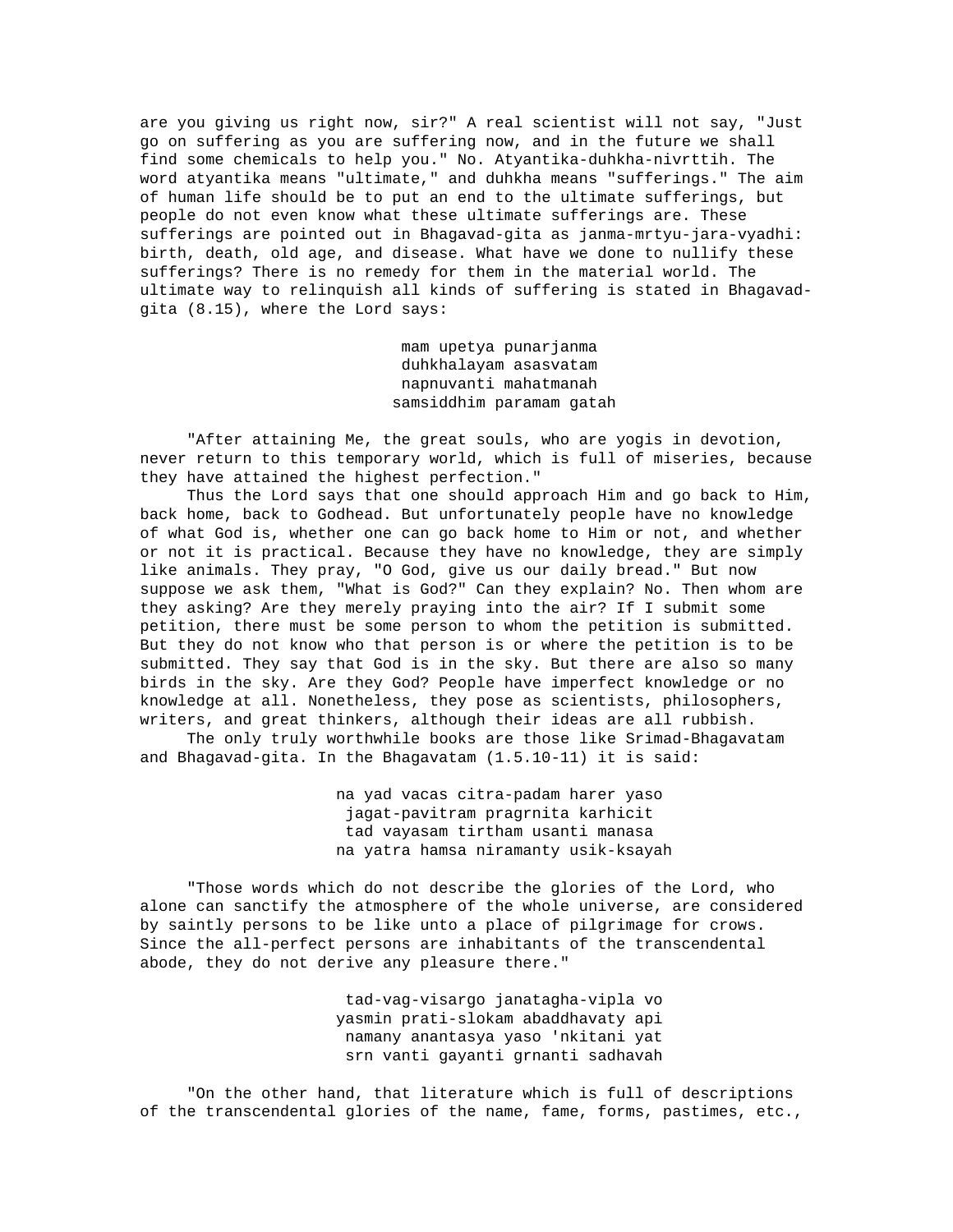are you giving us right now, sir?" A real scientist will not say, "Just go on suffering as you are suffering now, and in the future we shall find some chemicals to help you." No. Atyantika-duhkha-nivrttih. The word atyantika means "ultimate," and duhkha means "sufferings." The aim of human life should be to put an end to the ultimate sufferings, but people do not even know what these ultimate sufferings are. These sufferings are pointed out in Bhagavad-gita as janma-mrtyu-jara-vyadhi: birth, death, old age, and disease. What have we done to nullify these sufferings? There is no remedy for them in the material world. The ultimate way to relinquish all kinds of suffering is stated in Bhagavad-gita (8.15), where the Lord says:

mam upetya punarjanma
duhkhalayam asasvatam
napnuvanti mahatmanah
samsiddhim paramam gatah

"After attaining Me, the great souls, who are yogis in devotion, never return to this temporary world, which is full of miseries, because they have attained the highest perfection."

Thus the Lord says that one should approach Him and go back to Him, back home, back to Godhead. But unfortunately people have no knowledge of what God is, whether one can go back home to Him or not, and whether or not it is practical. Because they have no knowledge, they are simply like animals. They pray, "O God, give us our daily bread." But now suppose we ask them, "What is God?" Can they explain? No. Then whom are they asking? Are they merely praying into the air? If I submit some petition, there must be some person to whom the petition is submitted. But they do not know who that person is or where the petition is to be submitted. They say that God is in the sky. But there are also so many birds in the sky. Are they God? People have imperfect knowledge or no knowledge at all. Nonetheless, they pose as scientists, philosophers, writers, and great thinkers, although their ideas are all rubbish.

The only truly worthwhile books are those like Srimad-Bhagavatam and Bhagavad-gita. In the Bhagavatam (1.5.10-11) it is said:

na yad vacas citra-padam harer yaso
jagat-pavitram pragrnita karhicit
tad vayasam tirtham usanti manasa
na yatra hamsa niramanty usik-ksayah

"Those words which do not describe the glories of the Lord, who alone can sanctify the atmosphere of the whole universe, are considered by saintly persons to be like unto a place of pilgrimage for crows. Since the all-perfect persons are inhabitants of the transcendental abode, they do not derive any pleasure there."

tad-vag-visargo janatagha-vipla vo
yasmin prati-slokam abaddhavaty api
namany anantasya yaso 'nkitani yat
srn vanti gayanti grnanti sadhavah

"On the other hand, that literature which is full of descriptions of the transcendental glories of the name, fame, forms, pastimes, etc.,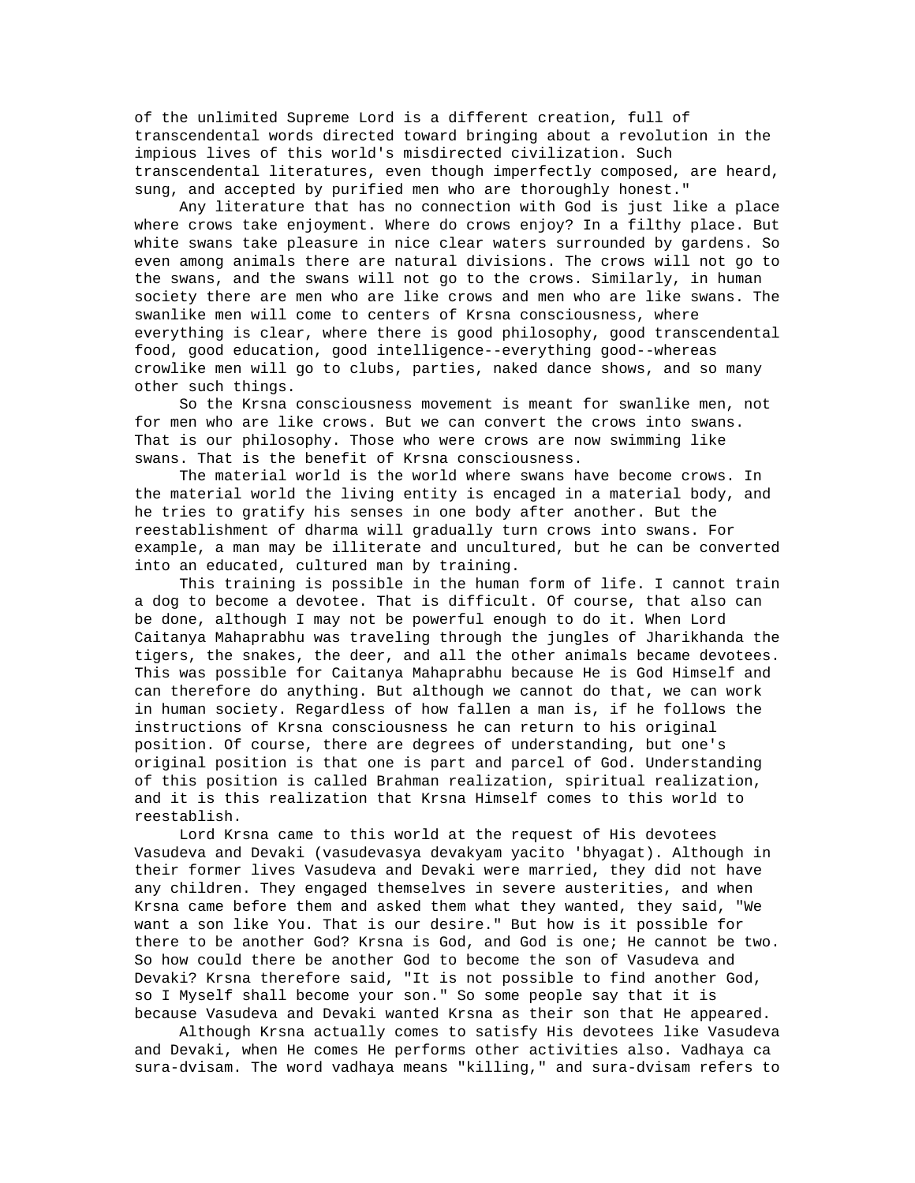of the unlimited Supreme Lord is a different creation, full of transcendental words directed toward bringing about a revolution in the impious lives of this world's misdirected civilization. Such transcendental literatures, even though imperfectly composed, are heard, sung, and accepted by purified men who are thoroughly honest."

Any literature that has no connection with God is just like a place where crows take enjoyment. Where do crows enjoy? In a filthy place. But white swans take pleasure in nice clear waters surrounded by gardens. So even among animals there are natural divisions. The crows will not go to the swans, and the swans will not go to the crows. Similarly, in human society there are men who are like crows and men who are like swans. The swanlike men will come to centers of Krsna consciousness, where everything is clear, where there is good philosophy, good transcendental food, good education, good intelligence--everything good--whereas crowlike men will go to clubs, parties, naked dance shows, and so many other such things.

So the Krsna consciousness movement is meant for swanlike men, not for men who are like crows. But we can convert the crows into swans. That is our philosophy. Those who were crows are now swimming like swans. That is the benefit of Krsna consciousness.

The material world is the world where swans have become crows. In the material world the living entity is encaged in a material body, and he tries to gratify his senses in one body after another. But the reestablishment of dharma will gradually turn crows into swans. For example, a man may be illiterate and uncultured, but he can be converted into an educated, cultured man by training.

This training is possible in the human form of life. I cannot train a dog to become a devotee. That is difficult. Of course, that also can be done, although I may not be powerful enough to do it. When Lord Caitanya Mahaprabhu was traveling through the jungles of Jharikhanda the tigers, the snakes, the deer, and all the other animals became devotees. This was possible for Caitanya Mahaprabhu because He is God Himself and can therefore do anything. But although we cannot do that, we can work in human society. Regardless of how fallen a man is, if he follows the instructions of Krsna consciousness he can return to his original position. Of course, there are degrees of understanding, but one's original position is that one is part and parcel of God. Understanding of this position is called Brahman realization, spiritual realization, and it is this realization that Krsna Himself comes to this world to reestablish.

Lord Krsna came to this world at the request of His devotees Vasudeva and Devaki (vasudevasya devakyam yacito 'bhyagat). Although in their former lives Vasudeva and Devaki were married, they did not have any children. They engaged themselves in severe austerities, and when Krsna came before them and asked them what they wanted, they said, "We want a son like You. That is our desire." But how is it possible for there to be another God? Krsna is God, and God is one; He cannot be two. So how could there be another God to become the son of Vasudeva and Devaki? Krsna therefore said, "It is not possible to find another God, so I Myself shall become your son." So some people say that it is because Vasudeva and Devaki wanted Krsna as their son that He appeared.

Although Krsna actually comes to satisfy His devotees like Vasudeva and Devaki, when He comes He performs other activities also. Vadhaya ca sura-dvisam. The word vadhaya means "killing," and sura-dvisam refers to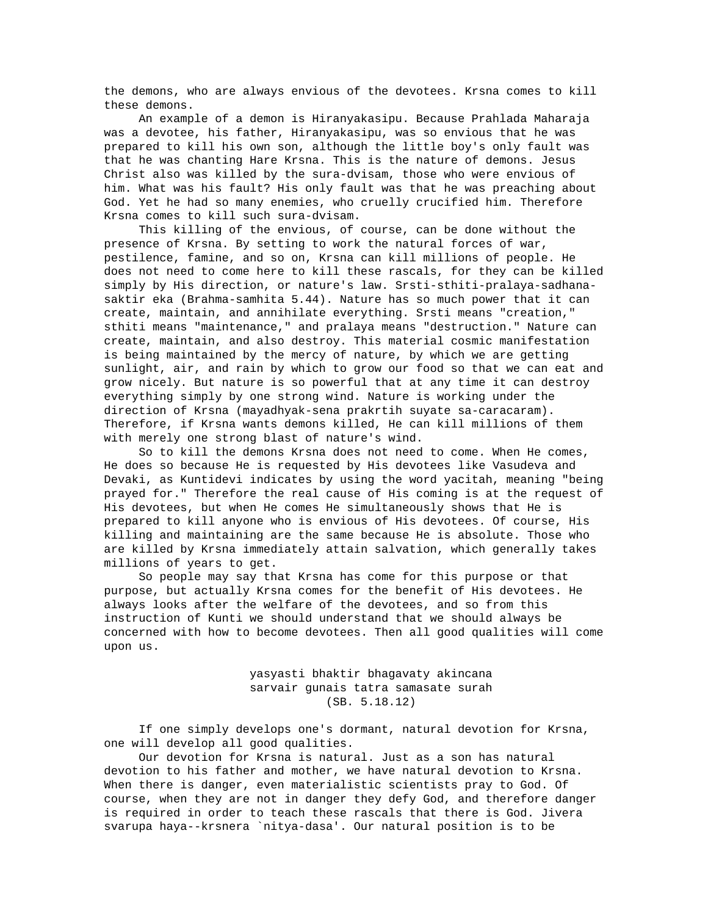the demons, who are always envious of the devotees. Krsna comes to kill these demons.

An example of a demon is Hiranyakasipu. Because Prahlada Maharaja was a devotee, his father, Hiranyakasipu, was so envious that he was prepared to kill his own son, although the little boy's only fault was that he was chanting Hare Krsna. This is the nature of demons. Jesus Christ also was killed by the sura-dvisam, those who were envious of him. What was his fault? His only fault was that he was preaching about God. Yet he had so many enemies, who cruelly crucified him. Therefore Krsna comes to kill such sura-dvisam.

This killing of the envious, of course, can be done without the presence of Krsna. By setting to work the natural forces of war, pestilence, famine, and so on, Krsna can kill millions of people. He does not need to come here to kill these rascals, for they can be killed simply by His direction, or nature's law. Srsti-sthiti-pralaya-sadhana-saktir eka (Brahma-samhita 5.44). Nature has so much power that it can create, maintain, and annihilate everything. Srsti means "creation," sthiti means "maintenance," and pralaya means "destruction." Nature can create, maintain, and also destroy. This material cosmic manifestation is being maintained by the mercy of nature, by which we are getting sunlight, air, and rain by which to grow our food so that we can eat and grow nicely. But nature is so powerful that at any time it can destroy everything simply by one strong wind. Nature is working under the direction of Krsna (mayadhyak-sena prakrtih suyate sa-caracaram). Therefore, if Krsna wants demons killed, He can kill millions of them with merely one strong blast of nature's wind.

So to kill the demons Krsna does not need to come. When He comes, He does so because He is requested by His devotees like Vasudeva and Devaki, as Kuntidevi indicates by using the word yacitah, meaning "being prayed for." Therefore the real cause of His coming is at the request of His devotees, but when He comes He simultaneously shows that He is prepared to kill anyone who is envious of His devotees. Of course, His killing and maintaining are the same because He is absolute. Those who are killed by Krsna immediately attain salvation, which generally takes millions of years to get.

So people may say that Krsna has come for this purpose or that purpose, but actually Krsna comes for the benefit of His devotees. He always looks after the welfare of the devotees, and so from this instruction of Kunti we should understand that we should always be concerned with how to become devotees. Then all good qualities will come upon us.

> yasyasti bhaktir bhagavaty akincana
> sarvair gunais tatra samasate surah
> (SB. 5.18.12)

If one simply develops one's dormant, natural devotion for Krsna, one will develop all good qualities.

Our devotion for Krsna is natural. Just as a son has natural devotion to his father and mother, we have natural devotion to Krsna. When there is danger, even materialistic scientists pray to God. Of course, when they are not in danger they defy God, and therefore danger is required in order to teach these rascals that there is God. Jivera svarupa haya--krsnera `nitya-dasa'. Our natural position is to be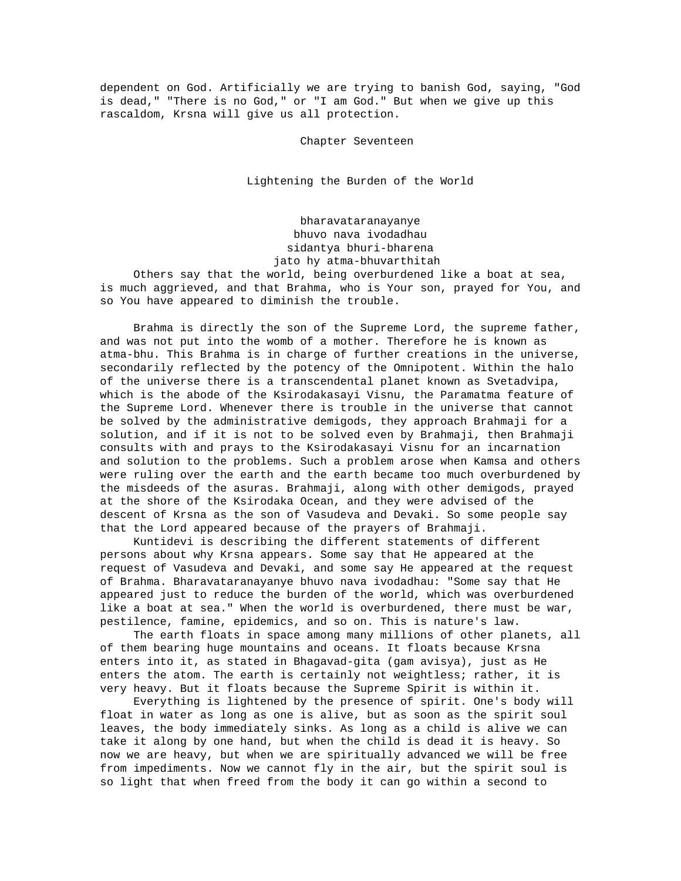dependent on God. Artificially we are trying to banish God, saying, "God is dead," "There is no God," or "I am God." But when we give up this rascaldom, Krsna will give us all protection.

## Chapter Seventeen

# Lightening the Burden of the World

bharavataranayanye
bhuvo nava ivodadhau
sidantya bhuri-bharena
jato hy atma-bhuvarthitah

Others say that the world, being overburdened like a boat at sea, is much aggrieved, and that Brahma, who is Your son, prayed for You, and so You have appeared to diminish the trouble.

Brahma is directly the son of the Supreme Lord, the supreme father, and was not put into the womb of a mother. Therefore he is known as atma-bhu. This Brahma is in charge of further creations in the universe, secondarily reflected by the potency of the Omnipotent. Within the halo of the universe there is a transcendental planet known as Svetadvipa, which is the abode of the Ksirodakasayi Visnu, the Paramatma feature of the Supreme Lord. Whenever there is trouble in the universe that cannot be solved by the administrative demigods, they approach Brahmaji for a solution, and if it is not to be solved even by Brahmaji, then Brahmaji consults with and prays to the Ksirodakasayi Visnu for an incarnation and solution to the problems. Such a problem arose when Kamsa and others were ruling over the earth and the earth became too much overburdened by the misdeeds of the asuras. Brahmaji, along with other demigods, prayed at the shore of the Ksirodaka Ocean, and they were advised of the descent of Krsna as the son of Vasudeva and Devaki. So some people say that the Lord appeared because of the prayers of Brahmaji.

Kuntidevi is describing the different statements of different persons about why Krsna appears. Some say that He appeared at the request of Vasudeva and Devaki, and some say He appeared at the request of Brahma. Bharavataranayanye bhuvo nava ivodadhau: "Some say that He appeared just to reduce the burden of the world, which was overburdened like a boat at sea." When the world is overburdened, there must be war, pestilence, famine, epidemics, and so on. This is nature's law.

The earth floats in space among many millions of other planets, all of them bearing huge mountains and oceans. It floats because Krsna enters into it, as stated in Bhagavad-gita (gam avisya), just as He enters the atom. The earth is certainly not weightless; rather, it is very heavy. But it floats because the Supreme Spirit is within it.

Everything is lightened by the presence of spirit. One's body will float in water as long as one is alive, but as soon as the spirit soul leaves, the body immediately sinks. As long as a child is alive we can take it along by one hand, but when the child is dead it is heavy. So now we are heavy, but when we are spiritually advanced we will be free from impediments. Now we cannot fly in the air, but the spirit soul is so light that when freed from the body it can go within a second to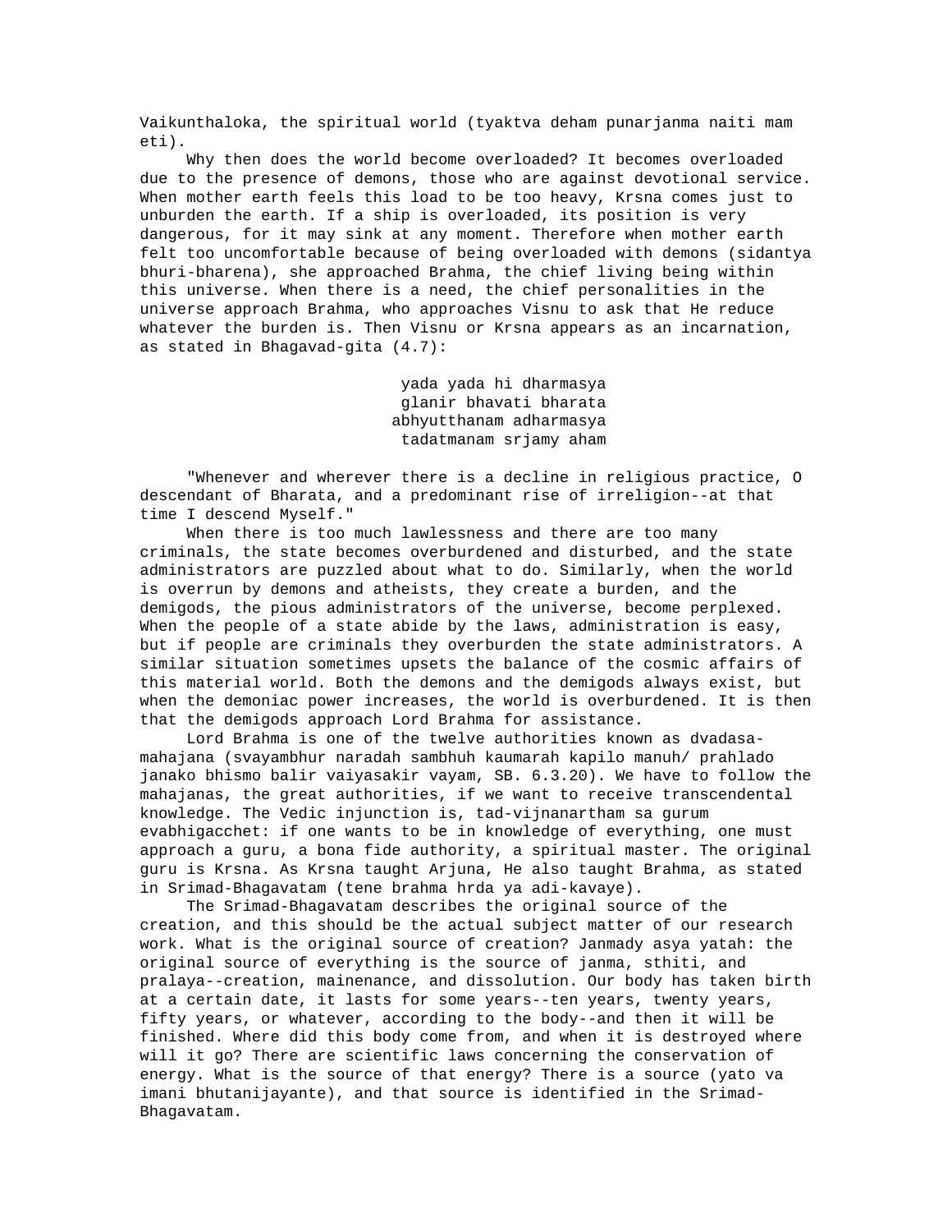Vaikunthaloka, the spiritual world (tyaktva deham punarjanma naiti mam eti).

Why then does the world become overloaded? It becomes overloaded due to the presence of demons, those who are against devotional service. When mother earth feels this load to be too heavy, Krsna comes just to unburden the earth. If a ship is overloaded, its position is very dangerous, for it may sink at any moment. Therefore when mother earth felt too uncomfortable because of being overloaded with demons (sidantya bhuri-bharena), she approached Brahma, the chief living being within this universe. When there is a need, the chief personalities in the universe approach Brahma, who approaches Visnu to ask that He reduce whatever the burden is. Then Visnu or Krsna appears as an incarnation, as stated in Bhagavad-gita (4.7):

> yada yada hi dharmasya
> glanir bhavati bharata
> abhyutthanam adharmasya
> tadatmanam srjamy aham

"Whenever and wherever there is a decline in religious practice, O descendant of Bharata, and a predominant rise of irreligion--at that time I descend Myself."

When there is too much lawlessness and there are too many criminals, the state becomes overburdened and disturbed, and the state administrators are puzzled about what to do. Similarly, when the world is overrun by demons and atheists, they create a burden, and the demigods, the pious administrators of the universe, become perplexed. When the people of a state abide by the laws, administration is easy, but if people are criminals they overburden the state administrators. A similar situation sometimes upsets the balance of the cosmic affairs of this material world. Both the demons and the demigods always exist, but when the demoniac power increases, the world is overburdened. It is then that the demigods approach Lord Brahma for assistance.

Lord Brahma is one of the twelve authorities known as dvadasa-mahajana (svayambhur naradah sambhuh kaumarah kapilo manuh/ prahlado janako bhismo balir vaiyasakir vayam, SB. 6.3.20). We have to follow the mahajanas, the great authorities, if we want to receive transcendental knowledge. The Vedic injunction is, tad-vijnanartham sa gurum evabhigacchet: if one wants to be in knowledge of everything, one must approach a guru, a bona fide authority, a spiritual master. The original guru is Krsna. As Krsna taught Arjuna, He also taught Brahma, as stated in Srimad-Bhagavatam (tene brahma hrda ya adi-kavaye).

The Srimad-Bhagavatam describes the original source of the creation, and this should be the actual subject matter of our research work. What is the original source of creation? Janmady asya yatah: the original source of everything is the source of janma, sthiti, and pralaya--creation, mainenance, and dissolution. Our body has taken birth at a certain date, it lasts for some years--ten years, twenty years, fifty years, or whatever, according to the body--and then it will be finished. Where did this body come from, and when it is destroyed where will it go? There are scientific laws concerning the conservation of energy. What is the source of that energy? There is a source (yato va imani bhutanijayante), and that source is identified in the Srimad-Bhagavatam.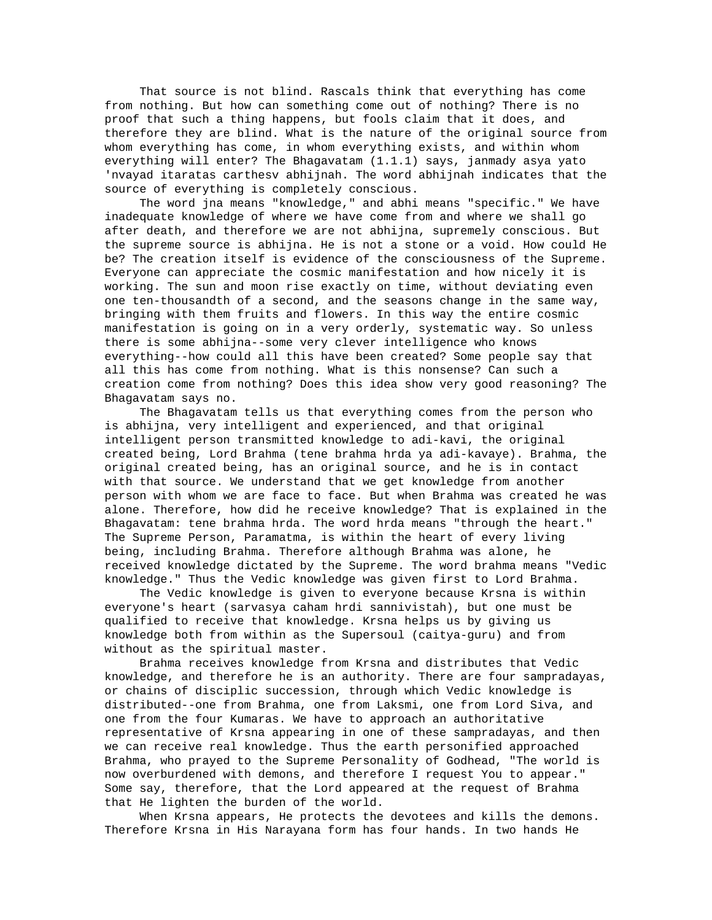That source is not blind. Rascals think that everything has come from nothing. But how can something come out of nothing? There is no proof that such a thing happens, but fools claim that it does, and therefore they are blind. What is the nature of the original source from whom everything has come, in whom everything exists, and within whom everything will enter? The Bhagavatam (1.1.1) says, janmady asya yato 'nvayad itaratas carthesv abhijnah. The word abhijnah indicates that the source of everything is completely conscious.

The word jna means "knowledge," and abhi means "specific." We have inadequate knowledge of where we have come from and where we shall go after death, and therefore we are not abhijna, supremely conscious. But the supreme source is abhijna. He is not a stone or a void. How could He be? The creation itself is evidence of the consciousness of the Supreme. Everyone can appreciate the cosmic manifestation and how nicely it is working. The sun and moon rise exactly on time, without deviating even one ten-thousandth of a second, and the seasons change in the same way, bringing with them fruits and flowers. In this way the entire cosmic manifestation is going on in a very orderly, systematic way. So unless there is some abhijna--some very clever intelligence who knows everything--how could all this have been created? Some people say that all this has come from nothing. What is this nonsense? Can such a creation come from nothing? Does this idea show very good reasoning? The Bhagavatam says no.

The Bhagavatam tells us that everything comes from the person who is abhijna, very intelligent and experienced, and that original intelligent person transmitted knowledge to adi-kavi, the original created being, Lord Brahma (tene brahma hrda ya adi-kavaye). Brahma, the original created being, has an original source, and he is in contact with that source. We understand that we get knowledge from another person with whom we are face to face. But when Brahma was created he was alone. Therefore, how did he receive knowledge? That is explained in the Bhagavatam: tene brahma hrda. The word hrda means "through the heart." The Supreme Person, Paramatma, is within the heart of every living being, including Brahma. Therefore although Brahma was alone, he received knowledge dictated by the Supreme. The word brahma means "Vedic knowledge." Thus the Vedic knowledge was given first to Lord Brahma.

The Vedic knowledge is given to everyone because Krsna is within everyone's heart (sarvasya caham hrdi sannivistah), but one must be qualified to receive that knowledge. Krsna helps us by giving us knowledge both from within as the Supersoul (caitya-guru) and from without as the spiritual master.

Brahma receives knowledge from Krsna and distributes that Vedic knowledge, and therefore he is an authority. There are four sampradayas, or chains of disciplic succession, through which Vedic knowledge is distributed--one from Brahma, one from Laksmi, one from Lord Siva, and one from the four Kumaras. We have to approach an authoritative representative of Krsna appearing in one of these sampradayas, and then we can receive real knowledge. Thus the earth personified approached Brahma, who prayed to the Supreme Personality of Godhead, "The world is now overburdened with demons, and therefore I request You to appear." Some say, therefore, that the Lord appeared at the request of Brahma that He lighten the burden of the world.

When Krsna appears, He protects the devotees and kills the demons. Therefore Krsna in His Narayana form has four hands. In two hands He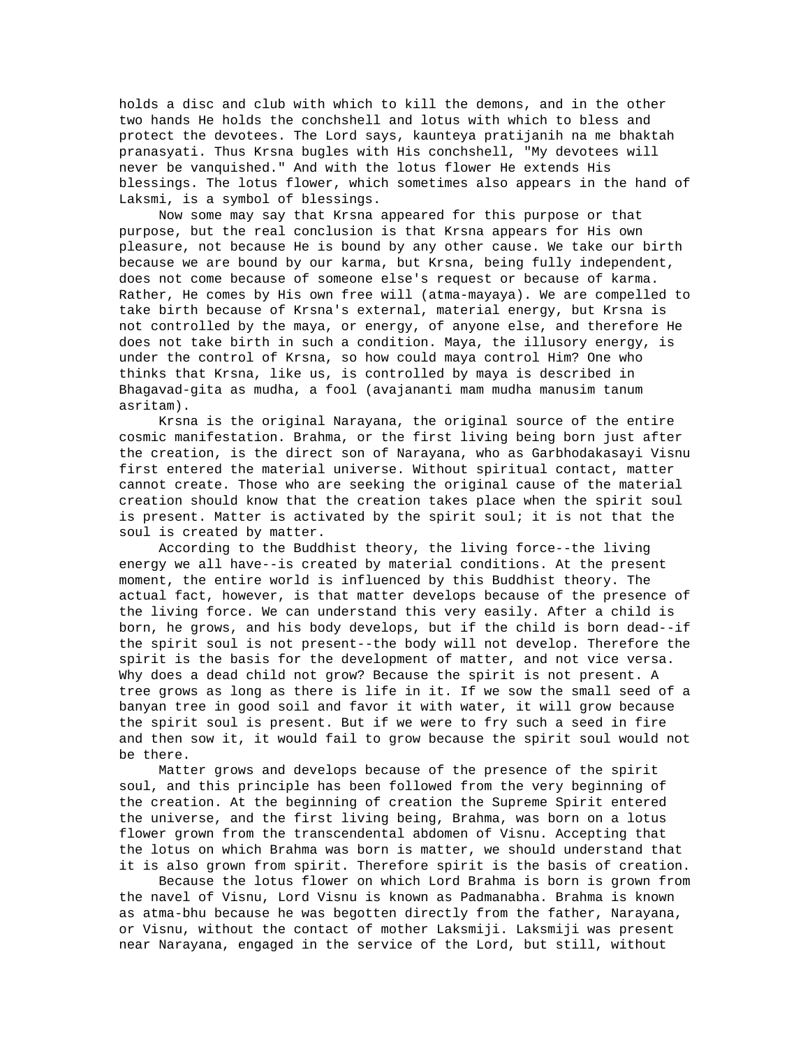holds a disc and club with which to kill the demons, and in the other two hands He holds the conchshell and lotus with which to bless and protect the devotees. The Lord says, kaunteya pratijanih na me bhaktah pranasyati. Thus Krsna bugles with His conchshell, "My devotees will never be vanquished." And with the lotus flower He extends His blessings. The lotus flower, which sometimes also appears in the hand of Laksmi, is a symbol of blessings.

Now some may say that Krsna appeared for this purpose or that purpose, but the real conclusion is that Krsna appears for His own pleasure, not because He is bound by any other cause. We take our birth because we are bound by our karma, but Krsna, being fully independent, does not come because of someone else's request or because of karma. Rather, He comes by His own free will (atma-mayaya). We are compelled to take birth because of Krsna's external, material energy, but Krsna is not controlled by the maya, or energy, of anyone else, and therefore He does not take birth in such a condition. Maya, the illusory energy, is under the control of Krsna, so how could maya control Him? One who thinks that Krsna, like us, is controlled by maya is described in Bhagavad-gita as mudha, a fool (avajananti mam mudha manusim tanum asritam).

Krsna is the original Narayana, the original source of the entire cosmic manifestation. Brahma, or the first living being born just after the creation, is the direct son of Narayana, who as Garbhodakasayi Visnu first entered the material universe. Without spiritual contact, matter cannot create. Those who are seeking the original cause of the material creation should know that the creation takes place when the spirit soul is present. Matter is activated by the spirit soul; it is not that the soul is created by matter.

According to the Buddhist theory, the living force--the living energy we all have--is created by material conditions. At the present moment, the entire world is influenced by this Buddhist theory. The actual fact, however, is that matter develops because of the presence of the living force. We can understand this very easily. After a child is born, he grows, and his body develops, but if the child is born dead--if the spirit soul is not present--the body will not develop. Therefore the spirit is the basis for the development of matter, and not vice versa. Why does a dead child not grow? Because the spirit is not present. A tree grows as long as there is life in it. If we sow the small seed of a banyan tree in good soil and favor it with water, it will grow because the spirit soul is present. But if we were to fry such a seed in fire and then sow it, it would fail to grow because the spirit soul would not be there.

Matter grows and develops because of the presence of the spirit soul, and this principle has been followed from the very beginning of the creation. At the beginning of creation the Supreme Spirit entered the universe, and the first living being, Brahma, was born on a lotus flower grown from the transcendental abdomen of Visnu. Accepting that the lotus on which Brahma was born is matter, we should understand that it is also grown from spirit. Therefore spirit is the basis of creation.

Because the lotus flower on which Lord Brahma is born is grown from the navel of Visnu, Lord Visnu is known as Padmanabha. Brahma is known as atma-bhu because he was begotten directly from the father, Narayana, or Visnu, without the contact of mother Laksmiji. Laksmiji was present near Narayana, engaged in the service of the Lord, but still, without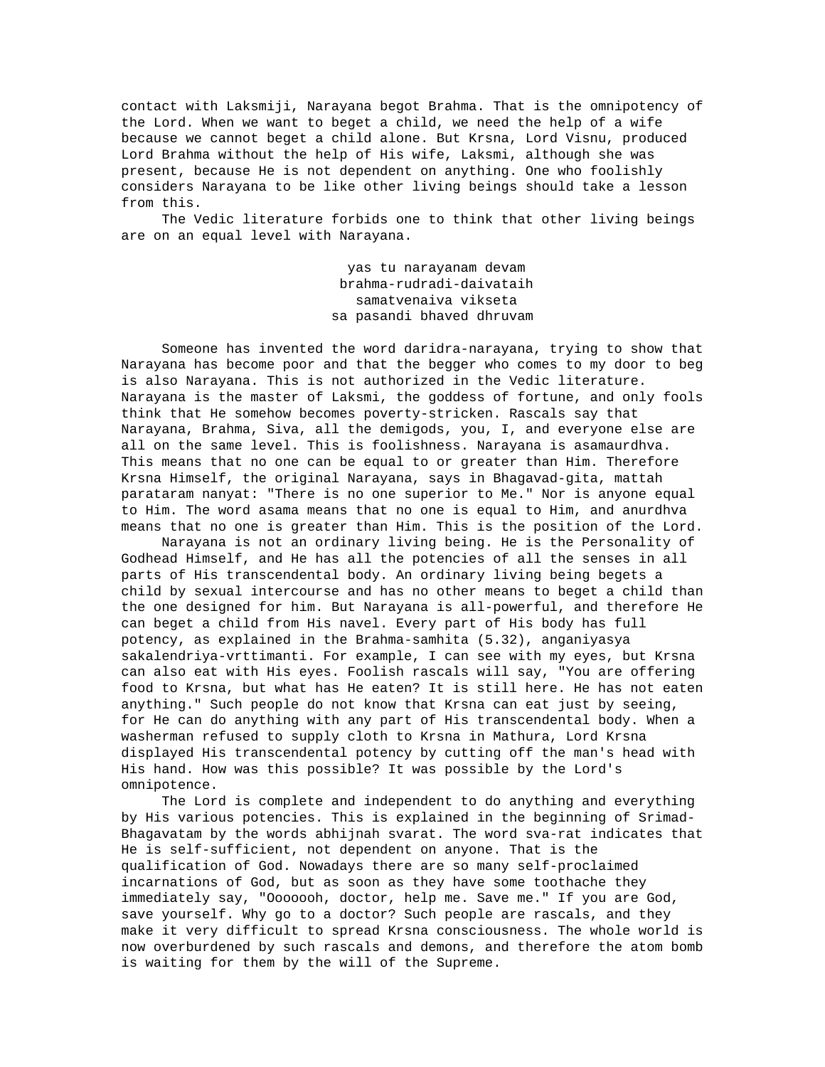contact with Laksmiji, Narayana begot Brahma. That is the omnipotency of the Lord. When we want to beget a child, we need the help of a wife because we cannot beget a child alone. But Krsna, Lord Visnu, produced Lord Brahma without the help of His wife, Laksmi, although she was present, because He is not dependent on anything. One who foolishly considers Narayana to be like other living beings should take a lesson from this.

The Vedic literature forbids one to think that other living beings are on an equal level with Narayana.

> yas tu narayanam devam
> brahma-rudradi-daivataih
> samatvenaiva vikseta
> sa pasandi bhaved dhruvam

Someone has invented the word daridra-narayana, trying to show that Narayana has become poor and that the begger who comes to my door to beg is also Narayana. This is not authorized in the Vedic literature. Narayana is the master of Laksmi, the goddess of fortune, and only fools think that He somehow becomes poverty-stricken. Rascals say that Narayana, Brahma, Siva, all the demigods, you, I, and everyone else are all on the same level. This is foolishness. Narayana is asamaurdhva. This means that no one can be equal to or greater than Him. Therefore Krsna Himself, the original Narayana, says in Bhagavad-gita, mattah parataram nanyat: "There is no one superior to Me." Nor is anyone equal to Him. The word asama means that no one is equal to Him, and anurdhva means that no one is greater than Him. This is the position of the Lord.

Narayana is not an ordinary living being. He is the Personality of Godhead Himself, and He has all the potencies of all the senses in all parts of His transcendental body. An ordinary living being begets a child by sexual intercourse and has no other means to beget a child than the one designed for him. But Narayana is all-powerful, and therefore He can beget a child from His navel. Every part of His body has full potency, as explained in the Brahma-samhita (5.32), anganiyasya sakalendriya-vrttimanti. For example, I can see with my eyes, but Krsna can also eat with His eyes. Foolish rascals will say, "You are offering food to Krsna, but what has He eaten? It is still here. He has not eaten anything." Such people do not know that Krsna can eat just by seeing, for He can do anything with any part of His transcendental body. When a washerman refused to supply cloth to Krsna in Mathura, Lord Krsna displayed His transcendental potency by cutting off the man's head with His hand. How was this possible? It was possible by the Lord's omnipotence.

The Lord is complete and independent to do anything and everything by His various potencies. This is explained in the beginning of Srimad-Bhagavatam by the words abhijnah svarat. The word sva-rat indicates that He is self-sufficient, not dependent on anyone. That is the qualification of God. Nowadays there are so many self-proclaimed incarnations of God, but as soon as they have some toothache they immediately say, "Ooooooh, doctor, help me. Save me." If you are God, save yourself. Why go to a doctor? Such people are rascals, and they make it very difficult to spread Krsna consciousness. The whole world is now overburdened by such rascals and demons, and therefore the atom bomb is waiting for them by the will of the Supreme.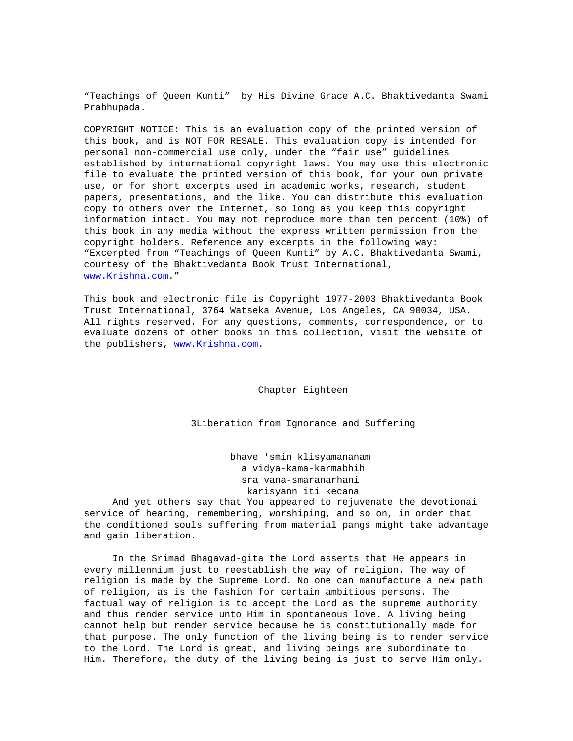"Teachings of Queen Kunti" by His Divine Grace A.C. Bhaktivedanta Swami Prabhupada.

COPYRIGHT NOTICE: This is an evaluation copy of the printed version of this book, and is NOT FOR RESALE. This evaluation copy is intended for personal non-commercial use only, under the "fair use" guidelines established by international copyright laws. You may use this electronic file to evaluate the printed version of this book, for your own private use, or for short excerpts used in academic works, research, student papers, presentations, and the like. You can distribute this evaluation copy to others over the Internet, so long as you keep this copyright information intact. You may not reproduce more than ten percent (10%) of this book in any media without the express written permission from the copyright holders. Reference any excerpts in the following way: "Excerpted from "Teachings of Queen Kunti" by A.C. Bhaktivedanta Swami, courtesy of the Bhaktivedanta Book Trust International, www.Krishna.com."

This book and electronic file is Copyright 1977-2003 Bhaktivedanta Book Trust International, 3764 Watseka Avenue, Los Angeles, CA 90034, USA. All rights reserved. For any questions, comments, correspondence, or to evaluate dozens of other books in this collection, visit the website of the publishers, www.Krishna.com.

# Chapter Eighteen

## 3Liberation from Ignorance and Suffering

bhave 'smin klisyamananam
a vidya-kama-karmabhih
sra vana-smaranarhani
karisyann iti kecana

And yet others say that You appeared to rejuvenate the devotionai service of hearing, remembering, worshiping, and so on, in order that the conditioned souls suffering from material pangs might take advantage and gain liberation.

In the Srimad Bhagavad-gita the Lord asserts that He appears in every millennium just to reestablish the way of religion. The way of religion is made by the Supreme Lord. No one can manufacture a new path of religion, as is the fashion for certain ambitious persons. The factual way of religion is to accept the Lord as the supreme authority and thus render service unto Him in spontaneous love. A living being cannot help but render service because he is constitutionally made for that purpose. The only function of the living being is to render service to the Lord. The Lord is great, and living beings are subordinate to Him. Therefore, the duty of the living being is just to serve Him only.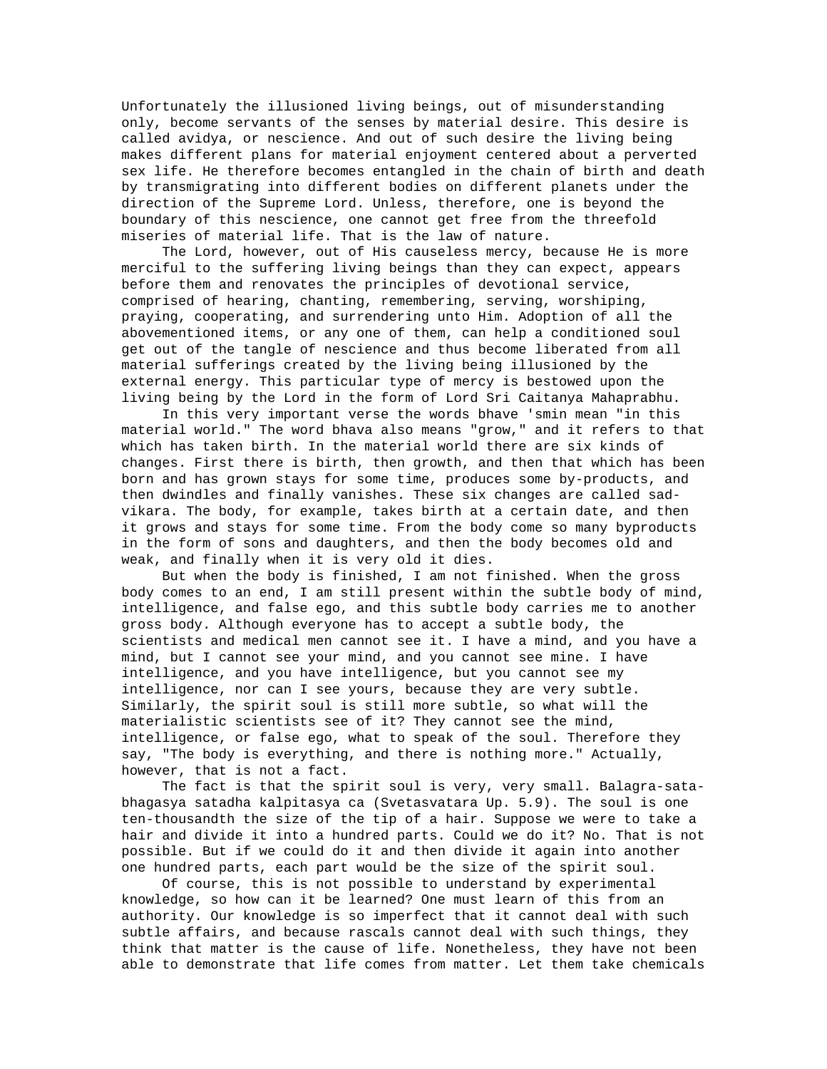Unfortunately the illusioned living beings, out of misunderstanding only, become servants of the senses by material desire. This desire is called avidya, or nescience. And out of such desire the living being makes different plans for material enjoyment centered about a perverted sex life. He therefore becomes entangled in the chain of birth and death by transmigrating into different bodies on different planets under the direction of the Supreme Lord. Unless, therefore, one is beyond the boundary of this nescience, one cannot get free from the threefold miseries of material life. That is the law of nature.

The Lord, however, out of His causeless mercy, because He is more merciful to the suffering living beings than they can expect, appears before them and renovates the principles of devotional service, comprised of hearing, chanting, remembering, serving, worshiping, praying, cooperating, and surrendering unto Him. Adoption of all the abovementioned items, or any one of them, can help a conditioned soul get out of the tangle of nescience and thus become liberated from all material sufferings created by the living being illusioned by the external energy. This particular type of mercy is bestowed upon the living being by the Lord in the form of Lord Sri Caitanya Mahaprabhu.

In this very important verse the words bhave 'smin mean "in this material world." The word bhava also means "grow," and it refers to that which has taken birth. In the material world there are six kinds of changes. First there is birth, then growth, and then that which has been born and has grown stays for some time, produces some by-products, and then dwindles and finally vanishes. These six changes are called sad-vikara. The body, for example, takes birth at a certain date, and then it grows and stays for some time. From the body come so many byproducts in the form of sons and daughters, and then the body becomes old and weak, and finally when it is very old it dies.

But when the body is finished, I am not finished. When the gross body comes to an end, I am still present within the subtle body of mind, intelligence, and false ego, and this subtle body carries me to another gross body. Although everyone has to accept a subtle body, the scientists and medical men cannot see it. I have a mind, and you have a mind, but I cannot see your mind, and you cannot see mine. I have intelligence, and you have intelligence, but you cannot see my intelligence, nor can I see yours, because they are very subtle. Similarly, the spirit soul is still more subtle, so what will the materialistic scientists see of it? They cannot see the mind, intelligence, or false ego, what to speak of the soul. Therefore they say, "The body is everything, and there is nothing more." Actually, however, that is not a fact.

The fact is that the spirit soul is very, very small. Balagra-sata-bhagasya satadha kalpitasya ca (Svetasvatara Up. 5.9). The soul is one ten-thousandth the size of the tip of a hair. Suppose we were to take a hair and divide it into a hundred parts. Could we do it? No. That is not possible. But if we could do it and then divide it again into another one hundred parts, each part would be the size of the spirit soul.

Of course, this is not possible to understand by experimental knowledge, so how can it be learned? One must learn of this from an authority. Our knowledge is so imperfect that it cannot deal with such subtle affairs, and because rascals cannot deal with such things, they think that matter is the cause of life. Nonetheless, they have not been able to demonstrate that life comes from matter. Let them take chemicals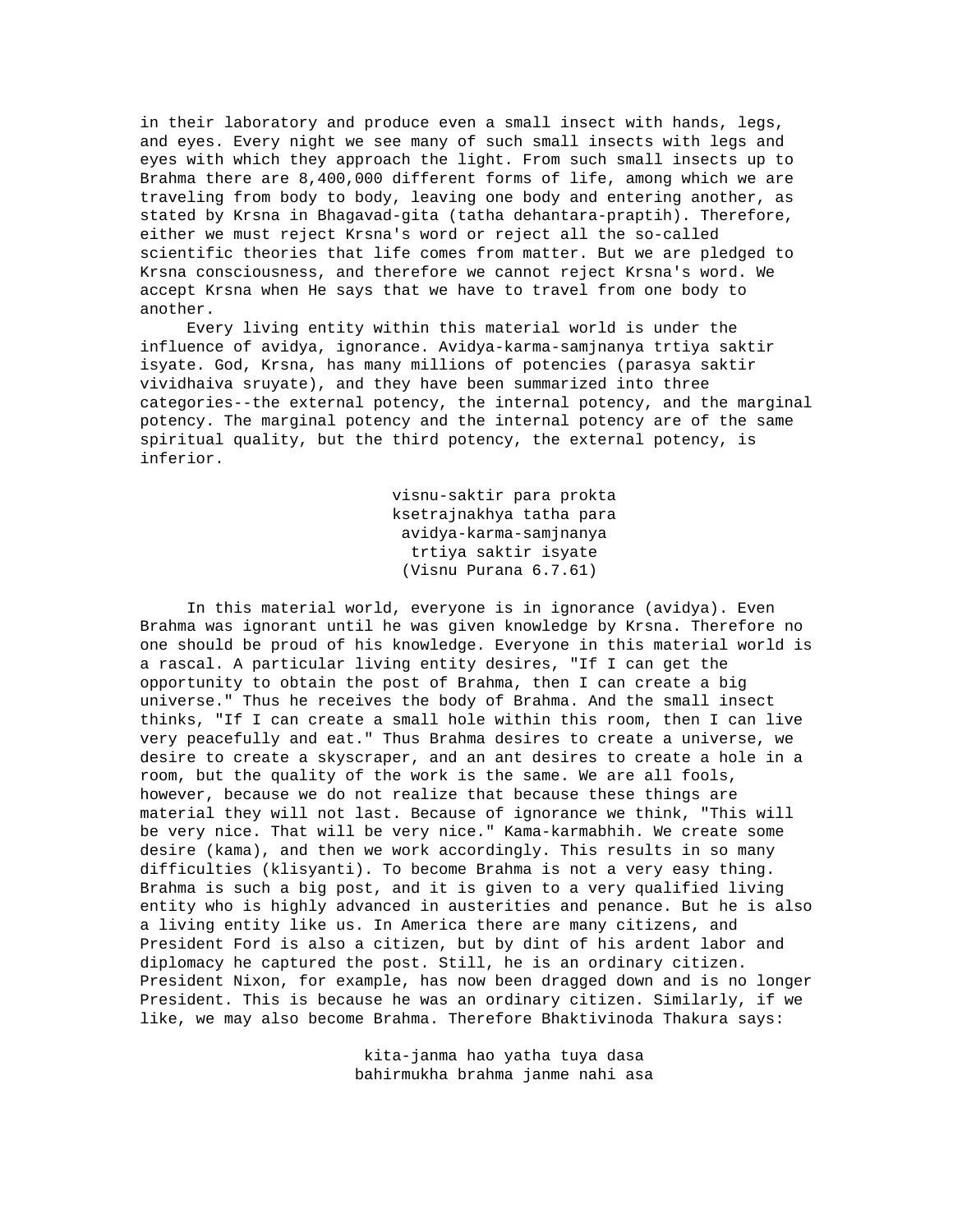in their laboratory and produce even a small insect with hands, legs, and eyes. Every night we see many of such small insects with legs and eyes with which they approach the light. From such small insects up to Brahma there are 8,400,000 different forms of life, among which we are traveling from body to body, leaving one body and entering another, as stated by Krsna in Bhagavad-gita (tatha dehantara-praptih). Therefore, either we must reject Krsna's word or reject all the so-called scientific theories that life comes from matter. But we are pledged to Krsna consciousness, and therefore we cannot reject Krsna's word. We accept Krsna when He says that we have to travel from one body to another.

Every living entity within this material world is under the influence of avidya, ignorance. Avidya-karma-samjnanya trtiya saktir isyate. God, Krsna, has many millions of potencies (parasya saktir vividhaiva sruyate), and they have been summarized into three categories--the external potency, the internal potency, and the marginal potency. The marginal potency and the internal potency are of the same spiritual quality, but the third potency, the external potency, is inferior.

> visnu-saktir para prokta
> ksetrajnakhya tatha para
> avidya-karma-samjnanya
> trtiya saktir isyate
> (Visnu Purana 6.7.61)

In this material world, everyone is in ignorance (avidya). Even Brahma was ignorant until he was given knowledge by Krsna. Therefore no one should be proud of his knowledge. Everyone in this material world is a rascal. A particular living entity desires, "If I can get the opportunity to obtain the post of Brahma, then I can create a big universe." Thus he receives the body of Brahma. And the small insect thinks, "If I can create a small hole within this room, then I can live very peacefully and eat." Thus Brahma desires to create a universe, we desire to create a skyscraper, and an ant desires to create a hole in a room, but the quality of the work is the same. We are all fools, however, because we do not realize that because these things are material they will not last. Because of ignorance we think, "This will be very nice. That will be very nice." Kama-karmabhih. We create some desire (kama), and then we work accordingly. This results in so many difficulties (klisyanti). To become Brahma is not a very easy thing. Brahma is such a big post, and it is given to a very qualified living entity who is highly advanced in austerities and penance. But he is also a living entity like us. In America there are many citizens, and President Ford is also a citizen, but by dint of his ardent labor and diplomacy he captured the post. Still, he is an ordinary citizen. President Nixon, for example, has now been dragged down and is no longer President. This is because he was an ordinary citizen. Similarly, if we like, we may also become Brahma. Therefore Bhaktivinoda Thakura says:

> kita-janma hao yatha tuya dasa
> bahirmukha brahma janme nahi asa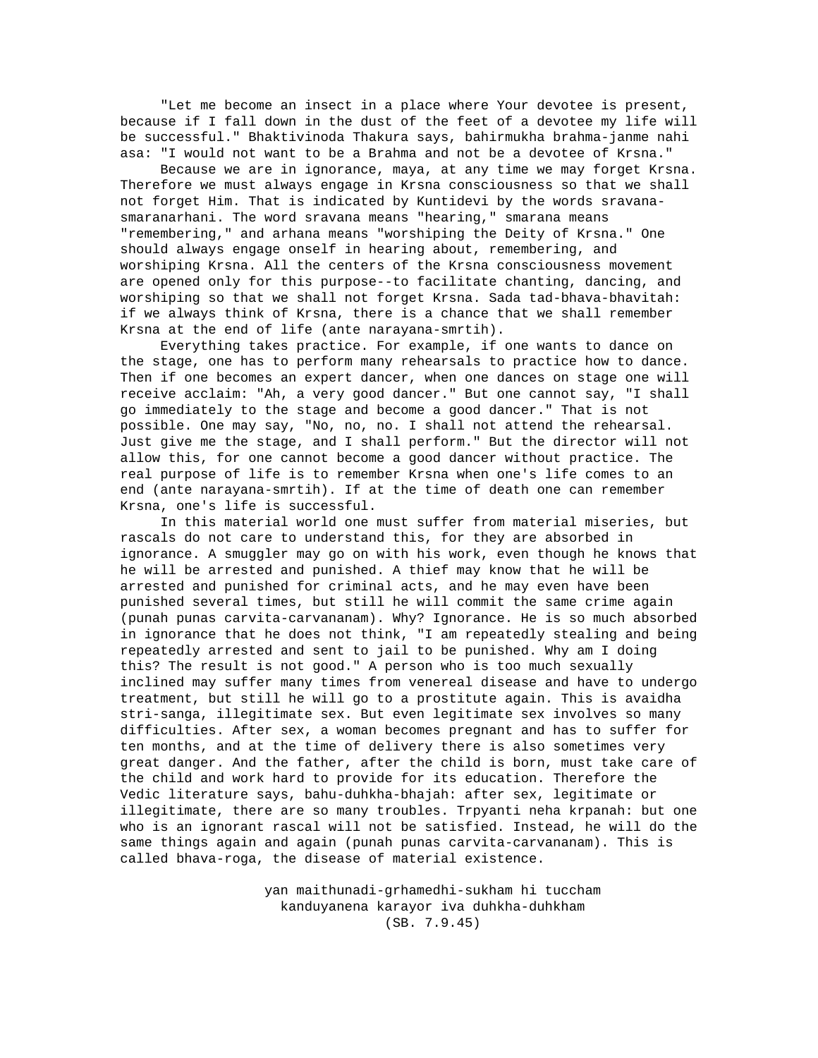"Let me become an insect in a place where Your devotee is present, because if I fall down in the dust of the feet of a devotee my life will be successful." Bhaktivinoda Thakura says, bahirmukha brahma-janme nahi asa: "I would not want to be a Brahma and not be a devotee of Krsna."

Because we are in ignorance, maya, at any time we may forget Krsna. Therefore we must always engage in Krsna consciousness so that we shall not forget Him. That is indicated by Kuntidevi by the words sravana-smaranarhani. The word sravana means "hearing," smarana means "remembering," and arhana means "worshiping the Deity of Krsna." One should always engage onself in hearing about, remembering, and worshiping Krsna. All the centers of the Krsna consciousness movement are opened only for this purpose--to facilitate chanting, dancing, and worshiping so that we shall not forget Krsna. Sada tad-bhava-bhavitah: if we always think of Krsna, there is a chance that we shall remember Krsna at the end of life (ante narayana-smrtih).

Everything takes practice. For example, if one wants to dance on the stage, one has to perform many rehearsals to practice how to dance. Then if one becomes an expert dancer, when one dances on stage one will receive acclaim: "Ah, a very good dancer." But one cannot say, "I shall go immediately to the stage and become a good dancer." That is not possible. One may say, "No, no, no. I shall not attend the rehearsal. Just give me the stage, and I shall perform." But the director will not allow this, for one cannot become a good dancer without practice. The real purpose of life is to remember Krsna when one's life comes to an end (ante narayana-smrtih). If at the time of death one can remember Krsna, one's life is successful.

In this material world one must suffer from material miseries, but rascals do not care to understand this, for they are absorbed in ignorance. A smuggler may go on with his work, even though he knows that he will be arrested and punished. A thief may know that he will be arrested and punished for criminal acts, and he may even have been punished several times, but still he will commit the same crime again (punah punas carvita-carvananam). Why? Ignorance. He is so much absorbed in ignorance that he does not think, "I am repeatedly stealing and being repeatedly arrested and sent to jail to be punished. Why am I doing this? The result is not good." A person who is too much sexually inclined may suffer many times from venereal disease and have to undergo treatment, but still he will go to a prostitute again. This is avaidha stri-sanga, illegitimate sex. But even legitimate sex involves so many difficulties. After sex, a woman becomes pregnant and has to suffer for ten months, and at the time of delivery there is also sometimes very great danger. And the father, after the child is born, must take care of the child and work hard to provide for its education. Therefore the Vedic literature says, bahu-duhkha-bhajah: after sex, legitimate or illegitimate, there are so many troubles. Trpyanti neha krpanah: but one who is an ignorant rascal will not be satisfied. Instead, he will do the same things again and again (punah punas carvita-carvananam). This is called bhava-roga, the disease of material existence.

yan maithunadi-grhamedhi-sukham hi tuccham
kanduyanena karayor iva duhkha-duhkham
(SB. 7.9.45)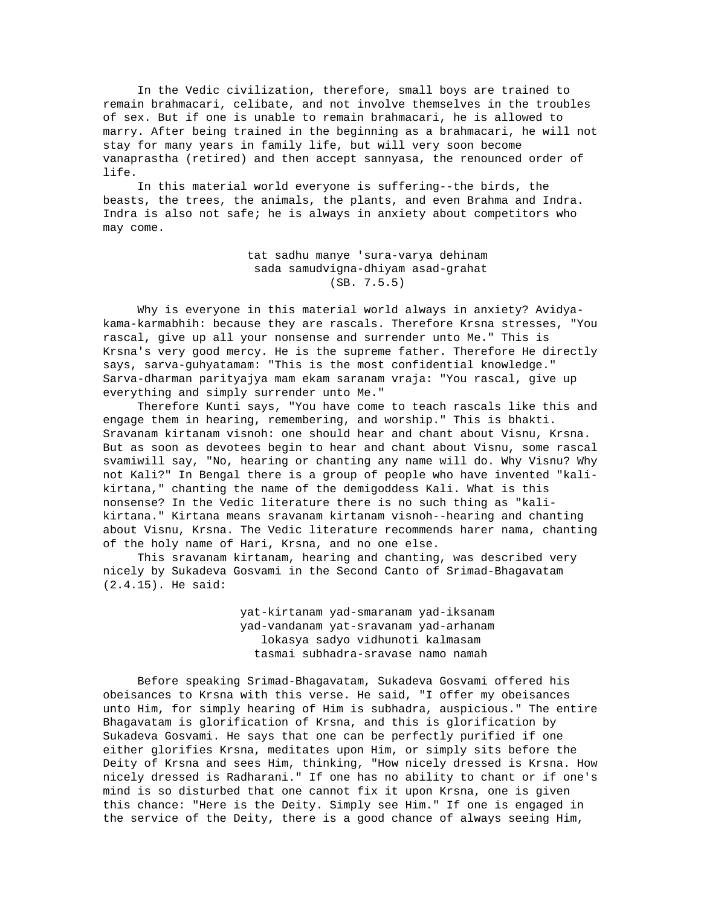In the Vedic civilization, therefore, small boys are trained to remain brahmacari, celibate, and not involve themselves in the troubles of sex. But if one is unable to remain brahmacari, he is allowed to marry. After being trained in the beginning as a brahmacari, he will not stay for many years in family life, but will very soon become vanaprastha (retired) and then accept sannyasa, the renounced order of life.

In this material world everyone is suffering--the birds, the beasts, the trees, the animals, the plants, and even Brahma and Indra. Indra is also not safe; he is always in anxiety about competitors who may come.

> tat sadhu manye 'sura-varya dehinam
> sada samudvigna-dhiyam asad-grahat
> (SB. 7.5.5)

Why is everyone in this material world always in anxiety? Avidya-kama-karmabhih: because they are rascals. Therefore Krsna stresses, "You rascal, give up all your nonsense and surrender unto Me." This is Krsna's very good mercy. He is the supreme father. Therefore He directly says, sarva-guhyatamam: "This is the most confidential knowledge." Sarva-dharman parityajya mam ekam saranam vraja: "You rascal, give up everything and simply surrender unto Me."

Therefore Kunti says, "You have come to teach rascals like this and engage them in hearing, remembering, and worship." This is bhakti. Sravanam kirtanam visnoh: one should hear and chant about Visnu, Krsna. But as soon as devotees begin to hear and chant about Visnu, some rascal svamiwill say, "No, hearing or chanting any name will do. Why Visnu? Why not Kali?" In Bengal there is a group of people who have invented "kali-kirtana," chanting the name of the demigoddess Kali. What is this nonsense? In the Vedic literature there is no such thing as "kali-kirtana." Kirtana means sravanam kirtanam visnoh--hearing and chanting about Visnu, Krsna. The Vedic literature recommends harer nama, chanting of the holy name of Hari, Krsna, and no one else.

This sravanam kirtanam, hearing and chanting, was described very nicely by Sukadeva Gosvami in the Second Canto of Srimad-Bhagavatam (2.4.15). He said:

> yat-kirtanam yad-smaranam yad-iksanam
> yad-vandanam yat-sravanam yad-arhanam
> lokasya sadyo vidhunoti kalmasam
> tasmai subhadra-sravase namo namah

Before speaking Srimad-Bhagavatam, Sukadeva Gosvami offered his obeisances to Krsna with this verse. He said, "I offer my obeisances unto Him, for simply hearing of Him is subhadra, auspicious." The entire Bhagavatam is glorification of Krsna, and this is glorification by Sukadeva Gosvami. He says that one can be perfectly purified if one either glorifies Krsna, meditates upon Him, or simply sits before the Deity of Krsna and sees Him, thinking, "How nicely dressed is Krsna. How nicely dressed is Radharani." If one has no ability to chant or if one's mind is so disturbed that one cannot fix it upon Krsna, one is given this chance: "Here is the Deity. Simply see Him." If one is engaged in the service of the Deity, there is a good chance of always seeing Him,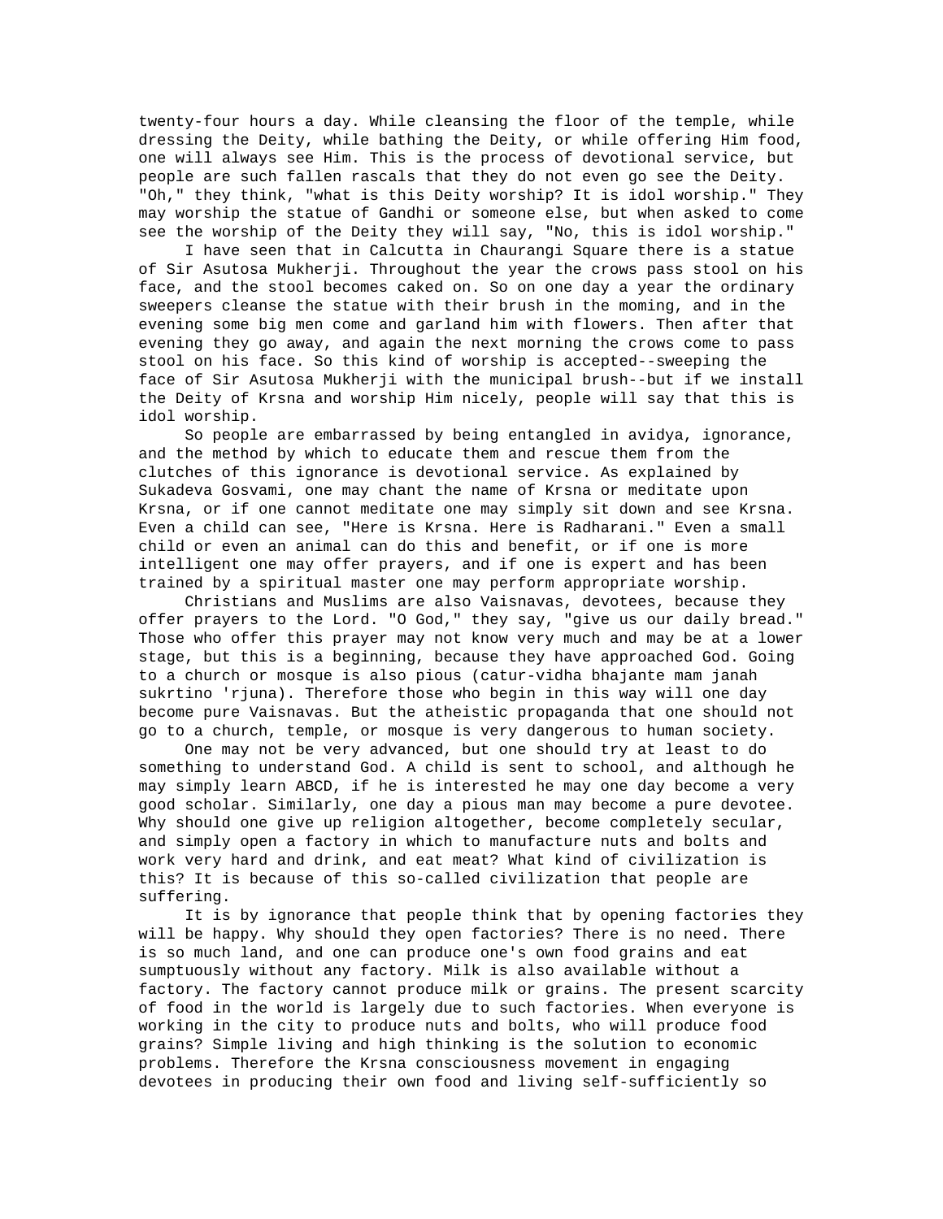twenty-four hours a day. While cleansing the floor of the temple, while dressing the Deity, while bathing the Deity, or while offering Him food, one will always see Him. This is the process of devotional service, but people are such fallen rascals that they do not even go see the Deity. "Oh," they think, "what is this Deity worship? It is idol worship." They may worship the statue of Gandhi or someone else, but when asked to come see the worship of the Deity they will say, "No, this is idol worship."

I have seen that in Calcutta in Chaurangi Square there is a statue of Sir Asutosa Mukherji. Throughout the year the crows pass stool on his face, and the stool becomes caked on. So on one day a year the ordinary sweepers cleanse the statue with their brush in the moming, and in the evening some big men come and garland him with flowers. Then after that evening they go away, and again the next morning the crows come to pass stool on his face. So this kind of worship is accepted--sweeping the face of Sir Asutosa Mukherji with the municipal brush--but if we install the Deity of Krsna and worship Him nicely, people will say that this is idol worship.

So people are embarrassed by being entangled in avidya, ignorance, and the method by which to educate them and rescue them from the clutches of this ignorance is devotional service. As explained by Sukadeva Gosvami, one may chant the name of Krsna or meditate upon Krsna, or if one cannot meditate one may simply sit down and see Krsna. Even a child can see, "Here is Krsna. Here is Radharani." Even a small child or even an animal can do this and benefit, or if one is more intelligent one may offer prayers, and if one is expert and has been trained by a spiritual master one may perform appropriate worship.

Christians and Muslims are also Vaisnavas, devotees, because they offer prayers to the Lord. "O God," they say, "give us our daily bread." Those who offer this prayer may not know very much and may be at a lower stage, but this is a beginning, because they have approached God. Going to a church or mosque is also pious (catur-vidha bhajante mam janah sukrtino 'rjuna). Therefore those who begin in this way will one day become pure Vaisnavas. But the atheistic propaganda that one should not go to a church, temple, or mosque is very dangerous to human society.

One may not be very advanced, but one should try at least to do something to understand God. A child is sent to school, and although he may simply learn ABCD, if he is interested he may one day become a very good scholar. Similarly, one day a pious man may become a pure devotee. Why should one give up religion altogether, become completely secular, and simply open a factory in which to manufacture nuts and bolts and work very hard and drink, and eat meat? What kind of civilization is this? It is because of this so-called civilization that people are suffering.

It is by ignorance that people think that by opening factories they will be happy. Why should they open factories? There is no need. There is so much land, and one can produce one's own food grains and eat sumptuously without any factory. Milk is also available without a factory. The factory cannot produce milk or grains. The present scarcity of food in the world is largely due to such factories. When everyone is working in the city to produce nuts and bolts, who will produce food grains? Simple living and high thinking is the solution to economic problems. Therefore the Krsna consciousness movement in engaging devotees in producing their own food and living self-sufficiently so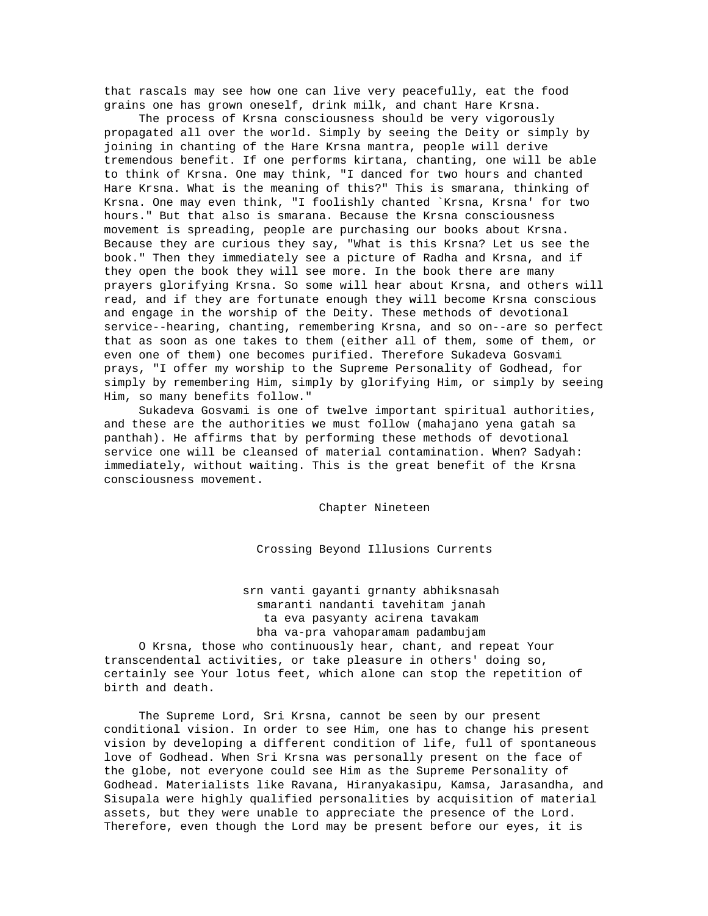that rascals may see how one can live very peacefully, eat the food grains one has grown oneself, drink milk, and chant Hare Krsna.

The process of Krsna consciousness should be very vigorously propagated all over the world. Simply by seeing the Deity or simply by joining in chanting of the Hare Krsna mantra, people will derive tremendous benefit. If one performs kirtana, chanting, one will be able to think of Krsna. One may think, "I danced for two hours and chanted Hare Krsna. What is the meaning of this?" This is smarana, thinking of Krsna. One may even think, "I foolishly chanted `Krsna, Krsna' for two hours." But that also is smarana. Because the Krsna consciousness movement is spreading, people are purchasing our books about Krsna. Because they are curious they say, "What is this Krsna? Let us see the book." Then they immediately see a picture of Radha and Krsna, and if they open the book they will see more. In the book there are many prayers glorifying Krsna. So some will hear about Krsna, and others will read, and if they are fortunate enough they will become Krsna conscious and engage in the worship of the Deity. These methods of devotional service--hearing, chanting, remembering Krsna, and so on--are so perfect that as soon as one takes to them (either all of them, some of them, or even one of them) one becomes purified. Therefore Sukadeva Gosvami prays, "I offer my worship to the Supreme Personality of Godhead, for simply by remembering Him, simply by glorifying Him, or simply by seeing Him, so many benefits follow."

Sukadeva Gosvami is one of twelve important spiritual authorities, and these are the authorities we must follow (mahajano yena gatah sa panthah). He affirms that by performing these methods of devotional service one will be cleansed of material contamination. When? Sadyah: immediately, without waiting. This is the great benefit of the Krsna consciousness movement.

## Chapter Nineteen

## Crossing Beyond Illusions Currents

srn vanti gayanti grnanty abhiksnasah
smaranti nandanti tavehitam janah
ta eva pasyanty acirena tavakam
bha va-pra vahoparamam padambujam

O Krsna, those who continuously hear, chant, and repeat Your transcendental activities, or take pleasure in others' doing so, certainly see Your lotus feet, which alone can stop the repetition of birth and death.

The Supreme Lord, Sri Krsna, cannot be seen by our present conditional vision. In order to see Him, one has to change his present vision by developing a different condition of life, full of spontaneous love of Godhead. When Sri Krsna was personally present on the face of the globe, not everyone could see Him as the Supreme Personality of Godhead. Materialists like Ravana, Hiranyakasipu, Kamsa, Jarasandha, and Sisupala were highly qualified personalities by acquisition of material assets, but they were unable to appreciate the presence of the Lord. Therefore, even though the Lord may be present before our eyes, it is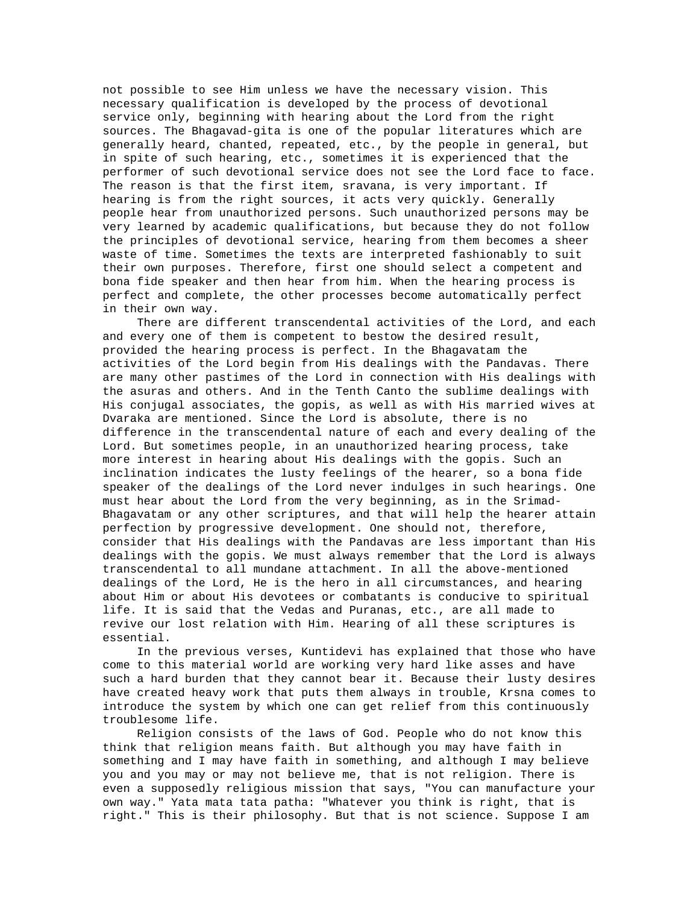not possible to see Him unless we have the necessary vision. This necessary qualification is developed by the process of devotional service only, beginning with hearing about the Lord from the right sources. The Bhagavad-gita is one of the popular literatures which are generally heard, chanted, repeated, etc., by the people in general, but in spite of such hearing, etc., sometimes it is experienced that the performer of such devotional service does not see the Lord face to face. The reason is that the first item, sravana, is very important. If hearing is from the right sources, it acts very quickly. Generally people hear from unauthorized persons. Such unauthorized persons may be very learned by academic qualifications, but because they do not follow the principles of devotional service, hearing from them becomes a sheer waste of time. Sometimes the texts are interpreted fashionably to suit their own purposes. Therefore, first one should select a competent and bona fide speaker and then hear from him. When the hearing process is perfect and complete, the other processes become automatically perfect in their own way.

There are different transcendental activities of the Lord, and each and every one of them is competent to bestow the desired result, provided the hearing process is perfect. In the Bhagavatam the activities of the Lord begin from His dealings with the Pandavas. There are many other pastimes of the Lord in connection with His dealings with the asuras and others. And in the Tenth Canto the sublime dealings with His conjugal associates, the gopis, as well as with His married wives at Dvaraka are mentioned. Since the Lord is absolute, there is no difference in the transcendental nature of each and every dealing of the Lord. But sometimes people, in an unauthorized hearing process, take more interest in hearing about His dealings with the gopis. Such an inclination indicates the lusty feelings of the hearer, so a bona fide speaker of the dealings of the Lord never indulges in such hearings. One must hear about the Lord from the very beginning, as in the Srimad-Bhagavatam or any other scriptures, and that will help the hearer attain perfection by progressive development. One should not, therefore, consider that His dealings with the Pandavas are less important than His dealings with the gopis. We must always remember that the Lord is always transcendental to all mundane attachment. In all the above-mentioned dealings of the Lord, He is the hero in all circumstances, and hearing about Him or about His devotees or combatants is conducive to spiritual life. It is said that the Vedas and Puranas, etc., are all made to revive our lost relation with Him. Hearing of all these scriptures is essential.

In the previous verses, Kuntidevi has explained that those who have come to this material world are working very hard like asses and have such a hard burden that they cannot bear it. Because their lusty desires have created heavy work that puts them always in trouble, Krsna comes to introduce the system by which one can get relief from this continuously troublesome life.

Religion consists of the laws of God. People who do not know this think that religion means faith. But although you may have faith in something and I may have faith in something, and although I may believe you and you may or may not believe me, that is not religion. There is even a supposedly religious mission that says, "You can manufacture your own way." Yata mata tata patha: "Whatever you think is right, that is right." This is their philosophy. But that is not science. Suppose I am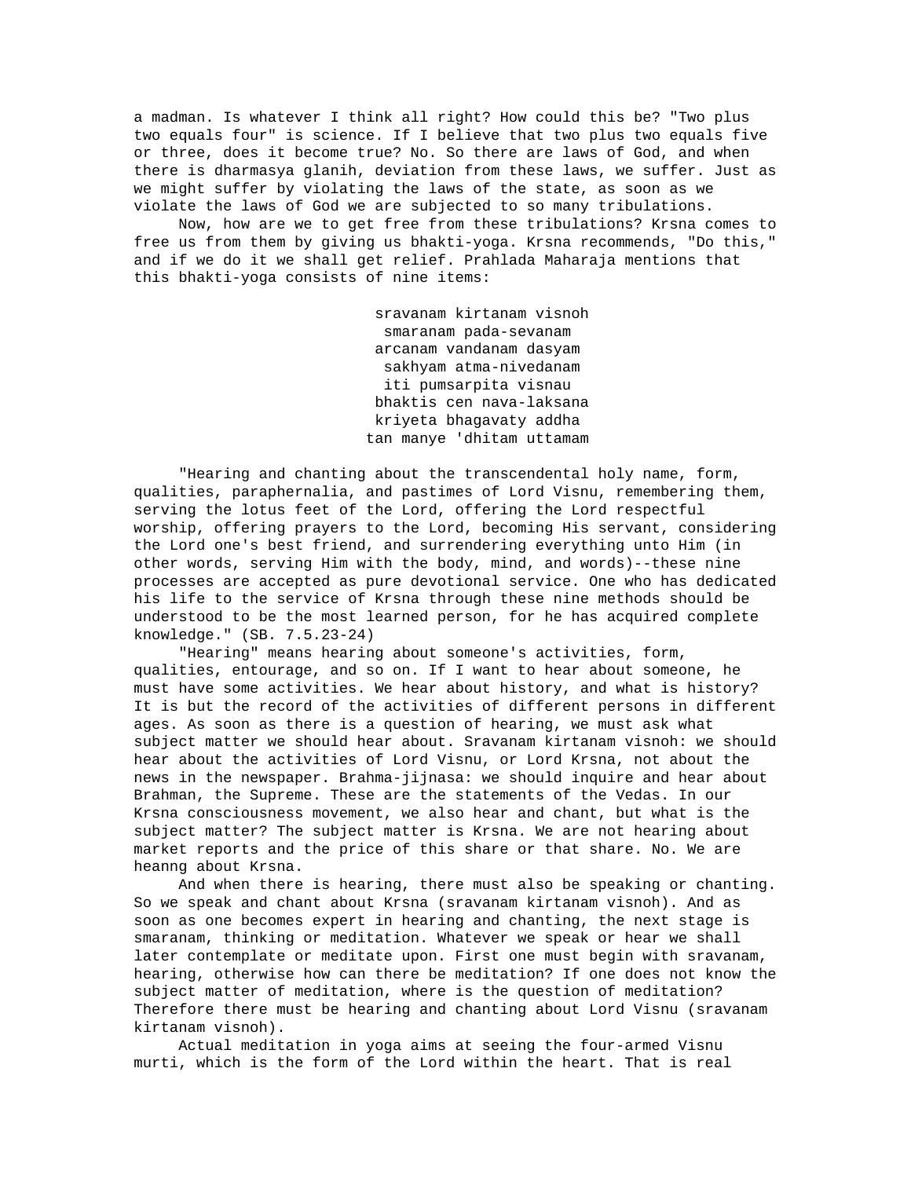a madman. Is whatever I think all right? How could this be? "Two plus two equals four" is science. If I believe that two plus two equals five or three, does it become true? No. So there are laws of God, and when there is dharmasya glanih, deviation from these laws, we suffer. Just as we might suffer by violating the laws of the state, as soon as we violate the laws of God we are subjected to so many tribulations.

Now, how are we to get free from these tribulations? Krsna comes to free us from them by giving us bhakti-yoga. Krsna recommends, "Do this," and if we do it we shall get relief. Prahlada Maharaja mentions that this bhakti-yoga consists of nine items:

> sravanam kirtanam visnoh
> smaranam pada-sevanam
> arcanam vandanam dasyam
> sakhyam atma-nivedanam
> iti pumsarpita visnau
> bhaktis cen nava-laksana
> kriyeta bhagavaty addha
> tan manye 'dhitam uttamam

"Hearing and chanting about the transcendental holy name, form, qualities, paraphernalia, and pastimes of Lord Visnu, remembering them, serving the lotus feet of the Lord, offering the Lord respectful worship, offering prayers to the Lord, becoming His servant, considering the Lord one's best friend, and surrendering everything unto Him (in other words, serving Him with the body, mind, and words)--these nine processes are accepted as pure devotional service. One who has dedicated his life to the service of Krsna through these nine methods should be understood to be the most learned person, for he has acquired complete knowledge." (SB. 7.5.23-24)

"Hearing" means hearing about someone's activities, form, qualities, entourage, and so on. If I want to hear about someone, he must have some activities. We hear about history, and what is history? It is but the record of the activities of different persons in different ages. As soon as there is a question of hearing, we must ask what subject matter we should hear about. Sravanam kirtanam visnoh: we should hear about the activities of Lord Visnu, or Lord Krsna, not about the news in the newspaper. Brahma-jijnasa: we should inquire and hear about Brahman, the Supreme. These are the statements of the Vedas. In our Krsna consciousness movement, we also hear and chant, but what is the subject matter? The subject matter is Krsna. We are not hearing about market reports and the price of this share or that share. No. We are heanng about Krsna.

And when there is hearing, there must also be speaking or chanting. So we speak and chant about Krsna (sravanam kirtanam visnoh). And as soon as one becomes expert in hearing and chanting, the next stage is smaranam, thinking or meditation. Whatever we speak or hear we shall later contemplate or meditate upon. First one must begin with sravanam, hearing, otherwise how can there be meditation? If one does not know the subject matter of meditation, where is the question of meditation? Therefore there must be hearing and chanting about Lord Visnu (sravanam kirtanam visnoh).

Actual meditation in yoga aims at seeing the four-armed Visnu murti, which is the form of the Lord within the heart. That is real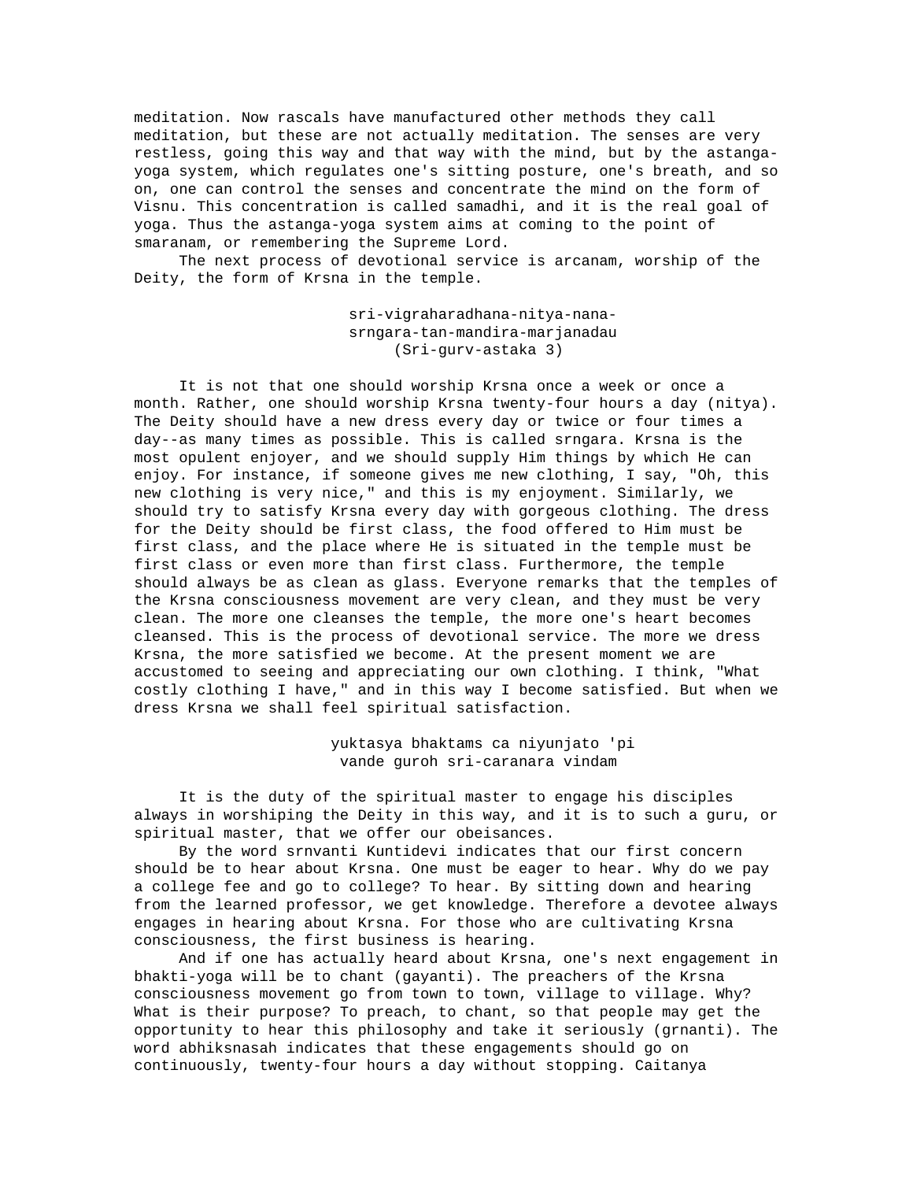meditation. Now rascals have manufactured other methods they call meditation, but these are not actually meditation. The senses are very restless, going this way and that way with the mind, but by the astanga-yoga system, which regulates one's sitting posture, one's breath, and so on, one can control the senses and concentrate the mind on the form of Visnu. This concentration is called samadhi, and it is the real goal of yoga. Thus the astanga-yoga system aims at coming to the point of smaranam, or remembering the Supreme Lord.

The next process of devotional service is arcanam, worship of the Deity, the form of Krsna in the temple.

> sri-vigraharadhana-nitya-nana-
> srngara-tan-mandira-marjanadau
> (Sri-gurv-astaka 3)

It is not that one should worship Krsna once a week or once a month. Rather, one should worship Krsna twenty-four hours a day (nitya). The Deity should have a new dress every day or twice or four times a day--as many times as possible. This is called srngara. Krsna is the most opulent enjoyer, and we should supply Him things by which He can enjoy. For instance, if someone gives me new clothing, I say, "Oh, this new clothing is very nice," and this is my enjoyment. Similarly, we should try to satisfy Krsna every day with gorgeous clothing. The dress for the Deity should be first class, the food offered to Him must be first class, and the place where He is situated in the temple must be first class or even more than first class. Furthermore, the temple should always be as clean as glass. Everyone remarks that the temples of the Krsna consciousness movement are very clean, and they must be very clean. The more one cleanses the temple, the more one's heart becomes cleansed. This is the process of devotional service. The more we dress Krsna, the more satisfied we become. At the present moment we are accustomed to seeing and appreciating our own clothing. I think, "What costly clothing I have," and in this way I become satisfied. But when we dress Krsna we shall feel spiritual satisfaction.

> yuktasya bhaktams ca niyunjato 'pi
> vande guroh sri-caranara vindam

It is the duty of the spiritual master to engage his disciples always in worshiping the Deity in this way, and it is to such a guru, or spiritual master, that we offer our obeisances.

By the word srnvanti Kuntidevi indicates that our first concern should be to hear about Krsna. One must be eager to hear. Why do we pay a college fee and go to college? To hear. By sitting down and hearing from the learned professor, we get knowledge. Therefore a devotee always engages in hearing about Krsna. For those who are cultivating Krsna consciousness, the first business is hearing.

And if one has actually heard about Krsna, one's next engagement in bhakti-yoga will be to chant (gayanti). The preachers of the Krsna consciousness movement go from town to town, village to village. Why? What is their purpose? To preach, to chant, so that people may get the opportunity to hear this philosophy and take it seriously (grnanti). The word abhiksnasah indicates that these engagements should go on continuously, twenty-four hours a day without stopping. Caitanya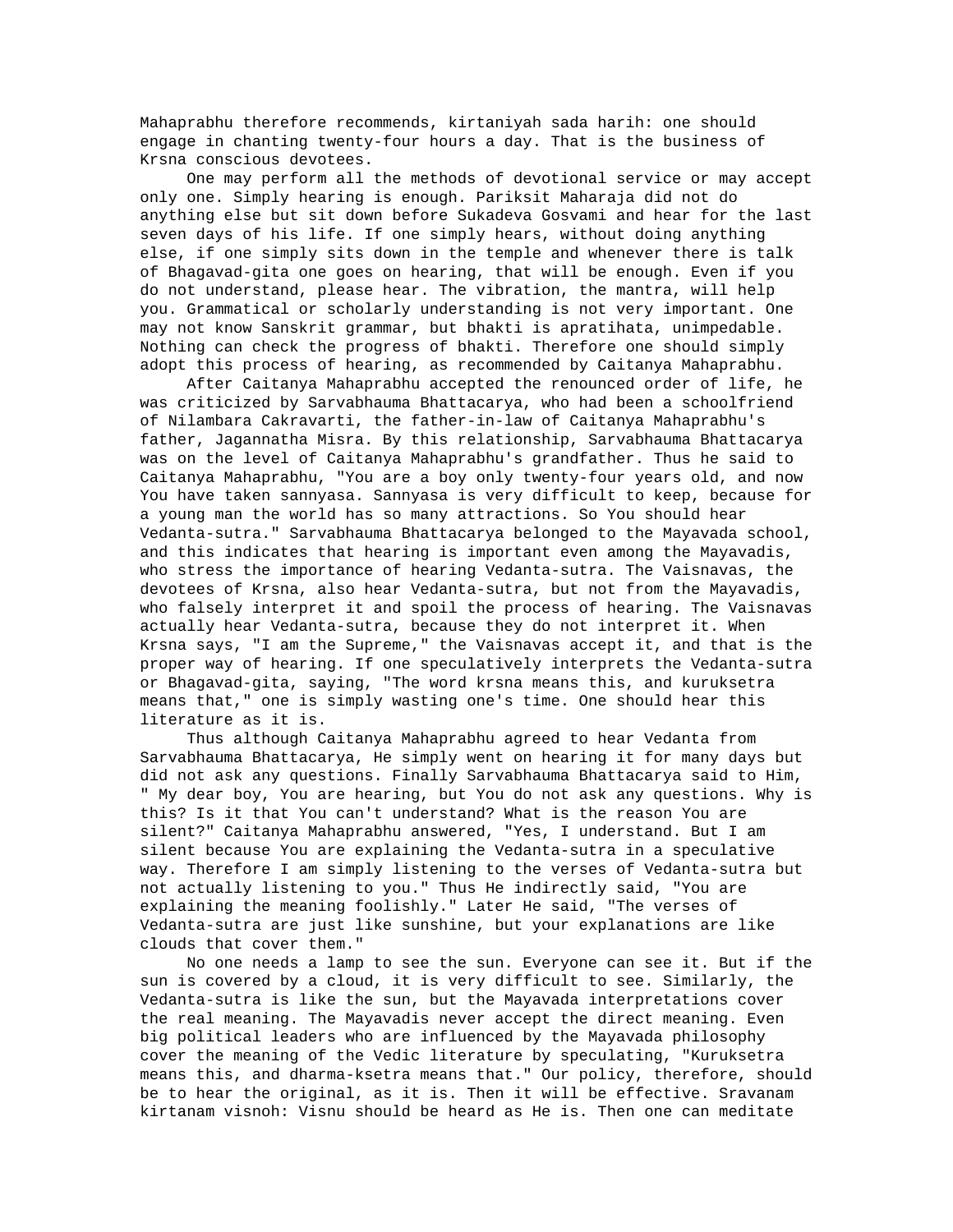Mahaprabhu therefore recommends, kirtaniyah sada harih: one should engage in chanting twenty-four hours a day. That is the business of Krsna conscious devotees.

One may perform all the methods of devotional service or may accept only one. Simply hearing is enough. Pariksit Maharaja did not do anything else but sit down before Sukadeva Gosvami and hear for the last seven days of his life. If one simply hears, without doing anything else, if one simply sits down in the temple and whenever there is talk of Bhagavad-gita one goes on hearing, that will be enough. Even if you do not understand, please hear. The vibration, the mantra, will help you. Grammatical or scholarly understanding is not very important. One may not know Sanskrit grammar, but bhakti is apratihata, unimpedable. Nothing can check the progress of bhakti. Therefore one should simply adopt this process of hearing, as recommended by Caitanya Mahaprabhu.

After Caitanya Mahaprabhu accepted the renounced order of life, he was criticized by Sarvabhauma Bhattacarya, who had been a schoolfriend of Nilambara Cakravarti, the father-in-law of Caitanya Mahaprabhu's father, Jagannatha Misra. By this relationship, Sarvabhauma Bhattacarya was on the level of Caitanya Mahaprabhu's grandfather. Thus he said to Caitanya Mahaprabhu, "You are a boy only twenty-four years old, and now You have taken sannyasa. Sannyasa is very difficult to keep, because for a young man the world has so many attractions. So You should hear Vedanta-sutra." Sarvabhauma Bhattacarya belonged to the Mayavada school, and this indicates that hearing is important even among the Mayavadis, who stress the importance of hearing Vedanta-sutra. The Vaisnavas, the devotees of Krsna, also hear Vedanta-sutra, but not from the Mayavadis, who falsely interpret it and spoil the process of hearing. The Vaisnavas actually hear Vedanta-sutra, because they do not interpret it. When Krsna says, "I am the Supreme," the Vaisnavas accept it, and that is the proper way of hearing. If one speculatively interprets the Vedanta-sutra or Bhagavad-gita, saying, "The word krsna means this, and kuruksetra means that," one is simply wasting one's time. One should hear this literature as it is.

Thus although Caitanya Mahaprabhu agreed to hear Vedanta from Sarvabhauma Bhattacarya, He simply went on hearing it for many days but did not ask any questions. Finally Sarvabhauma Bhattacarya said to Him, " My dear boy, You are hearing, but You do not ask any questions. Why is this? Is it that You can't understand? What is the reason You are silent?" Caitanya Mahaprabhu answered, "Yes, I understand. But I am silent because You are explaining the Vedanta-sutra in a speculative way. Therefore I am simply listening to the verses of Vedanta-sutra but not actually listening to you." Thus He indirectly said, "You are explaining the meaning foolishly." Later He said, "The verses of Vedanta-sutra are just like sunshine, but your explanations are like clouds that cover them."

No one needs a lamp to see the sun. Everyone can see it. But if the sun is covered by a cloud, it is very difficult to see. Similarly, the Vedanta-sutra is like the sun, but the Mayavada interpretations cover the real meaning. The Mayavadis never accept the direct meaning. Even big political leaders who are influenced by the Mayavada philosophy cover the meaning of the Vedic literature by speculating, "Kuruksetra means this, and dharma-ksetra means that." Our policy, therefore, should be to hear the original, as it is. Then it will be effective. Sravanam kirtanam visnoh: Visnu should be heard as He is. Then one can meditate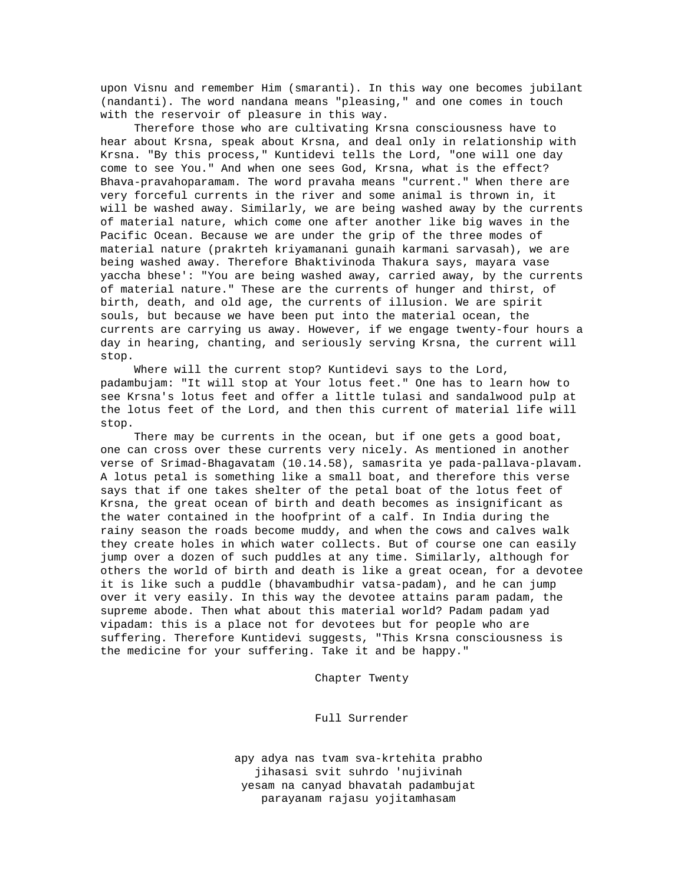upon Visnu and remember Him (smaranti). In this way one becomes jubilant (nandanti). The word nandana means "pleasing," and one comes in touch with the reservoir of pleasure in this way.

Therefore those who are cultivating Krsna consciousness have to hear about Krsna, speak about Krsna, and deal only in relationship with Krsna. "By this process," Kuntidevi tells the Lord, "one will one day come to see You." And when one sees God, Krsna, what is the effect? Bhava-pravahoparamam. The word pravaha means "current." When there are very forceful currents in the river and some animal is thrown in, it will be washed away. Similarly, we are being washed away by the currents of material nature, which come one after another like big waves in the Pacific Ocean. Because we are under the grip of the three modes of material nature (prakrteh kriyamanani gunaih karmani sarvasah), we are being washed away. Therefore Bhaktivinoda Thakura says, mayara vase yaccha bhese': "You are being washed away, carried away, by the currents of material nature." These are the currents of hunger and thirst, of birth, death, and old age, the currents of illusion. We are spirit souls, but because we have been put into the material ocean, the currents are carrying us away. However, if we engage twenty-four hours a day in hearing, chanting, and seriously serving Krsna, the current will stop.

Where will the current stop? Kuntidevi says to the Lord, padambujam: "It will stop at Your lotus feet." One has to learn how to see Krsna's lotus feet and offer a little tulasi and sandalwood pulp at the lotus feet of the Lord, and then this current of material life will stop.

There may be currents in the ocean, but if one gets a good boat, one can cross over these currents very nicely. As mentioned in another verse of Srimad-Bhagavatam (10.14.58), samasrita ye pada-pallava-plavam. A lotus petal is something like a small boat, and therefore this verse says that if one takes shelter of the petal boat of the lotus feet of Krsna, the great ocean of birth and death becomes as insignificant as the water contained in the hoofprint of a calf. In India during the rainy season the roads become muddy, and when the cows and calves walk they create holes in which water collects. But of course one can easily jump over a dozen of such puddles at any time. Similarly, although for others the world of birth and death is like a great ocean, for a devotee it is like such a puddle (bhavambudhir vatsa-padam), and he can jump over it very easily. In this way the devotee attains param padam, the supreme abode. Then what about this material world? Padam padam yad vipadam: this is a place not for devotees but for people who are suffering. Therefore Kuntidevi suggests, "This Krsna consciousness is the medicine for your suffering. Take it and be happy."

# Chapter Twenty

## Full Surrender

apy adya nas tvam sva-krtehita prabho
jihasasi svit suhrdo 'nujivinah
yesam na canyad bhavatah padambujat
parayanam rajasu yojitamhasam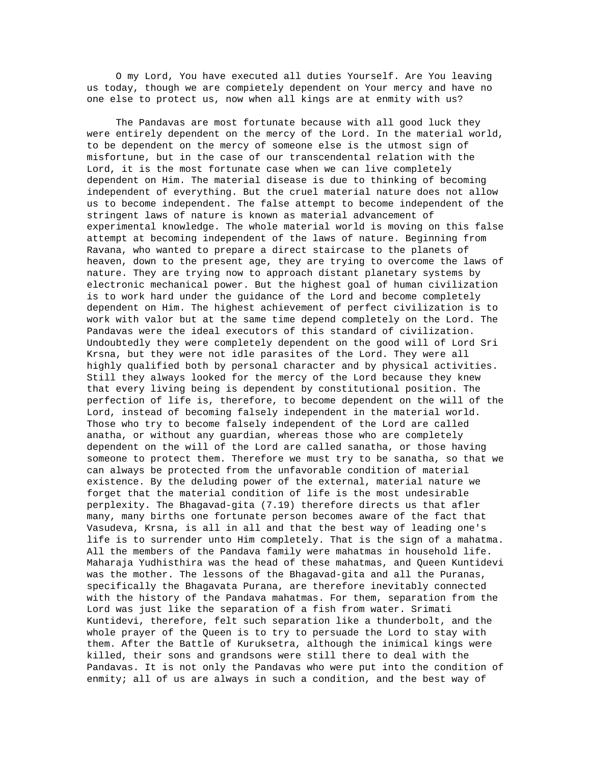O my Lord, You have executed all duties Yourself. Are You leaving us today, though we are compietely dependent on Your mercy and have no one else to protect us, now when all kings are at enmity with us?

The Pandavas are most fortunate because with all good luck they were entirely dependent on the mercy of the Lord. In the material world, to be dependent on the mercy of someone else is the utmost sign of misfortune, but in the case of our transcendental relation with the Lord, it is the most fortunate case when we can live completely dependent on Him. The material disease is due to thinking of becoming independent of everything. But the cruel material nature does not allow us to become independent. The false attempt to become independent of the stringent laws of nature is known as material advancement of experimental knowledge. The whole material world is moving on this false attempt at becoming independent of the laws of nature. Beginning from Ravana, who wanted to prepare a direct staircase to the planets of heaven, down to the present age, they are trying to overcome the laws of nature. They are trying now to approach distant planetary systems by electronic mechanical power. But the highest goal of human civilization is to work hard under the guidance of the Lord and become completely dependent on Him. The highest achievement of perfect civilization is to work with valor but at the same time depend completely on the Lord. The Pandavas were the ideal executors of this standard of civilization. Undoubtedly they were completely dependent on the good will of Lord Sri Krsna, but they were not idle parasites of the Lord. They were all highly qualified both by personal character and by physical activities. Still they always looked for the mercy of the Lord because they knew that every living being is dependent by constitutional position. The perfection of life is, therefore, to become dependent on the will of the Lord, instead of becoming falsely independent in the material world. Those who try to become falsely independent of the Lord are called anatha, or without any guardian, whereas those who are completely dependent on the will of the Lord are called sanatha, or those having someone to protect them. Therefore we must try to be sanatha, so that we can always be protected from the unfavorable condition of material existence. By the deluding power of the external, material nature we forget that the material condition of life is the most undesirable perplexity. The Bhagavad-gita (7.19) therefore directs us that afler many, many births one fortunate person becomes aware of the fact that Vasudeva, Krsna, is all in all and that the best way of leading one's life is to surrender unto Him completely. That is the sign of a mahatma. All the members of the Pandava family were mahatmas in household life. Maharaja Yudhisthira was the head of these mahatmas, and Queen Kuntidevi was the mother. The lessons of the Bhagavad-gita and all the Puranas, specifically the Bhagavata Purana, are therefore inevitably connected with the history of the Pandava mahatmas. For them, separation from the Lord was just like the separation of a fish from water. Srimati Kuntidevi, therefore, felt such separation like a thunderbolt, and the whole prayer of the Queen is to try to persuade the Lord to stay with them. After the Battle of Kuruksetra, although the inimical kings were killed, their sons and grandsons were still there to deal with the Pandavas. It is not only the Pandavas who were put into the condition of enmity; all of us are always in such a condition, and the best way of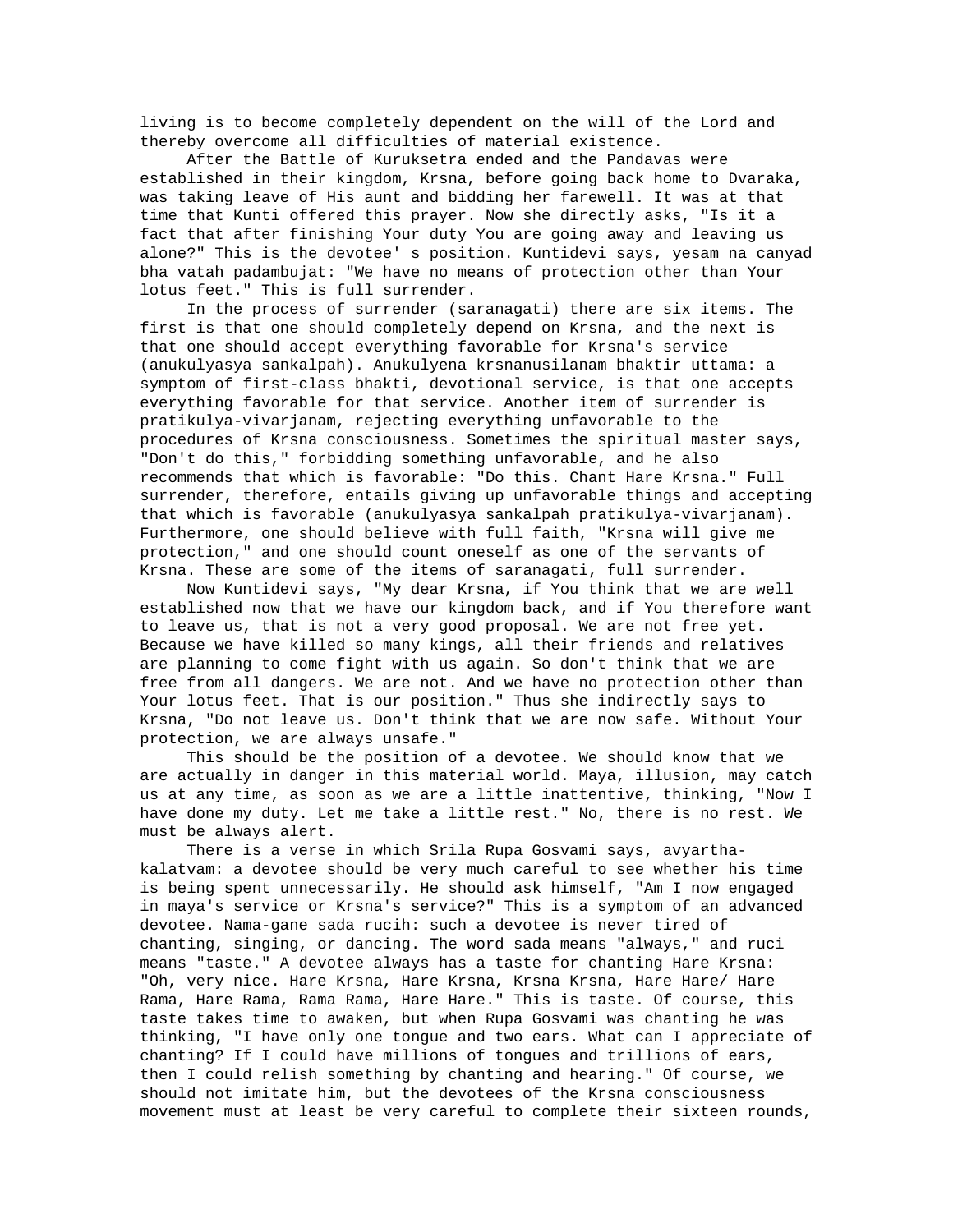living is to become completely dependent on the will of the Lord and thereby overcome all difficulties of material existence.

After the Battle of Kuruksetra ended and the Pandavas were established in their kingdom, Krsna, before going back home to Dvaraka, was taking leave of His aunt and bidding her farewell. It was at that time that Kunti offered this prayer. Now she directly asks, "Is it a fact that after finishing Your duty You are going away and leaving us alone?" This is the devotee' s position. Kuntidevi says, yesam na canyad bha vatah padambujat: "We have no means of protection other than Your lotus feet." This is full surrender.

In the process of surrender (saranagati) there are six items. The first is that one should completely depend on Krsna, and the next is that one should accept everything favorable for Krsna's service (anukulyasya sankalpah). Anukulyena krsnanusilanam bhaktir uttama: a symptom of first-class bhakti, devotional service, is that one accepts everything favorable for that service. Another item of surrender is pratikulya-vivarjanam, rejecting everything unfavorable to the procedures of Krsna consciousness. Sometimes the spiritual master says, "Don't do this," forbidding something unfavorable, and he also recommends that which is favorable: "Do this. Chant Hare Krsna." Full surrender, therefore, entails giving up unfavorable things and accepting that which is favorable (anukulyasya sankalpah pratikulya-vivarjanam). Furthermore, one should believe with full faith, "Krsna will give me protection," and one should count oneself as one of the servants of Krsna. These are some of the items of saranagati, full surrender.

Now Kuntidevi says, "My dear Krsna, if You think that we are well established now that we have our kingdom back, and if You therefore want to leave us, that is not a very good proposal. We are not free yet. Because we have killed so many kings, all their friends and relatives are planning to come fight with us again. So don't think that we are free from all dangers. We are not. And we have no protection other than Your lotus feet. That is our position." Thus she indirectly says to Krsna, "Do not leave us. Don't think that we are now safe. Without Your protection, we are always unsafe."

This should be the position of a devotee. We should know that we are actually in danger in this material world. Maya, illusion, may catch us at any time, as soon as we are a little inattentive, thinking, "Now I have done my duty. Let me take a little rest." No, there is no rest. We must be always alert.

There is a verse in which Srila Rupa Gosvami says, avyartha-kalatvam: a devotee should be very much careful to see whether his time is being spent unnecessarily. He should ask himself, "Am I now engaged in maya's service or Krsna's service?" This is a symptom of an advanced devotee. Nama-gane sada rucih: such a devotee is never tired of chanting, singing, or dancing. The word sada means "always," and ruci means "taste." A devotee always has a taste for chanting Hare Krsna: "Oh, very nice. Hare Krsna, Hare Krsna, Krsna Krsna, Hare Hare/ Hare Rama, Hare Rama, Rama Rama, Hare Hare." This is taste. Of course, this taste takes time to awaken, but when Rupa Gosvami was chanting he was thinking, "I have only one tongue and two ears. What can I appreciate of chanting? If I could have millions of tongues and trillions of ears, then I could relish something by chanting and hearing." Of course, we should not imitate him, but the devotees of the Krsna consciousness movement must at least be very careful to complete their sixteen rounds,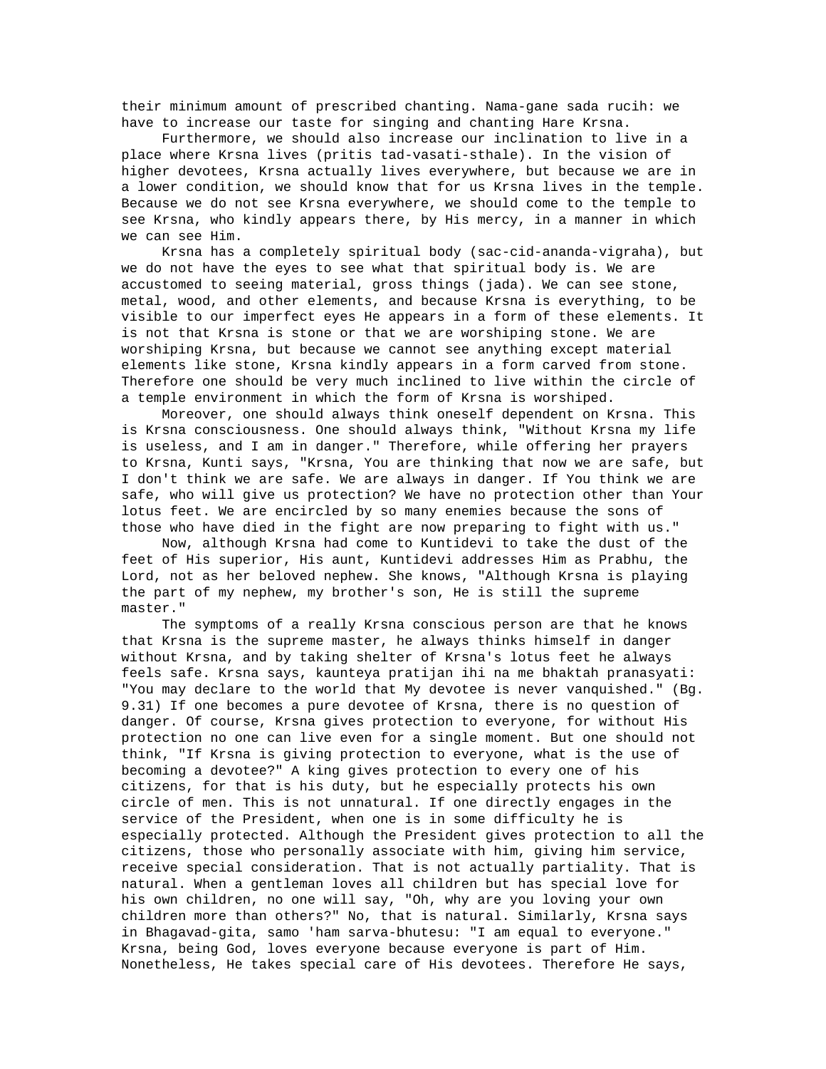their minimum amount of prescribed chanting. Nama-gane sada rucih: we have to increase our taste for singing and chanting Hare Krsna.

Furthermore, we should also increase our inclination to live in a place where Krsna lives (pritis tad-vasati-sthale). In the vision of higher devotees, Krsna actually lives everywhere, but because we are in a lower condition, we should know that for us Krsna lives in the temple. Because we do not see Krsna everywhere, we should come to the temple to see Krsna, who kindly appears there, by His mercy, in a manner in which we can see Him.

Krsna has a completely spiritual body (sac-cid-ananda-vigraha), but we do not have the eyes to see what that spiritual body is. We are accustomed to seeing material, gross things (jada). We can see stone, metal, wood, and other elements, and because Krsna is everything, to be visible to our imperfect eyes He appears in a form of these elements. It is not that Krsna is stone or that we are worshiping stone. We are worshiping Krsna, but because we cannot see anything except material elements like stone, Krsna kindly appears in a form carved from stone. Therefore one should be very much inclined to live within the circle of a temple environment in which the form of Krsna is worshiped.

Moreover, one should always think oneself dependent on Krsna. This is Krsna consciousness. One should always think, "Without Krsna my life is useless, and I am in danger." Therefore, while offering her prayers to Krsna, Kunti says, "Krsna, You are thinking that now we are safe, but I don't think we are safe. We are always in danger. If You think we are safe, who will give us protection? We have no protection other than Your lotus feet. We are encircled by so many enemies because the sons of those who have died in the fight are now preparing to fight with us."

Now, although Krsna had come to Kuntidevi to take the dust of the feet of His superior, His aunt, Kuntidevi addresses Him as Prabhu, the Lord, not as her beloved nephew. She knows, "Although Krsna is playing the part of my nephew, my brother's son, He is still the supreme master."

The symptoms of a really Krsna conscious person are that he knows that Krsna is the supreme master, he always thinks himself in danger without Krsna, and by taking shelter of Krsna's lotus feet he always feels safe. Krsna says, kaunteya pratijan ihi na me bhaktah pranasyati: "You may declare to the world that My devotee is never vanquished." (Bg. 9.31) If one becomes a pure devotee of Krsna, there is no question of danger. Of course, Krsna gives protection to everyone, for without His protection no one can live even for a single moment. But one should not think, "If Krsna is giving protection to everyone, what is the use of becoming a devotee?" A king gives protection to every one of his citizens, for that is his duty, but he especially protects his own circle of men. This is not unnatural. If one directly engages in the service of the President, when one is in some difficulty he is especially protected. Although the President gives protection to all the citizens, those who personally associate with him, giving him service, receive special consideration. That is not actually partiality. That is natural. When a gentleman loves all children but has special love for his own children, no one will say, "Oh, why are you loving your own children more than others?" No, that is natural. Similarly, Krsna says in Bhagavad-gita, samo 'ham sarva-bhutesu: "I am equal to everyone." Krsna, being God, loves everyone because everyone is part of Him. Nonetheless, He takes special care of His devotees. Therefore He says,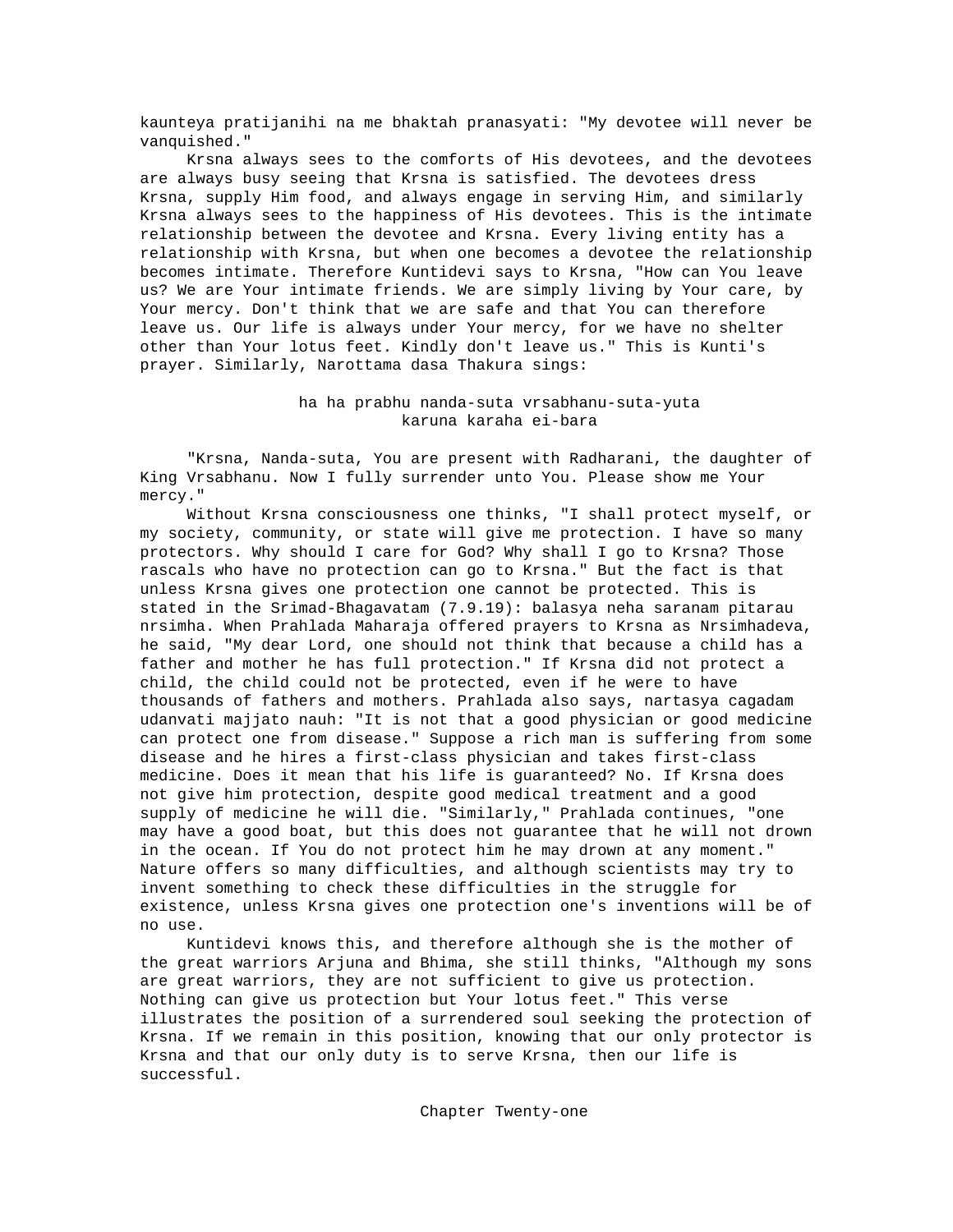kaunteya pratijanihi na me bhaktah pranasyati: "My devotee will never be vanquished."

Krsna always sees to the comforts of His devotees, and the devotees are always busy seeing that Krsna is satisfied. The devotees dress Krsna, supply Him food, and always engage in serving Him, and similarly Krsna always sees to the happiness of His devotees. This is the intimate relationship between the devotee and Krsna. Every living entity has a relationship with Krsna, but when one becomes a devotee the relationship becomes intimate. Therefore Kuntidevi says to Krsna, "How can You leave us? We are Your intimate friends. We are simply living by Your care, by Your mercy. Don't think that we are safe and that You can therefore leave us. Our life is always under Your mercy, for we have no shelter other than Your lotus feet. Kindly don't leave us." This is Kunti's prayer. Similarly, Narottama dasa Thakura sings:

> ha ha prabhu nanda-suta vrsabhanu-suta-yuta
> karuna karaha ei-bara

"Krsna, Nanda-suta, You are present with Radharani, the daughter of King Vrsabhanu. Now I fully surrender unto You. Please show me Your mercy."

Without Krsna consciousness one thinks, "I shall protect myself, or my society, community, or state will give me protection. I have so many protectors. Why should I care for God? Why shall I go to Krsna? Those rascals who have no protection can go to Krsna." But the fact is that unless Krsna gives one protection one cannot be protected. This is stated in the Srimad-Bhagavatam (7.9.19): balasya neha saranam pitarau nrsimha. When Prahlada Maharaja offered prayers to Krsna as Nrsimhadeva, he said, "My dear Lord, one should not think that because a child has a father and mother he has full protection." If Krsna did not protect a child, the child could not be protected, even if he were to have thousands of fathers and mothers. Prahlada also says, nartasya cagadam udanvati majjato nauh: "It is not that a good physician or good medicine can protect one from disease." Suppose a rich man is suffering from some disease and he hires a first-class physician and takes first-class medicine. Does it mean that his life is guaranteed? No. If Krsna does not give him protection, despite good medical treatment and a good supply of medicine he will die. "Similarly," Prahlada continues, "one may have a good boat, but this does not guarantee that he will not drown in the ocean. If You do not protect him he may drown at any moment." Nature offers so many difficulties, and although scientists may try to invent something to check these difficulties in the struggle for existence, unless Krsna gives one protection one's inventions will be of no use.

Kuntidevi knows this, and therefore although she is the mother of the great warriors Arjuna and Bhima, she still thinks, "Although my sons are great warriors, they are not sufficient to give us protection. Nothing can give us protection but Your lotus feet." This verse illustrates the position of a surrendered soul seeking the protection of Krsna. If we remain in this position, knowing that our only protector is Krsna and that our only duty is to serve Krsna, then our life is successful.

## Chapter Twenty-one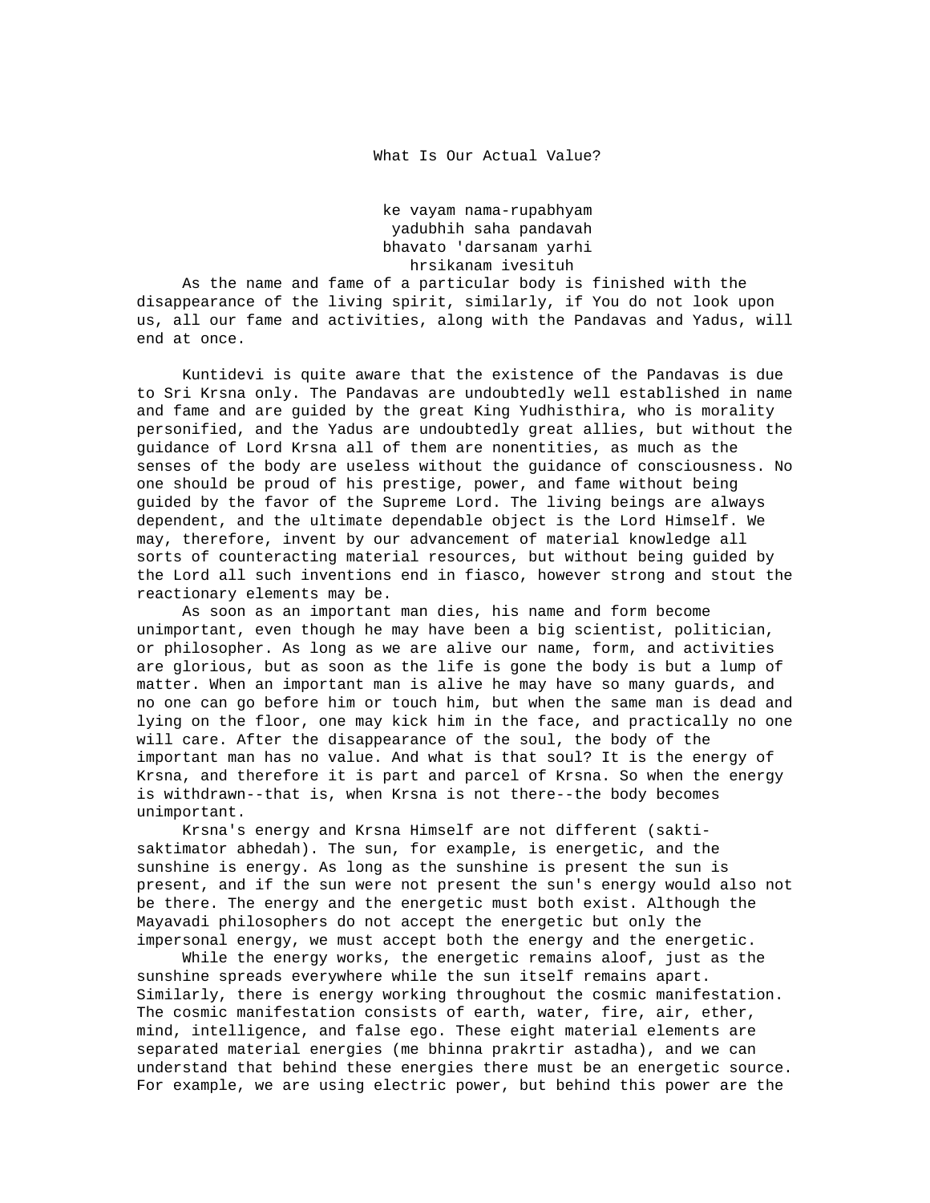# What Is Our Actual Value?

ke vayam nama-rupabhyam  
yadubhih saha pandavah  
bhavato 'darsanam yarhi  
hrsikanam ivesituh

As the name and fame of a particular body is finished with the disappearance of the living spirit, similarly, if You do not look upon us, all our fame and activities, along with the Pandavas and Yadus, will end at once.

Kuntidevi is quite aware that the existence of the Pandavas is due to Sri Krsna only. The Pandavas are undoubtedly well established in name and fame and are guided by the great King Yudhisthira, who is morality personified, and the Yadus are undoubtedly great allies, but without the guidance of Lord Krsna all of them are nonentities, as much as the senses of the body are useless without the guidance of consciousness. No one should be proud of his prestige, power, and fame without being guided by the favor of the Supreme Lord. The living beings are always dependent, and the ultimate dependable object is the Lord Himself. We may, therefore, invent by our advancement of material knowledge all sorts of counteracting material resources, but without being guided by the Lord all such inventions end in fiasco, however strong and stout the reactionary elements may be.

As soon as an important man dies, his name and form become unimportant, even though he may have been a big scientist, politician, or philosopher. As long as we are alive our name, form, and activities are glorious, but as soon as the life is gone the body is but a lump of matter. When an important man is alive he may have so many guards, and no one can go before him or touch him, but when the same man is dead and lying on the floor, one may kick him in the face, and practically no one will care. After the disappearance of the soul, the body of the important man has no value. And what is that soul? It is the energy of Krsna, and therefore it is part and parcel of Krsna. So when the energy is withdrawn--that is, when Krsna is not there--the body becomes unimportant.

Krsna's energy and Krsna Himself are not different (sakti-saktimator abhedah). The sun, for example, is energetic, and the sunshine is energy. As long as the sunshine is present the sun is present, and if the sun were not present the sun's energy would also not be there. The energy and the energetic must both exist. Although the Mayavadi philosophers do not accept the energetic but only the impersonal energy, we must accept both the energy and the energetic.

While the energy works, the energetic remains aloof, just as the sunshine spreads everywhere while the sun itself remains apart. Similarly, there is energy working throughout the cosmic manifestation. The cosmic manifestation consists of earth, water, fire, air, ether, mind, intelligence, and false ego. These eight material elements are separated material energies (me bhinna prakrtir astadha), and we can understand that behind these energies there must be an energetic source. For example, we are using electric power, but behind this power are the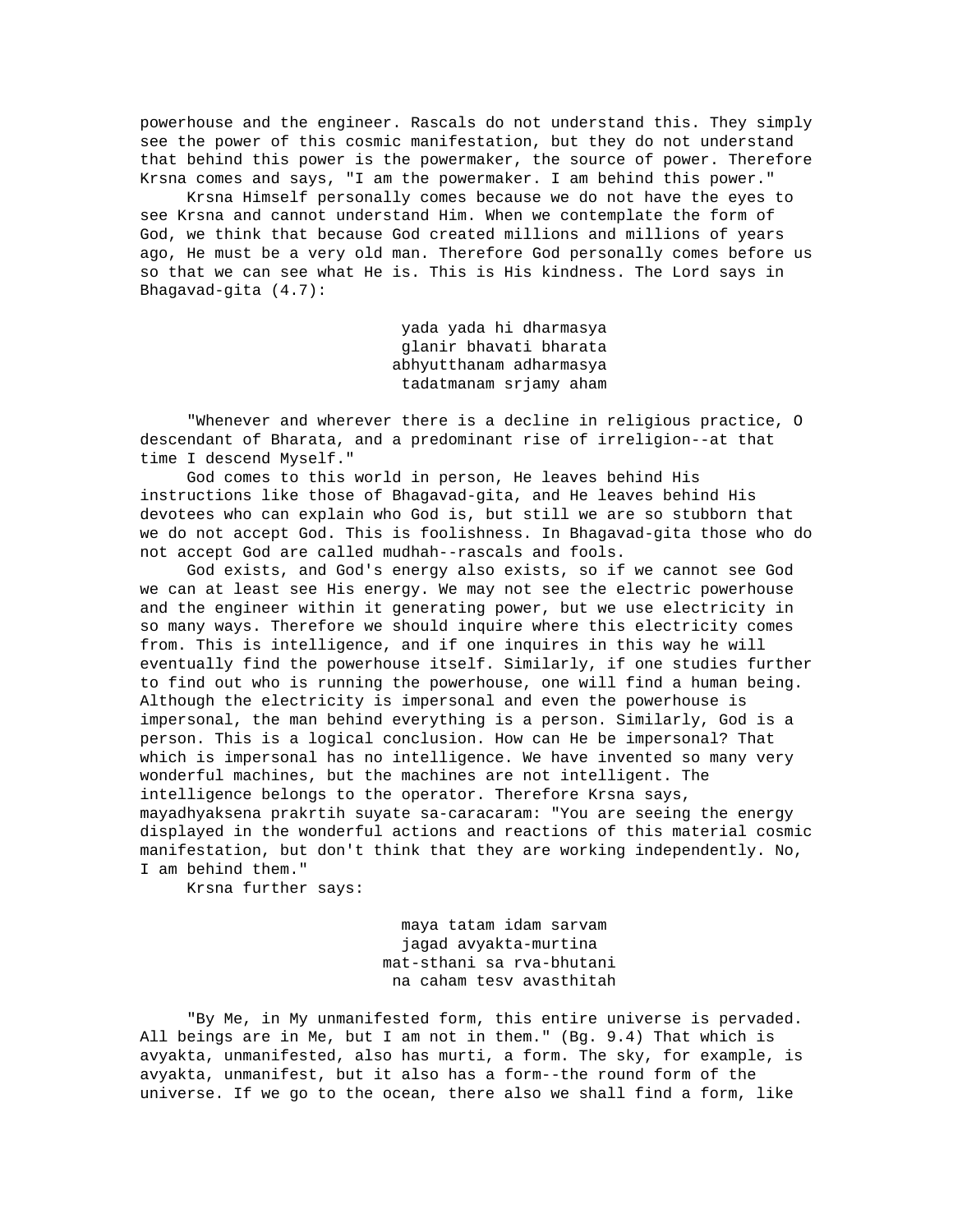powerhouse and the engineer. Rascals do not understand this. They simply see the power of this cosmic manifestation, but they do not understand that behind this power is the powermaker, the source of power. Therefore Krsna comes and says, "I am the powermaker. I am behind this power."

Krsna Himself personally comes because we do not have the eyes to see Krsna and cannot understand Him. When we contemplate the form of God, we think that because God created millions and millions of years ago, He must be a very old man. Therefore God personally comes before us so that we can see what He is. This is His kindness. The Lord says in Bhagavad-gita (4.7):

> yada yada hi dharmasya
> glanir bhavati bharata
> abhyutthanam adharmasya
> tadatmanam srjamy aham

"Whenever and wherever there is a decline in religious practice, O descendant of Bharata, and a predominant rise of irreligion--at that time I descend Myself."

God comes to this world in person, He leaves behind His instructions like those of Bhagavad-gita, and He leaves behind His devotees who can explain who God is, but still we are so stubborn that we do not accept God. This is foolishness. In Bhagavad-gita those who do not accept God are called mudhah--rascals and fools.

God exists, and God's energy also exists, so if we cannot see God we can at least see His energy. We may not see the electric powerhouse and the engineer within it generating power, but we use electricity in so many ways. Therefore we should inquire where this electricity comes from. This is intelligence, and if one inquires in this way he will eventually find the powerhouse itself. Similarly, if one studies further to find out who is running the powerhouse, one will find a human being. Although the electricity is impersonal and even the powerhouse is impersonal, the man behind everything is a person. Similarly, God is a person. This is a logical conclusion. How can He be impersonal? That which is impersonal has no intelligence. We have invented so many very wonderful machines, but the machines are not intelligent. The intelligence belongs to the operator. Therefore Krsna says, mayadhyaksena prakrtih suyate sa-caracaram: "You are seeing the energy displayed in the wonderful actions and reactions of this material cosmic manifestation, but don't think that they are working independently. No, I am behind them."

Krsna further says:

> maya tatam idam sarvam
> jagad avyakta-murtina
> mat-sthani sa rva-bhutani
> na caham tesv avasthitah

"By Me, in My unmanifested form, this entire universe is pervaded. All beings are in Me, but I am not in them." (Bg. 9.4) That which is avyakta, unmanifested, also has murti, a form. The sky, for example, is avyakta, unmanifest, but it also has a form--the round form of the universe. If we go to the ocean, there also we shall find a form, like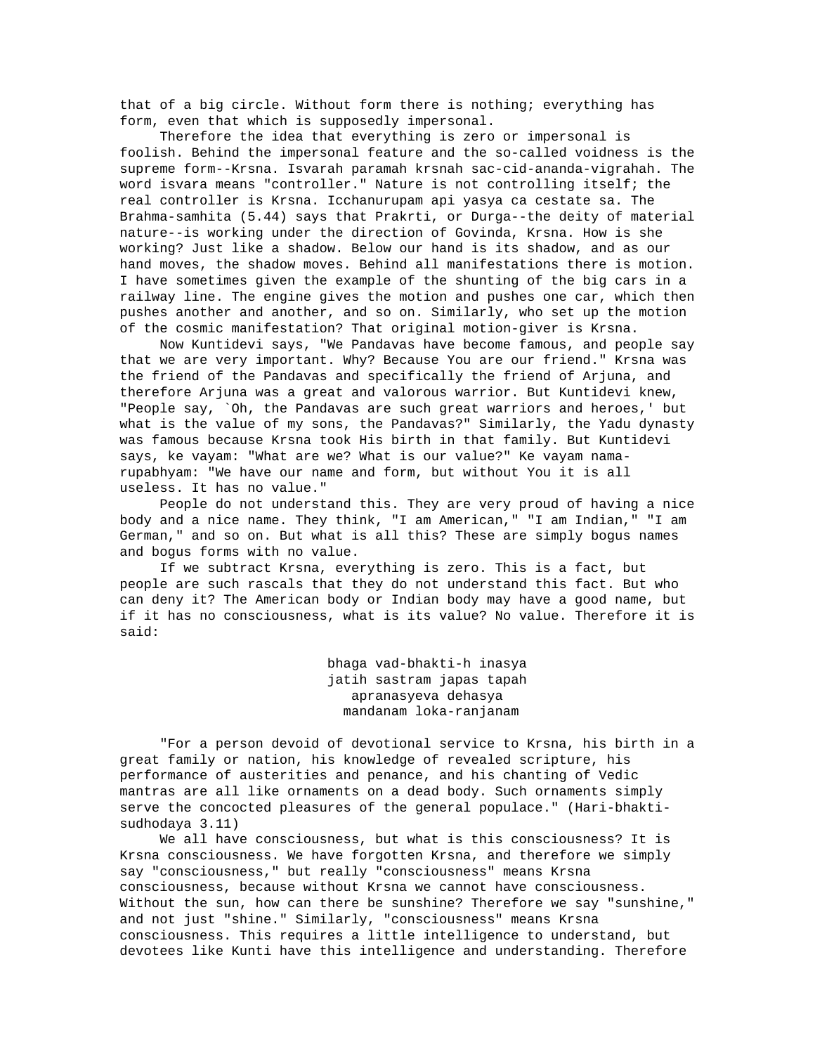that of a big circle. Without form there is nothing; everything has form, even that which is supposedly impersonal.

Therefore the idea that everything is zero or impersonal is foolish. Behind the impersonal feature and the so-called voidness is the supreme form--Krsna. Isvarah paramah krsnah sac-cid-ananda-vigrahah. The word isvara means "controller." Nature is not controlling itself; the real controller is Krsna. Icchanurupam api yasya ca cestate sa. The Brahma-samhita (5.44) says that Prakrti, or Durga--the deity of material nature--is working under the direction of Govinda, Krsna. How is she working? Just like a shadow. Below our hand is its shadow, and as our hand moves, the shadow moves. Behind all manifestations there is motion. I have sometimes given the example of the shunting of the big cars in a railway line. The engine gives the motion and pushes one car, which then pushes another and another, and so on. Similarly, who set up the motion of the cosmic manifestation? That original motion-giver is Krsna.

Now Kuntidevi says, "We Pandavas have become famous, and people say that we are very important. Why? Because You are our friend." Krsna was the friend of the Pandavas and specifically the friend of Arjuna, and therefore Arjuna was a great and valorous warrior. But Kuntidevi knew, "People say, `Oh, the Pandavas are such great warriors and heroes,' but what is the value of my sons, the Pandavas?" Similarly, the Yadu dynasty was famous because Krsna took His birth in that family. But Kuntidevi says, ke vayam: "What are we? What is our value?" Ke vayam nama-rupabhyam: "We have our name and form, but without You it is all useless. It has no value."

People do not understand this. They are very proud of having a nice body and a nice name. They think, "I am American," "I am Indian," "I am German," and so on. But what is all this? These are simply bogus names and bogus forms with no value.

If we subtract Krsna, everything is zero. This is a fact, but people are such rascals that they do not understand this fact. But who can deny it? The American body or Indian body may have a good name, but if it has no consciousness, what is its value? No value. Therefore it is said:

> bhaga vad-bhakti-h inasya
> jatih sastram japas tapah
> apranasyeva dehasya
> mandanam loka-ranjanam

"For a person devoid of devotional service to Krsna, his birth in a great family or nation, his knowledge of revealed scripture, his performance of austerities and penance, and his chanting of Vedic mantras are all like ornaments on a dead body. Such ornaments simply serve the concocted pleasures of the general populace." (Hari-bhakti-sudhodaya 3.11)

We all have consciousness, but what is this consciousness? It is Krsna consciousness. We have forgotten Krsna, and therefore we simply say "consciousness," but really "consciousness" means Krsna consciousness, because without Krsna we cannot have consciousness. Without the sun, how can there be sunshine? Therefore we say "sunshine," and not just "shine." Similarly, "consciousness" means Krsna consciousness. This requires a little intelligence to understand, but devotees like Kunti have this intelligence and understanding. Therefore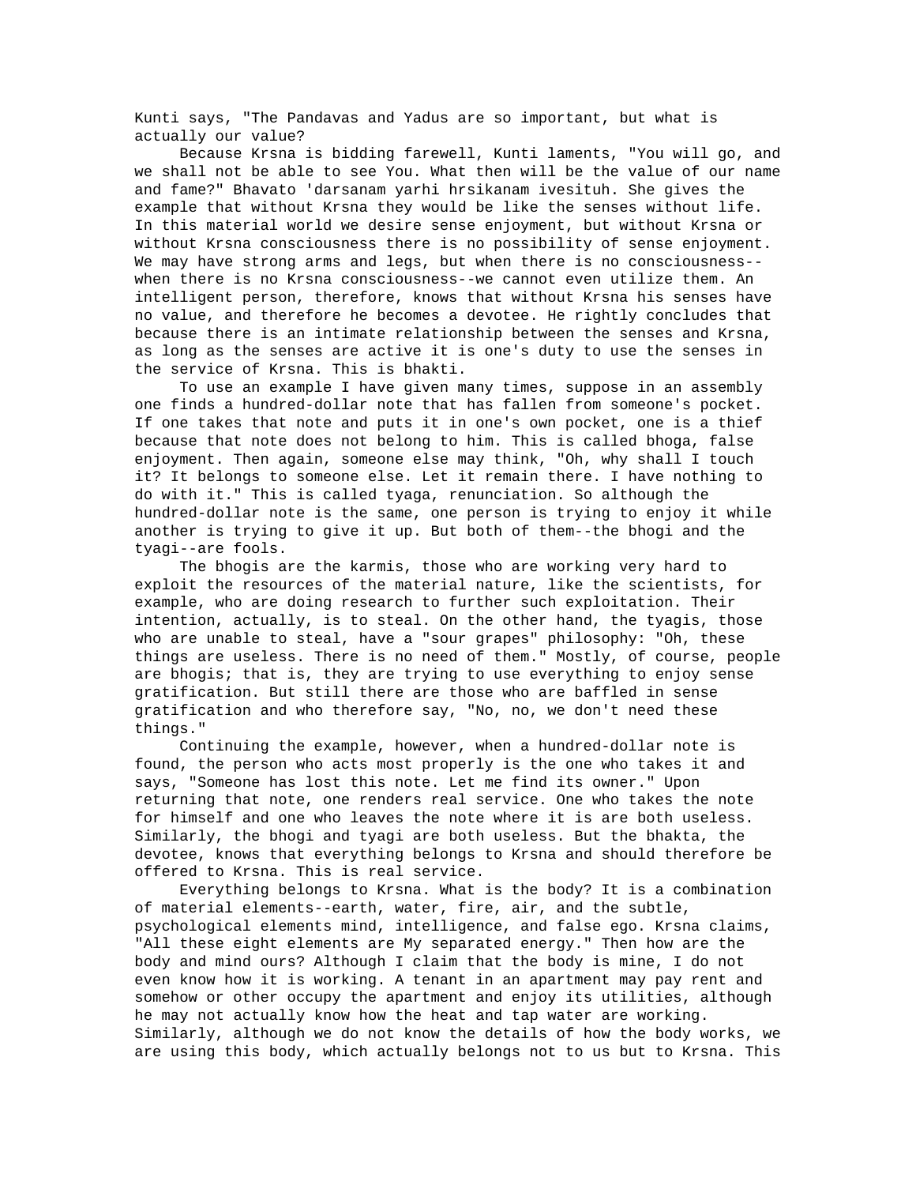Kunti says, "The Pandavas and Yadus are so important, but what is actually our value?

Because Krsna is bidding farewell, Kunti laments, "You will go, and we shall not be able to see You. What then will be the value of our name and fame?" Bhavato 'darsanam yarhi hrsikanam ivesituh. She gives the example that without Krsna they would be like the senses without life. In this material world we desire sense enjoyment, but without Krsna or without Krsna consciousness there is no possibility of sense enjoyment. We may have strong arms and legs, but when there is no consciousness--when there is no Krsna consciousness--we cannot even utilize them. An intelligent person, therefore, knows that without Krsna his senses have no value, and therefore he becomes a devotee. He rightly concludes that because there is an intimate relationship between the senses and Krsna, as long as the senses are active it is one's duty to use the senses in the service of Krsna. This is bhakti.

To use an example I have given many times, suppose in an assembly one finds a hundred-dollar note that has fallen from someone's pocket. If one takes that note and puts it in one's own pocket, one is a thief because that note does not belong to him. This is called bhoga, false enjoyment. Then again, someone else may think, "Oh, why shall I touch it? It belongs to someone else. Let it remain there. I have nothing to do with it." This is called tyaga, renunciation. So although the hundred-dollar note is the same, one person is trying to enjoy it while another is trying to give it up. But both of them--the bhogi and the tyagi--are fools.

The bhogis are the karmis, those who are working very hard to exploit the resources of the material nature, like the scientists, for example, who are doing research to further such exploitation. Their intention, actually, is to steal. On the other hand, the tyagis, those who are unable to steal, have a "sour grapes" philosophy: "Oh, these things are useless. There is no need of them." Mostly, of course, people are bhogis; that is, they are trying to use everything to enjoy sense gratification. But still there are those who are baffled in sense gratification and who therefore say, "No, no, we don't need these things."

Continuing the example, however, when a hundred-dollar note is found, the person who acts most properly is the one who takes it and says, "Someone has lost this note. Let me find its owner." Upon returning that note, one renders real service. One who takes the note for himself and one who leaves the note where it is are both useless. Similarly, the bhogi and tyagi are both useless. But the bhakta, the devotee, knows that everything belongs to Krsna and should therefore be offered to Krsna. This is real service.

Everything belongs to Krsna. What is the body? It is a combination of material elements--earth, water, fire, air, and the subtle, psychological elements mind, intelligence, and false ego. Krsna claims, "All these eight elements are My separated energy." Then how are the body and mind ours? Although I claim that the body is mine, I do not even know how it is working. A tenant in an apartment may pay rent and somehow or other occupy the apartment and enjoy its utilities, although he may not actually know how the heat and tap water are working. Similarly, although we do not know the details of how the body works, we are using this body, which actually belongs not to us but to Krsna. This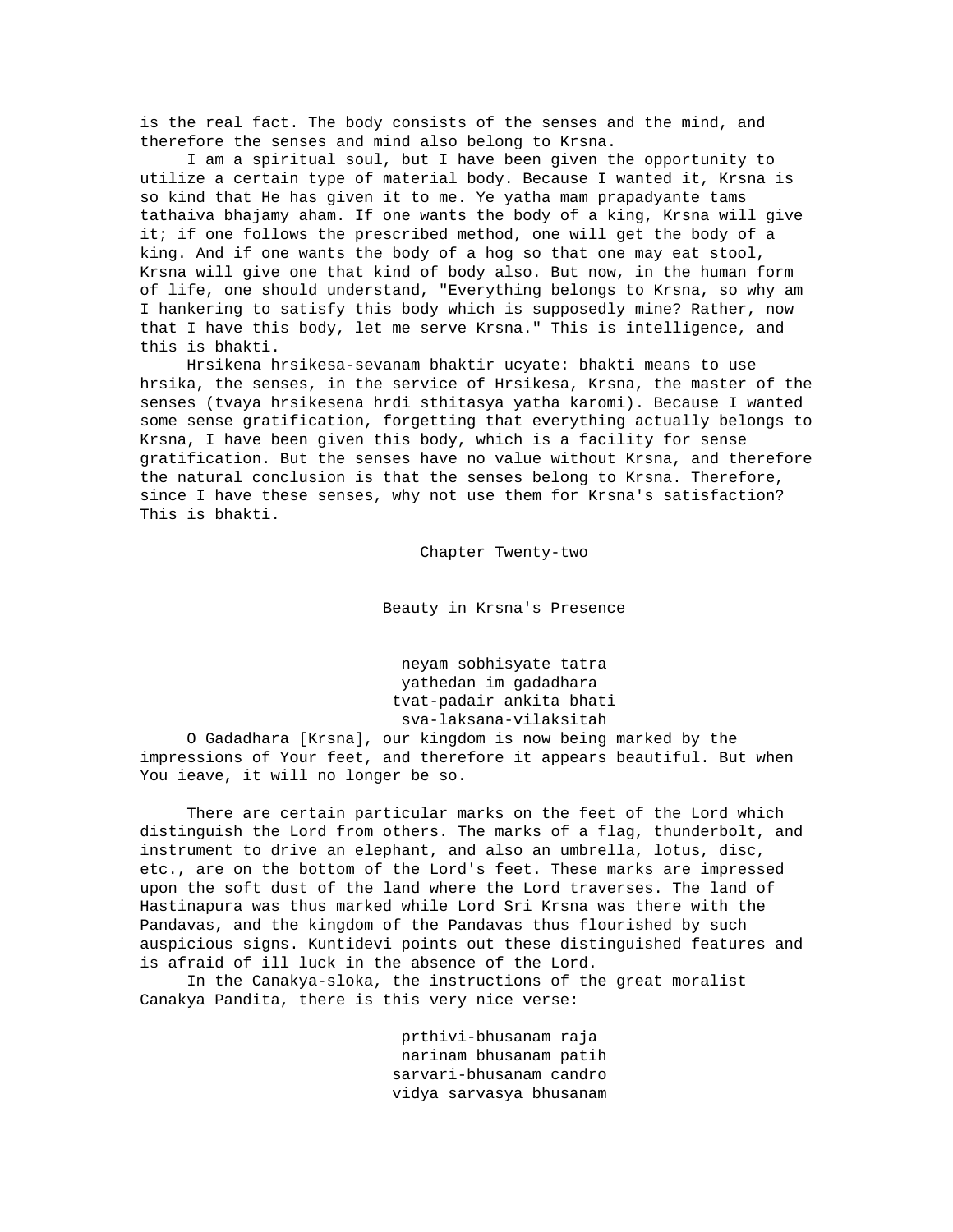is the real fact. The body consists of the senses and the mind, and therefore the senses and mind also belong to Krsna.

I am a spiritual soul, but I have been given the opportunity to utilize a certain type of material body. Because I wanted it, Krsna is so kind that He has given it to me. Ye yatha mam prapadyante tams tathaiva bhajamy aham. If one wants the body of a king, Krsna will give it; if one follows the prescribed method, one will get the body of a king. And if one wants the body of a hog so that one may eat stool, Krsna will give one that kind of body also. But now, in the human form of life, one should understand, "Everything belongs to Krsna, so why am I hankering to satisfy this body which is supposedly mine? Rather, now that I have this body, let me serve Krsna." This is intelligence, and this is bhakti.

Hrsikena hrsikesa-sevanam bhaktir ucyate: bhakti means to use hrsika, the senses, in the service of Hrsikesa, Krsna, the master of the senses (tvaya hrsikesena hrdi sthitasya yatha karomi). Because I wanted some sense gratification, forgetting that everything actually belongs to Krsna, I have been given this body, which is a facility for sense gratification. But the senses have no value without Krsna, and therefore the natural conclusion is that the senses belong to Krsna. Therefore, since I have these senses, why not use them for Krsna's satisfaction? This is bhakti.

# Chapter Twenty-two

## Beauty in Krsna's Presence

neyam sobhisyate tatra  
yathedan im gadadhara  
tvat-padair ankita bhati  
sva-laksana-vilaksitah

O Gadadhara [Krsna], our kingdom is now being marked by the impressions of Your feet, and therefore it appears beautiful. But when You ieave, it will no longer be so.

There are certain particular marks on the feet of the Lord which distinguish the Lord from others. The marks of a flag, thunderbolt, and instrument to drive an elephant, and also an umbrella, lotus, disc, etc., are on the bottom of the Lord's feet. These marks are impressed upon the soft dust of the land where the Lord traverses. The land of Hastinapura was thus marked while Lord Sri Krsna was there with the Pandavas, and the kingdom of the Pandavas thus flourished by such auspicious signs. Kuntidevi points out these distinguished features and is afraid of ill luck in the absence of the Lord.

In the Canakya-sloka, the instructions of the great moralist Canakya Pandita, there is this very nice verse:

prthivi-bhusanam raja  
narinam bhusanam patih  
sarvari-bhusanam candro  
vidya sarvasya bhusanam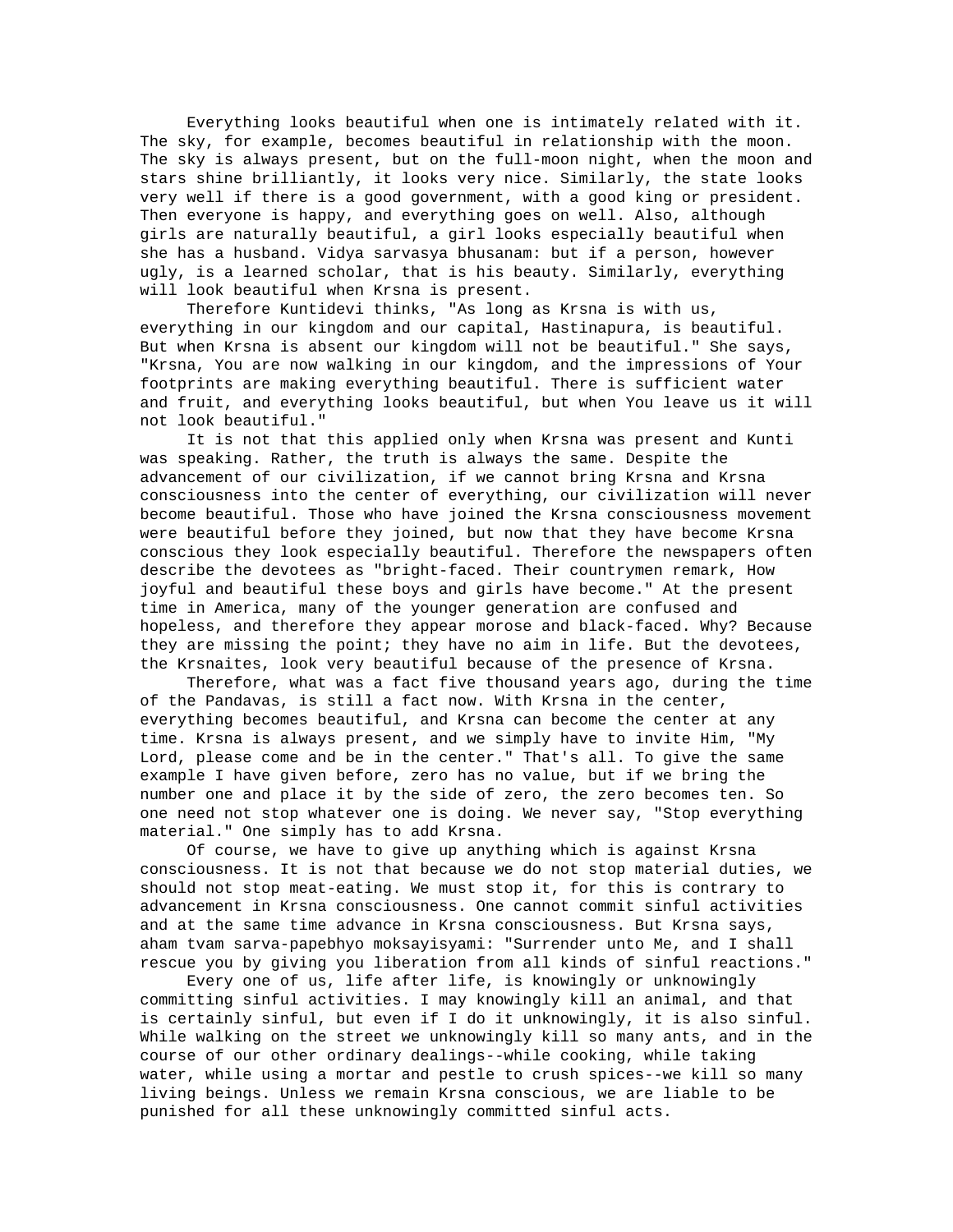Everything looks beautiful when one is intimately related with it. The sky, for example, becomes beautiful in relationship with the moon. The sky is always present, but on the full-moon night, when the moon and stars shine brilliantly, it looks very nice. Similarly, the state looks very well if there is a good government, with a good king or president. Then everyone is happy, and everything goes on well. Also, although girls are naturally beautiful, a girl looks especially beautiful when she has a husband. Vidya sarvasya bhusanam: but if a person, however ugly, is a learned scholar, that is his beauty. Similarly, everything will look beautiful when Krsna is present.

Therefore Kuntidevi thinks, "As long as Krsna is with us, everything in our kingdom and our capital, Hastinapura, is beautiful. But when Krsna is absent our kingdom will not be beautiful." She says, "Krsna, You are now walking in our kingdom, and the impressions of Your footprints are making everything beautiful. There is sufficient water and fruit, and everything looks beautiful, but when You leave us it will not look beautiful."

It is not that this applied only when Krsna was present and Kunti was speaking. Rather, the truth is always the same. Despite the advancement of our civilization, if we cannot bring Krsna and Krsna consciousness into the center of everything, our civilization will never become beautiful. Those who have joined the Krsna consciousness movement were beautiful before they joined, but now that they have become Krsna conscious they look especially beautiful. Therefore the newspapers often describe the devotees as "bright-faced. Their countrymen remark, How joyful and beautiful these boys and girls have become." At the present time in America, many of the younger generation are confused and hopeless, and therefore they appear morose and black-faced. Why? Because they are missing the point; they have no aim in life. But the devotees, the Krsnaites, look very beautiful because of the presence of Krsna.

Therefore, what was a fact five thousand years ago, during the time of the Pandavas, is still a fact now. With Krsna in the center, everything becomes beautiful, and Krsna can become the center at any time. Krsna is always present, and we simply have to invite Him, "My Lord, please come and be in the center." That's all. To give the same example I have given before, zero has no value, but if we bring the number one and place it by the side of zero, the zero becomes ten. So one need not stop whatever one is doing. We never say, "Stop everything material." One simply has to add Krsna.

Of course, we have to give up anything which is against Krsna consciousness. It is not that because we do not stop material duties, we should not stop meat-eating. We must stop it, for this is contrary to advancement in Krsna consciousness. One cannot commit sinful activities and at the same time advance in Krsna consciousness. But Krsna says, aham tvam sarva-papebhyo moksayisyami: "Surrender unto Me, and I shall rescue you by giving you liberation from all kinds of sinful reactions."

Every one of us, life after life, is knowingly or unknowingly committing sinful activities. I may knowingly kill an animal, and that is certainly sinful, but even if I do it unknowingly, it is also sinful. While walking on the street we unknowingly kill so many ants, and in the course of our other ordinary dealings--while cooking, while taking water, while using a mortar and pestle to crush spices--we kill so many living beings. Unless we remain Krsna conscious, we are liable to be punished for all these unknowingly committed sinful acts.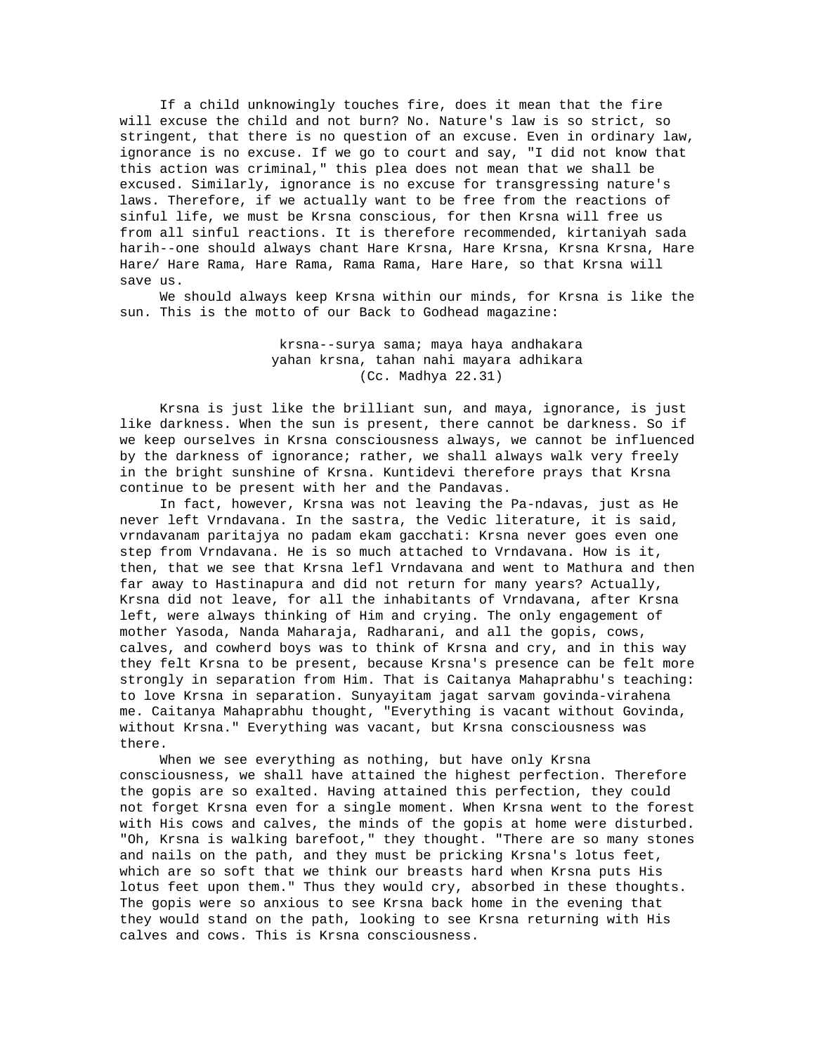If a child unknowingly touches fire, does it mean that the fire will excuse the child and not burn? No. Nature's law is so strict, so stringent, that there is no question of an excuse. Even in ordinary law, ignorance is no excuse. If we go to court and say, "I did not know that this action was criminal," this plea does not mean that we shall be excused. Similarly, ignorance is no excuse for transgressing nature's laws. Therefore, if we actually want to be free from the reactions of sinful life, we must be Krsna conscious, for then Krsna will free us from all sinful reactions. It is therefore recommended, kirtaniyah sada harih--one should always chant Hare Krsna, Hare Krsna, Krsna Krsna, Hare Hare/ Hare Rama, Hare Rama, Rama Rama, Hare Hare, so that Krsna will save us.

We should always keep Krsna within our minds, for Krsna is like the sun. This is the motto of our Back to Godhead magazine:

krsna--surya sama; maya haya andhakara
yahan krsna, tahan nahi mayara adhikara
(Cc. Madhya 22.31)

Krsna is just like the brilliant sun, and maya, ignorance, is just like darkness. When the sun is present, there cannot be darkness. So if we keep ourselves in Krsna consciousness always, we cannot be influenced by the darkness of ignorance; rather, we shall always walk very freely in the bright sunshine of Krsna. Kuntidevi therefore prays that Krsna continue to be present with her and the Pandavas.

In fact, however, Krsna was not leaving the Pa-ndavas, just as He never left Vrndavaja. In the sastra, the Vedic literature, it is said, vrndavanam paritajya no padam ekam gacchati: Krsna never goes even one step from Vrndavana. He is so much attached to Vrndavana. How is it, then, that we see that Krsna lefl Vrndavana and went to Mathura and then far away to Hastinapura and did not return for many years? Actually, Krsna did not leave, for all the inhabitants of Vrndavana, after Krsna left, were always thinking of Him and crying. The only engagement of mother Yasoda, Nanda Maharaja, Radharani, and all the gopis, cows, calves, and cowherd boys was to think of Krsna and cry, and in this way they felt Krsna to be present, because Krsna's presence can be felt more strongly in separation from Him. That is Caitanya Mahaprabhu's teaching: to love Krsna in separation. Sunyayitam jagat sarvam govinda-virahena me. Caitanya Mahaprabhu thought, "Everything is vacant without Govinda, without Krsna." Everything was vacant, but Krsna consciousness was there.

When we see everything as nothing, but have only Krsna consciousness, we shall have attained the highest perfection. Therefore the gopis are so exalted. Having attained this perfection, they could not forget Krsna even for a single moment. When Krsna went to the forest with His cows and calves, the minds of the gopis at home were disturbed. "Oh, Krsna is walking barefoot," they thought. "There are so many stones and nails on the path, and they must be pricking Krsna's lotus feet, which are so soft that we think our breasts hard when Krsna puts His lotus feet upon them." Thus they would cry, absorbed in these thoughts. The gopis were so anxious to see Krsna back home in the evening that they would stand on the path, looking to see Krsna returning with His calves and cows. This is Krsna consciousness.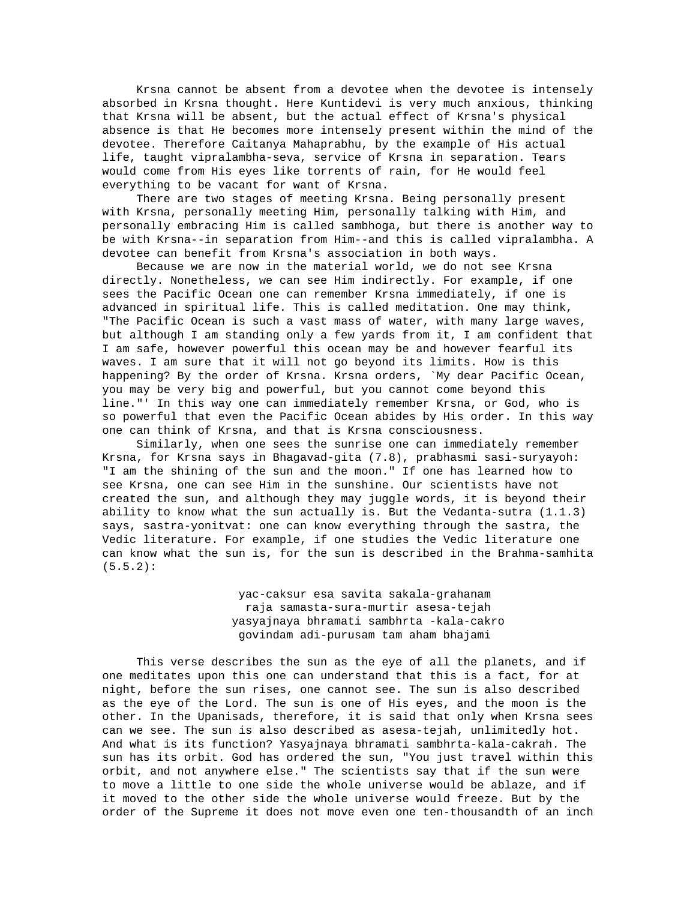Krsna cannot be absent from a devotee when the devotee is intensely absorbed in Krsna thought. Here Kuntidevi is very much anxious, thinking that Krsna will be absent, but the actual effect of Krsna's physical absence is that He becomes more intensely present within the mind of the devotee. Therefore Caitanya Mahaprabhu, by the example of His actual life, taught vipralambha-seva, service of Krsna in separation. Tears would come from His eyes like torrents of rain, for He would feel everything to be vacant for want of Krsna.

There are two stages of meeting Krsna. Being personally present with Krsna, personally meeting Him, personally talking with Him, and personally embracing Him is called sambhoga, but there is another way to be with Krsna--in separation from Him--and this is called vipralambha. A devotee can benefit from Krsna's association in both ways.

Because we are now in the material world, we do not see Krsna directly. Nonetheless, we can see Him indirectly. For example, if one sees the Pacific Ocean one can remember Krsna immediately, if one is advanced in spiritual life. This is called meditation. One may think, "The Pacific Ocean is such a vast mass of water, with many large waves, but although I am standing only a few yards from it, I am confident that I am safe, however powerful this ocean may be and however fearful its waves. I am sure that it will not go beyond its limits. How is this happening? By the order of Krsna. Krsna orders, `My dear Pacific Ocean, you may be very big and powerful, but you cannot come beyond this line."' In this way one can immediately remember Krsna, or God, who is so powerful that even the Pacific Ocean abides by His order. In this way one can think of Krsna, and that is Krsna consciousness.

Similarly, when one sees the sunrise one can immediately remember Krsna, for Krsna says in Bhagavad-gita (7.8), prabhasmi sasi-suryayoh: "I am the shining of the sun and the moon." If one has learned how to see Krsna, one can see Him in the sunshine. Our scientists have not created the sun, and although they may juggle words, it is beyond their ability to know what the sun actually is. But the Vedanta-sutra (1.1.3) says, sastra-yonitvat: one can know everything through the sastra, the Vedic literature. For example, if one studies the Vedic literature one can know what the sun is, for the sun is described in the Brahma-samhita (5.5.2):

yac-caksur esa savita sakala-grahanam
raja samasta-sura-murtir asesa-tejah
yasyajnaya bhramati sambhrta -kala-cakro
govindam adi-purusam tam aham bhajami

This verse describes the sun as the eye of all the planets, and if one meditates upon this one can understand that this is a fact, for at night, before the sun rises, one cannot see. The sun is also described as the eye of the Lord. The sun is one of His eyes, and the moon is the other. In the Upanisads, therefore, it is said that only when Krsna sees can we see. The sun is also described as asesa-tejah, unlimitedly hot. And what is its function? Yasyajnaya bhramati sambhrta-kala-cakrah. The sun has its orbit. God has ordered the sun, "You just travel within this orbit, and not anywhere else." The scientists say that if the sun were to move a little to one side the whole universe would be ablaze, and if it moved to the other side the whole universe would freeze. But by the order of the Supreme it does not move even one ten-thousandth of an inch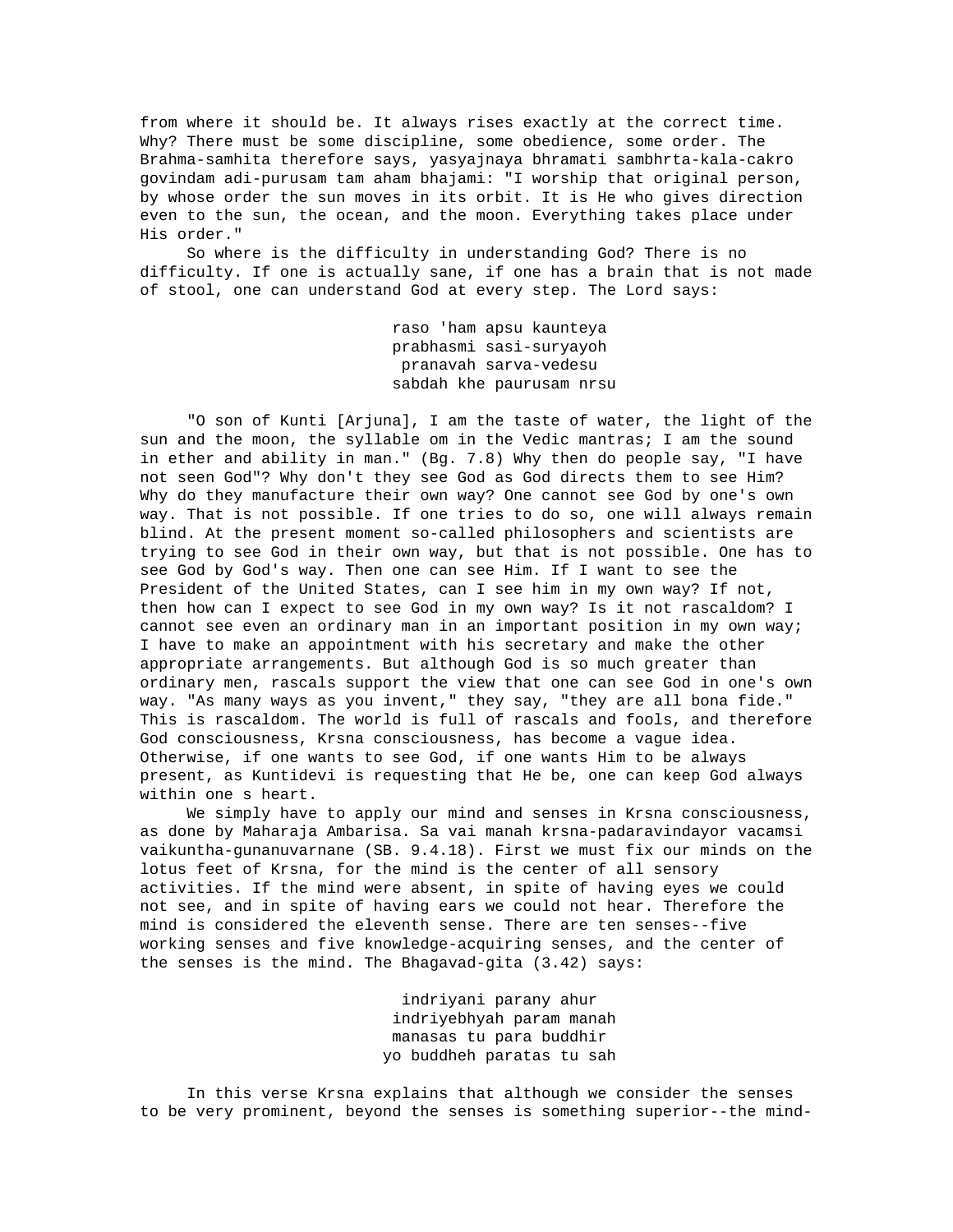from where it should be. It always rises exactly at the correct time. Why? There must be some discipline, some obedience, some order. The Brahma-samhita therefore says, yasyajnaya bhramati sambhrta-kala-cakro govindam adi-purusam tam aham bhajami: "I worship that original person, by whose order the sun moves in its orbit. It is He who gives direction even to the sun, the ocean, and the moon. Everything takes place under His order."

So where is the difficulty in understanding God? There is no difficulty. If one is actually sane, if one has a brain that is not made of stool, one can understand God at every step. The Lord says:

> raso 'ham apsu kaunteya
> prabhasmi sasi-suryayoh
> pranavah sarva-vedesu
> sabdah khe paurusam nrsu

"O son of Kunti [Arjuna], I am the taste of water, the light of the sun and the moon, the syllable om in the Vedic mantras; I am the sound in ether and ability in man." (Bg. 7.8) Why then do people say, "I have not seen God"? Why don't they see God as God directs them to see Him? Why do they manufacture their own way? One cannot see God by one's own way. That is not possible. If one tries to do so, one will always remain blind. At the present moment so-called philosophers and scientists are trying to see God in their own way, but that is not possible. One has to see God by God's way. Then one can see Him. If I want to see the President of the United States, can I see him in my own way? If not, then how can I expect to see God in my own way? Is it not rascaldom? I cannot see even an ordinary man in an important position in my own way; I have to make an appointment with his secretary and make the other appropriate arrangements. But although God is so much greater than ordinary men, rascals support the view that one can see God in one's own way. "As many ways as you invent," they say, "they are all bona fide." This is rascaldom. The world is full of rascals and fools, and therefore God consciousness, Krsna consciousness, has become a vague idea. Otherwise, if one wants to see God, if one wants Him to be always present, as Kuntidevi is requesting that He be, one can keep God always within one s heart.

We simply have to apply our mind and senses in Krsna consciousness, as done by Maharaja Ambarisa. Sa vai manah krsna-padaravindayor vacamsi vaikuntha-gunanuvarnane (SB. 9.4.18). First we must fix our minds on the lotus feet of Krsna, for the mind is the center of all sensory activities. If the mind were absent, in spite of having eyes we could not see, and in spite of having ears we could not hear. Therefore the mind is considered the eleventh sense. There are ten senses--five working senses and five knowledge-acquiring senses, and the center of the senses is the mind. The Bhagavad-gita (3.42) says:

> indriyani parany ahur
> indriyebhyah param manah
> manasas tu para buddhir
> yo buddheh paratas tu sah

In this verse Krsna explains that although we consider the senses to be very prominent, beyond the senses is something superior--the mind-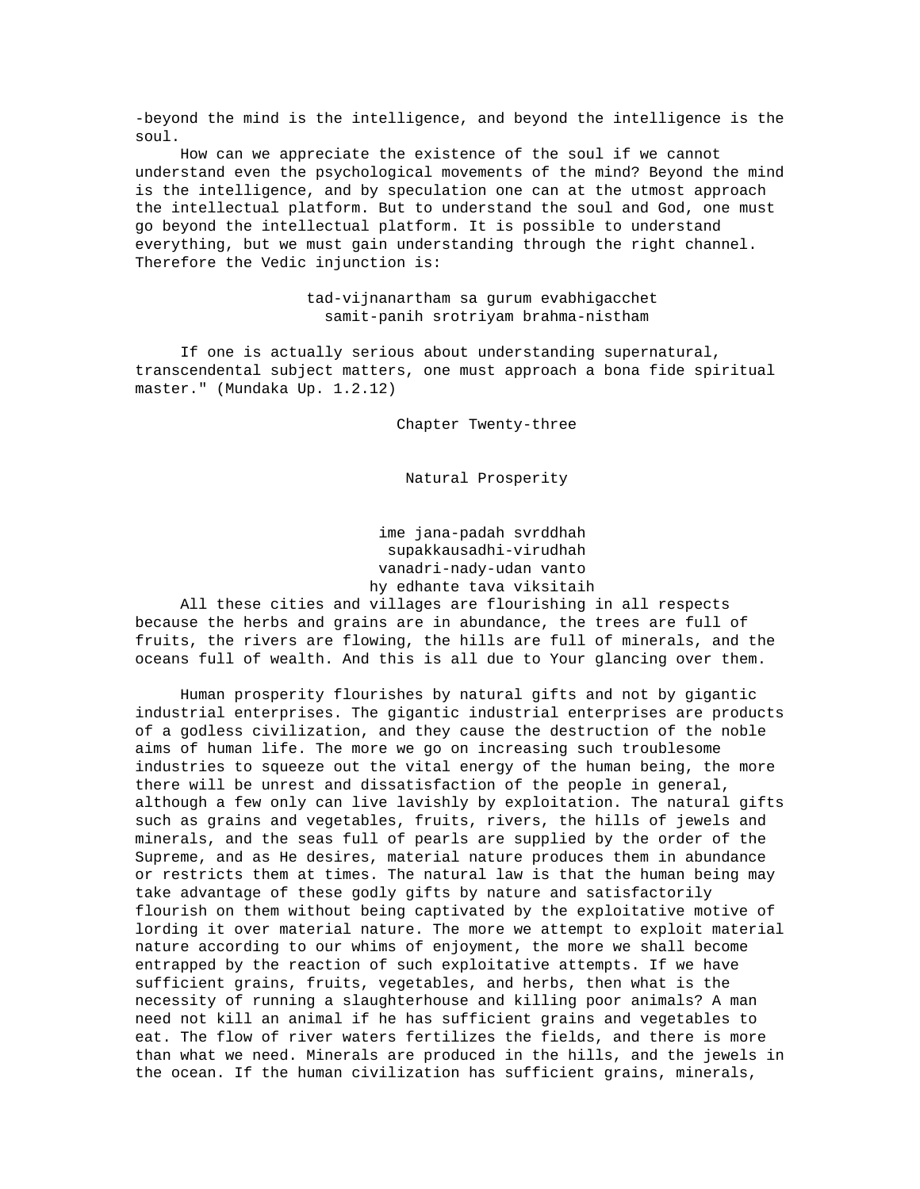-beyond the mind is the intelligence, and beyond the intelligence is the soul.

How can we appreciate the existence of the soul if we cannot understand even the psychological movements of the mind? Beyond the mind is the intelligence, and by speculation one can at the utmost approach the intellectual platform. But to understand the soul and God, one must go beyond the intellectual platform. It is possible to understand everything, but we must gain understanding through the right channel. Therefore the Vedic injunction is:

tad-vijnanartham sa gurum evabhigacchet
samit-panih srotriyam brahma-nistham

If one is actually serious about understanding supernatural, transcendental subject matters, one must approach a bona fide spiritual master." (Mundaka Up. 1.2.12)

## Chapter Twenty-three

## Natural Prosperity

ime jana-padah svrddhah
supakkausadhi-virudhah
vanadri-nady-udan vanto
hy edhante tava viksitaih

All these cities and villages are flourishing in all respects because the herbs and grains are in abundance, the trees are full of fruits, the rivers are flowing, the hills are full of minerals, and the oceans full of wealth. And this is all due to Your glancing over them.

Human prosperity flourishes by natural gifts and not by gigantic industrial enterprises. The gigantic industrial enterprises are products of a godless civilization, and they cause the destruction of the noble aims of human life. The more we go on increasing such troublesome industries to squeeze out the vital energy of the human being, the more there will be unrest and dissatisfaction of the people in general, although a few only can live lavishly by exploitation. The natural gifts such as grains and vegetables, fruits, rivers, the hills of jewels and minerals, and the seas full of pearls are supplied by the order of the Supreme, and as He desires, material nature produces them in abundance or restricts them at times. The natural law is that the human being may take advantage of these godly gifts by nature and satisfactorily flourish on them without being captivated by the exploitative motive of lording it over material nature. The more we attempt to exploit material nature according to our whims of enjoyment, the more we shall become entrapped by the reaction of such exploitative attempts. If we have sufficient grains, fruits, vegetables, and herbs, then what is the necessity of running a slaughterhouse and killing poor animals? A man need not kill an animal if he has sufficient grains and vegetables to eat. The flow of river waters fertilizes the fields, and there is more than what we need. Minerals are produced in the hills, and the jewels in the ocean. If the human civilization has sufficient grains, minerals,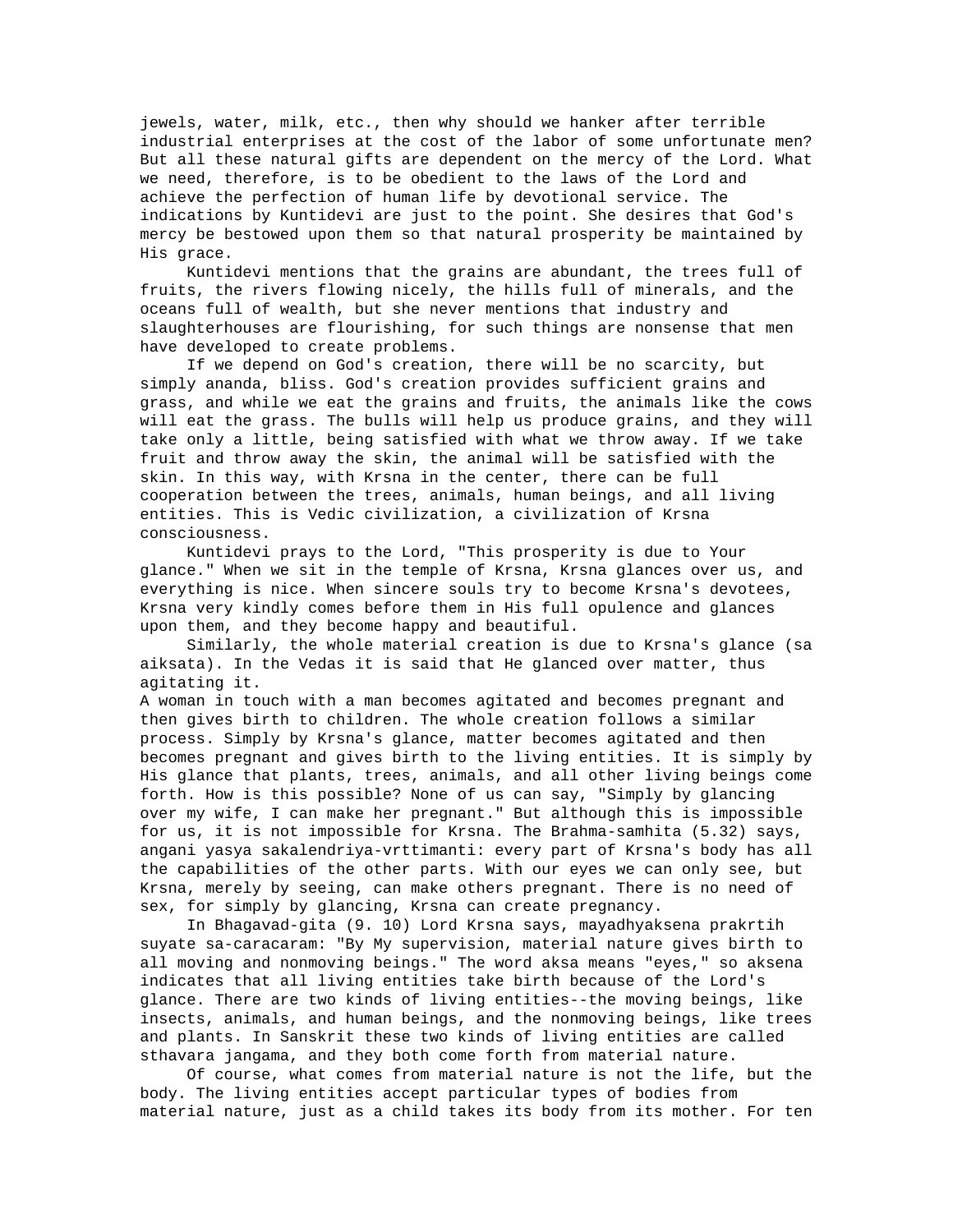jewels, water, milk, etc., then why should we hanker after terrible industrial enterprises at the cost of the labor of some unfortunate men? But all these natural gifts are dependent on the mercy of the Lord. What we need, therefore, is to be obedient to the laws of the Lord and achieve the perfection of human life by devotional service. The indications by Kuntidevi are just to the point. She desires that God's mercy be bestowed upon them so that natural prosperity be maintained by His grace.

Kuntidevi mentions that the grains are abundant, the trees full of fruits, the rivers flowing nicely, the hills full of minerals, and the oceans full of wealth, but she never mentions that industry and slaughterhouses are flourishing, for such things are nonsense that men have developed to create problems.

If we depend on God's creation, there will be no scarcity, but simply ananda, bliss. God's creation provides sufficient grains and grass, and while we eat the grains and fruits, the animals like the cows will eat the grass. The bulls will help us produce grains, and they will take only a little, being satisfied with what we throw away. If we take fruit and throw away the skin, the animal will be satisfied with the skin. In this way, with Krsna in the center, there can be full cooperation between the trees, animals, human beings, and all living entities. This is Vedic civilization, a civilization of Krsna consciousness.

Kuntidevi prays to the Lord, "This prosperity is due to Your glance." When we sit in the temple of Krsna, Krsna glances over us, and everything is nice. When sincere souls try to become Krsna's devotees, Krsna very kindly comes before them in His full opulence and glances upon them, and they become happy and beautiful.

Similarly, the whole material creation is due to Krsna's glance (sa aiksata). In the Vedas it is said that He glanced over matter, thus agitating it.

A woman in touch with a man becomes agitated and becomes pregnant and then gives birth to children. The whole creation follows a similar process. Simply by Krsna's glance, matter becomes agitated and then becomes pregnant and gives birth to the living entities. It is simply by His glance that plants, trees, animals, and all other living beings come forth. How is this possible? None of us can say, "Simply by glancing over my wife, I can make her pregnant." But although this is impossible for us, it is not impossible for Krsna. The Brahma-samhita (5.32) says, angani yasya sakalendriya-vrttimanti: every part of Krsna's body has all the capabilities of the other parts. With our eyes we can only see, but Krsna, merely by seeing, can make others pregnant. There is no need of sex, for simply by glancing, Krsna can create pregnancy.

In Bhagavad-gita (9. 10) Lord Krsna says, mayadhyaksena prakrtih suyate sa-caracaram: "By My supervision, material nature gives birth to all moving and nonmoving beings." The word aksa means "eyes," so aksena indicates that all living entities take birth because of the Lord's glance. There are two kinds of living entities--the moving beings, like insects, animals, and human beings, and the nonmoving beings, like trees and plants. In Sanskrit these two kinds of living entities are called sthavara jangama, and they both come forth from material nature.

Of course, what comes from material nature is not the life, but the body. The living entities accept particular types of bodies from material nature, just as a child takes its body from its mother. For ten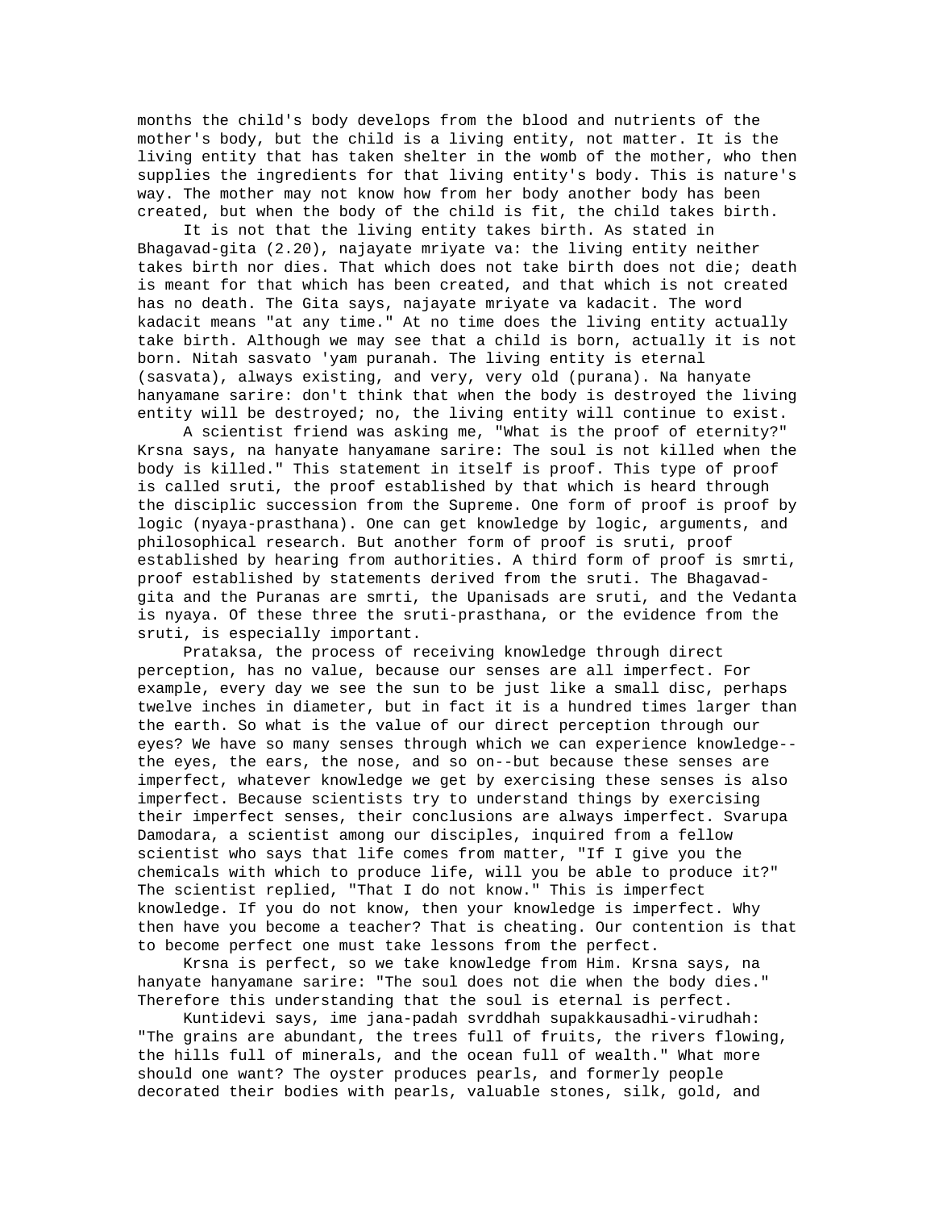months the child's body develops from the blood and nutrients of the mother's body, but the child is a living entity, not matter. It is the living entity that has taken shelter in the womb of the mother, who then supplies the ingredients for that living entity's body. This is nature's way. The mother may not know how from her body another body has been created, but when the body of the child is fit, the child takes birth.

It is not that the living entity takes birth. As stated in Bhagavad-gita (2.20), najayate mriyate va: the living entity neither takes birth nor dies. That which does not take birth does not die; death is meant for that which has been created, and that which is not created has no death. The Gita says, najayate mriyate va kadacit. The word kadacit means "at any time." At no time does the living entity actually take birth. Although we may see that a child is born, actually it is not born. Nitah sasvato 'yam puranah. The living entity is eternal (sasvata), always existing, and very, very old (purana). Na hanyate hanyamane sarire: don't think that when the body is destroyed the living entity will be destroyed; no, the living entity will continue to exist.

A scientist friend was asking me, "What is the proof of eternity?" Krsna says, na hanyate hanyamane sarire: The soul is not killed when the body is killed." This statement in itself is proof. This type of proof is called sruti, the proof established by that which is heard through the disciplic succession from the Supreme. One form of proof is proof by logic (nyaya-prasthana). One can get knowledge by logic, arguments, and philosophical research. But another form of proof is sruti, proof established by hearing from authorities. A third form of proof is smrti, proof established by statements derived from the sruti. The Bhagavad-gita and the Puranas are smrti, the Upanisads are sruti, and the Vedanta is nyaya. Of these three the sruti-prasthana, or the evidence from the sruti, is especially important.

Prataksa, the process of receiving knowledge through direct perception, has no value, because our senses are all imperfect. For example, every day we see the sun to be just like a small disc, perhaps twelve inches in diameter, but in fact it is a hundred times larger than the earth. So what is the value of our direct perception through our eyes? We have so many senses through which we can experience knowledge--the eyes, the ears, the nose, and so on--but because these senses are imperfect, whatever knowledge we get by exercising these senses is also imperfect. Because scientists try to understand things by exercising their imperfect senses, their conclusions are always imperfect. Svarupa Damodara, a scientist among our disciples, inquired from a fellow scientist who says that life comes from matter, "If I give you the chemicals with which to produce life, will you be able to produce it?" The scientist replied, "That I do not know." This is imperfect knowledge. If you do not know, then your knowledge is imperfect. Why then have you become a teacher? That is cheating. Our contention is that to become perfect one must take lessons from the perfect.

Krsna is perfect, so we take knowledge from Him. Krsna says, na hanyate hanyamane sarire: "The soul does not die when the body dies." Therefore this understanding that the soul is eternal is perfect.

Kuntidevi says, ime jana-padah svrddhah supakkausadhi-virudhah: "The grains are abundant, the trees full of fruits, the rivers flowing, the hills full of minerals, and the ocean full of wealth." What more should one want? The oyster produces pearls, and formerly people decorated their bodies with pearls, valuable stones, silk, gold, and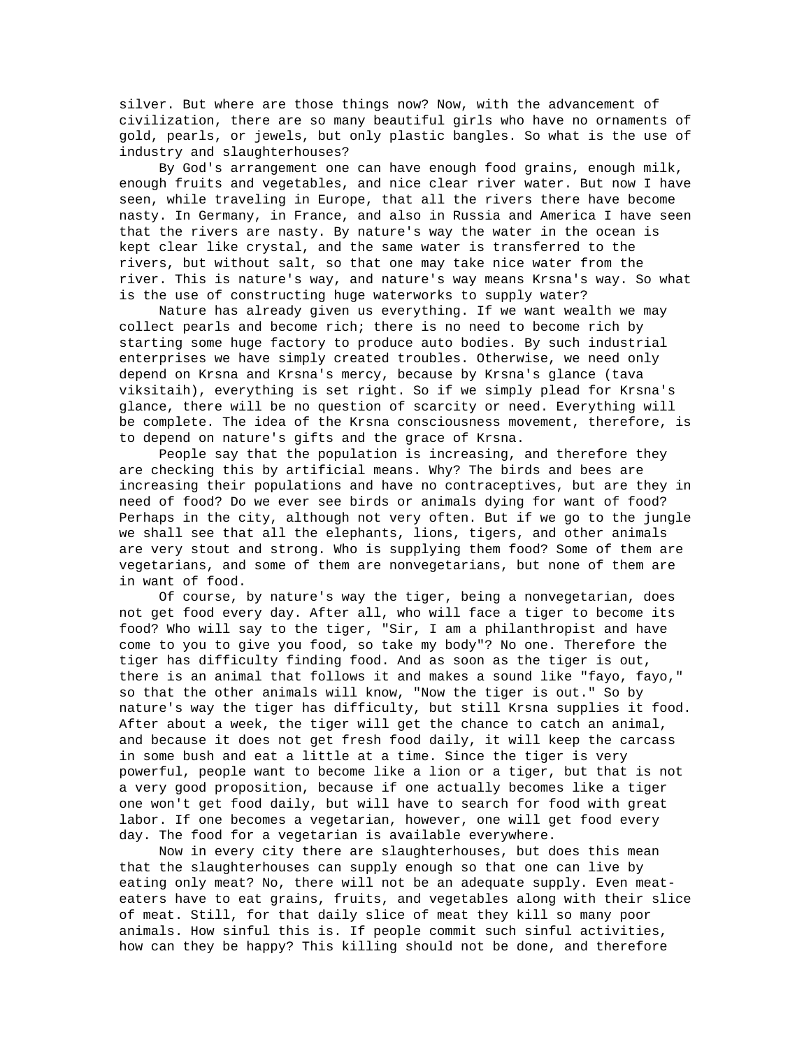silver. But where are those things now? Now, with the advancement of civilization, there are so many beautiful girls who have no ornaments of gold, pearls, or jewels, but only plastic bangles. So what is the use of industry and slaughterhouses?

By God's arrangement one can have enough food grains, enough milk, enough fruits and vegetables, and nice clear river water. But now I have seen, while traveling in Europe, that all the rivers there have become nasty. In Germany, in France, and also in Russia and America I have seen that the rivers are nasty. By nature's way the water in the ocean is kept clear like crystal, and the same water is transferred to the rivers, but without salt, so that one may take nice water from the river. This is nature's way, and nature's way means Krsna's way. So what is the use of constructing huge waterworks to supply water?

Nature has already given us everything. If we want wealth we may collect pearls and become rich; there is no need to become rich by starting some huge factory to produce auto bodies. By such industrial enterprises we have simply created troubles. Otherwise, we need only depend on Krsna and Krsna's mercy, because by Krsna's glance (tava viksitaih), everything is set right. So if we simply plead for Krsna's glance, there will be no question of scarcity or need. Everything will be complete. The idea of the Krsna consciousness movement, therefore, is to depend on nature's gifts and the grace of Krsna.

People say that the population is increasing, and therefore they are checking this by artificial means. Why? The birds and bees are increasing their populations and have no contraceptives, but are they in need of food? Do we ever see birds or animals dying for want of food? Perhaps in the city, although not very often. But if we go to the jungle we shall see that all the elephants, lions, tigers, and other animals are very stout and strong. Who is supplying them food? Some of them are vegetarians, and some of them are nonvegetarians, but none of them are in want of food.

Of course, by nature's way the tiger, being a nonvegetarian, does not get food every day. After all, who will face a tiger to become its food? Who will say to the tiger, "Sir, I am a philanthropist and have come to you to give you food, so take my body"? No one. Therefore the tiger has difficulty finding food. And as soon as the tiger is out, there is an animal that follows it and makes a sound like "fayo, fayo," so that the other animals will know, "Now the tiger is out." So by nature's way the tiger has difficulty, but still Krsna supplies it food. After about a week, the tiger will get the chance to catch an animal, and because it does not get fresh food daily, it will keep the carcass in some bush and eat a little at a time. Since the tiger is very powerful, people want to become like a lion or a tiger, but that is not a very good proposition, because if one actually becomes like a tiger one won't get food daily, but will have to search for food with great labor. If one becomes a vegetarian, however, one will get food every day. The food for a vegetarian is available everywhere.

Now in every city there are slaughterhouses, but does this mean that the slaughterhouses can supply enough so that one can live by eating only meat? No, there will not be an adequate supply. Even meat-eaters have to eat grains, fruits, and vegetables along with their slice of meat. Still, for that daily slice of meat they kill so many poor animals. How sinful this is. If people commit such sinful activities, how can they be happy? This killing should not be done, and therefore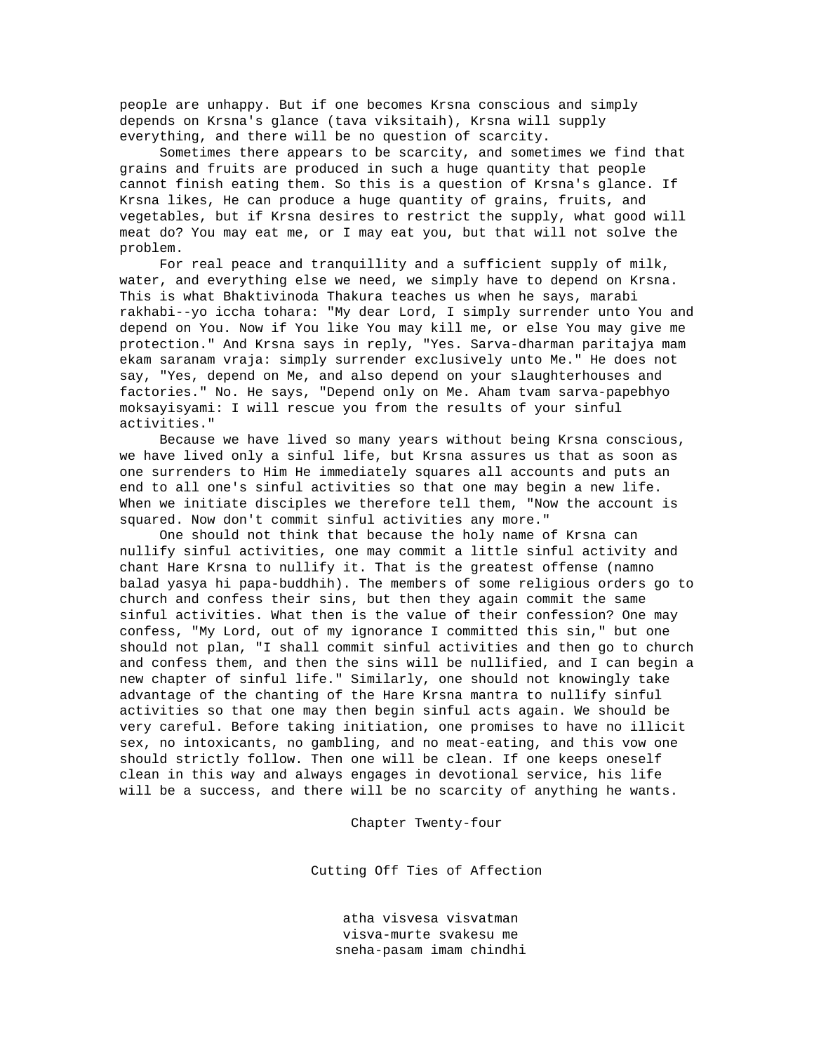people are unhappy. But if one becomes Krsna conscious and simply depends on Krsna's glance (tava viksitaih), Krsna will supply everything, and there will be no question of scarcity.

Sometimes there appears to be scarcity, and sometimes we find that grains and fruits are produced in such a huge quantity that people cannot finish eating them. So this is a question of Krsna's glance. If Krsna likes, He can produce a huge quantity of grains, fruits, and vegetables, but if Krsna desires to restrict the supply, what good will meat do? You may eat me, or I may eat you, but that will not solve the problem.

For real peace and tranquillity and a sufficient supply of milk, water, and everything else we need, we simply have to depend on Krsna. This is what Bhaktivinoda Thakura teaches us when he says, marabi rakhabi--yo iccha tohara: "My dear Lord, I simply surrender unto You and depend on You. Now if You like You may kill me, or else You may give me protection." And Krsna says in reply, "Yes. Sarva-dharman paritajya mam ekam saranam vraja: simply surrender exclusively unto Me." He does not say, "Yes, depend on Me, and also depend on your slaughterhouses and factories." No. He says, "Depend only on Me. Aham tvam sarva-papebhyo moksayisyami: I will rescue you from the results of your sinful activities."

Because we have lived so many years without being Krsna conscious, we have lived only a sinful life, but Krsna assures us that as soon as one surrenders to Him He immediately squares all accounts and puts an end to all one's sinful activities so that one may begin a new life. When we initiate disciples we therefore tell them, "Now the account is squared. Now don't commit sinful activities any more."

One should not think that because the holy name of Krsna can nullify sinful activities, one may commit a little sinful activity and chant Hare Krsna to nullify it. That is the greatest offense (namno balad yasya hi papa-buddhih). The members of some religious orders go to church and confess their sins, but then they again commit the same sinful activities. What then is the value of their confession? One may confess, "My Lord, out of my ignorance I committed this sin," but one should not plan, "I shall commit sinful activities and then go to church and confess them, and then the sins will be nullified, and I can begin a new chapter of sinful life." Similarly, one should not knowingly take advantage of the chanting of the Hare Krsna mantra to nullify sinful activities so that one may then begin sinful acts again. We should be very careful. Before taking initiation, one promises to have no illicit sex, no intoxicants, no gambling, and no meat-eating, and this vow one should strictly follow. Then one will be clean. If one keeps oneself clean in this way and always engages in devotional service, his life will be a success, and there will be no scarcity of anything he wants.

# Chapter Twenty-four

## Cutting Off Ties of Affection

atha visvesa visvatman
visva-murte svakesu me
sneha-pasam imam chindhi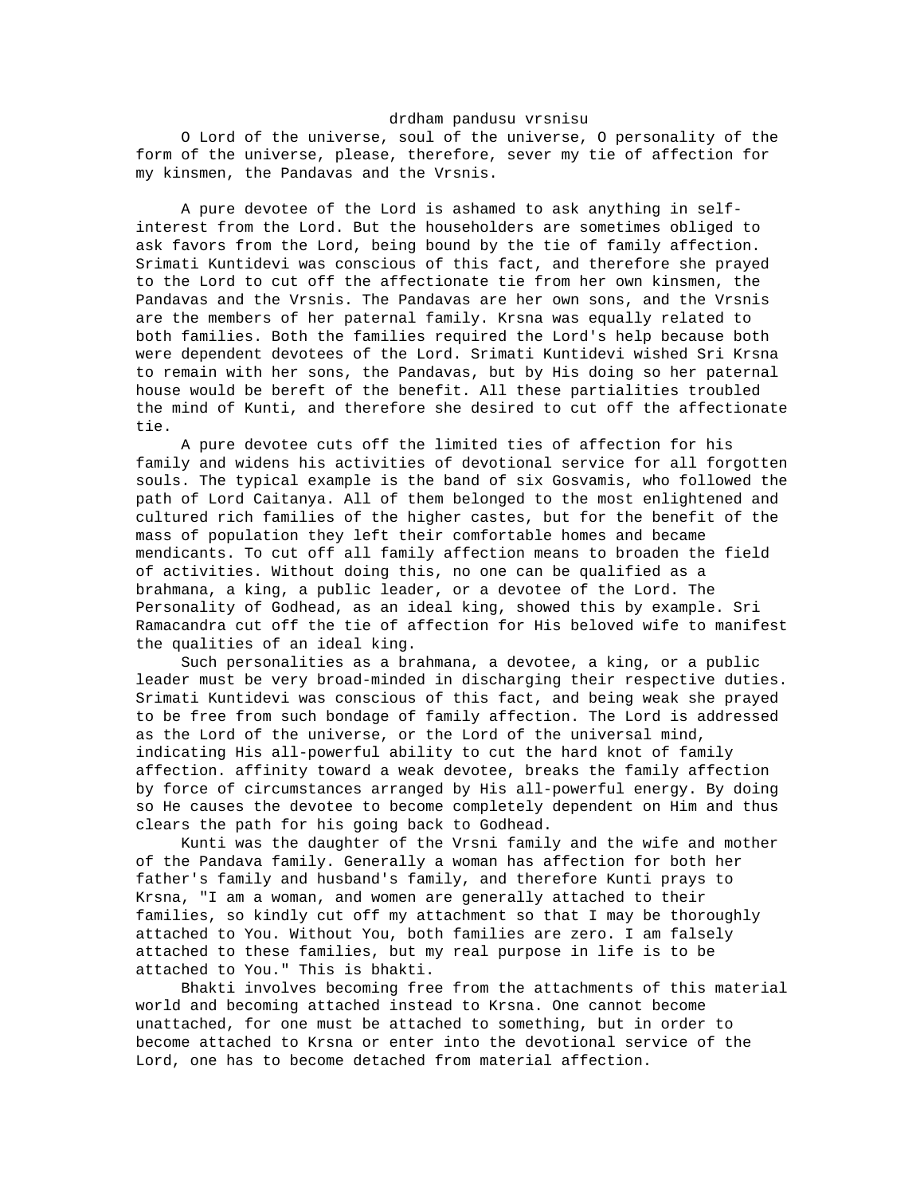drdham pandusu vrsnisu

O Lord of the universe, soul of the universe, O personality of the form of the universe, please, therefore, sever my tie of affection for my kinsmen, the Pandavas and the Vrsnis.

A pure devotee of the Lord is ashamed to ask anything in self-interest from the Lord. But the householders are sometimes obliged to ask favors from the Lord, being bound by the tie of family affection. Srimati Kuntidevi was conscious of this fact, and therefore she prayed to the Lord to cut off the affectionate tie from her own kinsmen, the Pandavas and the Vrsnis. The Pandavas are her own sons, and the Vrsnis are the members of her paternal family. Krsna was equally related to both families. Both the families required the Lord's help because both were dependent devotees of the Lord. Srimati Kuntidevi wished Sri Krsna to remain with her sons, the Pandavas, but by His doing so her paternal house would be bereft of the benefit. All these partialities troubled the mind of Kunti, and therefore she desired to cut off the affectionate tie.

A pure devotee cuts off the limited ties of affection for his family and widens his activities of devotional service for all forgotten souls. The typical example is the band of six Gosvamis, who followed the path of Lord Caitanya. All of them belonged to the most enlightened and cultured rich families of the higher castes, but for the benefit of the mass of population they left their comfortable homes and became mendicants. To cut off all family affection means to broaden the field of activities. Without doing this, no one can be qualified as a brahmana, a king, a public leader, or a devotee of the Lord. The Personality of Godhead, as an ideal king, showed this by example. Sri Ramacandra cut off the tie of affection for His beloved wife to manifest the qualities of an ideal king.

Such personalities as a brahmana, a devotee, a king, or a public leader must be very broad-minded in discharging their respective duties. Srimati Kuntidevi was conscious of this fact, and being weak she prayed to be free from such bondage of family affection. The Lord is addressed as the Lord of the universe, or the Lord of the universal mind, indicating His all-powerful ability to cut the hard knot of family affection. affinity toward a weak devotee, breaks the family affection by force of circumstances arranged by His all-powerful energy. By doing so He causes the devotee to become completely dependent on Him and thus clears the path for his going back to Godhead.

Kunti was the daughter of the Vrsni family and the wife and mother of the Pandava family. Generally a woman has affection for both her father's family and husband's family, and therefore Kunti prays to Krsna, "I am a woman, and women are generally attached to their families, so kindly cut off my attachment so that I may be thoroughly attached to You. Without You, both families are zero. I am falsely attached to these families, but my real purpose in life is to be attached to You." This is bhakti.

Bhakti involves becoming free from the attachments of this material world and becoming attached instead to Krsna. One cannot become unattached, for one must be attached to something, but in order to become attached to Krsna or enter into the devotional service of the Lord, one has to become detached from material affection.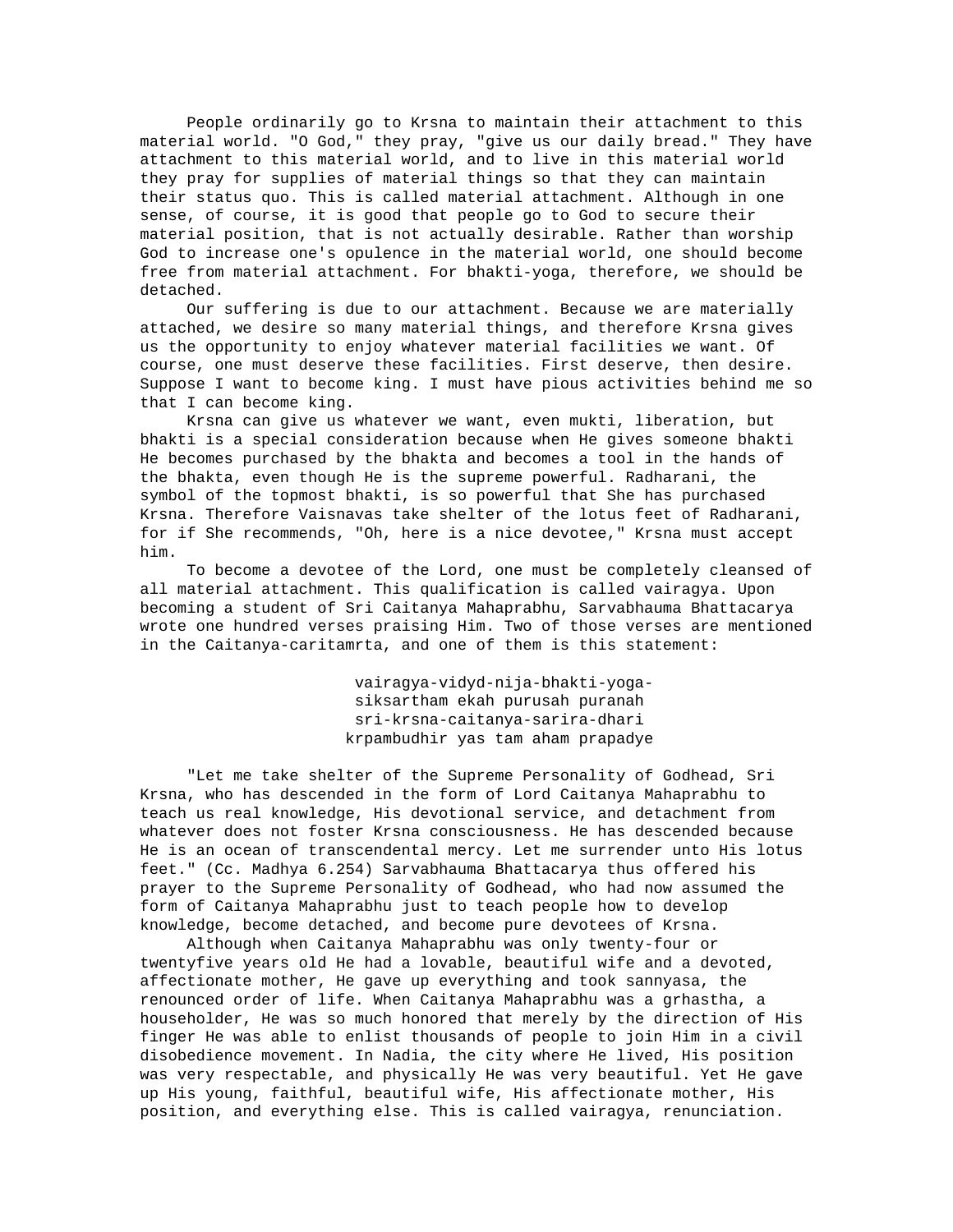People ordinarily go to Krsna to maintain their attachment to this material world. "O God," they pray, "give us our daily bread." They have attachment to this material world, and to live in this material world they pray for supplies of material things so that they can maintain their status quo. This is called material attachment. Although in one sense, of course, it is good that people go to God to secure their material position, that is not actually desirable. Rather than worship God to increase one's opulence in the material world, one should become free from material attachment. For bhakti-yoga, therefore, we should be detached.

Our suffering is due to our attachment. Because we are materially attached, we desire so many material things, and therefore Krsna gives us the opportunity to enjoy whatever material facilities we want. Of course, one must deserve these facilities. First deserve, then desire. Suppose I want to become king. I must have pious activities behind me so that I can become king.

Krsna can give us whatever we want, even mukti, liberation, but bhakti is a special consideration because when He gives someone bhakti He becomes purchased by the bhakta and becomes a tool in the hands of the bhakta, even though He is the supreme powerful. Radharani, the symbol of the topmost bhakti, is so powerful that She has purchased Krsna. Therefore Vaisnavas take shelter of the lotus feet of Radharani, for if She recommends, "Oh, here is a nice devotee," Krsna must accept him.

To become a devotee of the Lord, one must be completely cleansed of all material attachment. This qualification is called vairagya. Upon becoming a student of Sri Caitanya Mahaprabhu, Sarvabhauma Bhattacarya wrote one hundred verses praising Him. Two of those verses are mentioned in the Caitanya-caritamrta, and one of them is this statement:

vairagya-vidyd-nija-bhakti-yoga-
siksartham ekah purusah puranah
sri-krsna-caitanya-sarira-dhari
krpambudhir yas tam aham prapadye

"Let me take shelter of the Supreme Personality of Godhead, Sri Krsna, who has descended in the form of Lord Caitanya Mahaprabhu to teach us real knowledge, His devotional service, and detachment from whatever does not foster Krsna consciousness. He has descended because He is an ocean of transcendental mercy. Let me surrender unto His lotus feet." (Cc. Madhya 6.254) Sarvabhauma Bhattacarya thus offered his prayer to the Supreme Personality of Godhead, who had now assumed the form of Caitanya Mahaprabhu just to teach people how to develop knowledge, become detached, and become pure devotees of Krsna.

Although when Caitanya Mahaprabhu was only twenty-four or twentyfive years old He had a lovable, beautiful wife and a devoted, affectionate mother, He gave up everything and took sannyasa, the renounced order of life. When Caitanya Mahaprabhu was a grhastha, a householder, He was so much honored that merely by the direction of His finger He was able to enlist thousands of people to join Him in a civil disobedience movement. In Nadia, the city where He lived, His position was very respectable, and physically He was very beautiful. Yet He gave up His young, faithful, beautiful wife, His affectionate mother, His position, and everything else. This is called vairagya, renunciation.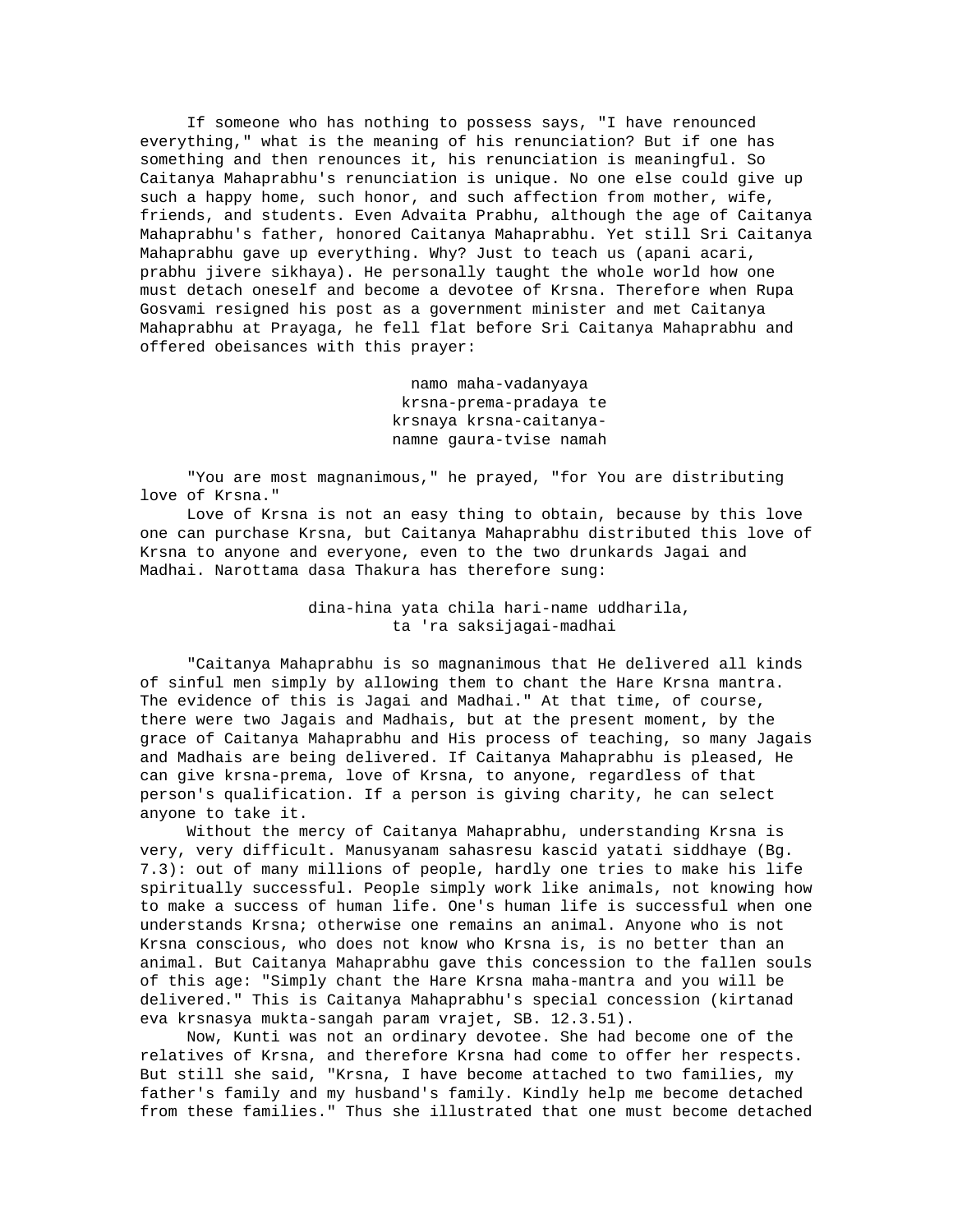If someone who has nothing to possess says, "I have renounced everything," what is the meaning of his renunciation? But if one has something and then renounces it, his renunciation is meaningful. So Caitanya Mahaprabhu's renunciation is unique. No one else could give up such a happy home, such honor, and such affection from mother, wife, friends, and students. Even Advaita Prabhu, although the age of Caitanya Mahaprabhu's father, honored Caitanya Mahaprabhu. Yet still Sri Caitanya Mahaprabhu gave up everything. Why? Just to teach us (apani acari, prabhu jivere sikhaya). He personally taught the whole world how one must detach oneself and become a devotee of Krsna. Therefore when Rupa Gosvami resigned his post as a government minister and met Caitanya Mahaprabhu at Prayaga, he fell flat before Sri Caitanya Mahaprabhu and offered obeisances with this prayer:

namo maha-vadanyaya
krsna-prema-pradaya te
krsnaya krsna-caitanya-
namne gaura-tvise namah

"You are most magnanimous," he prayed, "for You are distributing love of Krsna."

Love of Krsna is not an easy thing to obtain, because by this love one can purchase Krsna, but Caitanya Mahaprabhu distributed this love of Krsna to anyone and everyone, even to the two drunkards Jagai and Madhai. Narottama dasa Thakura has therefore sung:

dina-hina yata chila hari-name uddharila,
ta 'ra saksijagai-madhai

"Caitanya Mahaprabhu is so magnanimous that He delivered all kinds of sinful men simply by allowing them to chant the Hare Krsna mantra. The evidence of this is Jagai and Madhai." At that time, of course, there were two Jagais and Madhais, but at the present moment, by the grace of Caitanya Mahaprabhu and His process of teaching, so many Jagais and Madhais are being delivered. If Caitanya Mahaprabhu is pleased, He can give krsna-prema, love of Krsna, to anyone, regardless of that person's qualification. If a person is giving charity, he can select anyone to take it.

Without the mercy of Caitanya Mahaprabhu, understanding Krsna is very, very difficult. Manusyanam sahasresu kascid yatati siddhaye (Bg. 7.3): out of many millions of people, hardly one tries to make his life spiritually successful. People simply work like animals, not knowing how to make a success of human life. One's human life is successful when one understands Krsna; otherwise one remains an animal. Anyone who is not Krsna conscious, who does not know who Krsna is, is no better than an animal. But Caitanya Mahaprabhu gave this concession to the fallen souls of this age: "Simply chant the Hare Krsna maha-mantra and you will be delivered." This is Caitanya Mahaprabhu's special concession (kirtanad eva krsnasya mukta-sangah param vrajet, SB. 12.3.51).

Now, Kunti was not an ordinary devotee. She had become one of the relatives of Krsna, and therefore Krsna had come to offer her respects. But still she said, "Krsna, I have become attached to two families, my father's family and my husband's family. Kindly help me become detached from these families." Thus she illustrated that one must become detached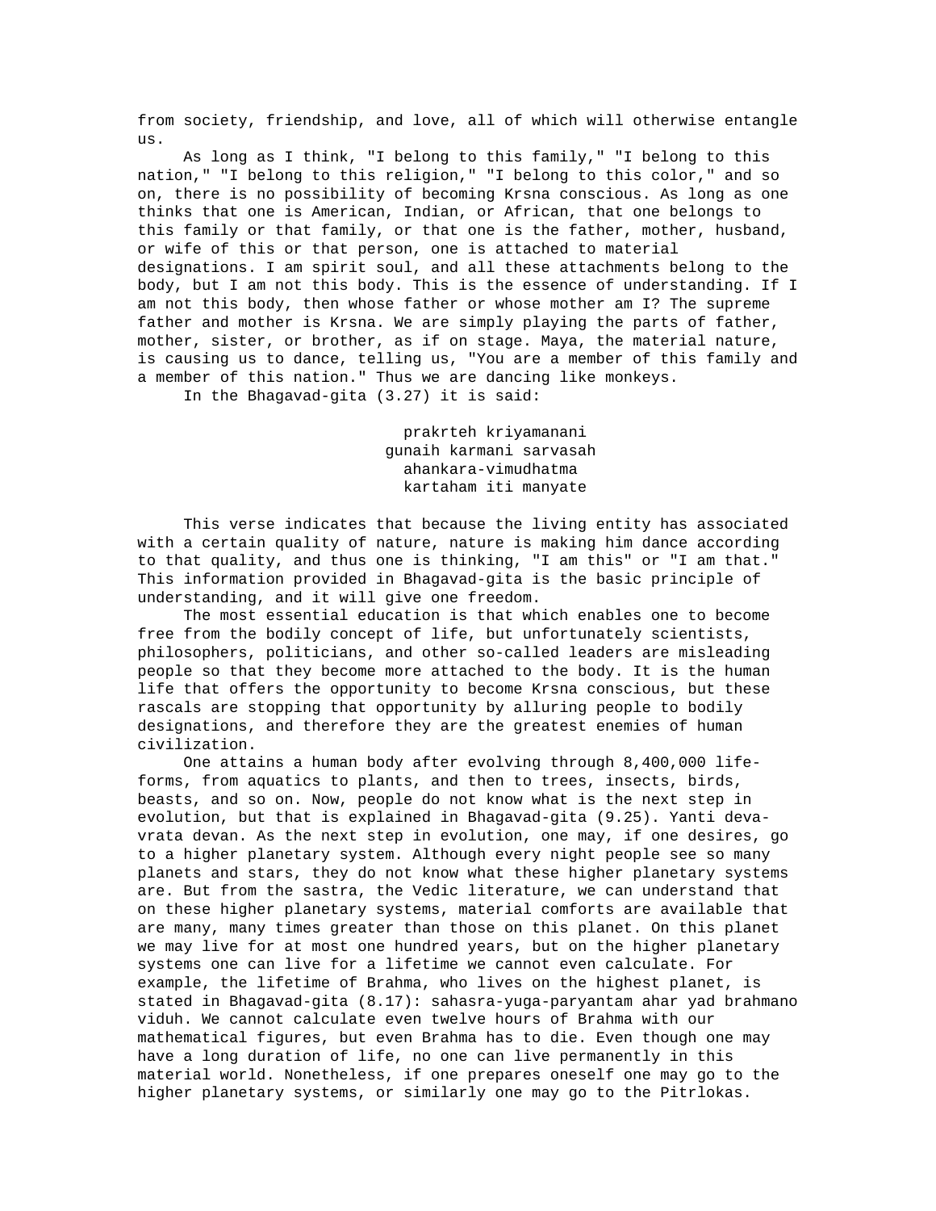from society, friendship, and love, all of which will otherwise entangle us.

As long as I think, "I belong to this family," "I belong to this nation," "I belong to this religion," "I belong to this color," and so on, there is no possibility of becoming Krsna conscious. As long as one thinks that one is American, Indian, or African, that one belongs to this family or that family, or that one is the father, mother, husband, or wife of this or that person, one is attached to material designations. I am spirit soul, and all these attachments belong to the body, but I am not this body. This is the essence of understanding. If I am not this body, then whose father or whose mother am I? The supreme father and mother is Krsna. We are simply playing the parts of father, mother, sister, or brother, as if on stage. Maya, the material nature, is causing us to dance, telling us, "You are a member of this family and a member of this nation." Thus we are dancing like monkeys.

In the Bhagavad-gita (3.27) it is said:

prakrteh kriyamanani
gunaih karmani sarvasah
ahankara-vimudhatma
kartaham iti manyate

This verse indicates that because the living entity has associated with a certain quality of nature, nature is making him dance according to that quality, and thus one is thinking, "I am this" or "I am that." This information provided in Bhagavad-gita is the basic principle of understanding, and it will give one freedom.

The most essential education is that which enables one to become free from the bodily concept of life, but unfortunately scientists, philosophers, politicians, and other so-called leaders are misleading people so that they become more attached to the body. It is the human life that offers the opportunity to become Krsna conscious, but these rascals are stopping that opportunity by alluring people to bodily designations, and therefore they are the greatest enemies of human civilization.

One attains a human body after evolving through 8,400,000 life-forms, from aquatics to plants, and then to trees, insects, birds, beasts, and so on. Now, people do not know what is the next step in evolution, but that is explained in Bhagavad-gita (9.25). Yanti deva-vrata devan. As the next step in evolution, one may, if one desires, go to a higher planetary system. Although every night people see so many planets and stars, they do not know what these higher planetary systems are. But from the sastra, the Vedic literature, we can understand that on these higher planetary systems, material comforts are available that are many, many times greater than those on this planet. On this planet we may live for at most one hundred years, but on the higher planetary systems one can live for a lifetime we cannot even calculate. For example, the lifetime of Brahma, who lives on the highest planet, is stated in Bhagavad-gita (8.17): sahasra-yuga-paryantam ahar yad brahmano viduh. We cannot calculate even twelve hours of Brahma with our mathematical figures, but even Brahma has to die. Even though one may have a long duration of life, no one can live permanently in this material world. Nonetheless, if one prepares oneself one may go to the higher planetary systems, or similarly one may go to the Pitrlokas.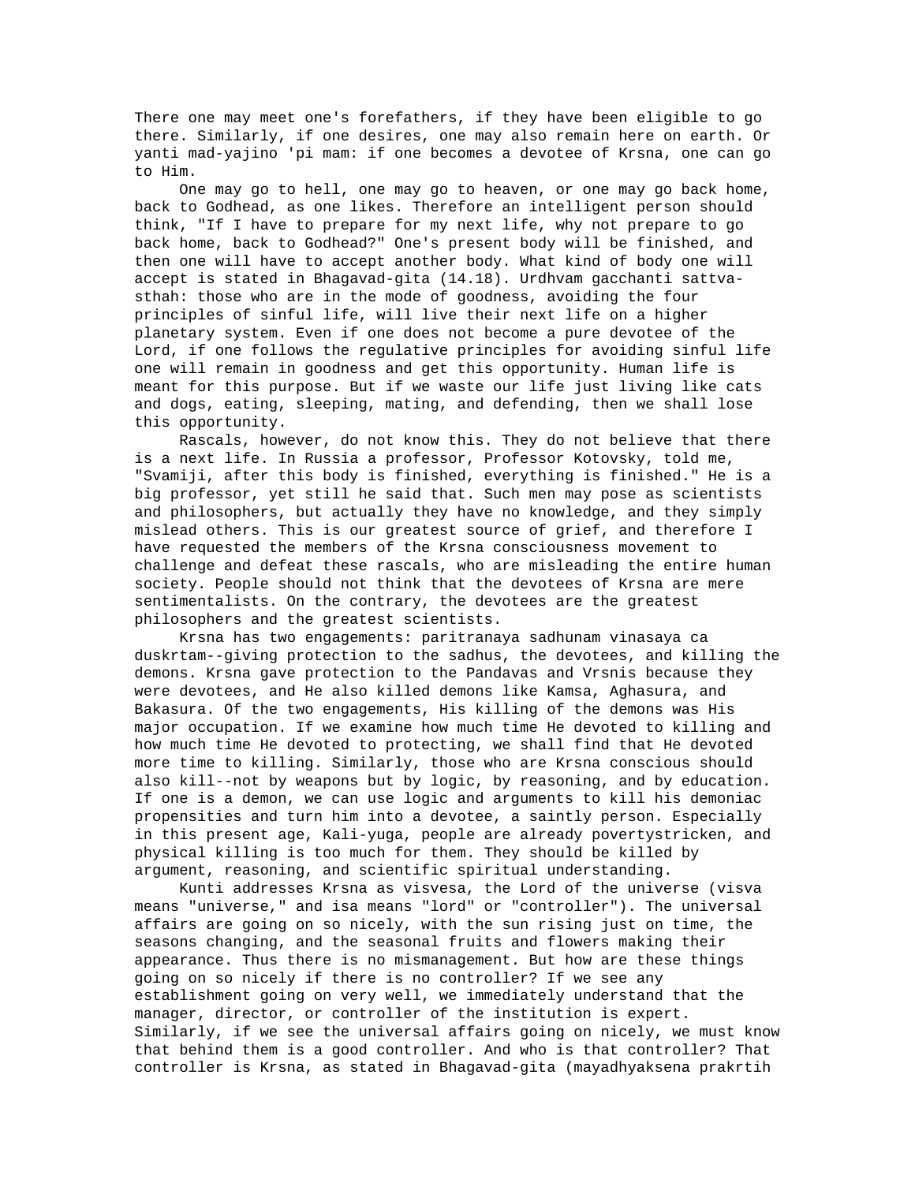There one may meet one's forefathers, if they have been eligible to go there. Similarly, if one desires, one may also remain here on earth. Or yanti mad-yajino 'pi mam: if one becomes a devotee of Krsna, one can go to Him.

One may go to hell, one may go to heaven, or one may go back home, back to Godhead, as one likes. Therefore an intelligent person should think, "If I have to prepare for my next life, why not prepare to go back home, back to Godhead?" One's present body will be finished, and then one will have to accept another body. What kind of body one will accept is stated in Bhagavad-gita (14.18). Urdhvam gacchanti sattva-sthah: those who are in the mode of goodness, avoiding the four principles of sinful life, will live their next life on a higher planetary system. Even if one does not become a pure devotee of the Lord, if one follows the regulative principles for avoiding sinful life one will remain in goodness and get this opportunity. Human life is meant for this purpose. But if we waste our life just living like cats and dogs, eating, sleeping, mating, and defending, then we shall lose this opportunity.

Rascals, however, do not know this. They do not believe that there is a next life. In Russia a professor, Professor Kotovsky, told me, "Svamiji, after this body is finished, everything is finished." He is a big professor, yet still he said that. Such men may pose as scientists and philosophers, but actually they have no knowledge, and they simply mislead others. This is our greatest source of grief, and therefore I have requested the members of the Krsna consciousness movement to challenge and defeat these rascals, who are misleading the entire human society. People should not think that the devotees of Krsna are mere sentimentalists. On the contrary, the devotees are the greatest philosophers and the greatest scientists.

Krsna has two engagements: paritranaya sadhunam vinasaya ca duskrtam--giving protection to the sadhus, the devotees, and killing the demons. Krsna gave protection to the Pandavas and Vrsnis because they were devotees, and He also killed demons like Kamsa, Aghasura, and Bakasura. Of the two engagements, His killing of the demons was His major occupation. If we examine how much time He devoted to killing and how much time He devoted to protecting, we shall find that He devoted more time to killing. Similarly, those who are Krsna conscious should also kill--not by weapons but by logic, by reasoning, and by education. If one is a demon, we can use logic and arguments to kill his demoniac propensities and turn him into a devotee, a saintly person. Especially in this present age, Kali-yuga, people are already povertystricken, and physical killing is too much for them. They should be killed by argument, reasoning, and scientific spiritual understanding.

Kunti addresses Krsna as visvesa, the Lord of the universe (visva means "universe," and isa means "lord" or "controller"). The universal affairs are going on so nicely, with the sun rising just on time, the seasons changing, and the seasonal fruits and flowers making their appearance. Thus there is no mismanagement. But how are these things going on so nicely if there is no controller? If we see any establishment going on very well, we immediately understand that the manager, director, or controller of the institution is expert. Similarly, if we see the universal affairs going on nicely, we must know that behind them is a good controller. And who is that controller? That controller is Krsna, as stated in Bhagavad-gita (mayadhyaksena prakrtih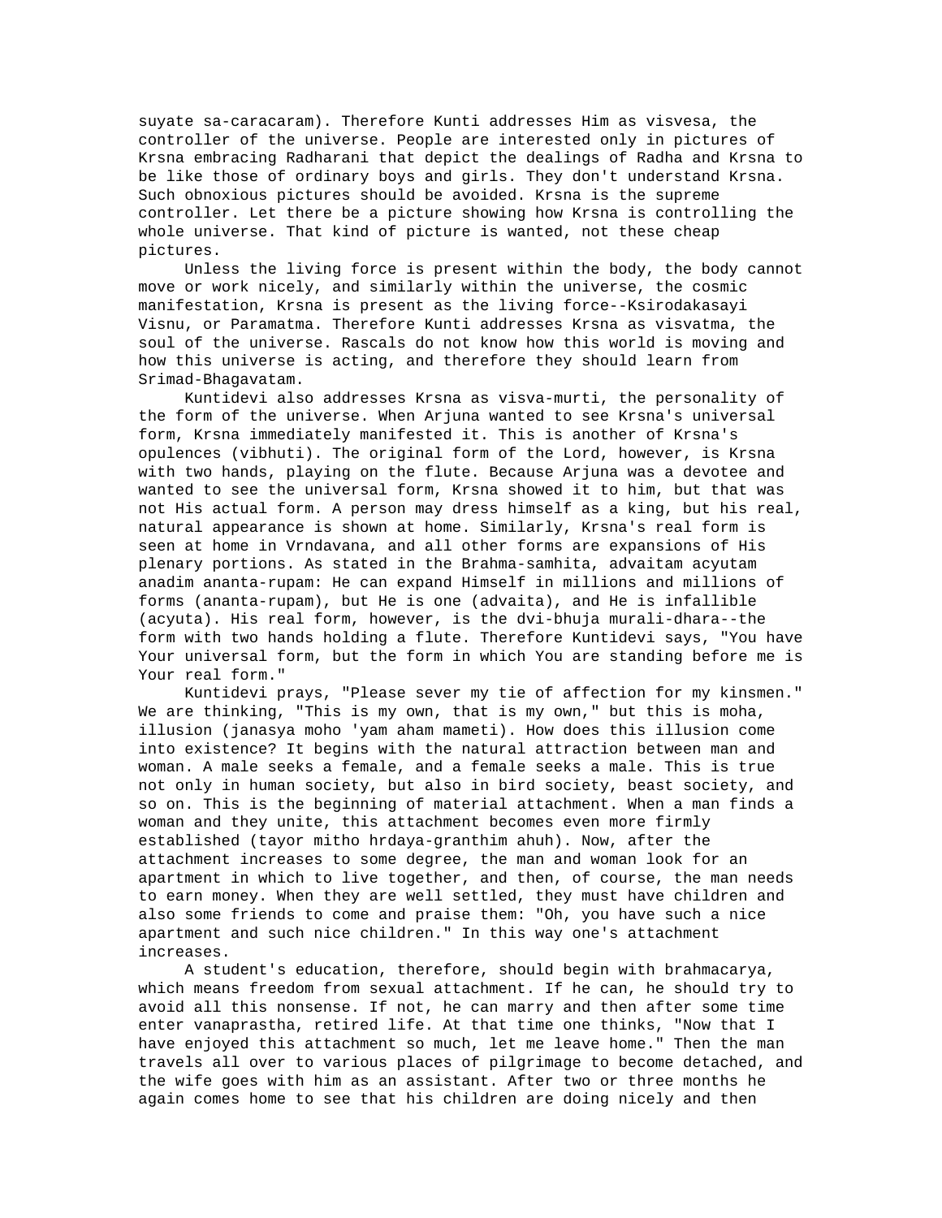suyate sa-caracaram). Therefore Kunti addresses Him as visvesa, the controller of the universe. People are interested only in pictures of Krsna embracing Radharani that depict the dealings of Radha and Krsna to be like those of ordinary boys and girls. They don't understand Krsna. Such obnoxious pictures should be avoided. Krsna is the supreme controller. Let there be a picture showing how Krsna is controlling the whole universe. That kind of picture is wanted, not these cheap pictures.

Unless the living force is present within the body, the body cannot move or work nicely, and similarly within the universe, the cosmic manifestation, Krsna is present as the living force--Ksirodakasayi Visnu, or Paramatma. Therefore Kunti addresses Krsna as visvatma, the soul of the universe. Rascals do not know how this world is moving and how this universe is acting, and therefore they should learn from Srimad-Bhagavatam.

Kuntidevi also addresses Krsna as visva-murti, the personality of the form of the universe. When Arjuna wanted to see Krsna's universal form, Krsna immediately manifested it. This is another of Krsna's opulences (vibhuti). The original form of the Lord, however, is Krsna with two hands, playing on the flute. Because Arjuna was a devotee and wanted to see the universal form, Krsna showed it to him, but that was not His actual form. A person may dress himself as a king, but his real, natural appearance is shown at home. Similarly, Krsna's real form is seen at home in Vrndavana, and all other forms are expansions of His plenary portions. As stated in the Brahma-samhita, advaitam acyutam anadim ananta-rupam: He can expand Himself in millions and millions of forms (ananta-rupam), but He is one (advaita), and He is infallible (acyuta). His real form, however, is the dvi-bhuja murali-dhara--the form with two hands holding a flute. Therefore Kuntidevi says, "You have Your universal form, but the form in which You are standing before me is Your real form."

Kuntidevi prays, "Please sever my tie of affection for my kinsmen." We are thinking, "This is my own, that is my own," but this is moha, illusion (janasya moho 'yam aham mameti). How does this illusion come into existence? It begins with the natural attraction between man and woman. A male seeks a female, and a female seeks a male. This is true not only in human society, but also in bird society, beast society, and so on. This is the beginning of material attachment. When a man finds a woman and they unite, this attachment becomes even more firmly established (tayor mitho hrdaya-granthim ahuh). Now, after the attachment increases to some degree, the man and woman look for an apartment in which to live together, and then, of course, the man needs to earn money. When they are well settled, they must have children and also some friends to come and praise them: "Oh, you have such a nice apartment and such nice children." In this way one's attachment increases.

A student's education, therefore, should begin with brahmacarya, which means freedom from sexual attachment. If he can, he should try to avoid all this nonsense. If not, he can marry and then after some time enter vanaprastha, retired life. At that time one thinks, "Now that I have enjoyed this attachment so much, let me leave home." Then the man travels all over to various places of pilgrimage to become detached, and the wife goes with him as an assistant. After two or three months he again comes home to see that his children are doing nicely and then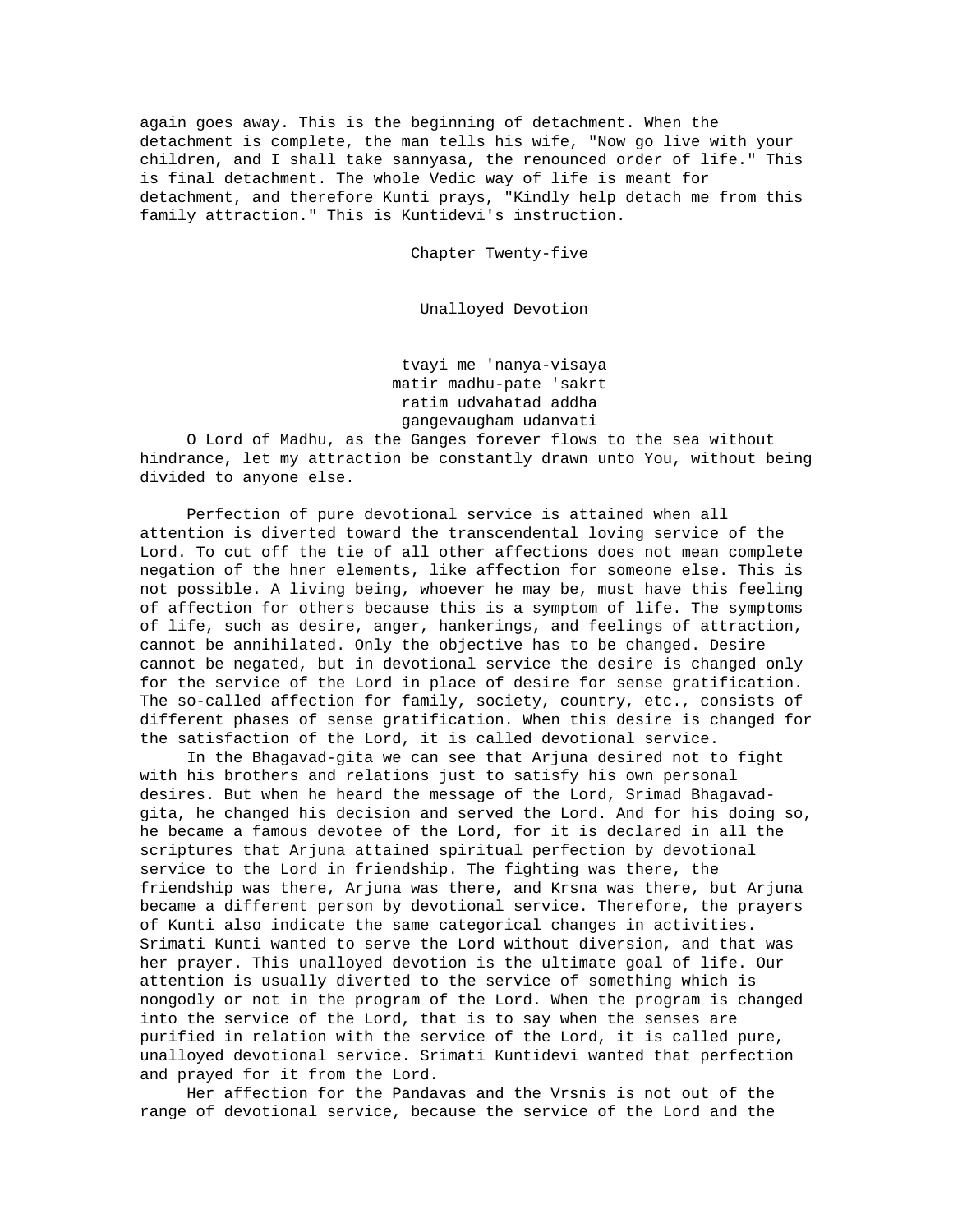again goes away. This is the beginning of detachment. When the detachment is complete, the man tells his wife, "Now go live with your children, and I shall take sannyasa, the renounced order of life." This is final detachment. The whole Vedic way of life is meant for detachment, and therefore Kunti prays, "Kindly help detach me from this family attraction." This is Kuntidevi's instruction.

## Chapter Twenty-five

## Unalloyed Devotion

tvayi me 'nanya-visaya
matir madhu-pate 'sakrt
ratim udvahatad addha
gangevaugham udanvati

O Lord of Madhu, as the Ganges forever flows to the sea without hindrance, let my attraction be constantly drawn unto You, without being divided to anyone else.

Perfection of pure devotional service is attained when all attention is diverted toward the transcendental loving service of the Lord. To cut off the tie of all other affections does not mean complete negation of the hner elements, like affection for someone else. This is not possible. A living being, whoever he may be, must have this feeling of affection for others because this is a symptom of life. The symptoms of life, such as desire, anger, hankerings, and feelings of attraction, cannot be annihilated. Only the objective has to be changed. Desire cannot be negated, but in devotional service the desire is changed only for the service of the Lord in place of desire for sense gratification. The so-called affection for family, society, country, etc., consists of different phases of sense gratification. When this desire is changed for the satisfaction of the Lord, it is called devotional service.

In the Bhagavad-gita we can see that Arjuna desired not to fight with his brothers and relations just to satisfy his own personal desires. But when he heard the message of the Lord, Srimad Bhagavad-gita, he changed his decision and served the Lord. And for his doing so, he became a famous devotee of the Lord, for it is declared in all the scriptures that Arjuna attained spiritual perfection by devotional service to the Lord in friendship. The fighting was there, the friendship was there, Arjuna was there, and Krsna was there, but Arjuna became a different person by devotional service. Therefore, the prayers of Kunti also indicate the same categorical changes in activities. Srimati Kunti wanted to serve the Lord without diversion, and that was her prayer. This unalloyed devotion is the ultimate goal of life. Our attention is usually diverted to the service of something which is nongodly or not in the program of the Lord. When the program is changed into the service of the Lord, that is to say when the senses are purified in relation with the service of the Lord, it is called pure, unalloyed devotional service. Srimati Kuntidevi wanted that perfection and prayed for it from the Lord.

Her affection for the Pandavas and the Vrsnis is not out of the range of devotional service, because the service of the Lord and the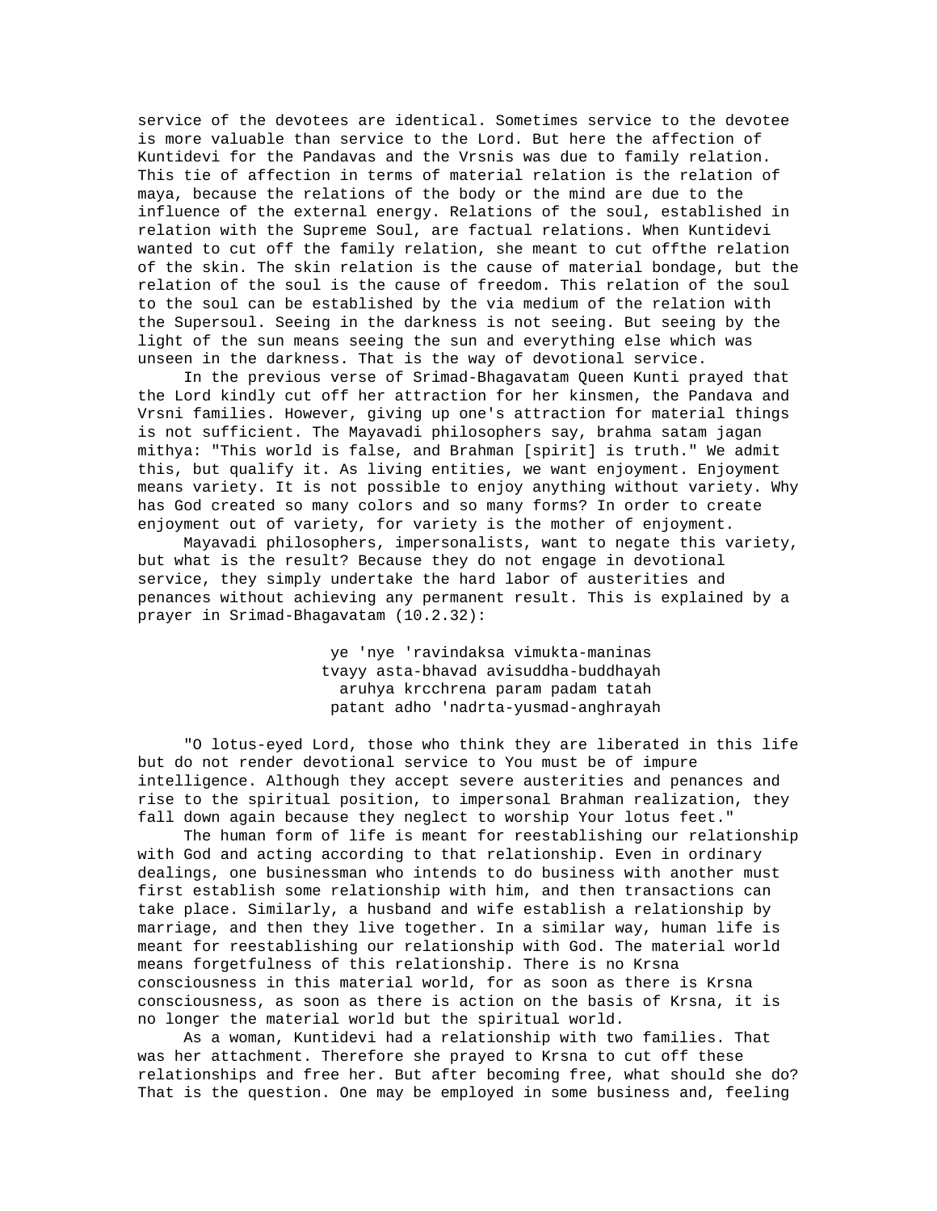service of the devotees are identical. Sometimes service to the devotee is more valuable than service to the Lord. But here the affection of Kuntidevi for the Pandavas and the Vrsnis was due to family relation. This tie of affection in terms of material relation is the relation of maya, because the relations of the body or the mind are due to the influence of the external energy. Relations of the soul, established in relation with the Supreme Soul, are factual relations. When Kuntidevi wanted to cut off the family relation, she meant to cut offthe relation of the skin. The skin relation is the cause of material bondage, but the relation of the soul is the cause of freedom. This relation of the soul to the soul can be established by the via medium of the relation with the Supersoul. Seeing in the darkness is not seeing. But seeing by the light of the sun means seeing the sun and everything else which was unseen in the darkness. That is the way of devotional service.

In the previous verse of Srimad-Bhagavatam Queen Kunti prayed that the Lord kindly cut off her attraction for her kinsmen, the Pandava and Vrsni families. However, giving up one's attraction for material things is not sufficient. The Mayavadi philosophers say, brahma satam jagan mithya: "This world is false, and Brahman [spirit] is truth." We admit this, but qualify it. As living entities, we want enjoyment. Enjoyment means variety. It is not possible to enjoy anything without variety. Why has God created so many colors and so many forms? In order to create enjoyment out of variety, for variety is the mother of enjoyment.

Mayavadi philosophers, impersonalists, want to negate this variety, but what is the result? Because they do not engage in devotional service, they simply undertake the hard labor of austerities and penances without achieving any permanent result. This is explained by a prayer in Srimad-Bhagavatam (10.2.32):

> ye 'nye 'ravindaksa vimukta-maninas
> tvayy asta-bhavad avisuddha-buddhayah
> aruhya krcchrena param padam tatah
> patant adho 'nadrta-yusmad-anghrayah

"O lotus-eyed Lord, those who think they are liberated in this life but do not render devotional service to You must be of impure intelligence. Although they accept severe austerities and penances and rise to the spiritual position, to impersonal Brahman realization, they fall down again because they neglect to worship Your lotus feet."

The human form of life is meant for reestablishing our relationship with God and acting according to that relationship. Even in ordinary dealings, one businessman who intends to do business with another must first establish some relationship with him, and then transactions can take place. Similarly, a husband and wife establish a relationship by marriage, and then they live together. In a similar way, human life is meant for reestablishing our relationship with God. The material world means forgetfulness of this relationship. There is no Krsna consciousness in this material world, for as soon as there is Krsna consciousness, as soon as there is action on the basis of Krsna, it is no longer the material world but the spiritual world.

As a woman, Kuntidevi had a relationship with two families. That was her attachment. Therefore she prayed to Krsna to cut off these relationships and free her. But after becoming free, what should she do? That is the question. One may be employed in some business and, feeling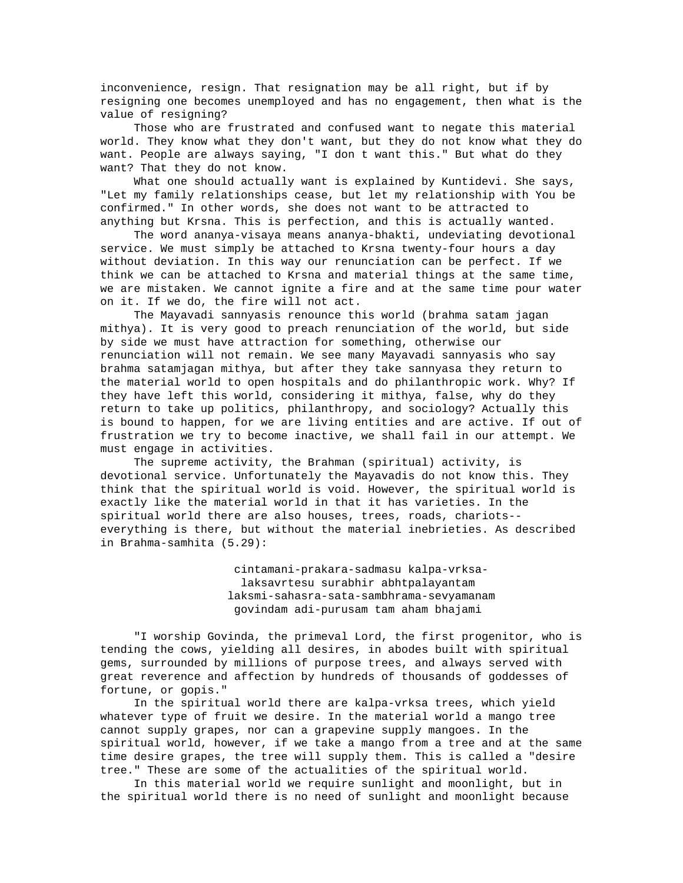inconvenience, resign. That resignation may be all right, but if by resigning one becomes unemployed and has no engagement, then what is the value of resigning?

Those who are frustrated and confused want to negate this material world. They know what they don't want, but they do not know what they do want. People are always saying, "I don t want this." But what do they want? That they do not know.

What one should actually want is explained by Kuntidevi. She says, "Let my family relationships cease, but let my relationship with You be confirmed." In other words, she does not want to be attracted to anything but Krsna. This is perfection, and this is actually wanted.

The word ananya-visaya means ananya-bhakti, undeviating devotional service. We must simply be attached to Krsna twenty-four hours a day without deviation. In this way our renunciation can be perfect. If we think we can be attached to Krsna and material things at the same time, we are mistaken. We cannot ignite a fire and at the same time pour water on it. If we do, the fire will not act.

The Mayavadi sannyasis renounce this world (brahma satam jagan mithya). It is very good to preach renunciation of the world, but side by side we must have attraction for something, otherwise our renunciation will not remain. We see many Mayavadi sannyasis who say brahma satamjagan mithya, but after they take sannyasa they return to the material world to open hospitals and do philanthropic work. Why? If they have left this world, considering it mithya, false, why do they return to take up politics, philanthropy, and sociology? Actually this is bound to happen, for we are living entities and are active. If out of frustration we try to become inactive, we shall fail in our attempt. We must engage in activities.

The supreme activity, the Brahman (spiritual) activity, is devotional service. Unfortunately the Mayavadis do not know this. They think that the spiritual world is void. However, the spiritual world is exactly like the material world in that it has varieties. In the spiritual world there are also houses, trees, roads, chariots--everything is there, but without the material inebrieties. As described in Brahma-samhita (5.29):

> cintamani-prakara-sadmasu kalpa-vrksa-
> laksavrtesu surabhir abhtpalayantam
> laksmi-sahasra-sata-sambhrama-sevyamanam
> govindam adi-purusam tam aham bhajami

"I worship Govinda, the primeval Lord, the first progenitor, who is tending the cows, yielding all desires, in abodes built with spiritual gems, surrounded by millions of purpose trees, and always served with great reverence and affection by hundreds of thousands of goddesses of fortune, or gopis."

In the spiritual world there are kalpa-vrksa trees, which yield whatever type of fruit we desire. In the material world a mango tree cannot supply grapes, nor can a grapevine supply mangoes. In the spiritual world, however, if we take a mango from a tree and at the same time desire grapes, the tree will supply them. This is called a "desire tree." These are some of the actualities of the spiritual world.

In this material world we require sunlight and moonlight, but in the spiritual world there is no need of sunlight and moonlight because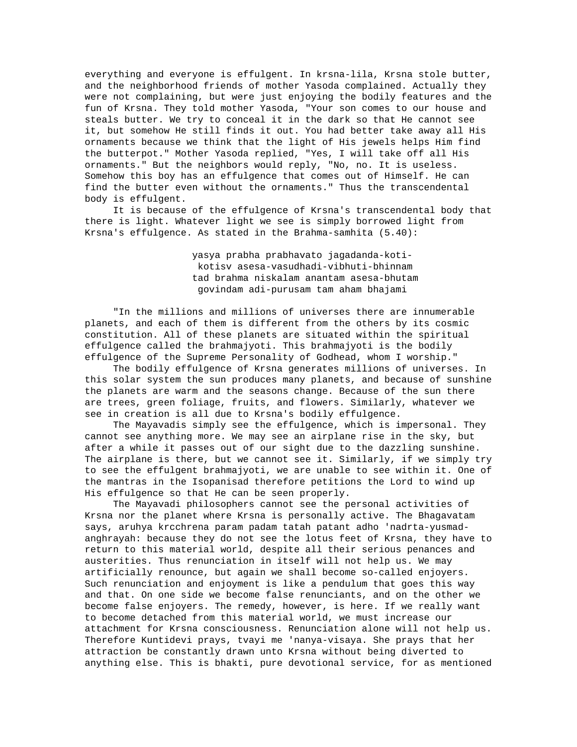everything and everyone is effulgent. In krsna-lila, Krsna stole butter, and the neighborhood friends of mother Yasoda complained. Actually they were not complaining, but were just enjoying the bodily features and the fun of Krsna. They told mother Yasoda, "Your son comes to our house and steals butter. We try to conceal it in the dark so that He cannot see it, but somehow He still finds it out. You had better take away all His ornaments because we think that the light of His jewels helps Him find the butterpot." Mother Yasoda replied, "Yes, I will take off all His ornaments." But the neighbors would reply, "No, no. It is useless. Somehow this boy has an effulgence that comes out of Himself. He can find the butter even without the ornaments." Thus the transcendental body is effulgent.

It is because of the effulgence of Krsna's transcendental body that there is light. Whatever light we see is simply borrowed light from Krsna's effulgence. As stated in the Brahma-samhita (5.40):

> yasya prabha prabhavato jagadanda-koti-
> kotisv asesa-vasudhadi-vibhuti-bhinnam
> tad brahma niskalam anantam asesa-bhutam
> govindam adi-purusam tam aham bhajami

"In the millions and millions of universes there are innumerable planets, and each of them is different from the others by its cosmic constitution. All of these planets are situated within the spiritual effulgence called the brahmajyoti. This brahmajyoti is the bodily effulgence of the Supreme Personality of Godhead, whom I worship."

The bodily effulgence of Krsna generates millions of universes. In this solar system the sun produces many planets, and because of sunshine the planets are warm and the seasons change. Because of the sun there are trees, green foliage, fruits, and flowers. Similarly, whatever we see in creation is all due to Krsna's bodily effulgence.

The Mayavadis simply see the effulgence, which is impersonal. They cannot see anything more. We may see an airplane rise in the sky, but after a while it passes out of our sight due to the dazzling sunshine. The airplane is there, but we cannot see it. Similarly, if we simply try to see the effulgent brahmajyoti, we are unable to see within it. One of the mantras in the Isopanisad therefore petitions the Lord to wind up His effulgence so that He can be seen properly.

The Mayavadi philosophers cannot see the personal activities of Krsna nor the planet where Krsna is personally active. The Bhagavatam says, aruhya krcchrena param padam tatah patant adho 'nadrta-yusmad-anghrayah: because they do not see the lotus feet of Krsna, they have to return to this material world, despite all their serious penances and austerities. Thus renunciation in itself will not help us. We may artificially renounce, but again we shall become so-called enjoyers. Such renunciation and enjoyment is like a pendulum that goes this way and that. On one side we become false renunciants, and on the other we become false enjoyers. The remedy, however, is here. If we really want to become detached from this material world, we must increase our attachment for Krsna consciousness. Renunciation alone will not help us. Therefore Kuntidevi prays, tvayi me 'nanya-visaya. She prays that her attraction be constantly drawn unto Krsna without being diverted to anything else. This is bhakti, pure devotional service, for as mentioned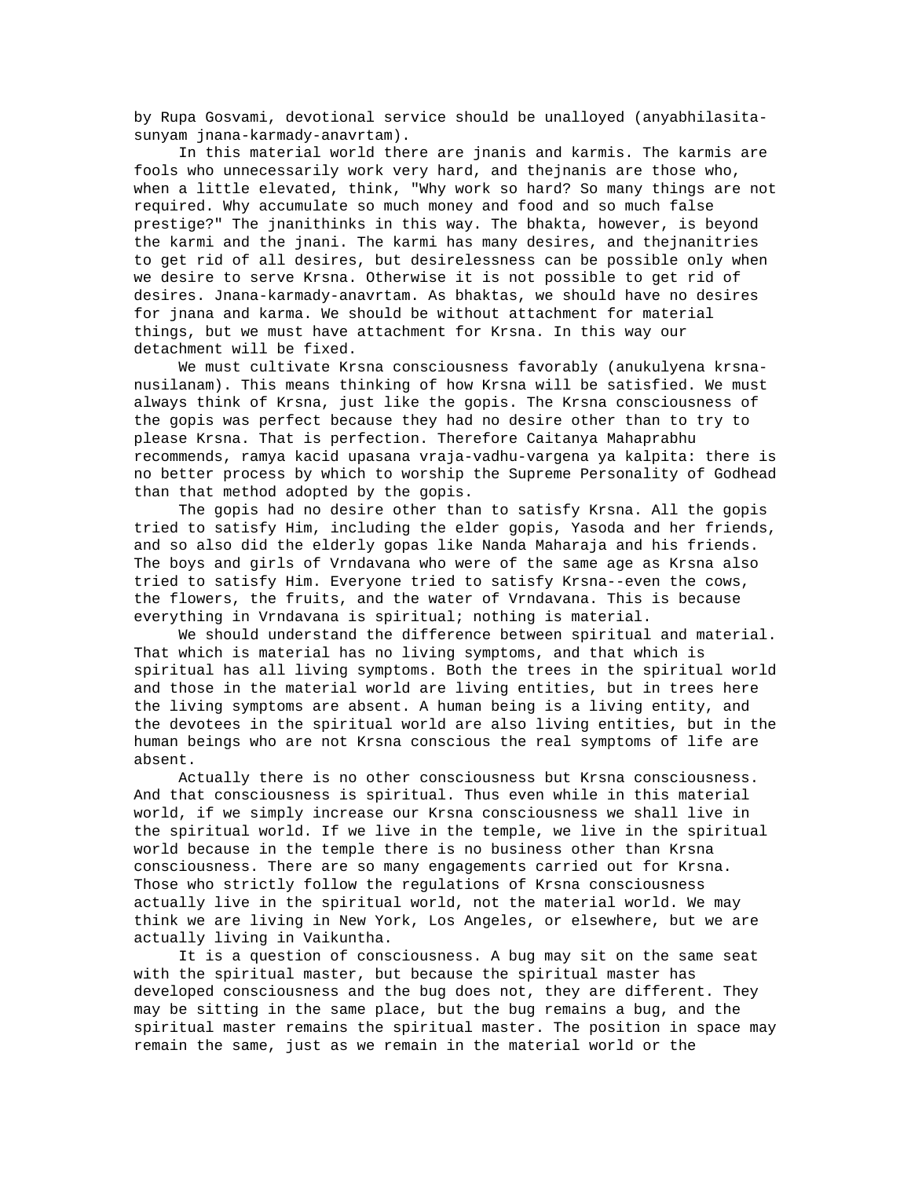by Rupa Gosvami, devotional service should be unalloyed (anyabhilasita-sunyam jnana-karmady-anavrtam).

In this material world there are jnanis and karmis. The karmis are fools who unnecessarily work very hard, and thejnanis are those who, when a little elevated, think, "Why work so hard? So many things are not required. Why accumulate so much money and food and so much false prestige?" The jnanithinks in this way. The bhakta, however, is beyond the karmi and the jnani. The karmi has many desires, and thejnanitries to get rid of all desires, but desirelessness can be possible only when we desire to serve Krsna. Otherwise it is not possible to get rid of desires. Jnana-karmady-anavrtam. As bhaktas, we should have no desires for jnana and karma. We should be without attachment for material things, but we must have attachment for Krsna. In this way our detachment will be fixed.

We must cultivate Krsna consciousness favorably (anukulyena krsna-nusilanam). This means thinking of how Krsna will be satisfied. We must always think of Krsna, just like the gopis. The Krsna consciousness of the gopis was perfect because they had no desire other than to try to please Krsna. That is perfection. Therefore Caitanya Mahaprabhu recommends, ramya kacid upasana vraja-vadhu-vargena ya kalpita: there is no better process by which to worship the Supreme Personality of Godhead than that method adopted by the gopis.

The gopis had no desire other than to satisfy Krsna. All the gopis tried to satisfy Him, including the elder gopis, Yasoda and her friends, and so also did the elderly gopas like Nanda Maharaja and his friends. The boys and girls of Vrndavana who were of the same age as Krsna also tried to satisfy Him. Everyone tried to satisfy Krsna--even the cows, the flowers, the fruits, and the water of Vrndavana. This is because everything in Vrndavana is spiritual; nothing is material.

We should understand the difference between spiritual and material. That which is material has no living symptoms, and that which is spiritual has all living symptoms. Both the trees in the spiritual world and those in the material world are living entities, but in trees here the living symptoms are absent. A human being is a living entity, and the devotees in the spiritual world are also living entities, but in the human beings who are not Krsna conscious the real symptoms of life are absent.

Actually there is no other consciousness but Krsna consciousness. And that consciousness is spiritual. Thus even while in this material world, if we simply increase our Krsna consciousness we shall live in the spiritual world. If we live in the temple, we live in the spiritual world because in the temple there is no business other than Krsna consciousness. There are so many engagements carried out for Krsna. Those who strictly follow the regulations of Krsna consciousness actually live in the spiritual world, not the material world. We may think we are living in New York, Los Angeles, or elsewhere, but we are actually living in Vaikuntha.

It is a question of consciousness. A bug may sit on the same seat with the spiritual master, but because the spiritual master has developed consciousness and the bug does not, they are different. They may be sitting in the same place, but the bug remains a bug, and the spiritual master remains the spiritual master. The position in space may remain the same, just as we remain in the material world or the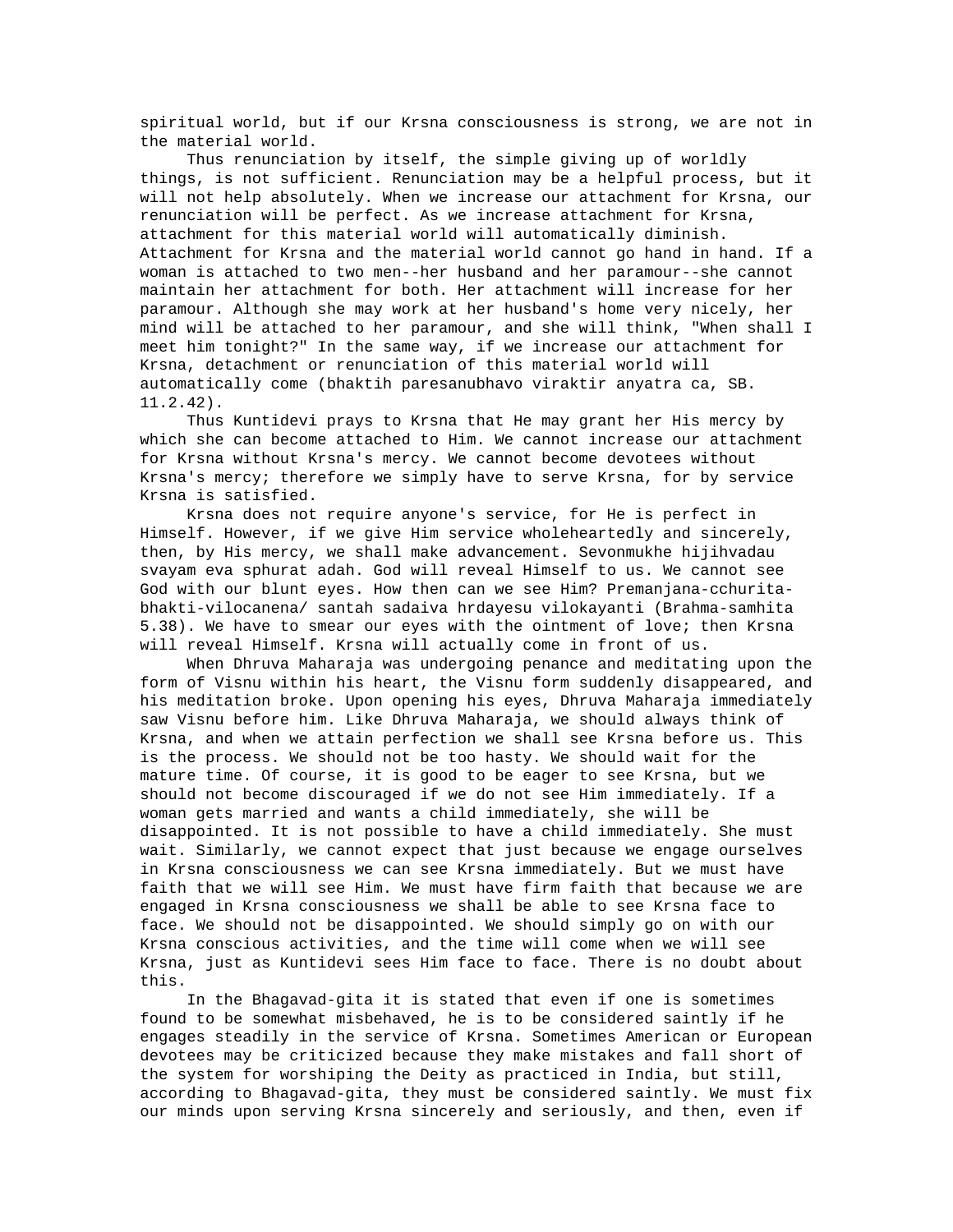spiritual world, but if our Krsna consciousness is strong, we are not in the material world.

Thus renunciation by itself, the simple giving up of worldly things, is not sufficient. Renunciation may be a helpful process, but it will not help absolutely. When we increase our attachment for Krsna, our renunciation will be perfect. As we increase attachment for Krsna, attachment for this material world will automatically diminish. Attachment for Krsna and the material world cannot go hand in hand. If a woman is attached to two men--her husband and her paramour--she cannot maintain her attachment for both. Her attachment will increase for her paramour. Although she may work at her husband's home very nicely, her mind will be attached to her paramour, and she will think, "When shall I meet him tonight?" In the same way, if we increase our attachment for Krsna, detachment or renunciation of this material world will automatically come (bhaktih paresanubhavo viraktir anyatra ca, SB. 11.2.42).

Thus Kuntidevi prays to Krsna that He may grant her His mercy by which she can become attached to Him. We cannot increase our attachment for Krsna without Krsna's mercy. We cannot become devotees without Krsna's mercy; therefore we simply have to serve Krsna, for by service Krsna is satisfied.

Krsna does not require anyone's service, for He is perfect in Himself. However, if we give Him service wholeheartedly and sincerely, then, by His mercy, we shall make advancement. Sevonmukhe hijihvadau svayam eva sphurat adah. God will reveal Himself to us. We cannot see God with our blunt eyes. How then can we see Him? Premanjana-cchurita-bhakti-vilocanena/ santah sadaiva hrdayesu vilokayanti (Brahma-samhita 5.38). We have to smear our eyes with the ointment of love; then Krsna will reveal Himself. Krsna will actually come in front of us.

When Dhruva Maharaja was undergoing penance and meditating upon the form of Visnu within his heart, the Visnu form suddenly disappeared, and his meditation broke. Upon opening his eyes, Dhruva Maharaja immediately saw Visnu before him. Like Dhruva Maharaja, we should always think of Krsna, and when we attain perfection we shall see Krsna before us. This is the process. We should not be too hasty. We should wait for the mature time. Of course, it is good to be eager to see Krsna, but we should not become discouraged if we do not see Him immediately. If a woman gets married and wants a child immediately, she will be disappointed. It is not possible to have a child immediately. She must wait. Similarly, we cannot expect that just because we engage ourselves in Krsna consciousness we can see Krsna immediately. But we must have faith that we will see Him. We must have firm faith that because we are engaged in Krsna consciousness we shall be able to see Krsna face to face. We should not be disappointed. We should simply go on with our Krsna conscious activities, and the time will come when we will see Krsna, just as Kuntidevi sees Him face to face. There is no doubt about this.

In the Bhagavad-gita it is stated that even if one is sometimes found to be somewhat misbehaved, he is to be considered saintly if he engages steadily in the service of Krsna. Sometimes American or European devotees may be criticized because they make mistakes and fall short of the system for worshiping the Deity as practiced in India, but still, according to Bhagavad-gita, they must be considered saintly. We must fix our minds upon serving Krsna sincerely and seriously, and then, even if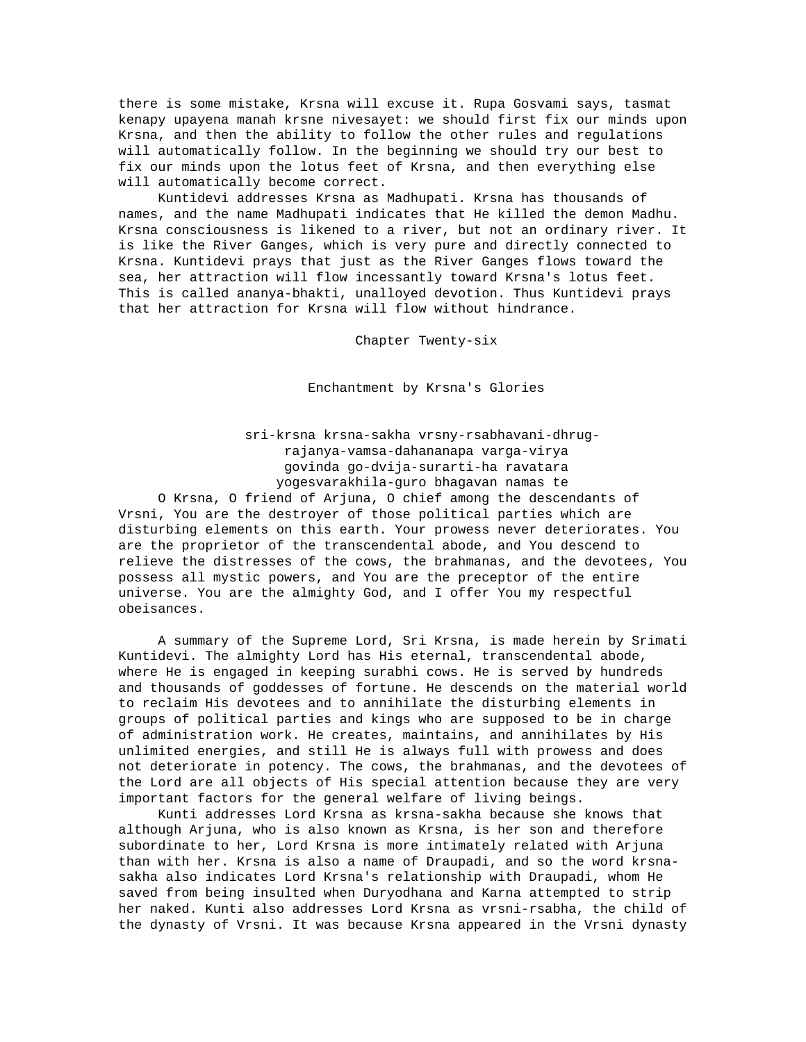there is some mistake, Krsna will excuse it. Rupa Gosvami says, tasmat kenapy upayena manah krsne nivesayet: we should first fix our minds upon Krsna, and then the ability to follow the other rules and regulations will automatically follow. In the beginning we should try our best to fix our minds upon the lotus feet of Krsna, and then everything else will automatically become correct.

Kuntidevi addresses Krsna as Madhupati. Krsna has thousands of names, and the name Madhupati indicates that He killed the demon Madhu. Krsna consciousness is likened to a river, but not an ordinary river. It is like the River Ganges, which is very pure and directly connected to Krsna. Kuntidevi prays that just as the River Ganges flows toward the sea, her attraction will flow incessantly toward Krsna's lotus feet. This is called ananya-bhakti, unalloyed devotion. Thus Kuntidevi prays that her attraction for Krsna will flow without hindrance.

# Chapter Twenty-six

## Enchantment by Krsna's Glories

sri-krsna krsna-sakha vrsny-rsabhavani-dhrug-
rajanya-vamsa-dahananapa varga-virya
govinda go-dvija-surarti-ha ravatara
yogesvarakhila-guro bhagavan namas te

O Krsna, O friend of Arjuna, O chief among the descendants of Vrsni, You are the destroyer of those political parties which are disturbing elements on this earth. Your prowess never deteriorates. You are the proprietor of the transcendental abode, and You descend to relieve the distresses of the cows, the brahmanas, and the devotees, You possess all mystic powers, and You are the preceptor of the entire universe. You are the almighty God, and I offer You my respectful obeisances.

A summary of the Supreme Lord, Sri Krsna, is made herein by Srimati Kuntidevi. The almighty Lord has His eternal, transcendental abode, where He is engaged in keeping surabhi cows. He is served by hundreds and thousands of goddesses of fortune. He descends on the material world to reclaim His devotees and to annihilate the disturbing elements in groups of political parties and kings who are supposed to be in charge of administration work. He creates, maintains, and annihilates by His unlimited energies, and still He is always full with prowess and does not deteriorate in potency. The cows, the brahmanas, and the devotees of the Lord are all objects of His special attention because they are very important factors for the general welfare of living beings.

Kunti addresses Lord Krsna as krsna-sakha because she knows that although Arjuna, who is also known as Krsna, is her son and therefore subordinate to her, Lord Krsna is more intimately related with Arjuna than with her. Krsna is also a name of Draupadi, and so the word krsna-sakha also indicates Lord Krsna's relationship with Draupadi, whom He saved from being insulted when Duryodhana and Karna attempted to strip her naked. Kunti also addresses Lord Krsna as vrsni-rsabha, the child of the dynasty of Vrsni. It was because Krsna appeared in the Vrsni dynasty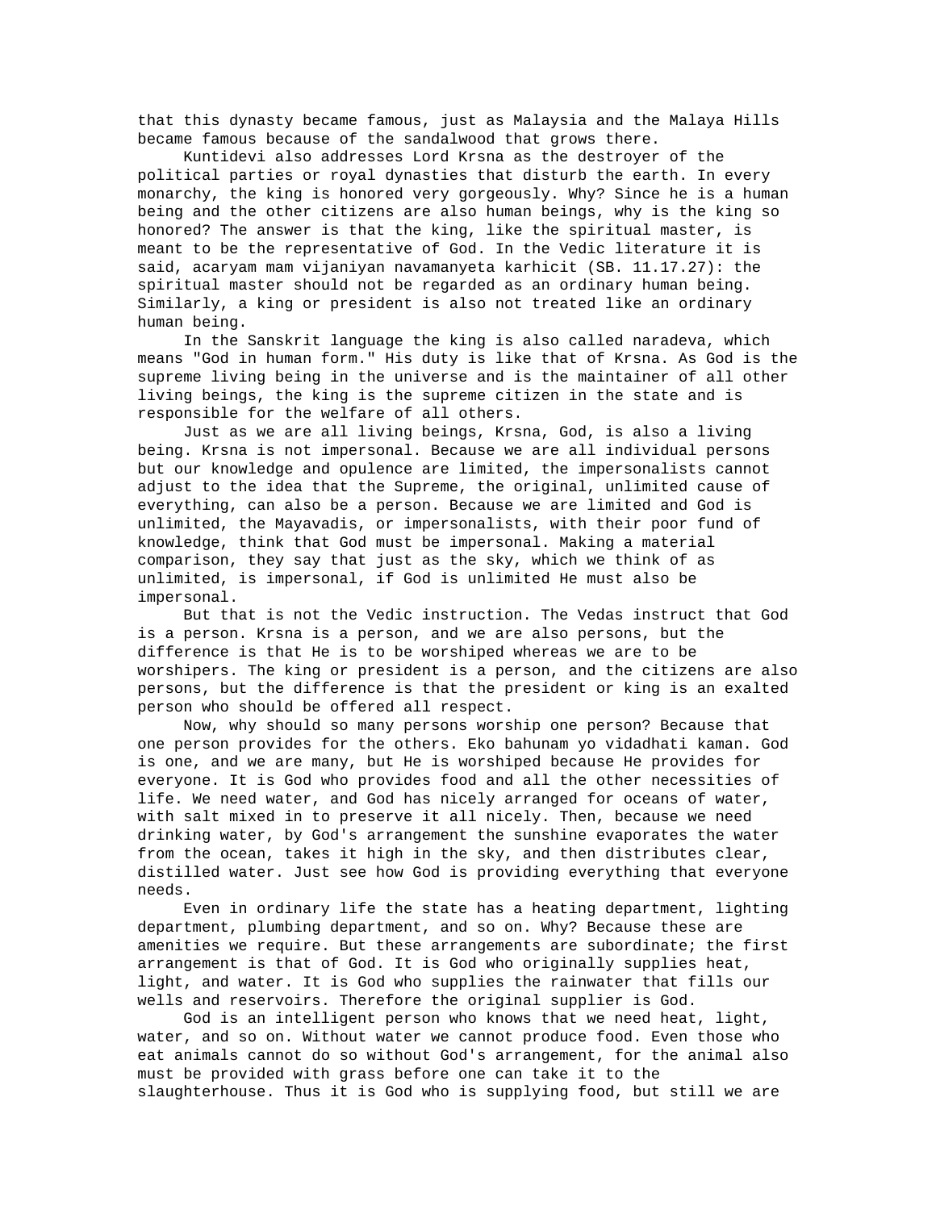that this dynasty became famous, just as Malaysia and the Malaya Hills became famous because of the sandalwood that grows there.

Kuntidevi also addresses Lord Krsna as the destroyer of the political parties or royal dynasties that disturb the earth. In every monarchy, the king is honored very gorgeously. Why? Since he is a human being and the other citizens are also human beings, why is the king so honored? The answer is that the king, like the spiritual master, is meant to be the representative of God. In the Vedic literature it is said, acaryam mam vijaniyan navamanyeta karhicit (SB. 11.17.27): the spiritual master should not be regarded as an ordinary human being. Similarly, a king or president is also not treated like an ordinary human being.

In the Sanskrit language the king is also called naradeva, which means "God in human form." His duty is like that of Krsna. As God is the supreme living being in the universe and is the maintainer of all other living beings, the king is the supreme citizen in the state and is responsible for the welfare of all others.

Just as we are all living beings, Krsna, God, is also a living being. Krsna is not impersonal. Because we are all individual persons but our knowledge and opulence are limited, the impersonalists cannot adjust to the idea that the Supreme, the original, unlimited cause of everything, can also be a person. Because we are limited and God is unlimited, the Mayavadis, or impersonalists, with their poor fund of knowledge, think that God must be impersonal. Making a material comparison, they say that just as the sky, which we think of as unlimited, is impersonal, if God is unlimited He must also be impersonal.

But that is not the Vedic instruction. The Vedas instruct that God is a person. Krsna is a person, and we are also persons, but the difference is that He is to be worshiped whereas we are to be worshipers. The king or president is a person, and the citizens are also persons, but the difference is that the president or king is an exalted person who should be offered all respect.

Now, why should so many persons worship one person? Because that one person provides for the others. Eko bahunam yo vidadhati kaman. God is one, and we are many, but He is worshiped because He provides for everyone. It is God who provides food and all the other necessities of life. We need water, and God has nicely arranged for oceans of water, with salt mixed in to preserve it all nicely. Then, because we need drinking water, by God's arrangement the sunshine evaporates the water from the ocean, takes it high in the sky, and then distributes clear, distilled water. Just see how God is providing everything that everyone needs.

Even in ordinary life the state has a heating department, lighting department, plumbing department, and so on. Why? Because these are amenities we require. But these arrangements are subordinate; the first arrangement is that of God. It is God who originally supplies heat, light, and water. It is God who supplies the rainwater that fills our wells and reservoirs. Therefore the original supplier is God.

God is an intelligent person who knows that we need heat, light, water, and so on. Without water we cannot produce food. Even those who eat animals cannot do so without God's arrangement, for the animal also must be provided with grass before one can take it to the slaughterhouse. Thus it is God who is supplying food, but still we are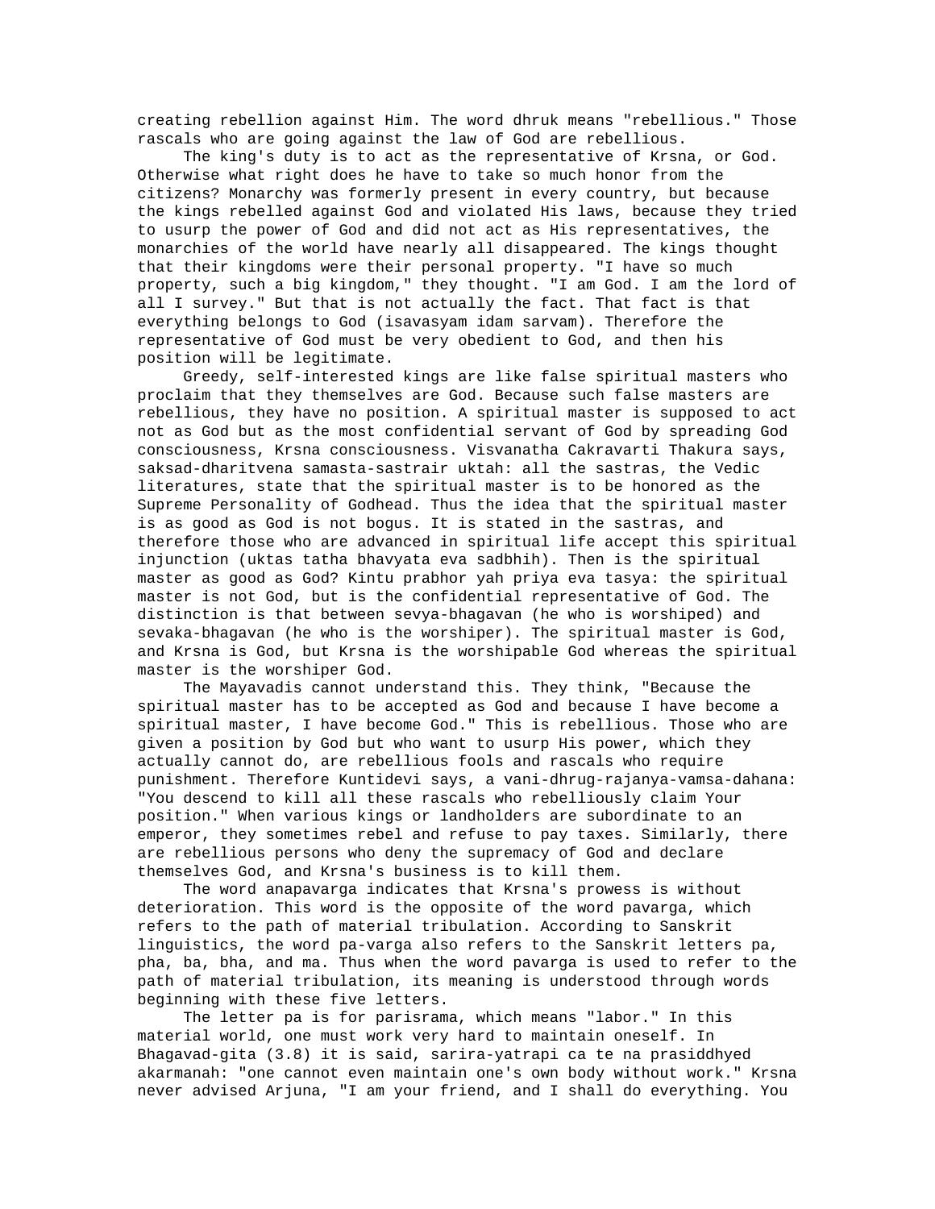creating rebellion against Him. The word dhruk means "rebellious." Those rascals who are going against the law of God are rebellious.

The king's duty is to act as the representative of Krsna, or God. Otherwise what right does he have to take so much honor from the citizens? Monarchy was formerly present in every country, but because the kings rebelled against God and violated His laws, because they tried to usurp the power of God and did not act as His representatives, the monarchies of the world have nearly all disappeared. The kings thought that their kingdoms were their personal property. "I have so much property, such a big kingdom," they thought. "I am God. I am the lord of all I survey." But that is not actually the fact. That fact is that everything belongs to God (isavasyam idam sarvam). Therefore the representative of God must be very obedient to God, and then his position will be legitimate.

Greedy, self-interested kings are like false spiritual masters who proclaim that they themselves are God. Because such false masters are rebellious, they have no position. A spiritual master is supposed to act not as God but as the most confidential servant of God by spreading God consciousness, Krsna consciousness. Visvanatha Cakravarti Thakura says, saksad-dharitvena samasta-sastrair uktah: all the sastras, the Vedic literatures, state that the spiritual master is to be honored as the Supreme Personality of Godhead. Thus the idea that the spiritual master is as good as God is not bogus. It is stated in the sastras, and therefore those who are advanced in spiritual life accept this spiritual injunction (uktas tatha bhavyata eva sadbhih). Then is the spiritual master as good as God? Kintu prabhor yah priya eva tasya: the spiritual master is not God, but is the confidential representative of God. The distinction is that between sevya-bhagavan (he who is worshiped) and sevaka-bhagavan (he who is the worshiper). The spiritual master is God, and Krsna is God, but Krsna is the worshipable God whereas the spiritual master is the worshiper God.

The Mayavadis cannot understand this. They think, "Because the spiritual master has to be accepted as God and because I have become a spiritual master, I have become God." This is rebellious. Those who are given a position by God but who want to usurp His power, which they actually cannot do, are rebellious fools and rascals who require punishment. Therefore Kuntidevi says, a vani-dhrug-rajanya-vamsa-dahana: "You descend to kill all these rascals who rebelliously claim Your position." When various kings or landholders are subordinate to an emperor, they sometimes rebel and refuse to pay taxes. Similarly, there are rebellious persons who deny the supremacy of God and declare themselves God, and Krsna's business is to kill them.

The word anapavarga indicates that Krsna's prowess is without deterioration. This word is the opposite of the word pavarga, which refers to the path of material tribulation. According to Sanskrit linguistics, the word pa-varga also refers to the Sanskrit letters pa, pha, ba, bha, and ma. Thus when the word pavarga is used to refer to the path of material tribulation, its meaning is understood through words beginning with these five letters.

The letter pa is for parisrama, which means "labor." In this material world, one must work very hard to maintain oneself. In Bhagavad-gita (3.8) it is said, sarira-yatrapi ca te na prasiddhyed akarmanah: "one cannot even maintain one's own body without work." Krsna never advised Arjuna, "I am your friend, and I shall do everything. You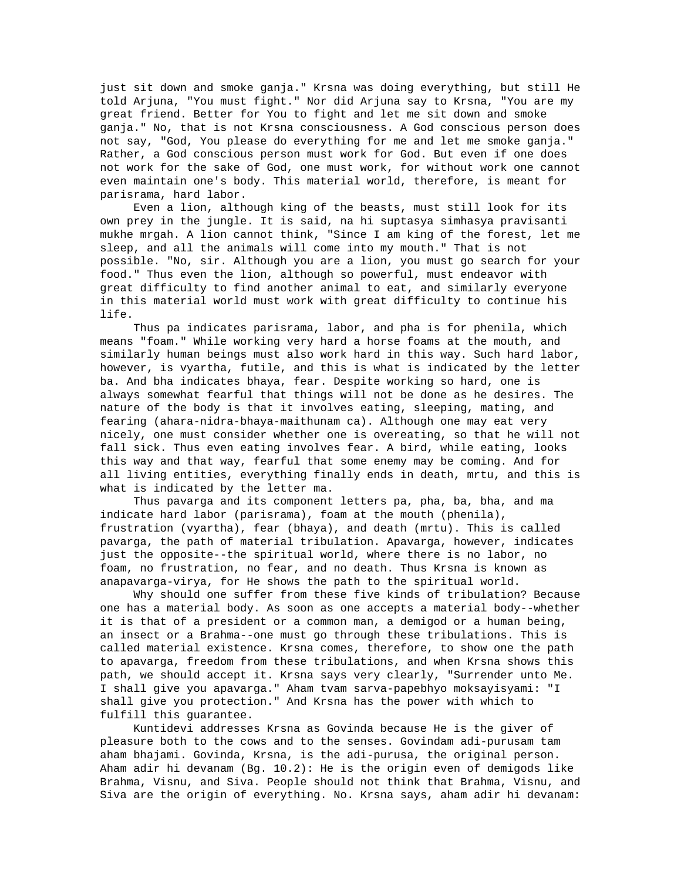just sit down and smoke ganja." Krsna was doing everything, but still He told Arjuna, "You must fight." Nor did Arjuna say to Krsna, "You are my great friend. Better for You to fight and let me sit down and smoke ganja." No, that is not Krsna consciousness. A God conscious person does not say, "God, You please do everything for me and let me smoke ganja." Rather, a God conscious person must work for God. But even if one does not work for the sake of God, one must work, for without work one cannot even maintain one's body. This material world, therefore, is meant for parisrama, hard labor.

Even a lion, although king of the beasts, must still look for its own prey in the jungle. It is said, na hi suptasya simhasya pravisanti mukhe mrgah. A lion cannot think, "Since I am king of the forest, let me sleep, and all the animals will come into my mouth." That is not possible. "No, sir. Although you are a lion, you must go search for your food." Thus even the lion, although so powerful, must endeavor with great difficulty to find another animal to eat, and similarly everyone in this material world must work with great difficulty to continue his life.

Thus pa indicates parisrama, labor, and pha is for phenila, which means "foam." While working very hard a horse foams at the mouth, and similarly human beings must also work hard in this way. Such hard labor, however, is vyartha, futile, and this is what is indicated by the letter ba. And bha indicates bhaya, fear. Despite working so hard, one is always somewhat fearful that things will not be done as he desires. The nature of the body is that it involves eating, sleeping, mating, and fearing (ahara-nidra-bhaya-maithunam ca). Although one may eat very nicely, one must consider whether one is overeating, so that he will not fall sick. Thus even eating involves fear. A bird, while eating, looks this way and that way, fearful that some enemy may be coming. And for all living entities, everything finally ends in death, mrtu, and this is what is indicated by the letter ma.

Thus pavarga and its component letters pa, pha, ba, bha, and ma indicate hard labor (parisrama), foam at the mouth (phenila), frustration (vyartha), fear (bhaya), and death (mrtu). This is called pavarga, the path of material tribulation. Apavarga, however, indicates just the opposite--the spiritual world, where there is no labor, no foam, no frustration, no fear, and no death. Thus Krsna is known as anapavarga-virya, for He shows the path to the spiritual world.

Why should one suffer from these five kinds of tribulation? Because one has a material body. As soon as one accepts a material body--whether it is that of a president or a common man, a demigod or a human being, an insect or a Brahma--one must go through these tribulations. This is called material existence. Krsna comes, therefore, to show one the path to apavarga, freedom from these tribulations, and when Krsna shows this path, we should accept it. Krsna says very clearly, "Surrender unto Me. I shall give you apavarga." Aham tvam sarva-papebhyo moksayisyami: "I shall give you protection." And Krsna has the power with which to fulfill this guarantee.

Kuntidevi addresses Krsna as Govinda because He is the giver of pleasure both to the cows and to the senses. Govindam adi-purusam tam aham bhajami. Govinda, Krsna, is the adi-purusa, the original person. Aham adir hi devanam (Bg. 10.2): He is the origin even of demigods like Brahma, Visnu, and Siva. People should not think that Brahma, Visnu, and Siva are the origin of everything. No. Krsna says, aham adir hi devanam: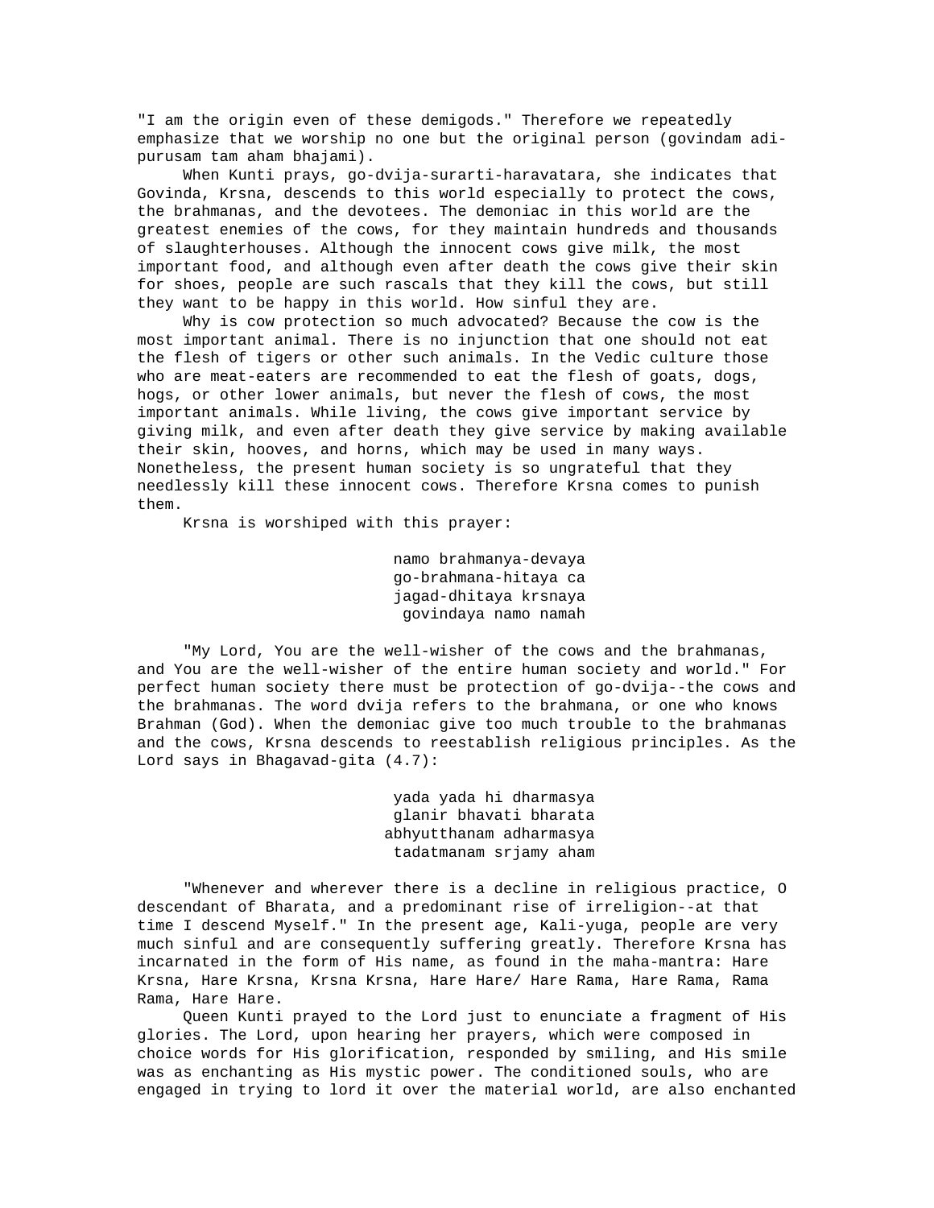"I am the origin even of these demigods." Therefore we repeatedly emphasize that we worship no one but the original person (govindam adi-purusam tam aham bhajami).

When Kunti prays, go-dvija-surarti-haravatara, she indicates that Govinda, Krsna, descends to this world especially to protect the cows, the brahmanas, and the devotees. The demoniac in this world are the greatest enemies of the cows, for they maintain hundreds and thousands of slaughterhouses. Although the innocent cows give milk, the most important food, and although even after death the cows give their skin for shoes, people are such rascals that they kill the cows, but still they want to be happy in this world. How sinful they are.

Why is cow protection so much advocated? Because the cow is the most important animal. There is no injunction that one should not eat the flesh of tigers or other such animals. In the Vedic culture those who are meat-eaters are recommended to eat the flesh of goats, dogs, hogs, or other lower animals, but never the flesh of cows, the most important animals. While living, the cows give important service by giving milk, and even after death they give service by making available their skin, hooves, and horns, which may be used in many ways. Nonetheless, the present human society is so ungrateful that they needlessly kill these innocent cows. Therefore Krsna comes to punish them.

Krsna is worshiped with this prayer:

> namo brahmanya-devaya
> go-brahmana-hitaya ca
> jagad-dhitaya krsnaya
> govindaya namo namah

"My Lord, You are the well-wisher of the cows and the brahmanas, and You are the well-wisher of the entire human society and world." For perfect human society there must be protection of go-dvija--the cows and the brahmanas. The word dvija refers to the brahmana, or one who knows Brahman (God). When the demoniac give too much trouble to the brahmanas and the cows, Krsna descends to reestablish religious principles. As the Lord says in Bhagavad-gita (4.7):

> yada yada hi dharmasya
> glanir bhavati bharata
> abhyutthanam adharmasya
> tadatmanam srjamy aham

"Whenever and wherever there is a decline in religious practice, O descendant of Bharata, and a predominant rise of irreligion--at that time I descend Myself." In the present age, Kali-yuga, people are very much sinful and are consequently suffering greatly. Therefore Krsna has incarnated in the form of His name, as found in the maha-mantra: Hare Krsna, Hare Krsna, Krsna Krsna, Hare Hare/ Hare Rama, Hare Rama, Rama Rama, Hare Hare.

Queen Kunti prayed to the Lord just to enunciate a fragment of His glories. The Lord, upon hearing her prayers, which were composed in choice words for His glorification, responded by smiling, and His smile was as enchanting as His mystic power. The conditioned souls, who are engaged in trying to lord it over the material world, are also enchanted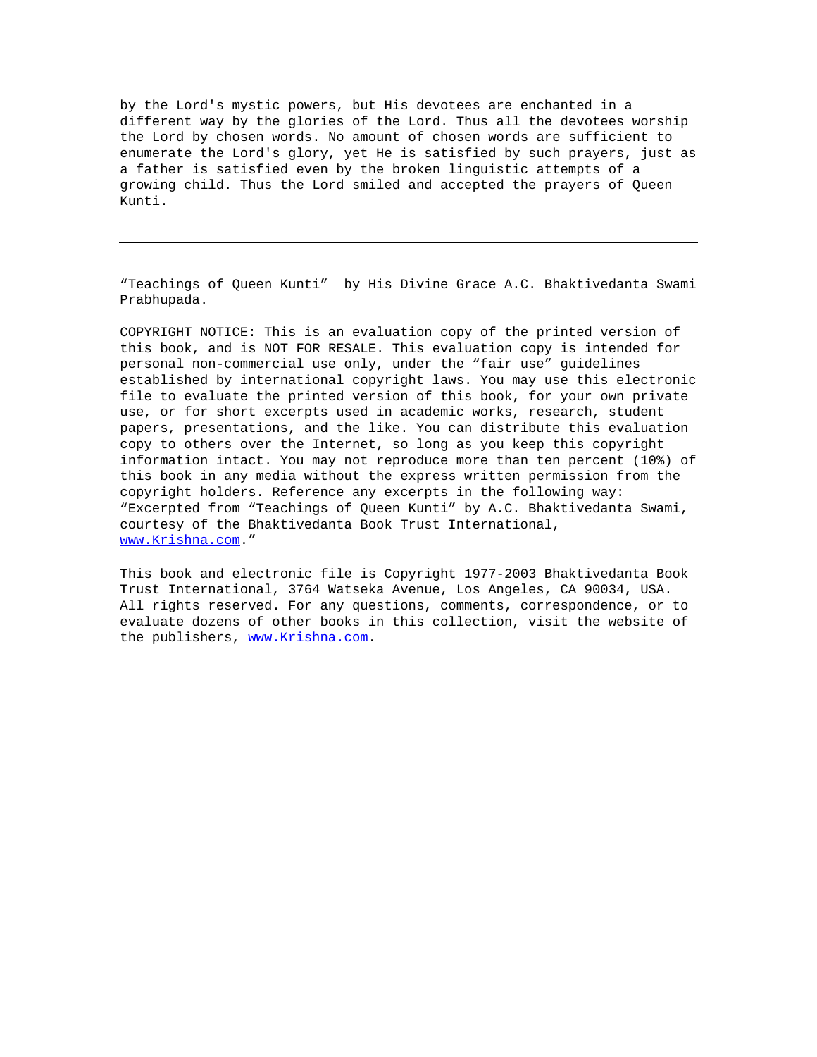by the Lord's mystic powers, but His devotees are enchanted in a different way by the glories of the Lord. Thus all the devotees worship the Lord by chosen words. No amount of chosen words are sufficient to enumerate the Lord's glory, yet He is satisfied by such prayers, just as a father is satisfied even by the broken linguistic attempts of a growing child. Thus the Lord smiled and accepted the prayers of Queen Kunti.

---

"Teachings of Queen Kunti" by His Divine Grace A.C. Bhaktivedanta Swami Prabhupada.

COPYRIGHT NOTICE: This is an evaluation copy of the printed version of this book, and is NOT FOR RESALE. This evaluation copy is intended for personal non-commercial use only, under the "fair use" guidelines established by international copyright laws. You may use this electronic file to evaluate the printed version of this book, for your own private use, or for short excerpts used in academic works, research, student papers, presentations, and the like. You can distribute this evaluation copy to others over the Internet, so long as you keep this copyright information intact. You may not reproduce more than ten percent (10%) of this book in any media without the express written permission from the copyright holders. Reference any excerpts in the following way: "Excerpted from "Teachings of Queen Kunti" by A.C. Bhaktivedanta Swami, courtesy of the Bhaktivedanta Book Trust International, www.Krishna.com."

This book and electronic file is Copyright 1977-2003 Bhaktivedanta Book Trust International, 3764 Watseka Avenue, Los Angeles, CA 90034, USA. All rights reserved. For any questions, comments, correspondence, or to evaluate dozens of other books in this collection, visit the website of the publishers, www.Krishna.com.